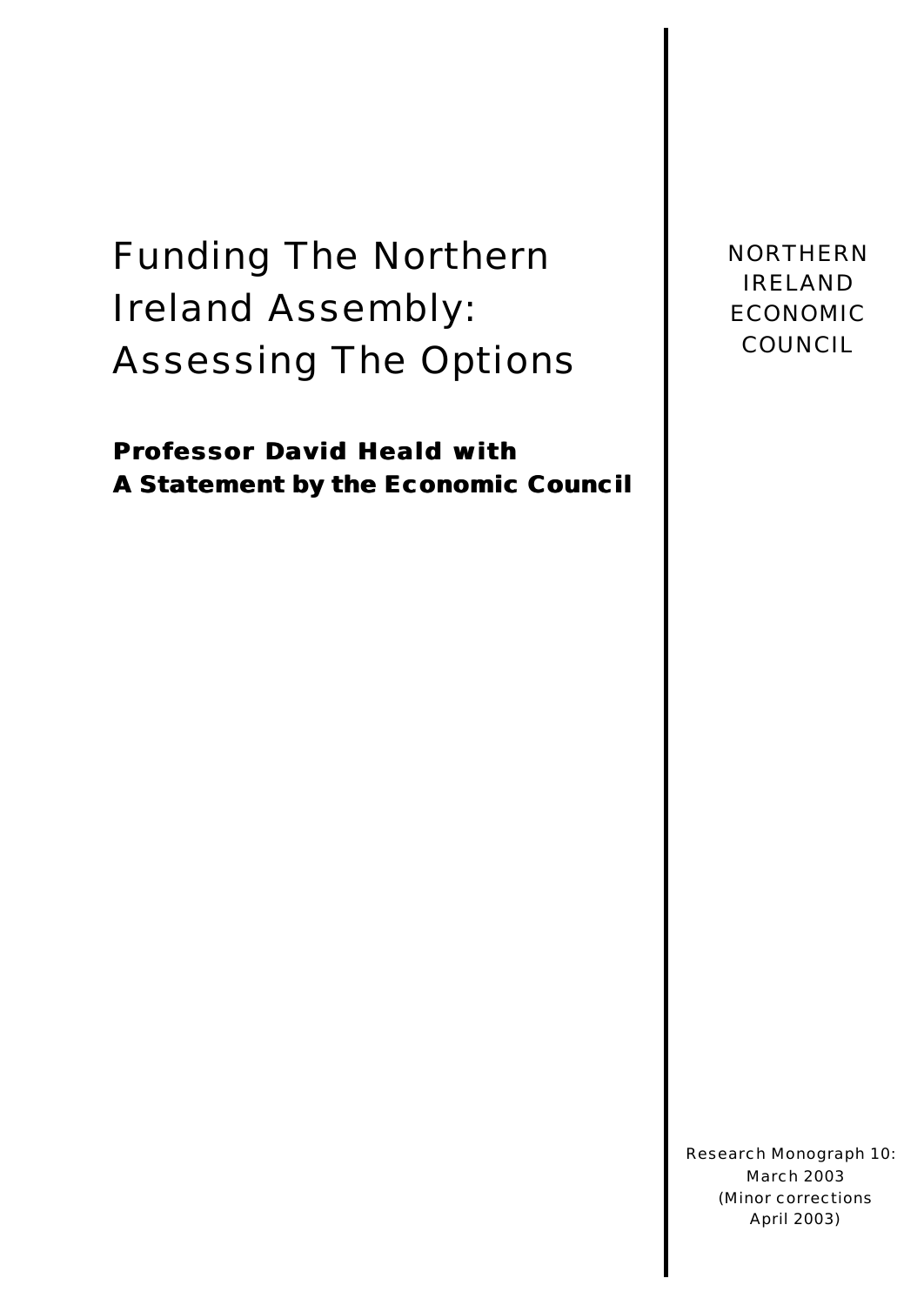# Funding The Northern Ireland Assembly: Assessing The Options

**Professor David Heald with**
**A Statement by the Economic Council**

NORTHERN IRELAND ECONOMIC COUNCIL

Research Monograph 10:
March 2003
(Minor corrections
April 2003)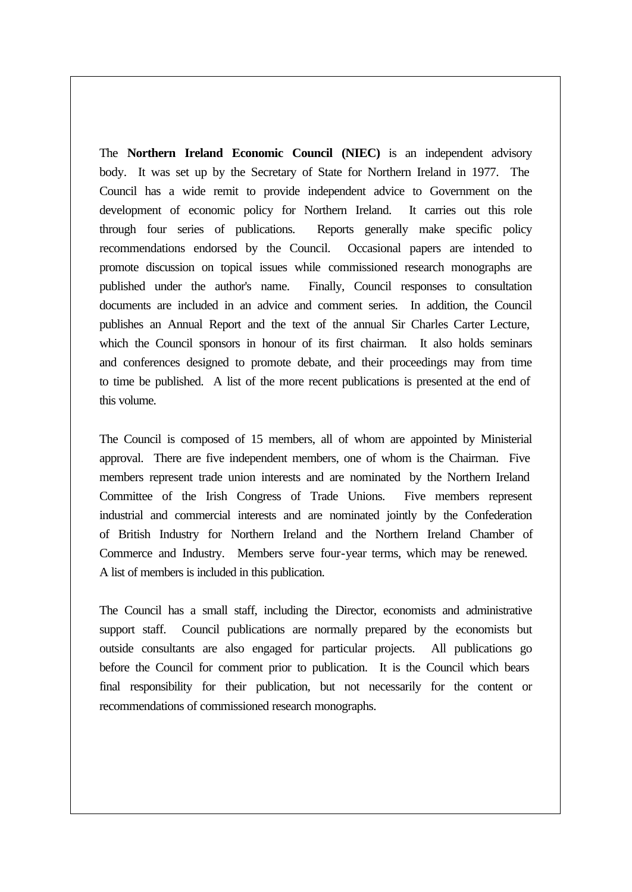The **Northern Ireland Economic Council (NIEC)** is an independent advisory body. It was set up by the Secretary of State for Northern Ireland in 1977. The Council has a wide remit to provide independent advice to Government on the development of economic policy for Northern Ireland. It carries out this role through four series of publications. Reports generally make specific policy recommendations endorsed by the Council. Occasional papers are intended to promote discussion on topical issues while commissioned research monographs are published under the author's name. Finally, Council responses to consultation documents are included in an advice and comment series. In addition, the Council publishes an Annual Report and the text of the annual Sir Charles Carter Lecture, which the Council sponsors in honour of its first chairman. It also holds seminars and conferences designed to promote debate, and their proceedings may from time to time be published. A list of the more recent publications is presented at the end of this volume.

The Council is composed of 15 members, all of whom are appointed by Ministerial approval. There are five independent members, one of whom is the Chairman. Five members represent trade union interests and are nominated by the Northern Ireland Committee of the Irish Congress of Trade Unions. Five members represent industrial and commercial interests and are nominated jointly by the Confederation of British Industry for Northern Ireland and the Northern Ireland Chamber of Commerce and Industry. Members serve four-year terms, which may be renewed. A list of members is included in this publication.

The Council has a small staff, including the Director, economists and administrative support staff. Council publications are normally prepared by the economists but outside consultants are also engaged for particular projects. All publications go before the Council for comment prior to publication. It is the Council which bears final responsibility for their publication, but not necessarily for the content or recommendations of commissioned research monographs.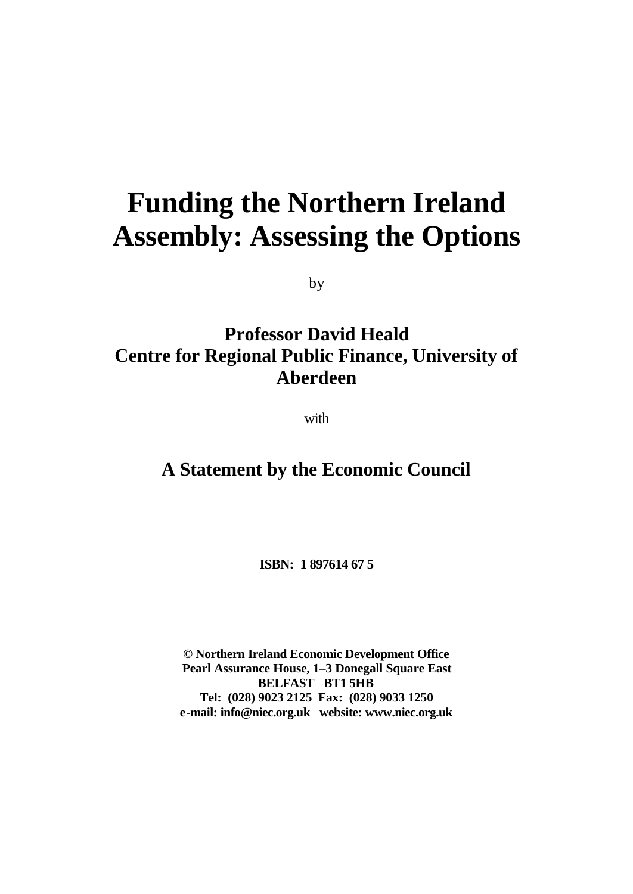# Funding the Northern Ireland Assembly: Assessing the Options

by

## Professor David Heald
## Centre for Regional Public Finance, University of Aberdeen

with

## A Statement by the Economic Council

**ISBN: 1 897614 67 5**

**© Northern Ireland Economic Development Office**
**Pearl Assurance House, 1–3 Donegall Square East**
**BELFAST BT1 5HB**
**Tel: (028) 9023 2125 Fax: (028) 9033 1250**
**e-mail: info@niec.org.uk website: www.niec.org.uk**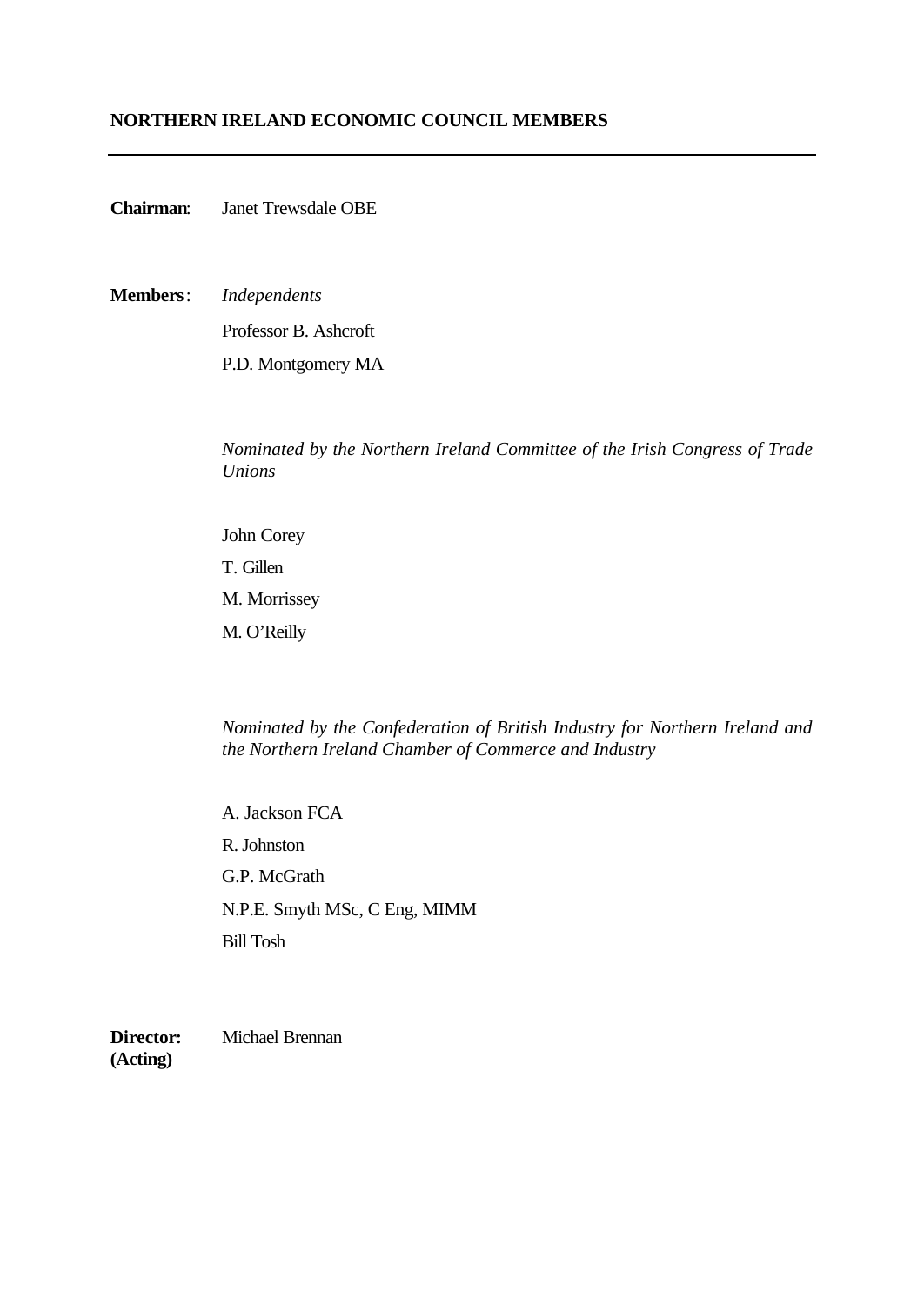## NORTHERN IRELAND ECONOMIC COUNCIL MEMBERS

---

**Chairman**: Janet Trewsdale OBE

**Members**: *Independents*

Professor B. Ashcroft

P.D. Montgomery MA

*Nominated by the Northern Ireland Committee of the Irish Congress of Trade Unions*

John Corey

T. Gillen

M. Morrissey

M. O'Reilly

*Nominated by the Confederation of British Industry for Northern Ireland and the Northern Ireland Chamber of Commerce and Industry*

A. Jackson FCA

R. Johnston

G.P. McGrath

N.P.E. Smyth MSc, C Eng, MIMM

Bill Tosh

**Director: (Acting)** Michael Brennan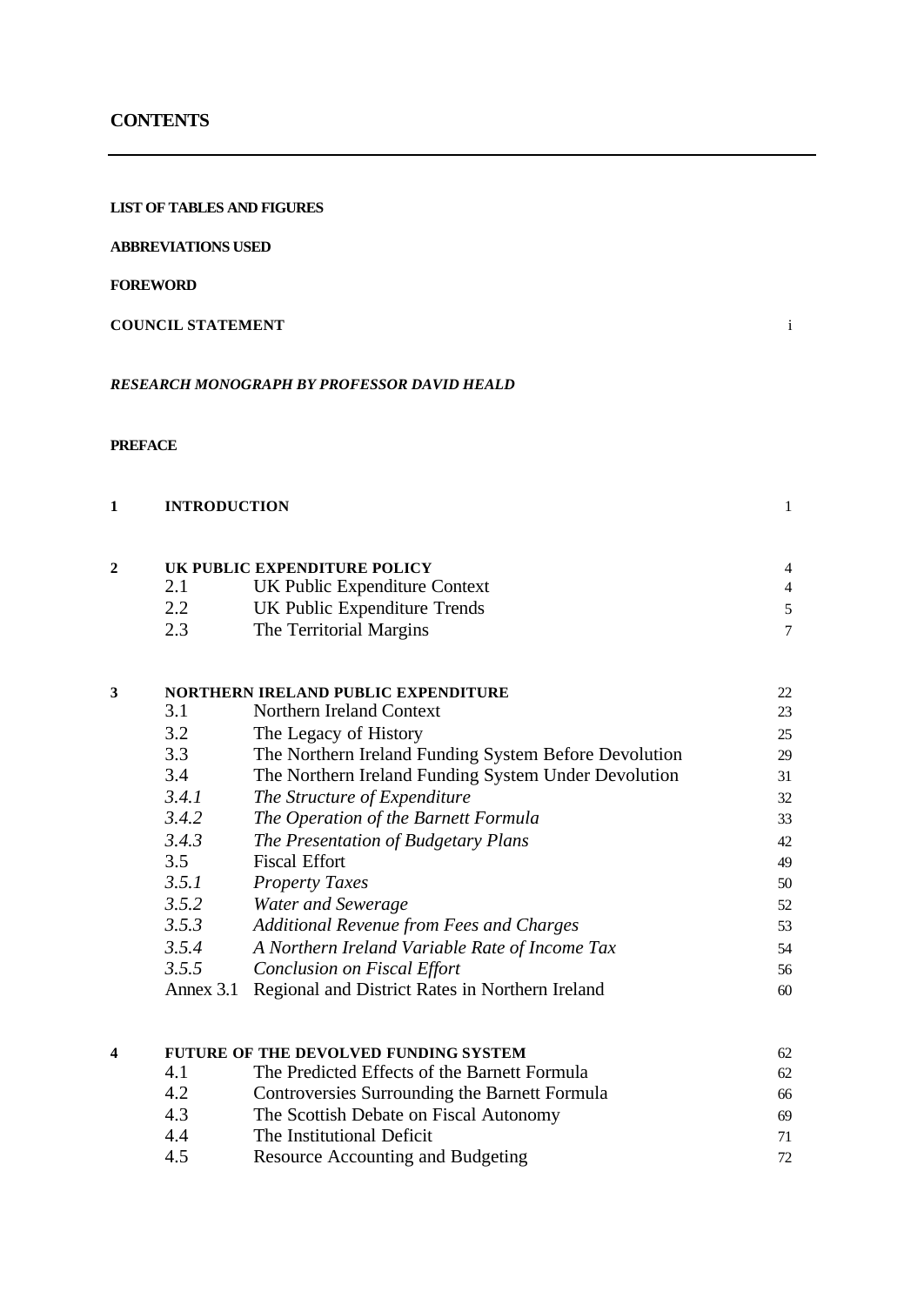# CONTENTS

**LIST OF TABLES AND FIGURES**

**ABBREVIATIONS USED**

**FOREWORD**

**COUNCIL STATEMENT** i

***RESEARCH MONOGRAPH BY PROFESSOR DAVID HEALD***

**PREFACE**

| | | | |
|---|---|---|---|
| **1** | **INTRODUCTION** | | 1 |
| **2** | **UK PUBLIC EXPENDITURE POLICY** | | 4 |
| | 2.1 | UK Public Expenditure Context | 4 |
| | 2.2 | UK Public Expenditure Trends | 5 |
| | 2.3 | The Territorial Margins | 7 |
| **3** | **NORTHERN IRELAND PUBLIC EXPENDITURE** | | 22 |
| | 3.1 | Northern Ireland Context | 23 |
| | 3.2 | The Legacy of History | 25 |
| | 3.3 | The Northern Ireland Funding System Before Devolution | 29 |
| | 3.4 | The Northern Ireland Funding System Under Devolution | 31 |
| | *3.4.1* | *The Structure of Expenditure* | 32 |
| | *3.4.2* | *The Operation of the Barnett Formula* | 33 |
| | *3.4.3* | *The Presentation of Budgetary Plans* | 42 |
| | 3.5 | Fiscal Effort | 49 |
| | *3.5.1* | *Property Taxes* | 50 |
| | *3.5.2* | *Water and Sewerage* | 52 |
| | *3.5.3* | *Additional Revenue from Fees and Charges* | 53 |
| | *3.5.4* | *A Northern Ireland Variable Rate of Income Tax* | 54 |
| | *3.5.5* | *Conclusion on Fiscal Effort* | 56 |
| | Annex 3.1 | Regional and District Rates in Northern Ireland | 60 |
| **4** | **FUTURE OF THE DEVOLVED FUNDING SYSTEM** | | 62 |
| | 4.1 | The Predicted Effects of the Barnett Formula | 62 |
| | 4.2 | Controversies Surrounding the Barnett Formula | 66 |
| | 4.3 | The Scottish Debate on Fiscal Autonomy | 69 |
| | 4.4 | The Institutional Deficit | 71 |
| | 4.5 | Resource Accounting and Budgeting | 72 |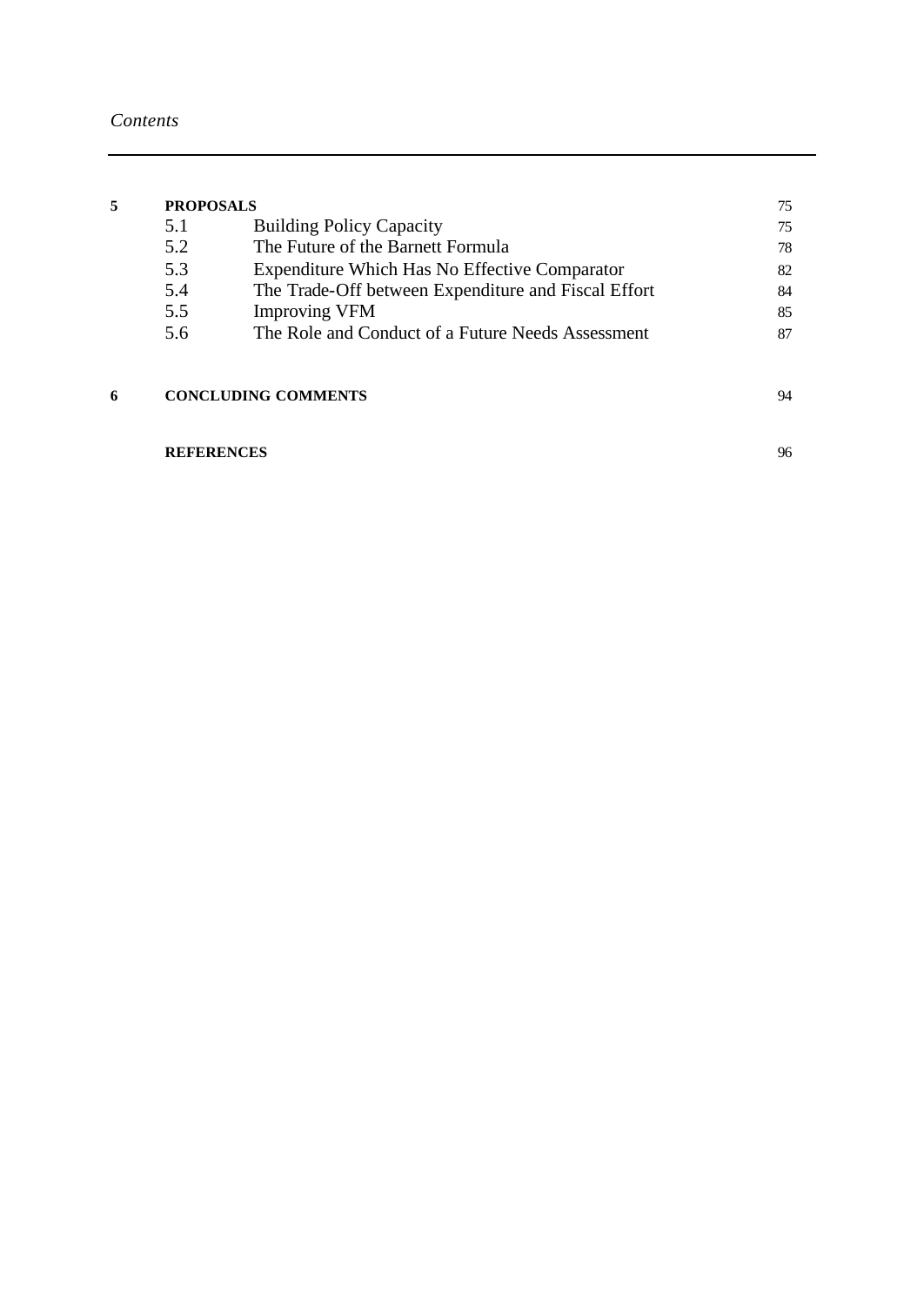| | | | |
|---|---|---|---|
| **5** | **PROPOSALS** | | 75 |
| | 5.1 | Building Policy Capacity | 75 |
| | 5.2 | The Future of the Barnett Formula | 78 |
| | 5.3 | Expenditure Which Has No Effective Comparator | 82 |
| | 5.4 | The Trade-Off between Expenditure and Fiscal Effort | 84 |
| | 5.5 | Improving VFM | 85 |
| | 5.6 | The Role and Conduct of a Future Needs Assessment | 87 |
| **6** | **CONCLUDING COMMENTS** | | 94 |
| | **REFERENCES** | | 96 |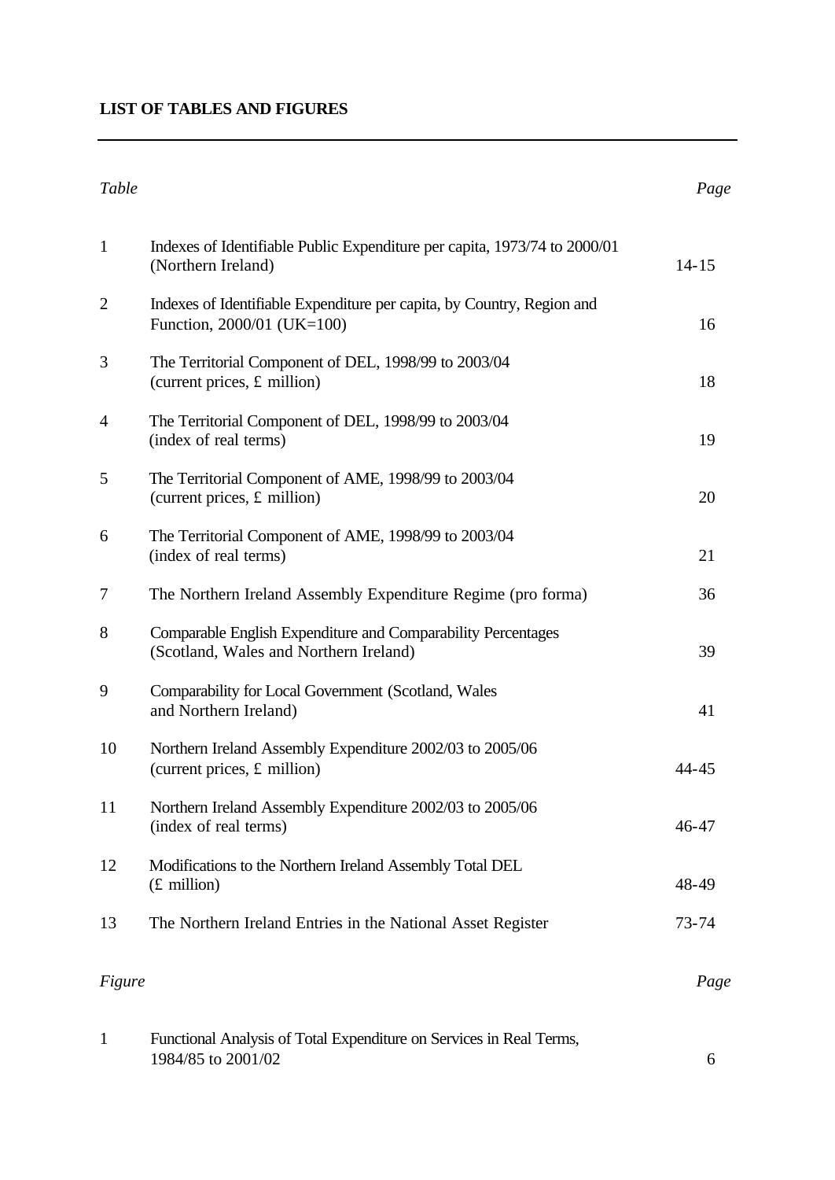**LIST OF TABLES AND FIGURES**

| *Table* | | *Page* |
|---|---|---|
| 1 | Indexes of Identifiable Public Expenditure per capita, 1973/74 to 2000/01 (Northern Ireland) | 14-15 |
| 2 | Indexes of Identifiable Expenditure per capita, by Country, Region and Function, 2000/01 (UK=100) | 16 |
| 3 | The Territorial Component of DEL, 1998/99 to 2003/04 (current prices, £ million) | 18 |
| 4 | The Territorial Component of DEL, 1998/99 to 2003/04 (index of real terms) | 19 |
| 5 | The Territorial Component of AME, 1998/99 to 2003/04 (current prices, £ million) | 20 |
| 6 | The Territorial Component of AME, 1998/99 to 2003/04 (index of real terms) | 21 |
| 7 | The Northern Ireland Assembly Expenditure Regime (pro forma) | 36 |
| 8 | Comparable English Expenditure and Comparability Percentages (Scotland, Wales and Northern Ireland) | 39 |
| 9 | Comparability for Local Government (Scotland, Wales and Northern Ireland) | 41 |
| 10 | Northern Ireland Assembly Expenditure 2002/03 to 2005/06 (current prices, £ million) | 44-45 |
| 11 | Northern Ireland Assembly Expenditure 2002/03 to 2005/06 (index of real terms) | 46-47 |
| 12 | Modifications to the Northern Ireland Assembly Total DEL (£ million) | 48-49 |
| 13 | The Northern Ireland Entries in the National Asset Register | 73-74 |

| *Figure* | | *Page* |
|---|---|---|
| 1 | Functional Analysis of Total Expenditure on Services in Real Terms, 1984/85 to 2001/02 | 6 |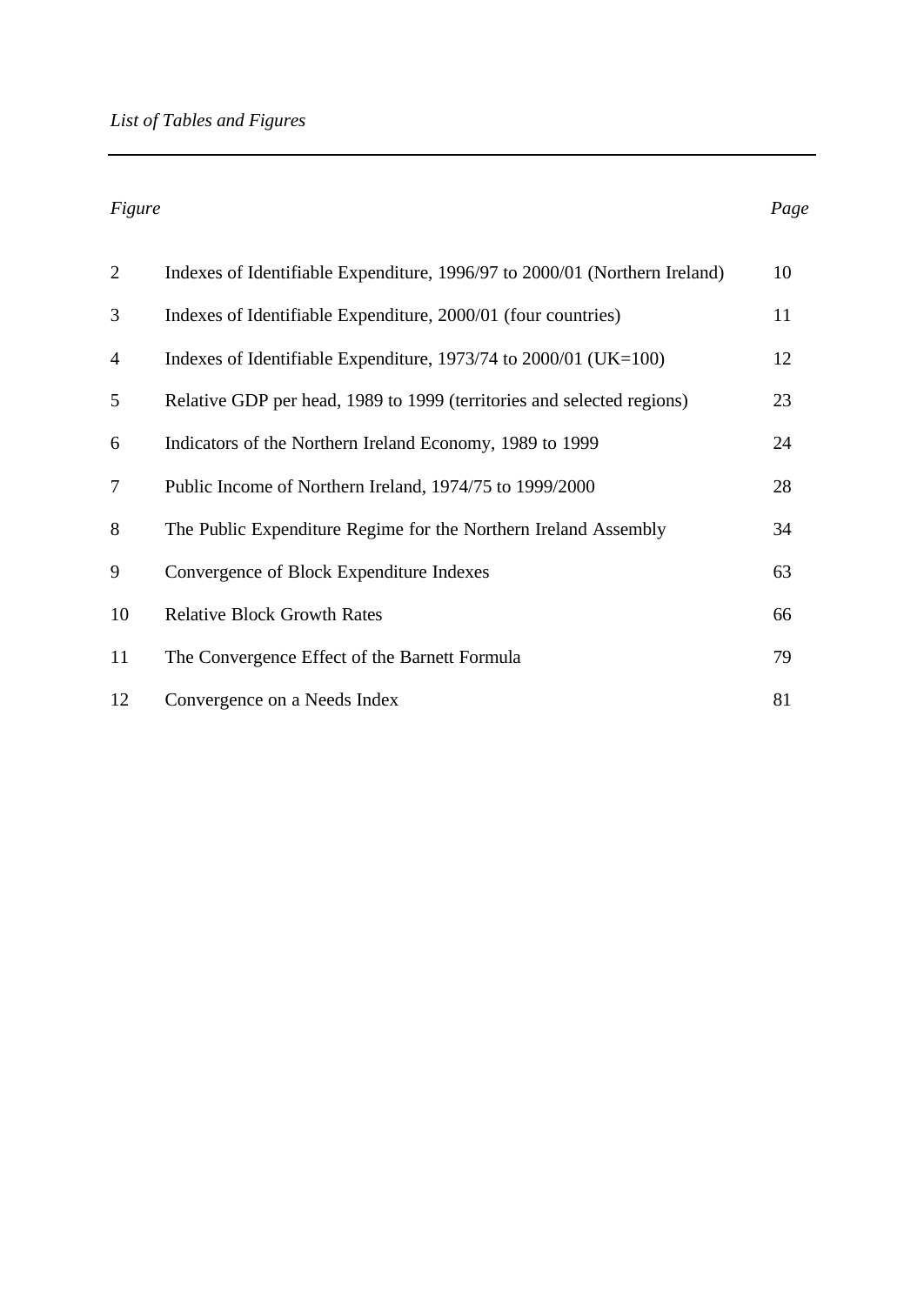*List of Tables and Figures*

| *Figure* | | *Page* |
|---|---|---|
| 2 | Indexes of Identifiable Expenditure, 1996/97 to 2000/01 (Northern Ireland) | 10 |
| 3 | Indexes of Identifiable Expenditure, 2000/01 (four countries) | 11 |
| 4 | Indexes of Identifiable Expenditure, 1973/74 to 2000/01 (UK=100) | 12 |
| 5 | Relative GDP per head, 1989 to 1999 (territories and selected regions) | 23 |
| 6 | Indicators of the Northern Ireland Economy, 1989 to 1999 | 24 |
| 7 | Public Income of Northern Ireland, 1974/75 to 1999/2000 | 28 |
| 8 | The Public Expenditure Regime for the Northern Ireland Assembly | 34 |
| 9 | Convergence of Block Expenditure Indexes | 63 |
| 10 | Relative Block Growth Rates | 66 |
| 11 | The Convergence Effect of the Barnett Formula | 79 |
| 12 | Convergence on a Needs Index | 81 |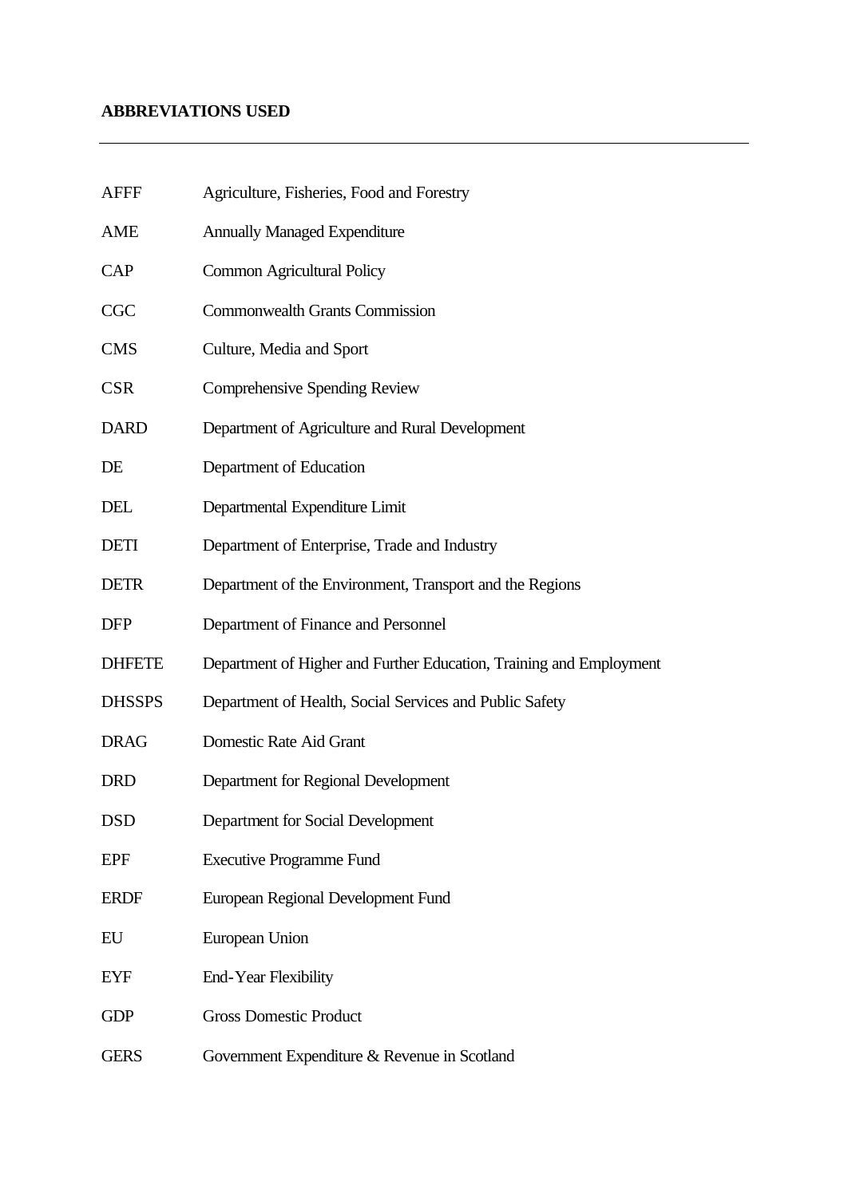## ABBREVIATIONS USED

---

| | |
|---|---|
| AFFF | Agriculture, Fisheries, Food and Forestry |
| AME | Annually Managed Expenditure |
| CAP | Common Agricultural Policy |
| CGC | Commonwealth Grants Commission |
| CMS | Culture, Media and Sport |
| CSR | Comprehensive Spending Review |
| DARD | Department of Agriculture and Rural Development |
| DE | Department of Education |
| DEL | Departmental Expenditure Limit |
| DETI | Department of Enterprise, Trade and Industry |
| DETR | Department of the Environment, Transport and the Regions |
| DFP | Department of Finance and Personnel |
| DHFETE | Department of Higher and Further Education, Training and Employment |
| DHSSPS | Department of Health, Social Services and Public Safety |
| DRAG | Domestic Rate Aid Grant |
| DRD | Department for Regional Development |
| DSD | Department for Social Development |
| EPF | Executive Programme Fund |
| ERDF | European Regional Development Fund |
| EU | European Union |
| EYF | End-Year Flexibility |
| GDP | Gross Domestic Product |
| GERS | Government Expenditure & Revenue in Scotland |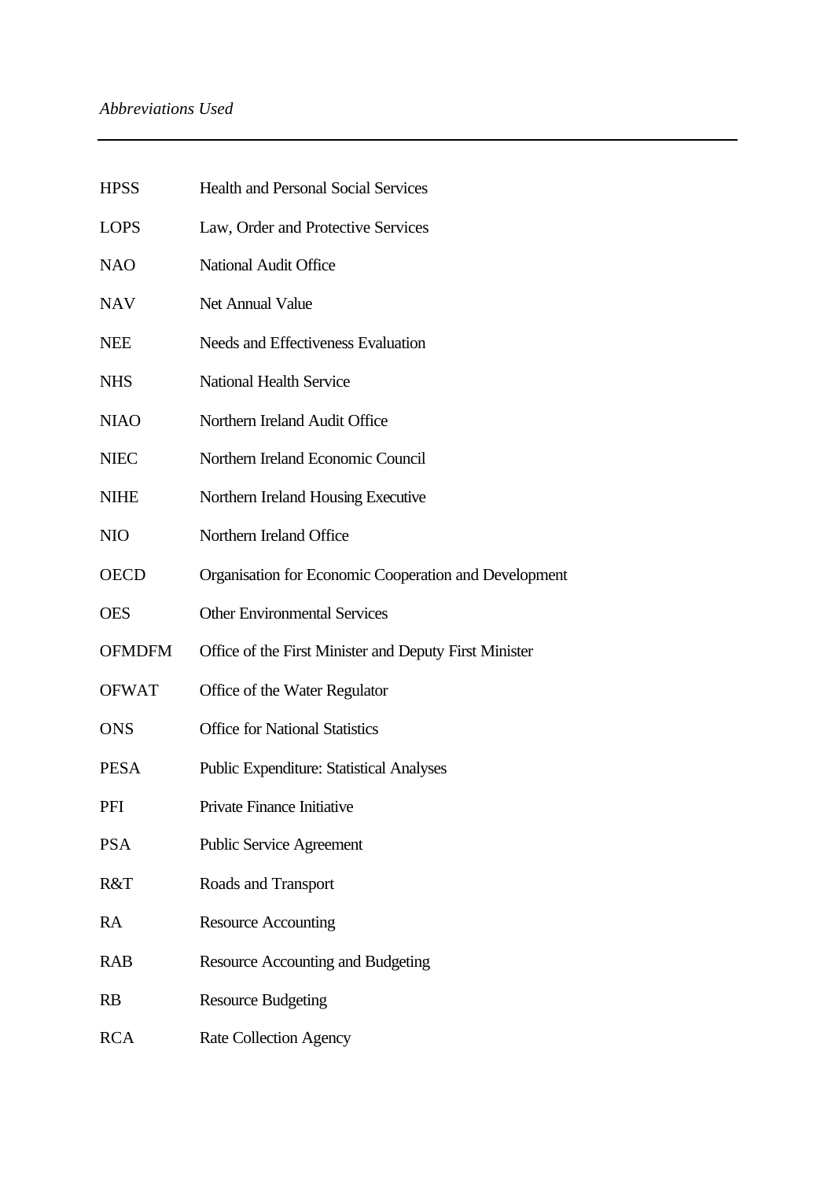*Abbreviations Used*

| | |
|---|---|
| HPSS | Health and Personal Social Services |
| LOPS | Law, Order and Protective Services |
| NAO | National Audit Office |
| NAV | Net Annual Value |
| NEE | Needs and Effectiveness Evaluation |
| NHS | National Health Service |
| NIAO | Northern Ireland Audit Office |
| NIEC | Northern Ireland Economic Council |
| NIHE | Northern Ireland Housing Executive |
| NIO | Northern Ireland Office |
| OECD | Organisation for Economic Cooperation and Development |
| OES | Other Environmental Services |
| OFMDFM | Office of the First Minister and Deputy First Minister |
| OFWAT | Office of the Water Regulator |
| ONS | Office for National Statistics |
| PESA | Public Expenditure: Statistical Analyses |
| PFI | Private Finance Initiative |
| PSA | Public Service Agreement |
| R&T | Roads and Transport |
| RA | Resource Accounting |
| RAB | Resource Accounting and Budgeting |
| RB | Resource Budgeting |
| RCA | Rate Collection Agency |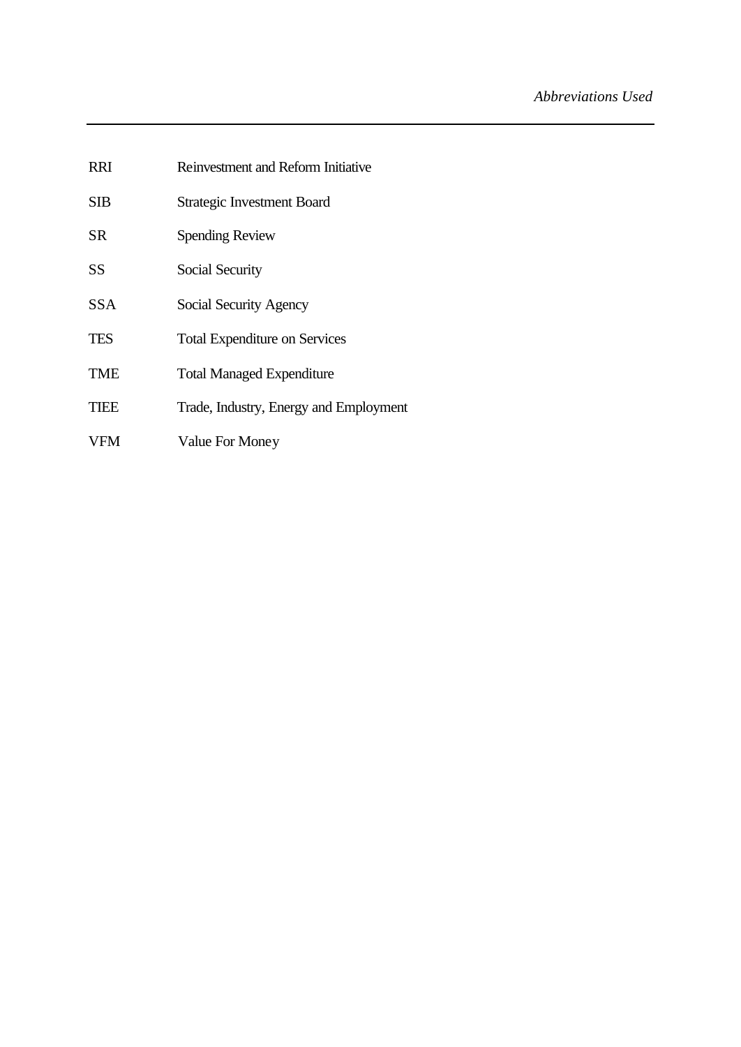| | |
|---|---|
| RRI | Reinvestment and Reform Initiative |
| SIB | Strategic Investment Board |
| SR | Spending Review |
| SS | Social Security |
| SSA | Social Security Agency |
| TES | Total Expenditure on Services |
| TME | Total Managed Expenditure |
| TIEE | Trade, Industry, Energy and Employment |
| VFM | Value For Money |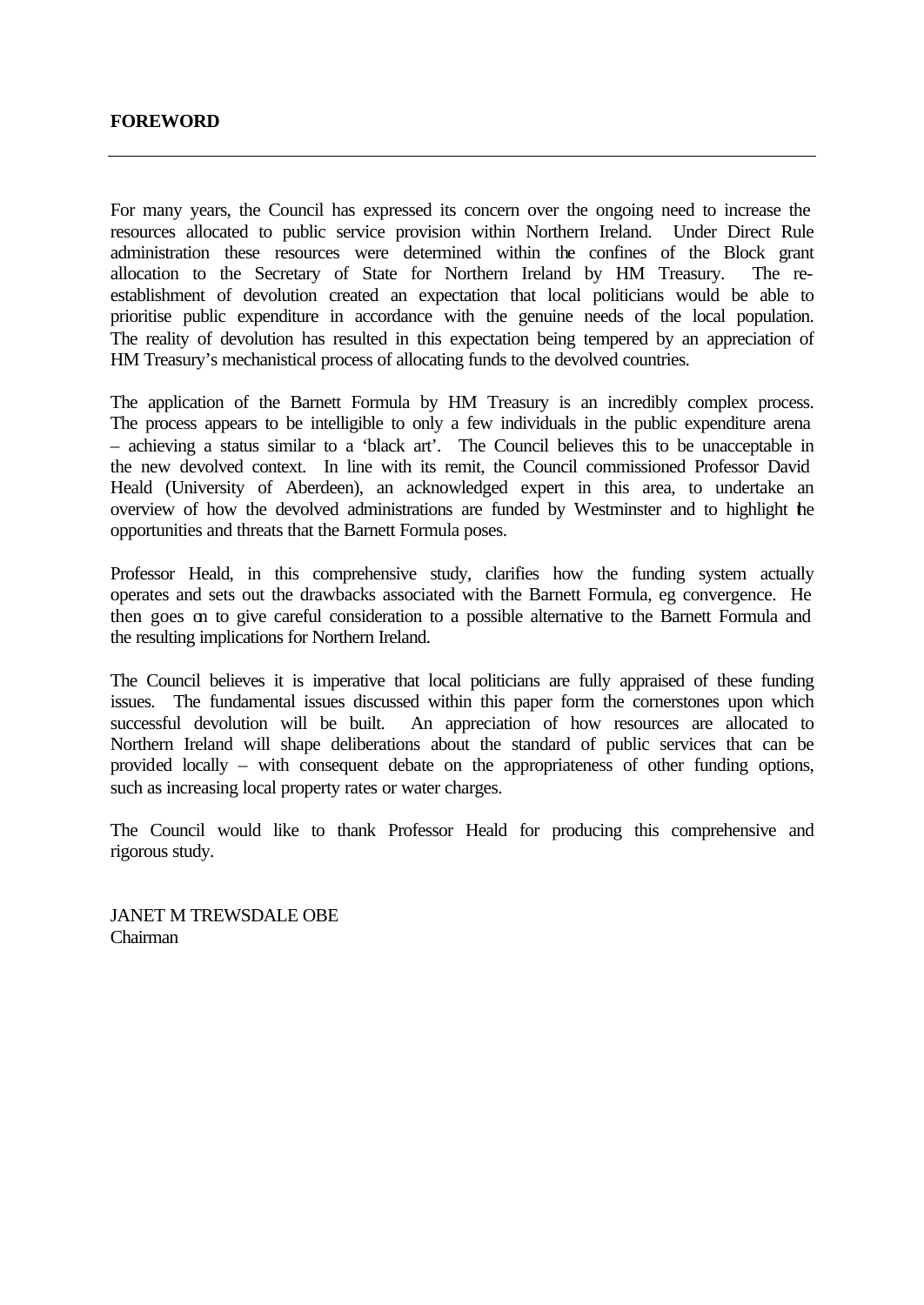## FOREWORD

For many years, the Council has expressed its concern over the ongoing need to increase the resources allocated to public service provision within Northern Ireland. Under Direct Rule administration these resources were determined within the confines of the Block grant allocation to the Secretary of State for Northern Ireland by HM Treasury. The re-establishment of devolution created an expectation that local politicians would be able to prioritise public expenditure in accordance with the genuine needs of the local population. The reality of devolution has resulted in this expectation being tempered by an appreciation of HM Treasury's mechanistical process of allocating funds to the devolved countries.

The application of the Barnett Formula by HM Treasury is an incredibly complex process. The process appears to be intelligible to only a few individuals in the public expenditure arena – achieving a status similar to a 'black art'. The Council believes this to be unacceptable in the new devolved context. In line with its remit, the Council commissioned Professor David Heald (University of Aberdeen), an acknowledged expert in this area, to undertake an overview of how the devolved administrations are funded by Westminster and to highlight the opportunities and threats that the Barnett Formula poses.

Professor Heald, in this comprehensive study, clarifies how the funding system actually operates and sets out the drawbacks associated with the Barnett Formula, eg convergence. He then goes on to give careful consideration to a possible alternative to the Barnett Formula and the resulting implications for Northern Ireland.

The Council believes it is imperative that local politicians are fully appraised of these funding issues. The fundamental issues discussed within this paper form the cornerstones upon which successful devolution will be built. An appreciation of how resources are allocated to Northern Ireland will shape deliberations about the standard of public services that can be provided locally – with consequent debate on the appropriateness of other funding options, such as increasing local property rates or water charges.

The Council would like to thank Professor Heald for producing this comprehensive and rigorous study.

JANET M TREWSDALE OBE
Chairman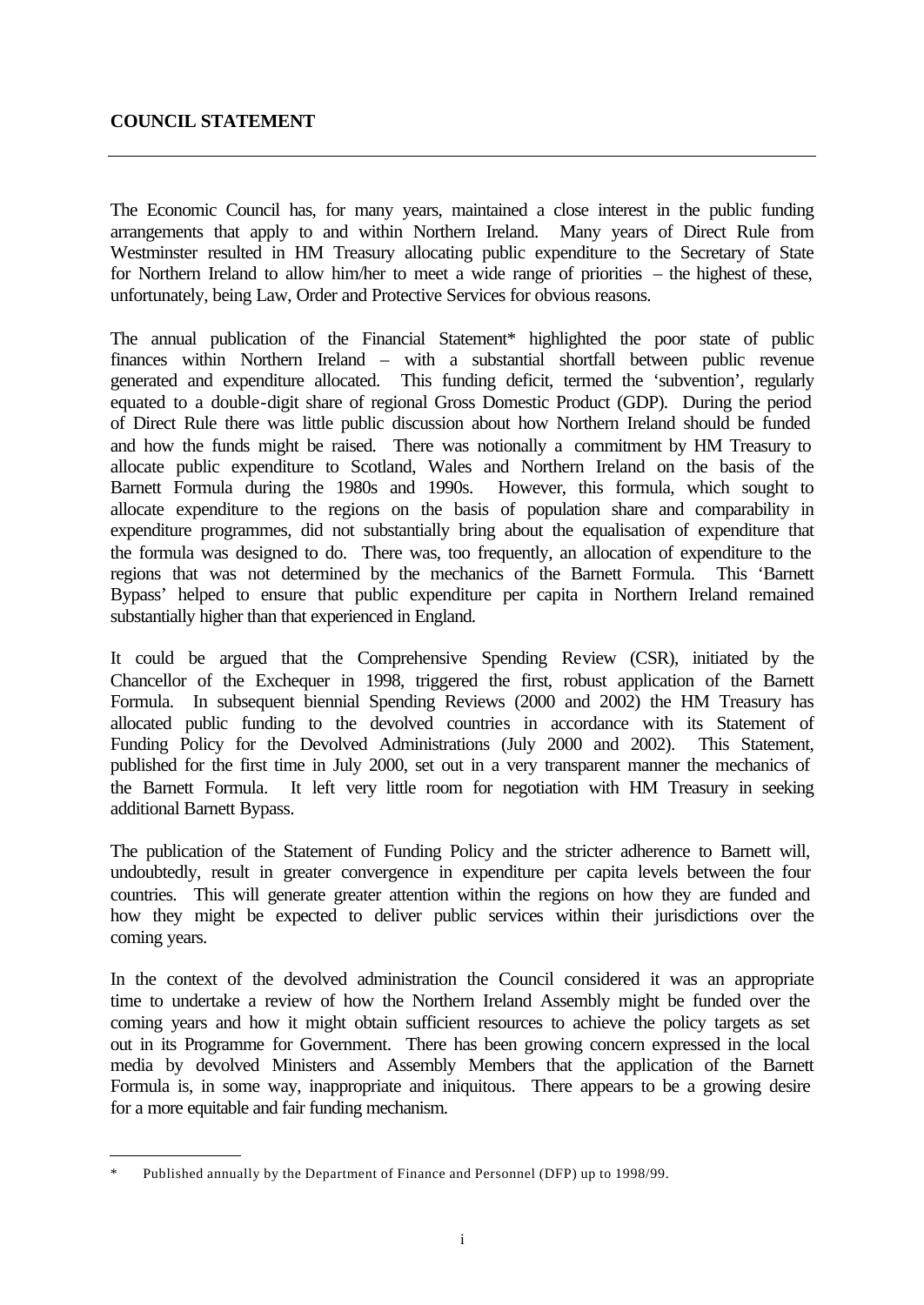## COUNCIL STATEMENT

The Economic Council has, for many years, maintained a close interest in the public funding arrangements that apply to and within Northern Ireland. Many years of Direct Rule from Westminster resulted in HM Treasury allocating public expenditure to the Secretary of State for Northern Ireland to allow him/her to meet a wide range of priorities – the highest of these, unfortunately, being Law, Order and Protective Services for obvious reasons.

The annual publication of the Financial Statement* highlighted the poor state of public finances within Northern Ireland – with a substantial shortfall between public revenue generated and expenditure allocated. This funding deficit, termed the 'subvention', regularly equated to a double-digit share of regional Gross Domestic Product (GDP). During the period of Direct Rule there was little public discussion about how Northern Ireland should be funded and how the funds might be raised. There was notionally a commitment by HM Treasury to allocate public expenditure to Scotland, Wales and Northern Ireland on the basis of the Barnett Formula during the 1980s and 1990s. However, this formula, which sought to allocate expenditure to the regions on the basis of population share and comparability in expenditure programmes, did not substantially bring about the equalisation of expenditure that the formula was designed to do. There was, too frequently, an allocation of expenditure to the regions that was not determined by the mechanics of the Barnett Formula. This 'Barnett Bypass' helped to ensure that public expenditure per capita in Northern Ireland remained substantially higher than that experienced in England.

It could be argued that the Comprehensive Spending Review (CSR), initiated by the Chancellor of the Exchequer in 1998, triggered the first, robust application of the Barnett Formula. In subsequent biennial Spending Reviews (2000 and 2002) the HM Treasury has allocated public funding to the devolved countries in accordance with its Statement of Funding Policy for the Devolved Administrations (July 2000 and 2002). This Statement, published for the first time in July 2000, set out in a very transparent manner the mechanics of the Barnett Formula. It left very little room for negotiation with HM Treasury in seeking additional Barnett Bypass.

The publication of the Statement of Funding Policy and the stricter adherence to Barnett will, undoubtedly, result in greater convergence in expenditure per capita levels between the four countries. This will generate greater attention within the regions on how they are funded and how they might be expected to deliver public services within their jurisdictions over the coming years.

In the context of the devolved administration the Council considered it was an appropriate time to undertake a review of how the Northern Ireland Assembly might be funded over the coming years and how it might obtain sufficient resources to achieve the policy targets as set out in its Programme for Government. There has been growing concern expressed in the local media by devolved Ministers and Assembly Members that the application of the Barnett Formula is, in some way, inappropriate and iniquitous. There appears to be a growing desire for a more equitable and fair funding mechanism.

---

\* Published annually by the Department of Finance and Personnel (DFP) up to 1998/99.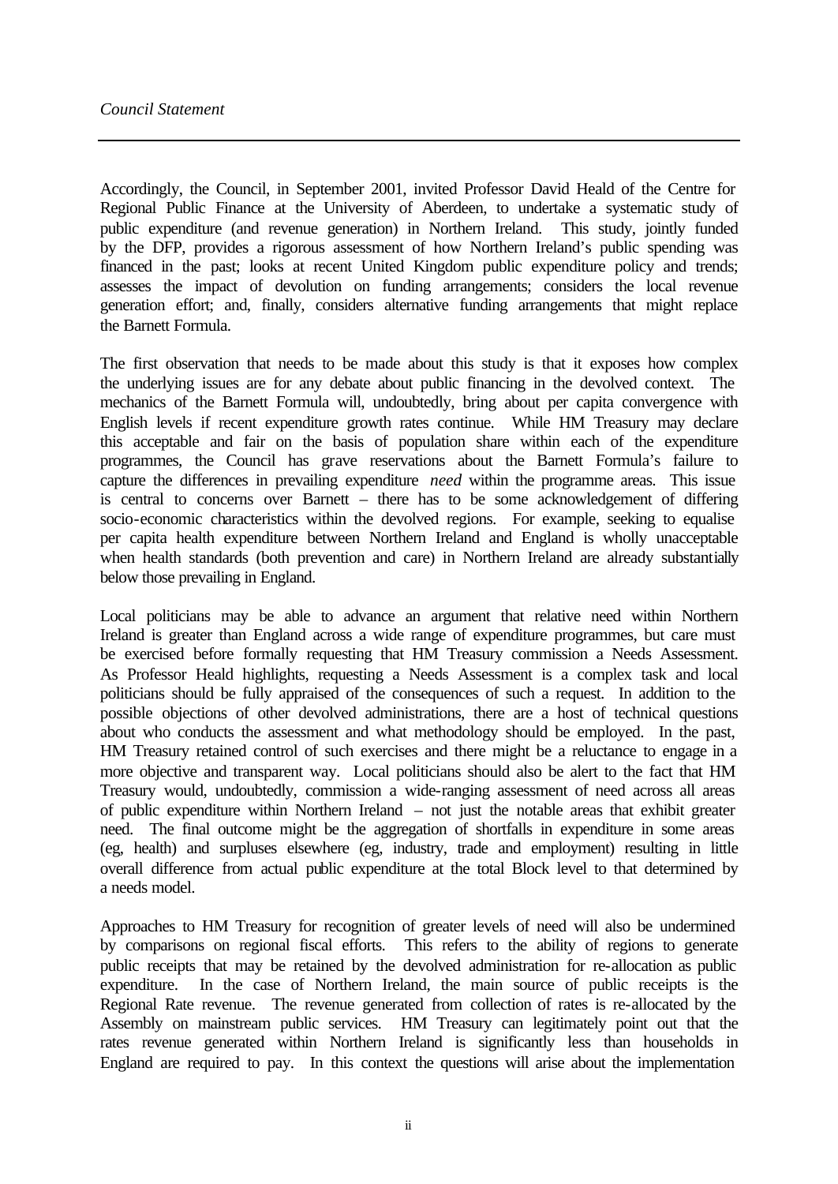Accordingly, the Council, in September 2001, invited Professor David Heald of the Centre for Regional Public Finance at the University of Aberdeen, to undertake a systematic study of public expenditure (and revenue generation) in Northern Ireland. This study, jointly funded by the DFP, provides a rigorous assessment of how Northern Ireland's public spending was financed in the past; looks at recent United Kingdom public expenditure policy and trends; assesses the impact of devolution on funding arrangements; considers the local revenue generation effort; and, finally, considers alternative funding arrangements that might replace the Barnett Formula.

The first observation that needs to be made about this study is that it exposes how complex the underlying issues are for any debate about public financing in the devolved context. The mechanics of the Barnett Formula will, undoubtedly, bring about per capita convergence with English levels if recent expenditure growth rates continue. While HM Treasury may declare this acceptable and fair on the basis of population share within each of the expenditure programmes, the Council has grave reservations about the Barnett Formula's failure to capture the differences in prevailing expenditure *need* within the programme areas. This issue is central to concerns over Barnett – there has to be some acknowledgement of differing socio-economic characteristics within the devolved regions. For example, seeking to equalise per capita health expenditure between Northern Ireland and England is wholly unacceptable when health standards (both prevention and care) in Northern Ireland are already substantially below those prevailing in England.

Local politicians may be able to advance an argument that relative need within Northern Ireland is greater than England across a wide range of expenditure programmes, but care must be exercised before formally requesting that HM Treasury commission a Needs Assessment. As Professor Heald highlights, requesting a Needs Assessment is a complex task and local politicians should be fully appraised of the consequences of such a request. In addition to the possible objections of other devolved administrations, there are a host of technical questions about who conducts the assessment and what methodology should be employed. In the past, HM Treasury retained control of such exercises and there might be a reluctance to engage in a more objective and transparent way. Local politicians should also be alert to the fact that HM Treasury would, undoubtedly, commission a wide-ranging assessment of need across all areas of public expenditure within Northern Ireland – not just the notable areas that exhibit greater need. The final outcome might be the aggregation of shortfalls in expenditure in some areas (eg, health) and surpluses elsewhere (eg, industry, trade and employment) resulting in little overall difference from actual public expenditure at the total Block level to that determined by a needs model.

Approaches to HM Treasury for recognition of greater levels of need will also be undermined by comparisons on regional fiscal efforts. This refers to the ability of regions to generate public receipts that may be retained by the devolved administration for re-allocation as public expenditure. In the case of Northern Ireland, the main source of public receipts is the Regional Rate revenue. The revenue generated from collection of rates is re-allocated by the Assembly on mainstream public services. HM Treasury can legitimately point out that the rates revenue generated within Northern Ireland is significantly less than households in England are required to pay. In this context the questions will arise about the implementation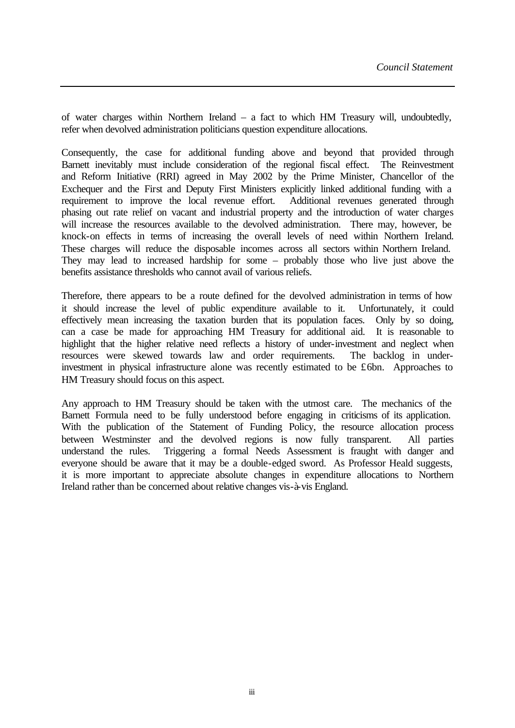of water charges within Northern Ireland – a fact to which HM Treasury will, undoubtedly, refer when devolved administration politicians question expenditure allocations.

Consequently, the case for additional funding above and beyond that provided through Barnett inevitably must include consideration of the regional fiscal effect. The Reinvestment and Reform Initiative (RRI) agreed in May 2002 by the Prime Minister, Chancellor of the Exchequer and the First and Deputy First Ministers explicitly linked additional funding with a requirement to improve the local revenue effort. Additional revenues generated through phasing out rate relief on vacant and industrial property and the introduction of water charges will increase the resources available to the devolved administration. There may, however, be knock-on effects in terms of increasing the overall levels of need within Northern Ireland. These charges will reduce the disposable incomes across all sectors within Northern Ireland. They may lead to increased hardship for some – probably those who live just above the benefits assistance thresholds who cannot avail of various reliefs.

Therefore, there appears to be a route defined for the devolved administration in terms of how it should increase the level of public expenditure available to it. Unfortunately, it could effectively mean increasing the taxation burden that its population faces. Only by so doing, can a case be made for approaching HM Treasury for additional aid. It is reasonable to highlight that the higher relative need reflects a history of under-investment and neglect when resources were skewed towards law and order requirements. The backlog in under-investment in physical infrastructure alone was recently estimated to be £6bn. Approaches to HM Treasury should focus on this aspect.

Any approach to HM Treasury should be taken with the utmost care. The mechanics of the Barnett Formula need to be fully understood before engaging in criticisms of its application. With the publication of the Statement of Funding Policy, the resource allocation process between Westminster and the devolved regions is now fully transparent. All parties understand the rules. Triggering a formal Needs Assessment is fraught with danger and everyone should be aware that it may be a double-edged sword. As Professor Heald suggests, it is more important to appreciate absolute changes in expenditure allocations to Northern Ireland rather than be concerned about relative changes vis-à-vis England.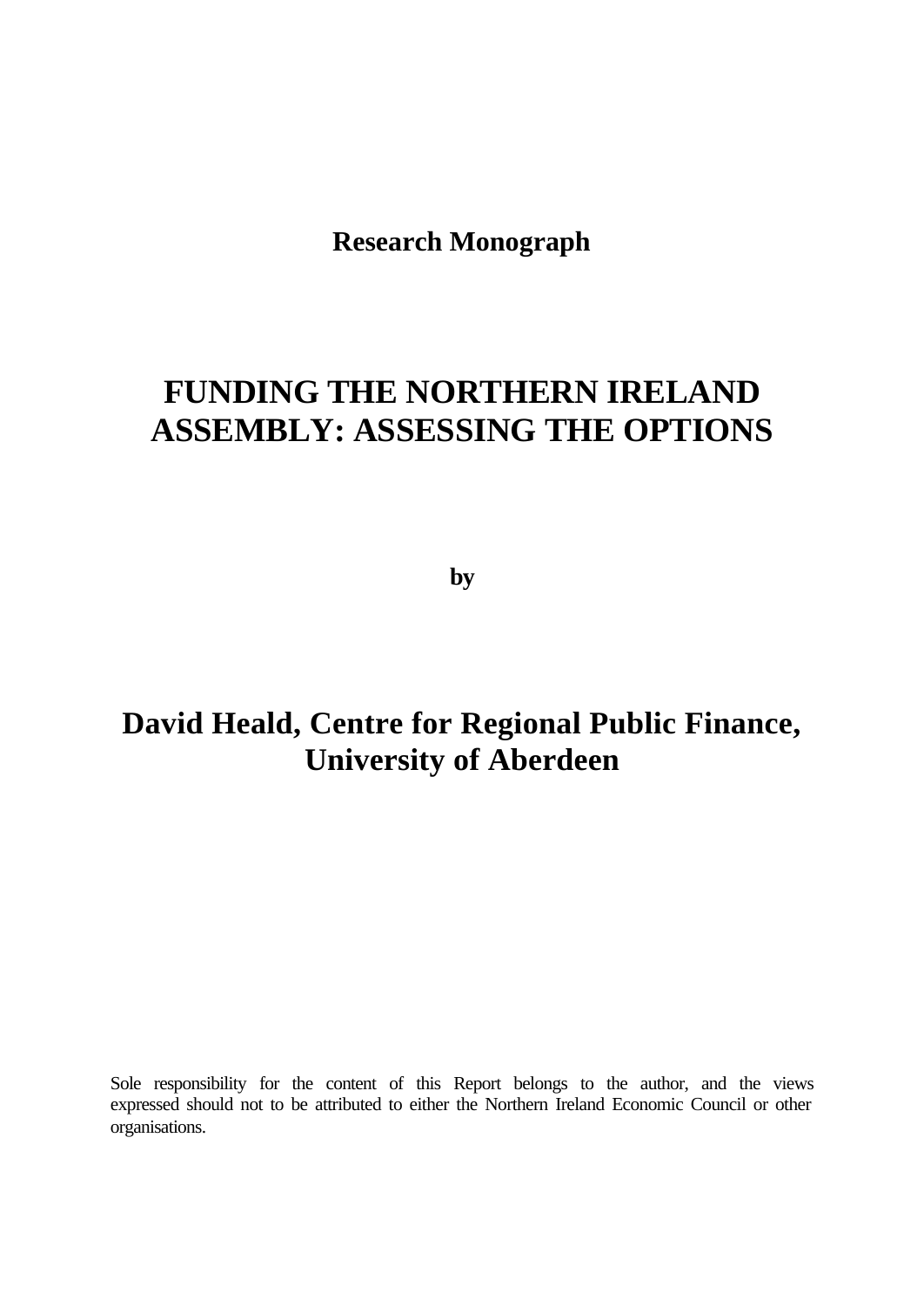**Research Monograph**

# FUNDING THE NORTHERN IRELAND ASSEMBLY: ASSESSING THE OPTIONS

**by**

## David Heald, Centre for Regional Public Finance, University of Aberdeen

Sole responsibility for the content of this Report belongs to the author, and the views expressed should not to be attributed to either the Northern Ireland Economic Council or other organisations.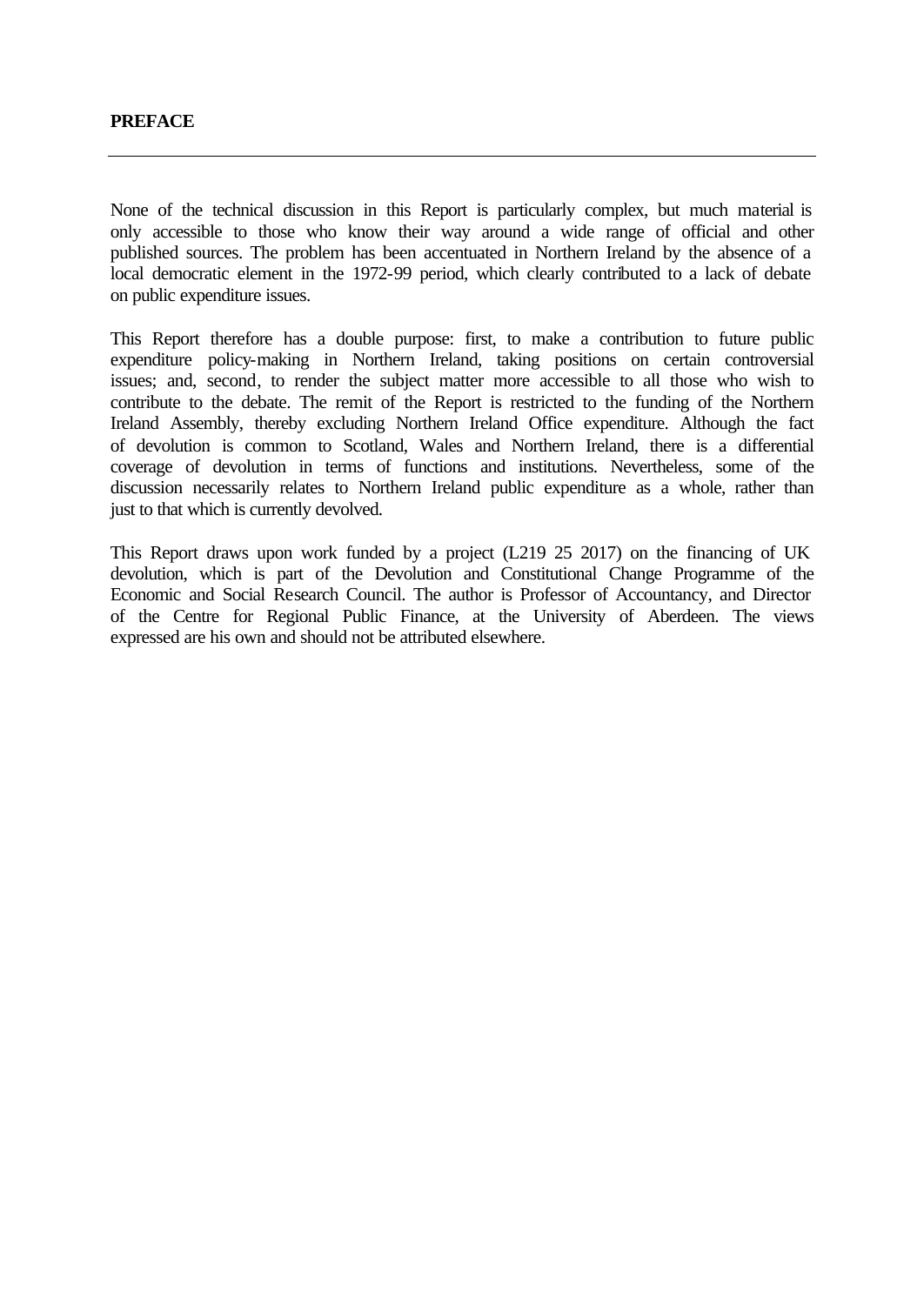## PREFACE

None of the technical discussion in this Report is particularly complex, but much material is only accessible to those who know their way around a wide range of official and other published sources. The problem has been accentuated in Northern Ireland by the absence of a local democratic element in the 1972-99 period, which clearly contributed to a lack of debate on public expenditure issues.

This Report therefore has a double purpose: first, to make a contribution to future public expenditure policy-making in Northern Ireland, taking positions on certain controversial issues; and, second, to render the subject matter more accessible to all those who wish to contribute to the debate. The remit of the Report is restricted to the funding of the Northern Ireland Assembly, thereby excluding Northern Ireland Office expenditure. Although the fact of devolution is common to Scotland, Wales and Northern Ireland, there is a differential coverage of devolution in terms of functions and institutions. Nevertheless, some of the discussion necessarily relates to Northern Ireland public expenditure as a whole, rather than just to that which is currently devolved.

This Report draws upon work funded by a project (L219 25 2017) on the financing of UK devolution, which is part of the Devolution and Constitutional Change Programme of the Economic and Social Research Council. The author is Professor of Accountancy, and Director of the Centre for Regional Public Finance, at the University of Aberdeen. The views expressed are his own and should not be attributed elsewhere.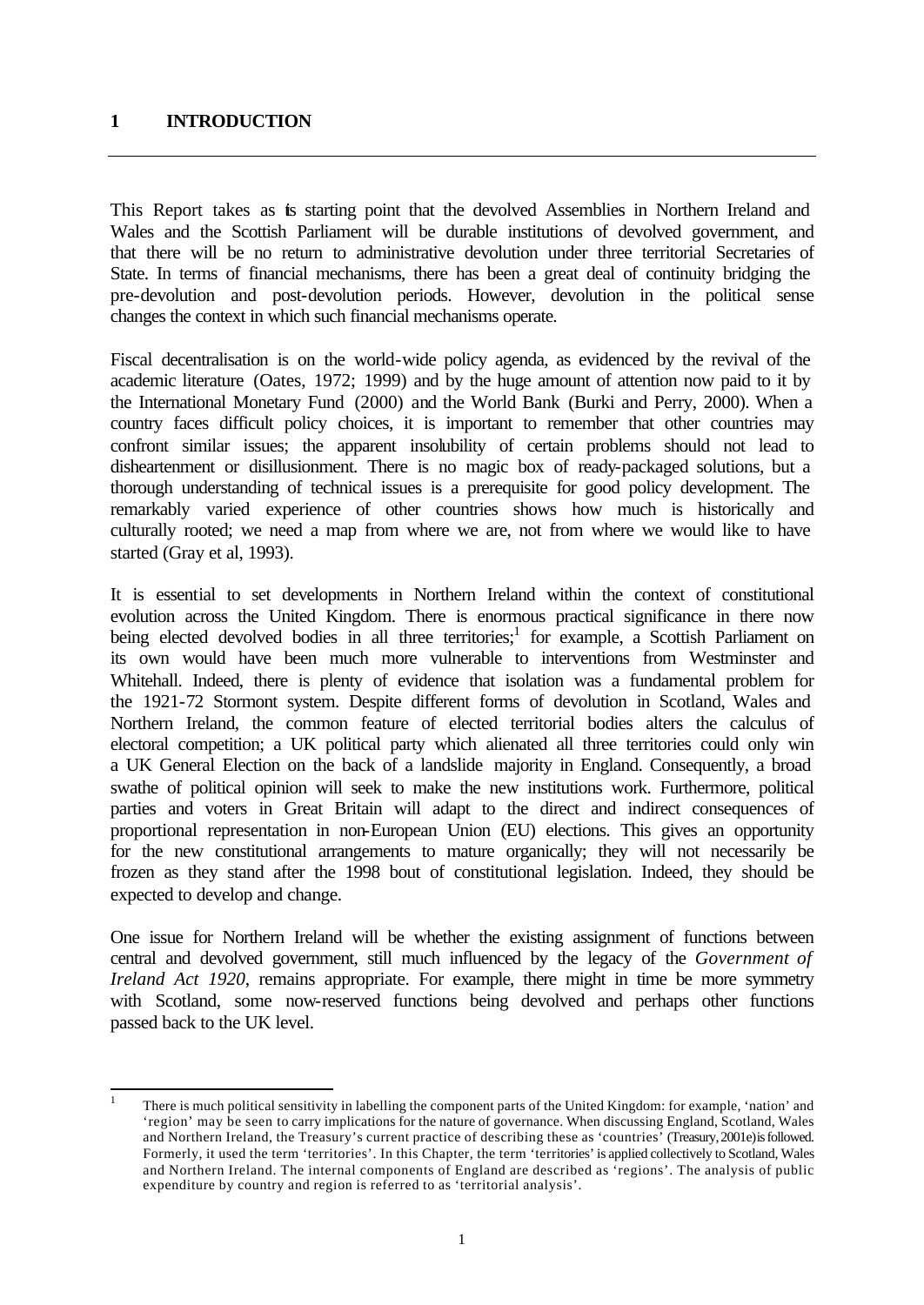# 1 INTRODUCTION

This Report takes as its starting point that the devolved Assemblies in Northern Ireland and Wales and the Scottish Parliament will be durable institutions of devolved government, and that there will be no return to administrative devolution under three territorial Secretaries of State. In terms of financial mechanisms, there has been a great deal of continuity bridging the pre-devolution and post-devolution periods. However, devolution in the political sense changes the context in which such financial mechanisms operate.

Fiscal decentralisation is on the world-wide policy agenda, as evidenced by the revival of the academic literature (Oates, 1972; 1999) and by the huge amount of attention now paid to it by the International Monetary Fund (2000) and the World Bank (Burki and Perry, 2000). When a country faces difficult policy choices, it is important to remember that other countries may confront similar issues; the apparent insolubility of certain problems should not lead to disheartenment or disillusionment. There is no magic box of ready-packaged solutions, but a thorough understanding of technical issues is a prerequisite for good policy development. The remarkably varied experience of other countries shows how much is historically and culturally rooted; we need a map from where we are, not from where we would like to have started (Gray et al, 1993).

It is essential to set developments in Northern Ireland within the context of constitutional evolution across the United Kingdom. There is enormous practical significance in there now being elected devolved bodies in all three territories;[1] for example, a Scottish Parliament on its own would have been much more vulnerable to interventions from Westminster and Whitehall. Indeed, there is plenty of evidence that isolation was a fundamental problem for the 1921-72 Stormont system. Despite different forms of devolution in Scotland, Wales and Northern Ireland, the common feature of elected territorial bodies alters the calculus of electoral competition; a UK political party which alienated all three territories could only win a UK General Election on the back of a landslide majority in England. Consequently, a broad swathe of political opinion will seek to make the new institutions work. Furthermore, political parties and voters in Great Britain will adapt to the direct and indirect consequences of proportional representation in non-European Union (EU) elections. This gives an opportunity for the new constitutional arrangements to mature organically; they will not necessarily be frozen as they stand after the 1998 bout of constitutional legislation. Indeed, they should be expected to develop and change.

One issue for Northern Ireland will be whether the existing assignment of functions between central and devolved government, still much influenced by the legacy of the *Government of Ireland Act 1920*, remains appropriate. For example, there might in time be more symmetry with Scotland, some now-reserved functions being devolved and perhaps other functions passed back to the UK level.

---

[1] There is much political sensitivity in labelling the component parts of the United Kingdom: for example, 'nation' and 'region' may be seen to carry implications for the nature of governance. When discussing England, Scotland, Wales and Northern Ireland, the Treasury's current practice of describing these as 'countries' (Treasury, 2001e) is followed. Formerly, it used the term 'territories'. In this Chapter, the term 'territories' is applied collectively to Scotland, Wales and Northern Ireland. The internal components of England are described as 'regions'. The analysis of public expenditure by country and region is referred to as 'territorial analysis'.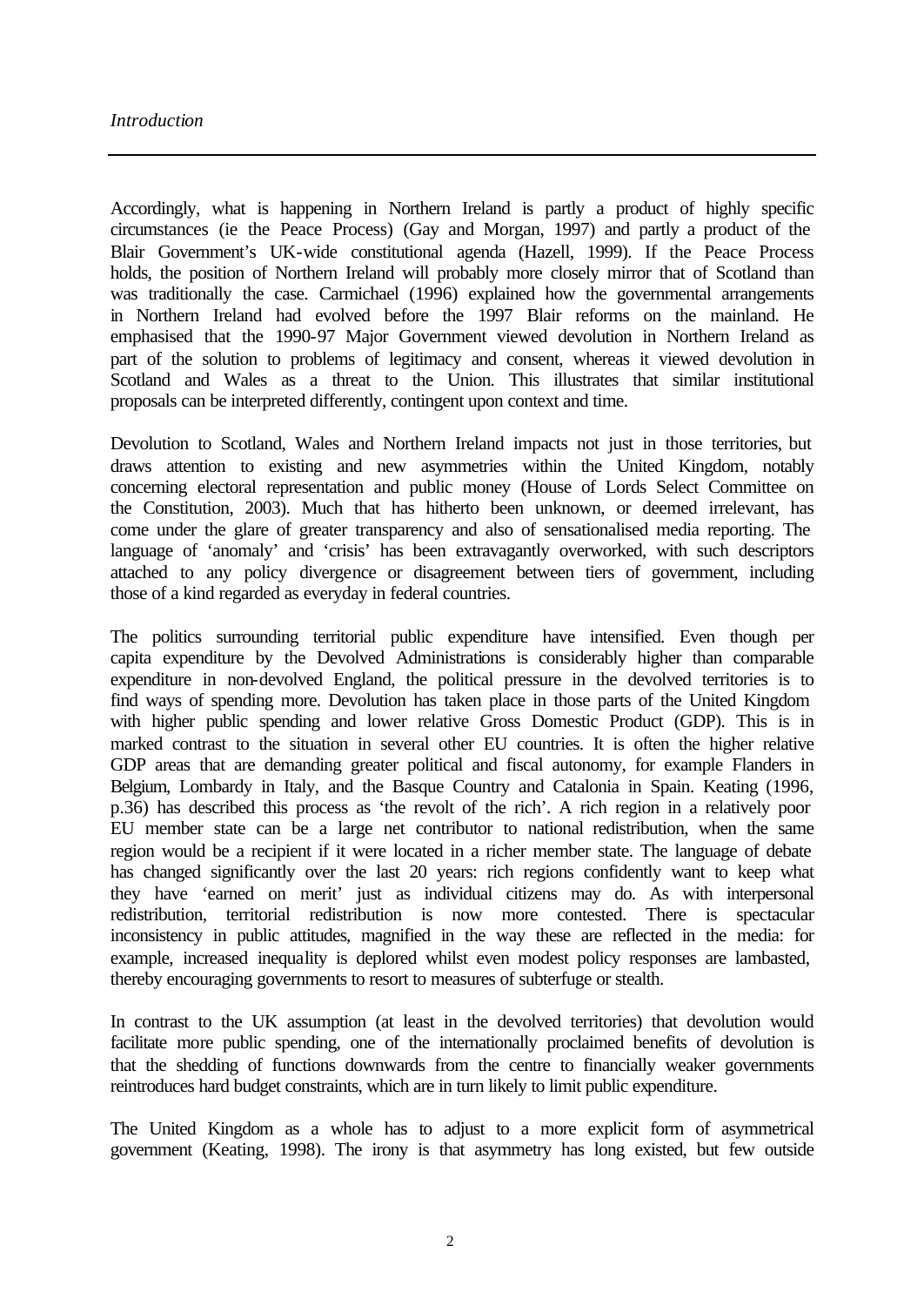Accordingly, what is happening in Northern Ireland is partly a product of highly specific circumstances (ie the Peace Process) (Gay and Morgan, 1997) and partly a product of the Blair Government's UK-wide constitutional agenda (Hazell, 1999). If the Peace Process holds, the position of Northern Ireland will probably more closely mirror that of Scotland than was traditionally the case. Carmichael (1996) explained how the governmental arrangements in Northern Ireland had evolved before the 1997 Blair reforms on the mainland. He emphasised that the 1990-97 Major Government viewed devolution in Northern Ireland as part of the solution to problems of legitimacy and consent, whereas it viewed devolution in Scotland and Wales as a threat to the Union. This illustrates that similar institutional proposals can be interpreted differently, contingent upon context and time.

Devolution to Scotland, Wales and Northern Ireland impacts not just in those territories, but draws attention to existing and new asymmetries within the United Kingdom, notably concerning electoral representation and public money (House of Lords Select Committee on the Constitution, 2003). Much that has hitherto been unknown, or deemed irrelevant, has come under the glare of greater transparency and also of sensationalised media reporting. The language of 'anomaly' and 'crisis' has been extravagantly overworked, with such descriptors attached to any policy divergence or disagreement between tiers of government, including those of a kind regarded as everyday in federal countries.

The politics surrounding territorial public expenditure have intensified. Even though per capita expenditure by the Devolved Administrations is considerably higher than comparable expenditure in non-devolved England, the political pressure in the devolved territories is to find ways of spending more. Devolution has taken place in those parts of the United Kingdom with higher public spending and lower relative Gross Domestic Product (GDP). This is in marked contrast to the situation in several other EU countries. It is often the higher relative GDP areas that are demanding greater political and fiscal autonomy, for example Flanders in Belgium, Lombardy in Italy, and the Basque Country and Catalonia in Spain. Keating (1996, p.36) has described this process as 'the revolt of the rich'. A rich region in a relatively poor EU member state can be a large net contributor to national redistribution, when the same region would be a recipient if it were located in a richer member state. The language of debate has changed significantly over the last 20 years: rich regions confidently want to keep what they have 'earned on merit' just as individual citizens may do. As with interpersonal redistribution, territorial redistribution is now more contested. There is spectacular inconsistency in public attitudes, magnified in the way these are reflected in the media: for example, increased inequality is deplored whilst even modest policy responses are lambasted, thereby encouraging governments to resort to measures of subterfuge or stealth.

In contrast to the UK assumption (at least in the devolved territories) that devolution would facilitate more public spending, one of the internationally proclaimed benefits of devolution is that the shedding of functions downwards from the centre to financially weaker governments reintroduces hard budget constraints, which are in turn likely to limit public expenditure.

The United Kingdom as a whole has to adjust to a more explicit form of asymmetrical government (Keating, 1998). The irony is that asymmetry has long existed, but few outside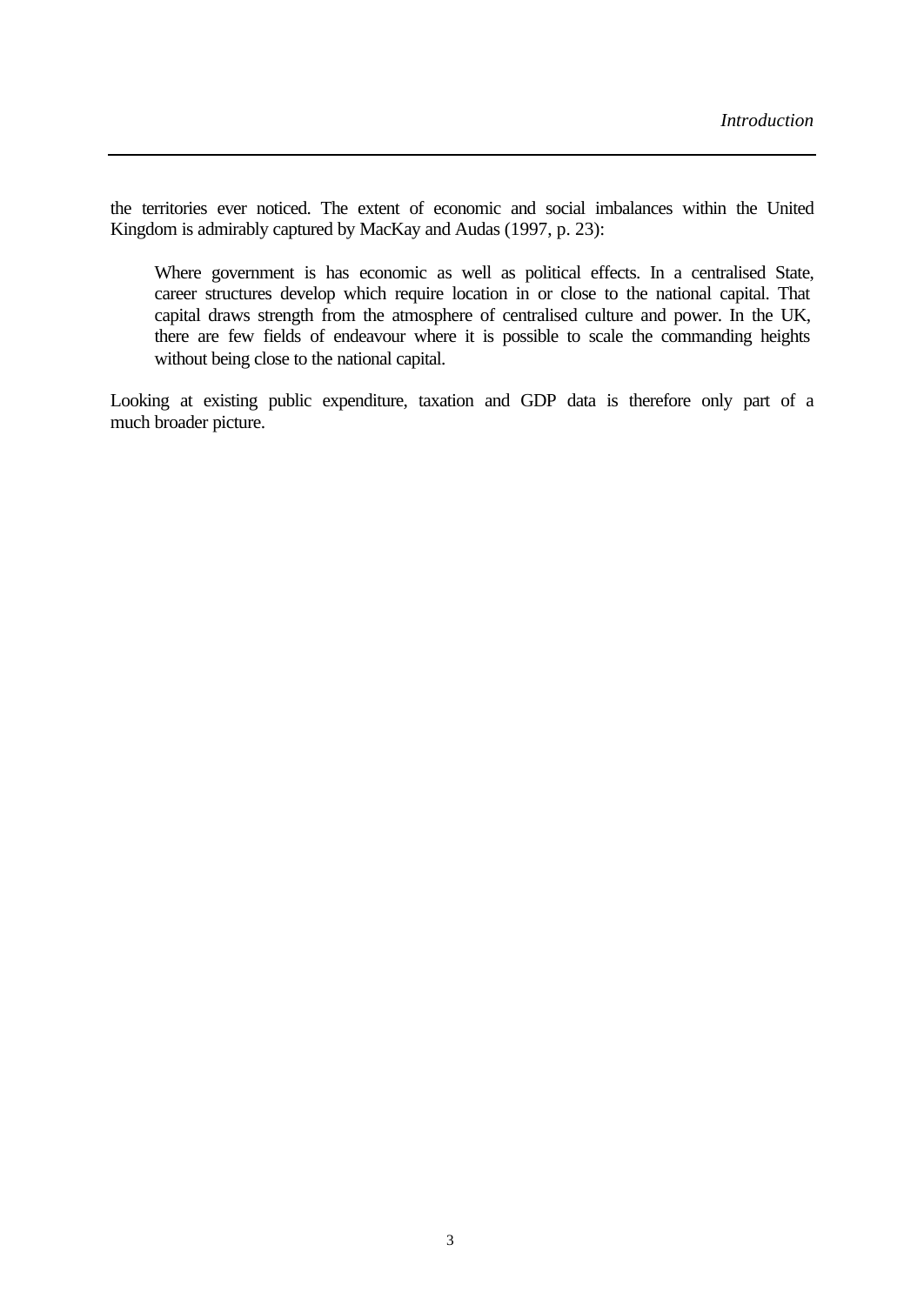the territories ever noticed. The extent of economic and social imbalances within the United Kingdom is admirably captured by MacKay and Audas (1997, p. 23):

> Where government is has economic as well as political effects. In a centralised State, career structures develop which require location in or close to the national capital. That capital draws strength from the atmosphere of centralised culture and power. In the UK, there are few fields of endeavour where it is possible to scale the commanding heights without being close to the national capital.

Looking at existing public expenditure, taxation and GDP data is therefore only part of a much broader picture.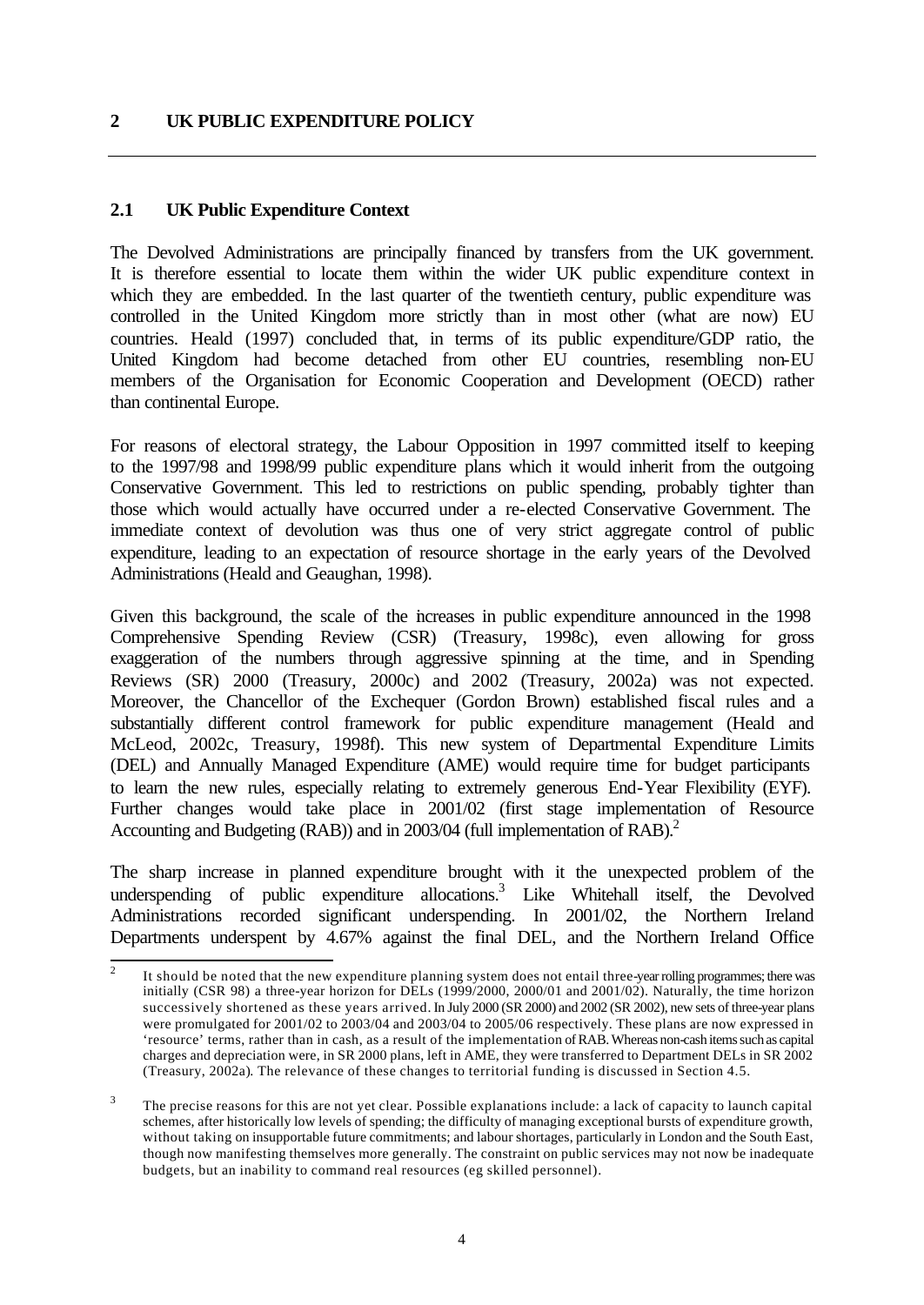## 2 UK PUBLIC EXPENDITURE POLICY

### 2.1 UK Public Expenditure Context

The Devolved Administrations are principally financed by transfers from the UK government. It is therefore essential to locate them within the wider UK public expenditure context in which they are embedded. In the last quarter of the twentieth century, public expenditure was controlled in the United Kingdom more strictly than in most other (what are now) EU countries. Heald (1997) concluded that, in terms of its public expenditure/GDP ratio, the United Kingdom had become detached from other EU countries, resembling non-EU members of the Organisation for Economic Cooperation and Development (OECD) rather than continental Europe.

For reasons of electoral strategy, the Labour Opposition in 1997 committed itself to keeping to the 1997/98 and 1998/99 public expenditure plans which it would inherit from the outgoing Conservative Government. This led to restrictions on public spending, probably tighter than those which would actually have occurred under a re-elected Conservative Government. The immediate context of devolution was thus one of very strict aggregate control of public expenditure, leading to an expectation of resource shortage in the early years of the Devolved Administrations (Heald and Geaughan, 1998).

Given this background, the scale of the increases in public expenditure announced in the 1998 Comprehensive Spending Review (CSR) (Treasury, 1998c), even allowing for gross exaggeration of the numbers through aggressive spinning at the time, and in Spending Reviews (SR) 2000 (Treasury, 2000c) and 2002 (Treasury, 2002a) was not expected. Moreover, the Chancellor of the Exchequer (Gordon Brown) established fiscal rules and a substantially different control framework for public expenditure management (Heald and McLeod, 2002c, Treasury, 1998f). This new system of Departmental Expenditure Limits (DEL) and Annually Managed Expenditure (AME) would require time for budget participants to learn the new rules, especially relating to extremely generous End-Year Flexibility (EYF). Further changes would take place in 2001/02 (first stage implementation of Resource Accounting and Budgeting (RAB)) and in 2003/04 (full implementation of RAB).[2]

The sharp increase in planned expenditure brought with it the unexpected problem of the underspending of public expenditure allocations.[3] Like Whitehall itself, the Devolved Administrations recorded significant underspending. In 2001/02, the Northern Ireland Departments underspent by 4.67% against the final DEL, and the Northern Ireland Office

---

[2] It should be noted that the new expenditure planning system does not entail three-year rolling programmes; there was initially (CSR 98) a three-year horizon for DELs (1999/2000, 2000/01 and 2001/02). Naturally, the time horizon successively shortened as these years arrived. In July 2000 (SR 2000) and 2002 (SR 2002), new sets of three-year plans were promulgated for 2001/02 to 2003/04 and 2003/04 to 2005/06 respectively. These plans are now expressed in 'resource' terms, rather than in cash, as a result of the implementation of RAB. Whereas non-cash items such as capital charges and depreciation were, in SR 2000 plans, left in AME, they were transferred to Department DELs in SR 2002 (Treasury, 2002a). The relevance of these changes to territorial funding is discussed in Section 4.5.

[3] The precise reasons for this are not yet clear. Possible explanations include: a lack of capacity to launch capital schemes, after historically low levels of spending; the difficulty of managing exceptional bursts of expenditure growth, without taking on insupportable future commitments; and labour shortages, particularly in London and the South East, though now manifesting themselves more generally. The constraint on public services may not now be inadequate budgets, but an inability to command real resources (eg skilled personnel).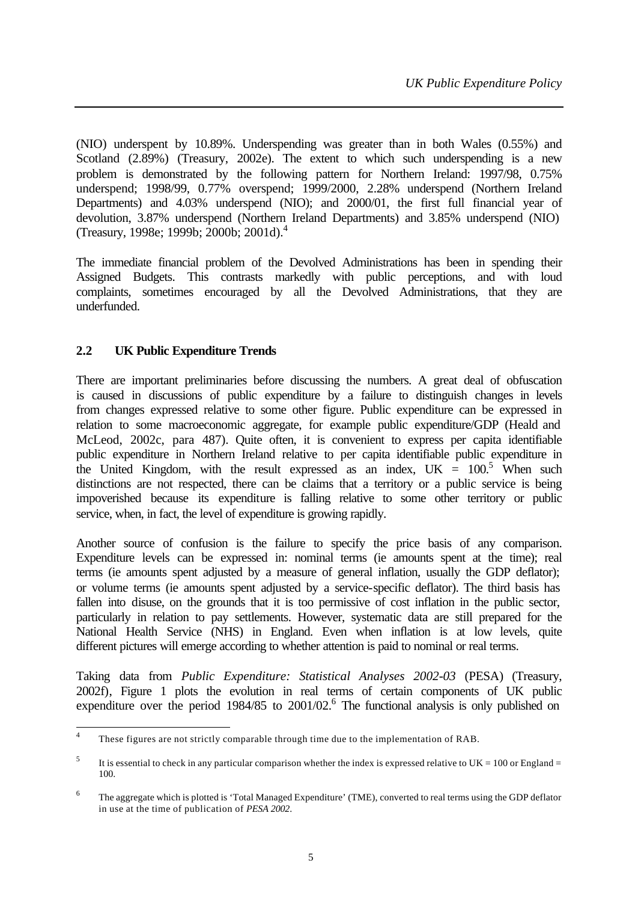(NIO) underspent by 10.89%. Underspending was greater than in both Wales (0.55%) and Scotland (2.89%) (Treasury, 2002e). The extent to which such underspending is a new problem is demonstrated by the following pattern for Northern Ireland: 1997/98, 0.75% underspend; 1998/99, 0.77% overspend; 1999/2000, 2.28% underspend (Northern Ireland Departments) and 4.03% underspend (NIO); and 2000/01, the first full financial year of devolution, 3.87% underspend (Northern Ireland Departments) and 3.85% underspend (NIO) (Treasury, 1998e; 1999b; 2000b; 2001d).[4]

The immediate financial problem of the Devolved Administrations has been in spending their Assigned Budgets. This contrasts markedly with public perceptions, and with loud complaints, sometimes encouraged by all the Devolved Administrations, that they are underfunded.

## 2.2 UK Public Expenditure Trends

There are important preliminaries before discussing the numbers. A great deal of obfuscation is caused in discussions of public expenditure by a failure to distinguish changes in levels from changes expressed relative to some other figure. Public expenditure can be expressed in relation to some macroeconomic aggregate, for example public expenditure/GDP (Heald and McLeod, 2002c, para 487). Quite often, it is convenient to express per capita identifiable public expenditure in Northern Ireland relative to per capita identifiable public expenditure in the United Kingdom, with the result expressed as an index, UK = 100.[5] When such distinctions are not respected, there can be claims that a territory or a public service is being impoverished because its expenditure is falling relative to some other territory or public service, when, in fact, the level of expenditure is growing rapidly.

Another source of confusion is the failure to specify the price basis of any comparison. Expenditure levels can be expressed in: nominal terms (ie amounts spent at the time); real terms (ie amounts spent adjusted by a measure of general inflation, usually the GDP deflator); or volume terms (ie amounts spent adjusted by a service-specific deflator). The third basis has fallen into disuse, on the grounds that it is too permissive of cost inflation in the public sector, particularly in relation to pay settlements. However, systematic data are still prepared for the National Health Service (NHS) in England. Even when inflation is at low levels, quite different pictures will emerge according to whether attention is paid to nominal or real terms.

Taking data from *Public Expenditure: Statistical Analyses 2002-03* (PESA) (Treasury, 2002f), Figure 1 plots the evolution in real terms of certain components of UK public expenditure over the period 1984/85 to 2001/02.[6] The functional analysis is only published on

---

[4] These figures are not strictly comparable through time due to the implementation of RAB.

[5] It is essential to check in any particular comparison whether the index is expressed relative to UK = 100 or England = 100.

[6] The aggregate which is plotted is 'Total Managed Expenditure' (TME), converted to real terms using the GDP deflator in use at the time of publication of *PESA 2002*.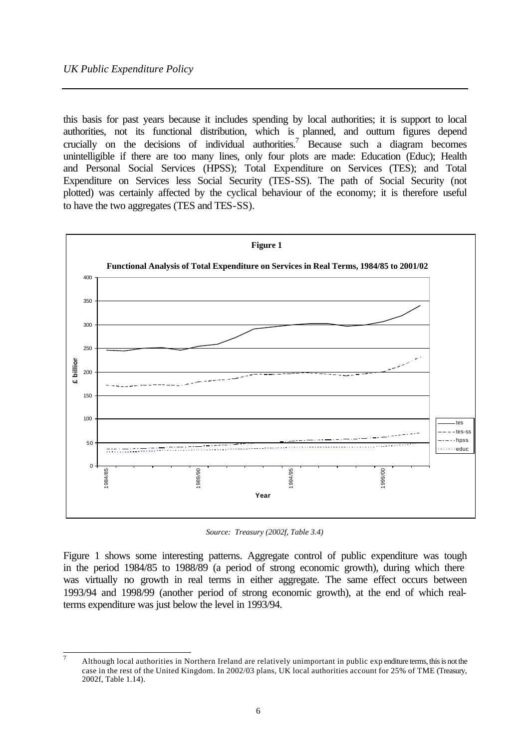this basis for past years because it includes spending by local authorities; it is support to local authorities, not its functional distribution, which is planned, and outturn figures depend crucially on the decisions of individual authorities.[7] Because such a diagram becomes unintelligible if there are too many lines, only four plots are made: Education (Educ); Health and Personal Social Services (HPSS); Total Expenditure on Services (TES); and Total Expenditure on Services less Social Security (TES-SS). The path of Social Security (not plotted) was certainly affected by the cyclical behaviour of the economy; it is therefore useful to have the two aggregates (TES and TES-SS).

**Figure 1**

**Functional Analysis of Total Expenditure on Services in Real Terms, 1984/85 to 2001/02**

*Source: Treasury (2002f, Table 3.4)*

Figure 1 shows some interesting patterns. Aggregate control of public expenditure was tough in the period 1984/85 to 1988/89 (a period of strong economic growth), during which there was virtually no growth in real terms in either aggregate. The same effect occurs between 1993/94 and 1998/99 (another period of strong economic growth), at the end of which real-terms expenditure was just below the level in 1993/94.

---

[7] Although local authorities in Northern Ireland are relatively unimportant in public expenditure terms, this is not the case in the rest of the United Kingdom. In 2002/03 plans, UK local authorities account for 25% of TME (Treasury, 2002f, Table 1.14).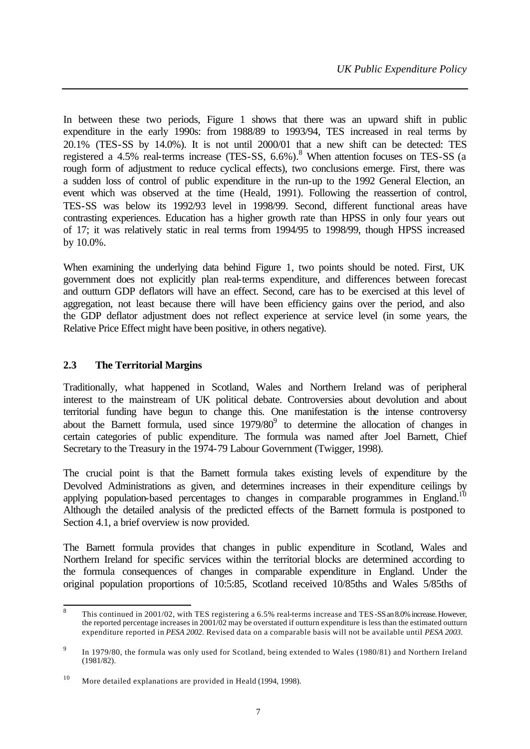In between these two periods, Figure 1 shows that there was an upward shift in public expenditure in the early 1990s: from 1988/89 to 1993/94, TES increased in real terms by 20.1% (TES-SS by 14.0%). It is not until 2000/01 that a new shift can be detected: TES registered a 4.5% real-terms increase (TES-SS, 6.6%).[8] When attention focuses on TES-SS (a rough form of adjustment to reduce cyclical effects), two conclusions emerge. First, there was a sudden loss of control of public expenditure in the run-up to the 1992 General Election, an event which was observed at the time (Heald, 1991). Following the reassertion of control, TES-SS was below its 1992/93 level in 1998/99. Second, different functional areas have contrasting experiences. Education has a higher growth rate than HPSS in only four years out of 17; it was relatively static in real terms from 1994/95 to 1998/99, though HPSS increased by 10.0%.

When examining the underlying data behind Figure 1, two points should be noted. First, UK government does not explicitly plan real-terms expenditure, and differences between forecast and outturn GDP deflators will have an effect. Second, care has to be exercised at this level of aggregation, not least because there will have been efficiency gains over the period, and also the GDP deflator adjustment does not reflect experience at service level (in some years, the Relative Price Effect might have been positive, in others negative).

## 2.3 The Territorial Margins

Traditionally, what happened in Scotland, Wales and Northern Ireland was of peripheral interest to the mainstream of UK political debate. Controversies about devolution and about territorial funding have begun to change this. One manifestation is the intense controversy about the Barnett formula, used since 1979/80[9] to determine the allocation of changes in certain categories of public expenditure. The formula was named after Joel Barnett, Chief Secretary to the Treasury in the 1974-79 Labour Government (Twigger, 1998).

The crucial point is that the Barnett formula takes existing levels of expenditure by the Devolved Administrations as given, and determines increases in their expenditure ceilings by applying population-based percentages to changes in comparable programmes in England.[10] Although the detailed analysis of the predicted effects of the Barnett formula is postponed to Section 4.1, a brief overview is now provided.

The Barnett formula provides that changes in public expenditure in Scotland, Wales and Northern Ireland for specific services within the territorial blocks are determined according to the formula consequences of changes in comparable expenditure in England. Under the original population proportions of 10:5:85, Scotland received 10/85ths and Wales 5/85ths of

---

[8] This continued in 2001/02, with TES registering a 6.5% real-terms increase and TES-SS an 8.0% increase. However, the reported percentage increases in 2001/02 may be overstated if outturn expenditure is less than the estimated outturn expenditure reported in *PESA 2002*. Revised data on a comparable basis will not be available until *PESA 2003*.

[9] In 1979/80, the formula was only used for Scotland, being extended to Wales (1980/81) and Northern Ireland (1981/82).

[10] More detailed explanations are provided in Heald (1994, 1998).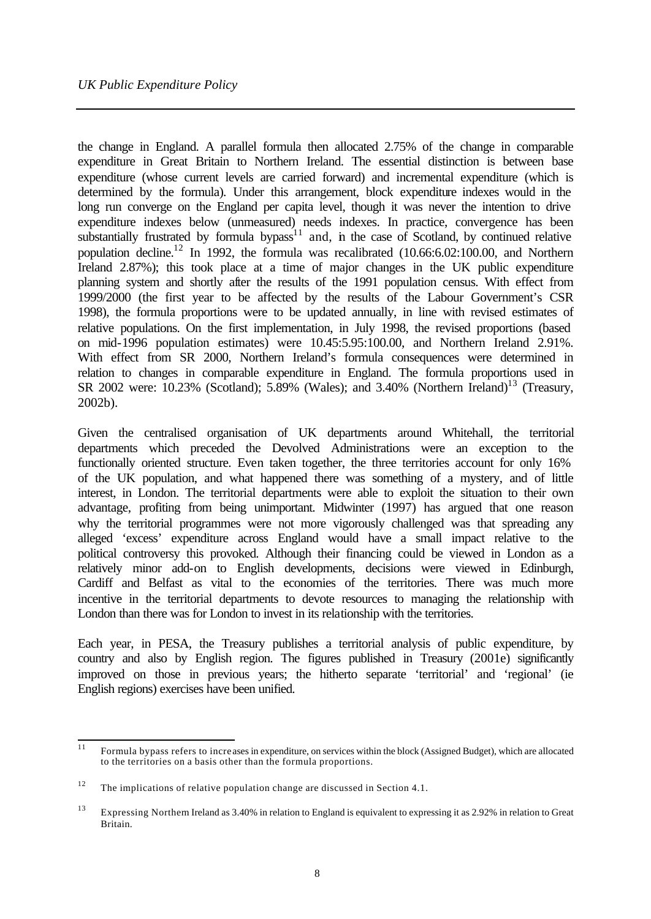the change in England. A parallel formula then allocated 2.75% of the change in comparable expenditure in Great Britain to Northern Ireland. The essential distinction is between base expenditure (whose current levels are carried forward) and incremental expenditure (which is determined by the formula). Under this arrangement, block expenditure indexes would in the long run converge on the England per capita level, though it was never the intention to drive expenditure indexes below (unmeasured) needs indexes. In practice, convergence has been substantially frustrated by formula bypass[11] and, in the case of Scotland, by continued relative population decline.[12] In 1992, the formula was recalibrated (10.66:6.02:100.00, and Northern Ireland 2.87%); this took place at a time of major changes in the UK public expenditure planning system and shortly after the results of the 1991 population census. With effect from 1999/2000 (the first year to be affected by the results of the Labour Government's CSR 1998), the formula proportions were to be updated annually, in line with revised estimates of relative populations. On the first implementation, in July 1998, the revised proportions (based on mid-1996 population estimates) were 10.45:5.95:100.00, and Northern Ireland 2.91%. With effect from SR 2000, Northern Ireland's formula consequences were determined in relation to changes in comparable expenditure in England. The formula proportions used in SR 2002 were: 10.23% (Scotland); 5.89% (Wales); and 3.40% (Northern Ireland)[13] (Treasury, 2002b).

Given the centralised organisation of UK departments around Whitehall, the territorial departments which preceded the Devolved Administrations were an exception to the functionally oriented structure. Even taken together, the three territories account for only 16% of the UK population, and what happened there was something of a mystery, and of little interest, in London. The territorial departments were able to exploit the situation to their own advantage, profiting from being unimportant. Midwinter (1997) has argued that one reason why the territorial programmes were not more vigorously challenged was that spreading any alleged 'excess' expenditure across England would have a small impact relative to the political controversy this provoked. Although their financing could be viewed in London as a relatively minor add-on to English developments, decisions were viewed in Edinburgh, Cardiff and Belfast as vital to the economies of the territories. There was much more incentive in the territorial departments to devote resources to managing the relationship with London than there was for London to invest in its relationship with the territories.

Each year, in PESA, the Treasury publishes a territorial analysis of public expenditure, by country and also by English region. The figures published in Treasury (2001e) significantly improved on those in previous years; the hitherto separate 'territorial' and 'regional' (ie English regions) exercises have been unified.

---

[11] Formula bypass refers to increases in expenditure, on services within the block (Assigned Budget), which are allocated to the territories on a basis other than the formula proportions.

[12] The implications of relative population change are discussed in Section 4.1.

[13] Expressing Northern Ireland as 3.40% in relation to England is equivalent to expressing it as 2.92% in relation to Great Britain.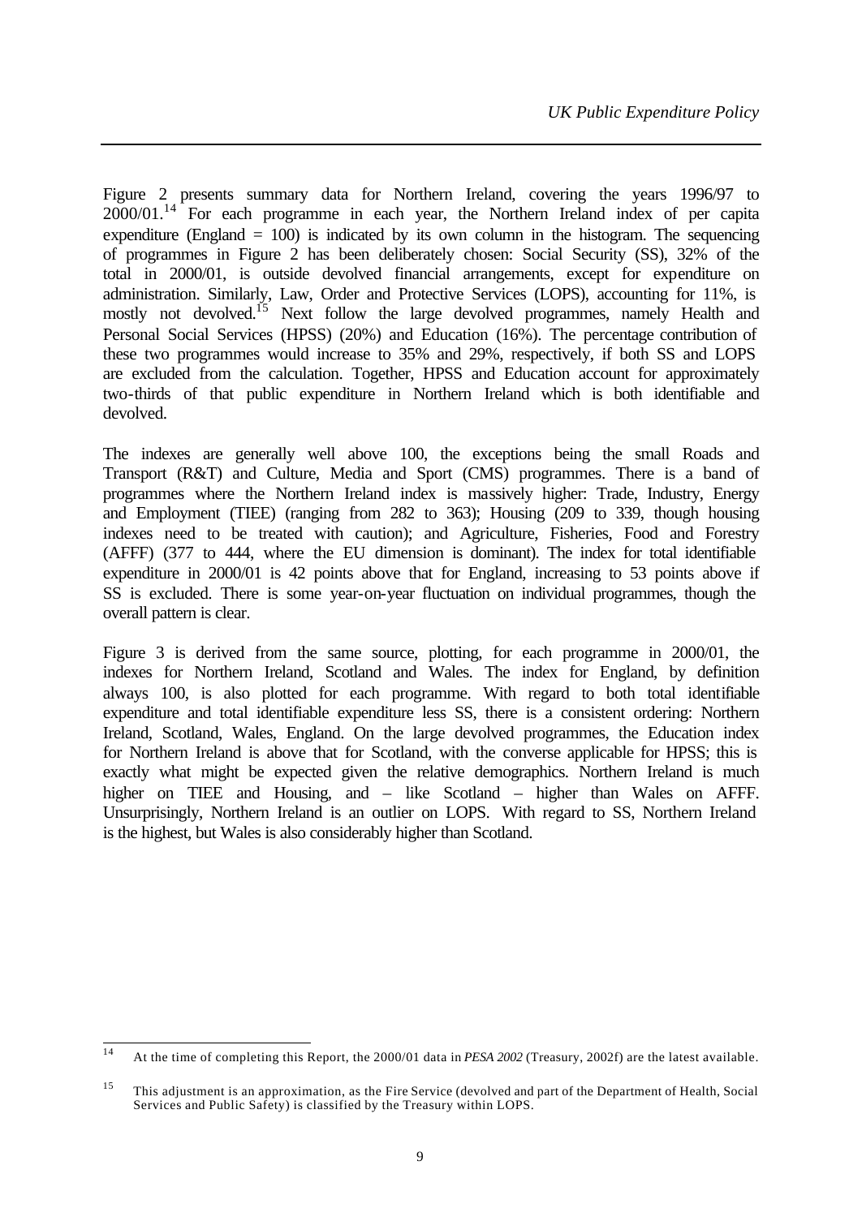Figure 2 presents summary data for Northern Ireland, covering the years 1996/97 to 2000/01.[14] For each programme in each year, the Northern Ireland index of per capita expenditure (England = 100) is indicated by its own column in the histogram. The sequencing of programmes in Figure 2 has been deliberately chosen: Social Security (SS), 32% of the total in 2000/01, is outside devolved financial arrangements, except for expenditure on administration. Similarly, Law, Order and Protective Services (LOPS), accounting for 11%, is mostly not devolved.[15] Next follow the large devolved programmes, namely Health and Personal Social Services (HPSS) (20%) and Education (16%). The percentage contribution of these two programmes would increase to 35% and 29%, respectively, if both SS and LOPS are excluded from the calculation. Together, HPSS and Education account for approximately two-thirds of that public expenditure in Northern Ireland which is both identifiable and devolved.

The indexes are generally well above 100, the exceptions being the small Roads and Transport (R&T) and Culture, Media and Sport (CMS) programmes. There is a band of programmes where the Northern Ireland index is massively higher: Trade, Industry, Energy and Employment (TIEE) (ranging from 282 to 363); Housing (209 to 339, though housing indexes need to be treated with caution); and Agriculture, Fisheries, Food and Forestry (AFFF) (377 to 444, where the EU dimension is dominant). The index for total identifiable expenditure in 2000/01 is 42 points above that for England, increasing to 53 points above if SS is excluded. There is some year-on-year fluctuation on individual programmes, though the overall pattern is clear.

Figure 3 is derived from the same source, plotting, for each programme in 2000/01, the indexes for Northern Ireland, Scotland and Wales. The index for England, by definition always 100, is also plotted for each programme. With regard to both total identifiable expenditure and total identifiable expenditure less SS, there is a consistent ordering: Northern Ireland, Scotland, Wales, England. On the large devolved programmes, the Education index for Northern Ireland is above that for Scotland, with the converse applicable for HPSS; this is exactly what might be expected given the relative demographics. Northern Ireland is much higher on TIEE and Housing, and – like Scotland – higher than Wales on AFFF. Unsurprisingly, Northern Ireland is an outlier on LOPS. With regard to SS, Northern Ireland is the highest, but Wales is also considerably higher than Scotland.

---

[14] At the time of completing this Report, the 2000/01 data in *PESA 2002* (Treasury, 2002f) are the latest available.

[15] This adjustment is an approximation, as the Fire Service (devolved and part of the Department of Health, Social Services and Public Safety) is classified by the Treasury within LOPS.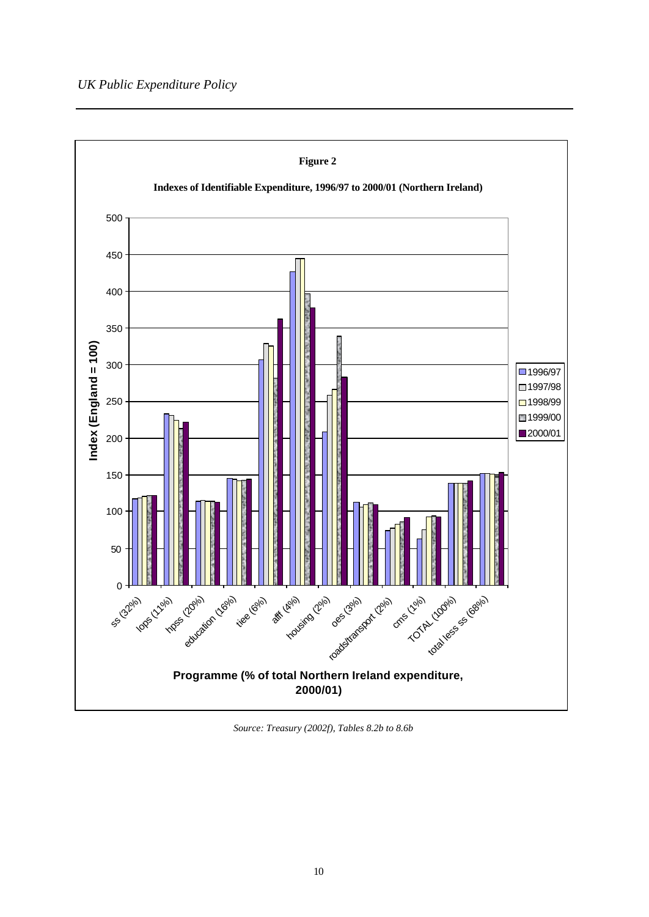**Figure 2**

**Indexes of Identifiable Expenditure, 1996/97 to 2000/01 (Northern Ireland)**

*Source: Treasury (2002f), Tables 8.2b to 8.6b*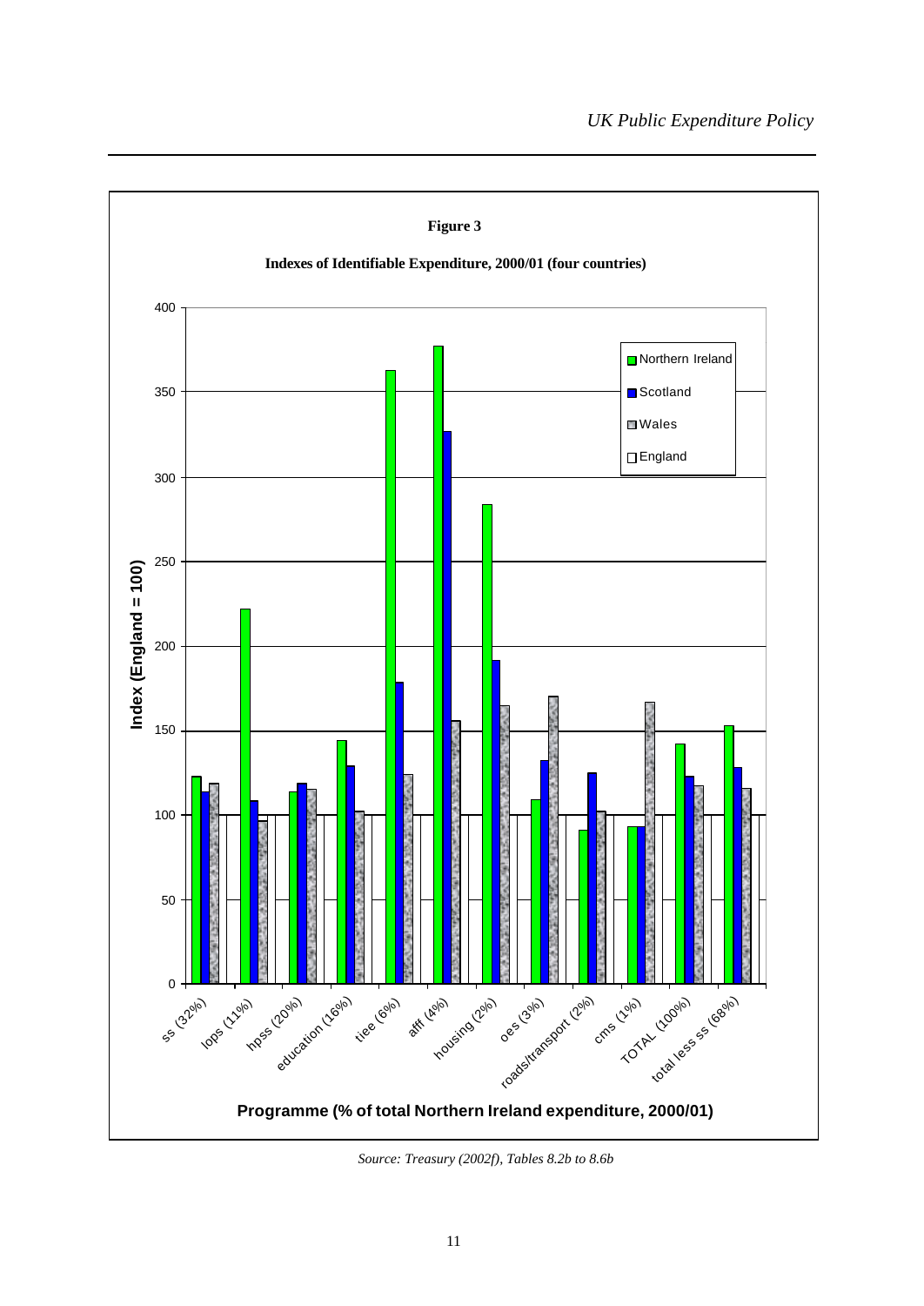**Figure 3**

**Indexes of Identifiable Expenditure, 2000/01 (four countries)**

Source: Treasury (2002f), Tables 8.2b to 8.6b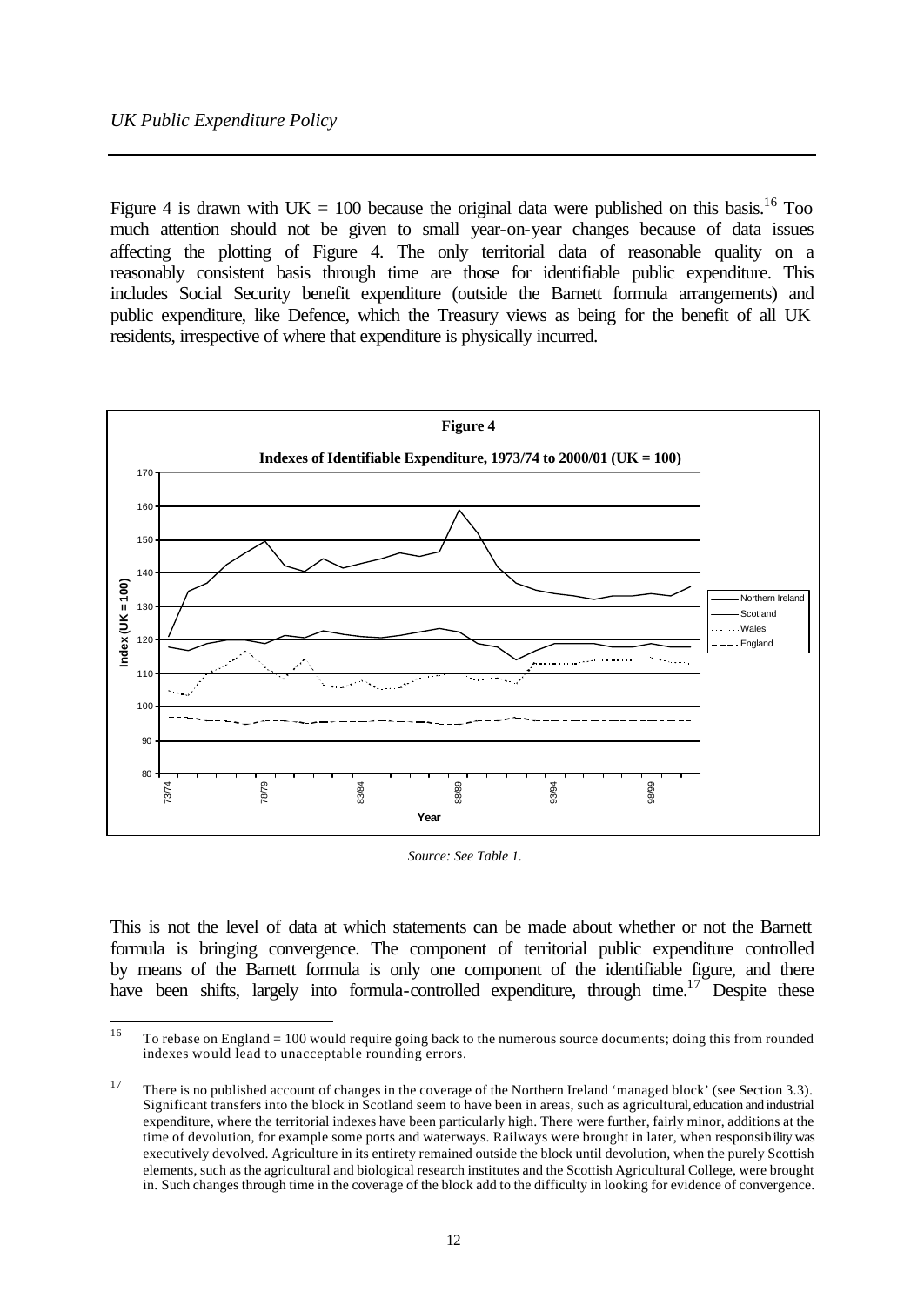Figure 4 is drawn with UK = 100 because the original data were published on this basis.[16] Too much attention should not be given to small year-on-year changes because of data issues affecting the plotting of Figure 4. The only territorial data of reasonable quality on a reasonably consistent basis through time are those for identifiable public expenditure. This includes Social Security benefit expenditure (outside the Barnett formula arrangements) and public expenditure, like Defence, which the Treasury views as being for the benefit of all UK residents, irrespective of where that expenditure is physically incurred.

**Figure 4**

**Indexes of Identifiable Expenditure, 1973/74 to 2000/01 (UK = 100)**

*Source: See Table 1.*

This is not the level of data at which statements can be made about whether or not the Barnett formula is bringing convergence. The component of territorial public expenditure controlled by means of the Barnett formula is only one component of the identifiable figure, and there have been shifts, largely into formula-controlled expenditure, through time.[17] Despite these

---

[16] To rebase on England = 100 would require going back to the numerous source documents; doing this from rounded indexes would lead to unacceptable rounding errors.

[17] There is no published account of changes in the coverage of the Northern Ireland 'managed block' (see Section 3.3). Significant transfers into the block in Scotland seem to have been in areas, such as agricultural, education and industrial expenditure, where the territorial indexes have been particularly high. There were further, fairly minor, additions at the time of devolution, for example some ports and waterways. Railways were brought in later, when responsibility was executively devolved. Agriculture in its entirety remained outside the block until devolution, when the purely Scottish elements, such as the agricultural and biological research institutes and the Scottish Agricultural College, were brought in. Such changes through time in the coverage of the block add to the difficulty in looking for evidence of convergence.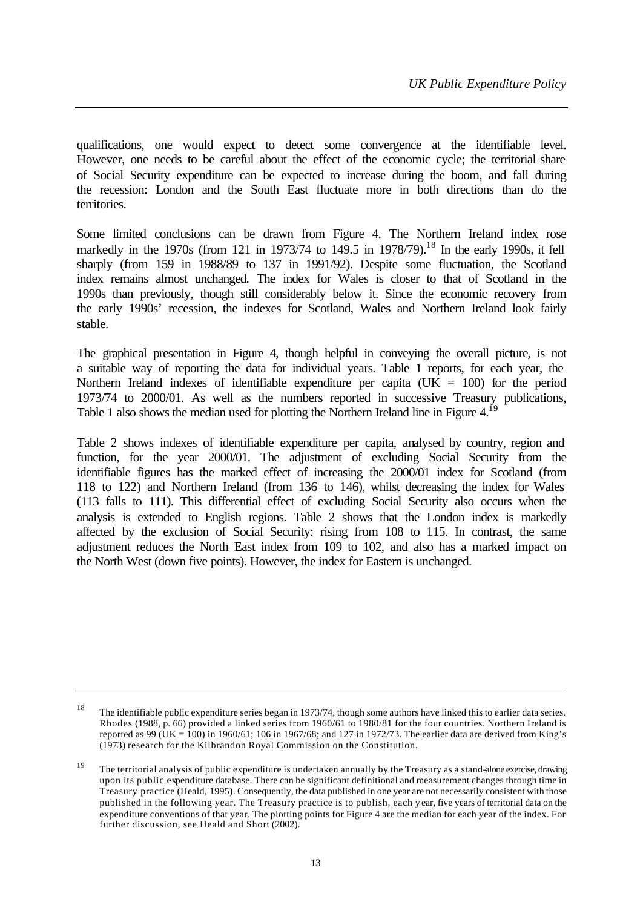qualifications, one would expect to detect some convergence at the identifiable level. However, one needs to be careful about the effect of the economic cycle; the territorial share of Social Security expenditure can be expected to increase during the boom, and fall during the recession: London and the South East fluctuate more in both directions than do the territories.

Some limited conclusions can be drawn from Figure 4. The Northern Ireland index rose markedly in the 1970s (from 121 in 1973/74 to 149.5 in 1978/79).[18] In the early 1990s, it fell sharply (from 159 in 1988/89 to 137 in 1991/92). Despite some fluctuation, the Scotland index remains almost unchanged. The index for Wales is closer to that of Scotland in the 1990s than previously, though still considerably below it. Since the economic recovery from the early 1990s' recession, the indexes for Scotland, Wales and Northern Ireland look fairly stable.

The graphical presentation in Figure 4, though helpful in conveying the overall picture, is not a suitable way of reporting the data for individual years. Table 1 reports, for each year, the Northern Ireland indexes of identifiable expenditure per capita (UK = 100) for the period 1973/74 to 2000/01. As well as the numbers reported in successive Treasury publications, Table 1 also shows the median used for plotting the Northern Ireland line in Figure 4.[19]

Table 2 shows indexes of identifiable expenditure per capita, analysed by country, region and function, for the year 2000/01. The adjustment of excluding Social Security from the identifiable figures has the marked effect of increasing the 2000/01 index for Scotland (from 118 to 122) and Northern Ireland (from 136 to 146), whilst decreasing the index for Wales (113 falls to 111). This differential effect of excluding Social Security also occurs when the analysis is extended to English regions. Table 2 shows that the London index is markedly affected by the exclusion of Social Security: rising from 108 to 115. In contrast, the same adjustment reduces the North East index from 109 to 102, and also has a marked impact on the North West (down five points). However, the index for Eastern is unchanged.

---

[18] The identifiable public expenditure series began in 1973/74, though some authors have linked this to earlier data series. Rhodes (1988, p. 66) provided a linked series from 1960/61 to 1980/81 for the four countries. Northern Ireland is reported as 99 (UK = 100) in 1960/61; 106 in 1967/68; and 127 in 1972/73. The earlier data are derived from King's (1973) research for the Kilbrandon Royal Commission on the Constitution.

[19] The territorial analysis of public expenditure is undertaken annually by the Treasury as a stand-alone exercise, drawing upon its public expenditure database. There can be significant definitional and measurement changes through time in Treasury practice (Heald, 1995). Consequently, the data published in one year are not necessarily consistent with those published in the following year. The Treasury practice is to publish, each year, five years of territorial data on the expenditure conventions of that year. The plotting points for Figure 4 are the median for each year of the index. For further discussion, see Heald and Short (2002).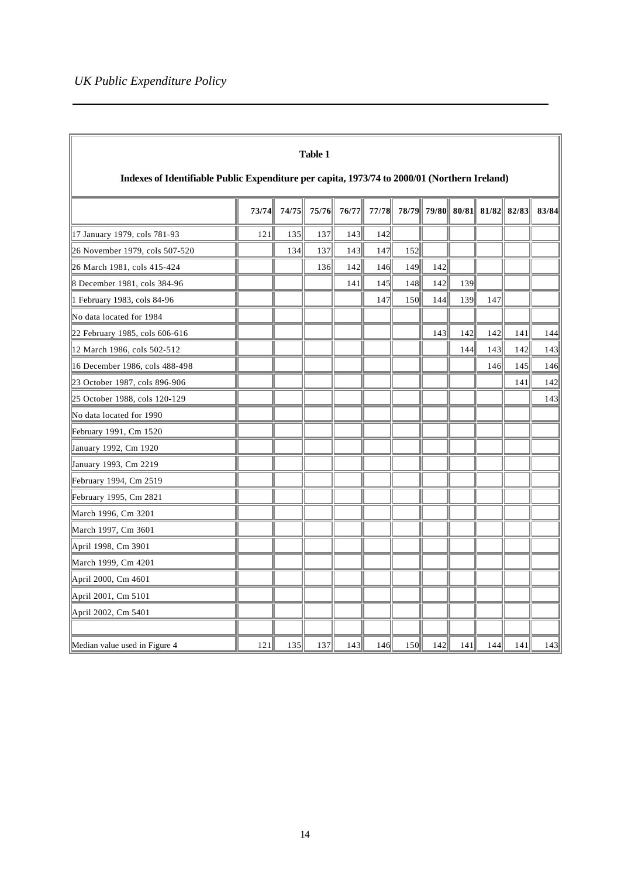**Table 1**

**Indexes of Identifiable Public Expenditure per capita, 1973/74 to 2000/01 (Northern Ireland)**

| | 73/74 | 74/75 | 75/76 | 76/77 | 77/78 | 78/79 | 79/80 | 80/81 | 81/82 | 82/83 | 83/84 |
|---|---|---|---|---|---|---|---|---|---|---|---|
| 17 January 1979, cols 781-93 | 121 | 135 | 137 | 143 | 142 | | | | | | |
| 26 November 1979, cols 507-520 | | 134 | 137 | 143 | 147 | 152 | | | | | |
| 26 March 1981, cols 415-424 | | | 136 | 142 | 146 | 149 | 142 | | | | |
| 8 December 1981, cols 384-96 | | | | 141 | 145 | 148 | 142 | 139 | | | |
| 1 February 1983, cols 84-96 | | | | | 147 | 150 | 144 | 139 | 147 | | |
| No data located for 1984 | | | | | | | | | | | |
| 22 February 1985, cols 606-616 | | | | | | | 143 | 142 | 142 | 141 | 144 |
| 12 March 1986, cols 502-512 | | | | | | | | 144 | 143 | 142 | 143 |
| 16 December 1986, cols 488-498 | | | | | | | | | 146 | 145 | 146 |
| 23 October 1987, cols 896-906 | | | | | | | | | | 141 | 142 |
| 25 October 1988, cols 120-129 | | | | | | | | | | | 143 |
| No data located for 1990 | | | | | | | | | | | |
| February 1991, Cm 1520 | | | | | | | | | | | |
| January 1992, Cm 1920 | | | | | | | | | | | |
| January 1993, Cm 2219 | | | | | | | | | | | |
| February 1994, Cm 2519 | | | | | | | | | | | |
| February 1995, Cm 2821 | | | | | | | | | | | |
| March 1996, Cm 3201 | | | | | | | | | | | |
| March 1997, Cm 3601 | | | | | | | | | | | |
| April 1998, Cm 3901 | | | | | | | | | | | |
| March 1999, Cm 4201 | | | | | | | | | | | |
| April 2000, Cm 4601 | | | | | | | | | | | |
| April 2001, Cm 5101 | | | | | | | | | | | |
| April 2002, Cm 5401 | | | | | | | | | | | |
| | | | | | | | | | | | |
| Median value used in Figure 4 | 121 | 135 | 137 | 143 | 146 | 150 | 142 | 141 | 144 | 141 | 143 |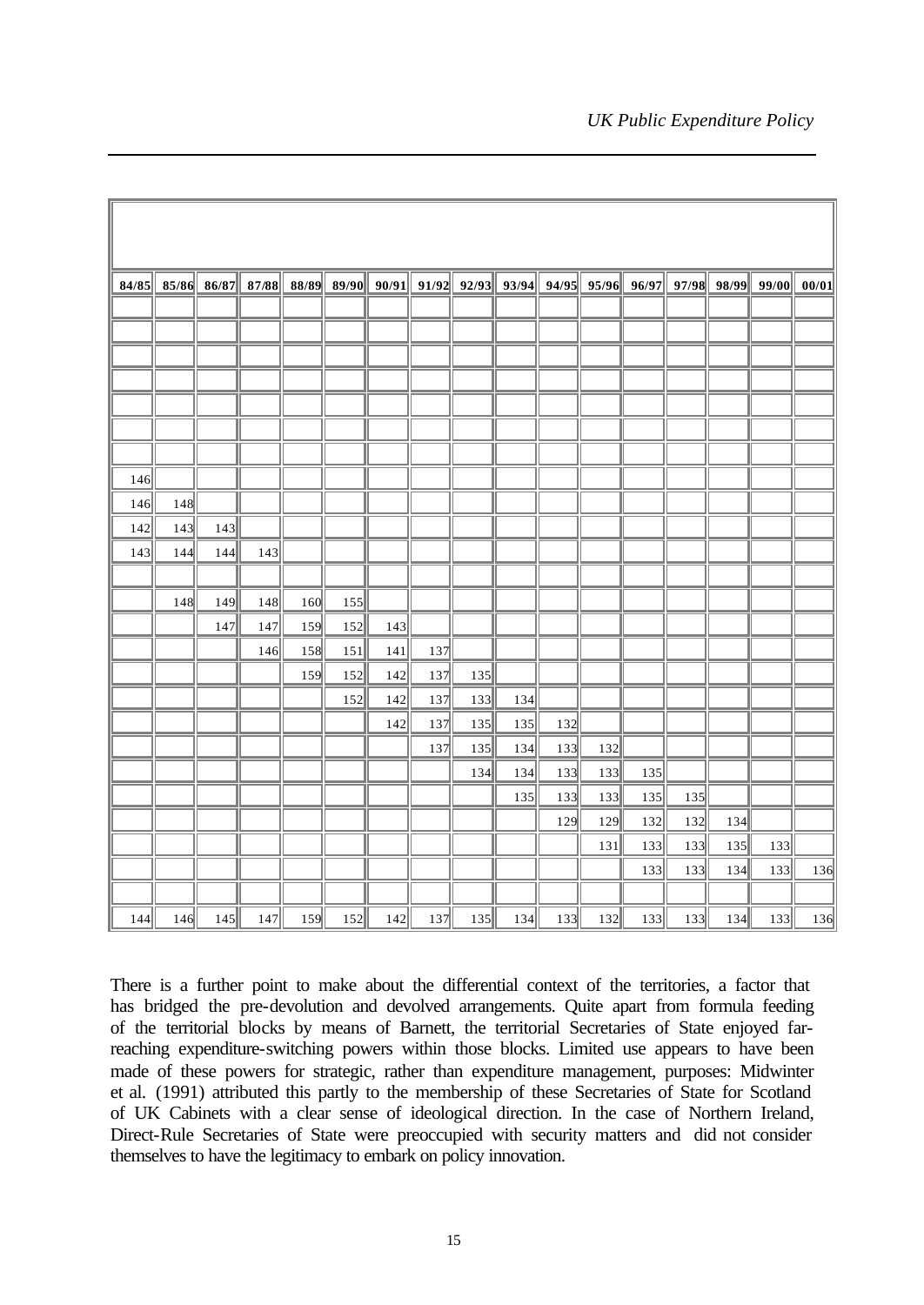| 84/85 | 85/86 | 86/87 | 87/88 | 88/89 | 89/90 | 90/91 | 91/92 | 92/93 | 93/94 | 94/95 | 95/96 | 96/97 | 97/98 | 98/99 | 99/00 | 00/01 |
|---|---|---|---|---|---|---|---|---|---|---|---|---|---|---|---|---|
| | | | | | | | | | | | | | | | | |
| | | | | | | | | | | | | | | | | |
| | | | | | | | | | | | | | | | | |
| | | | | | | | | | | | | | | | | |
| | | | | | | | | | | | | | | | | |
| | | | | | | | | | | | | | | | | |
| | | | | | | | | | | | | | | | | |
| 146 | | | | | | | | | | | | | | | | |
| 146 | 148 | | | | | | | | | | | | | | | |
| 142 | 143 | 143 | | | | | | | | | | | | | | |
| 143 | 144 | 144 | 143 | | | | | | | | | | | | | |
| | | | | | | | | | | | | | | | | |
| | 148 | 149 | 148 | 160 | 155 | | | | | | | | | | | |
| | | 147 | 147 | 159 | 152 | 143 | | | | | | | | | | |
| | | | 146 | 158 | 151 | 141 | 137 | | | | | | | | | |
| | | | | 159 | 152 | 142 | 137 | 135 | | | | | | | | |
| | | | | | 152 | 142 | 137 | 133 | 134 | | | | | | | |
| | | | | | | 142 | 137 | 135 | 135 | 132 | | | | | | |
| | | | | | | | 137 | 135 | 134 | 133 | 132 | | | | | |
| | | | | | | | | 134 | 134 | 133 | 133 | 135 | | | | |
| | | | | | | | | | 135 | 133 | 133 | 135 | 135 | | | |
| | | | | | | | | | | 129 | 129 | 132 | 132 | 134 | | |
| | | | | | | | | | | | 131 | 133 | 133 | 135 | 133 | |
| | | | | | | | | | | | | 133 | 133 | 134 | 133 | 136 |
| | | | | | | | | | | | | | | | | |
| 144 | 146 | 145 | 147 | 159 | 152 | 142 | 137 | 135 | 134 | 133 | 132 | 133 | 133 | 134 | 133 | 136 |

There is a further point to make about the differential context of the territories, a factor that has bridged the pre-devolution and devolved arrangements. Quite apart from formula feeding of the territorial blocks by means of Barnett, the territorial Secretaries of State enjoyed far-reaching expenditure-switching powers within those blocks. Limited use appears to have been made of these powers for strategic, rather than expenditure management, purposes: Midwinter et al. (1991) attributed this partly to the membership of these Secretaries of State for Scotland of UK Cabinets with a clear sense of ideological direction. In the case of Northern Ireland, Direct-Rule Secretaries of State were preoccupied with security matters and did not consider themselves to have the legitimacy to embark on policy innovation.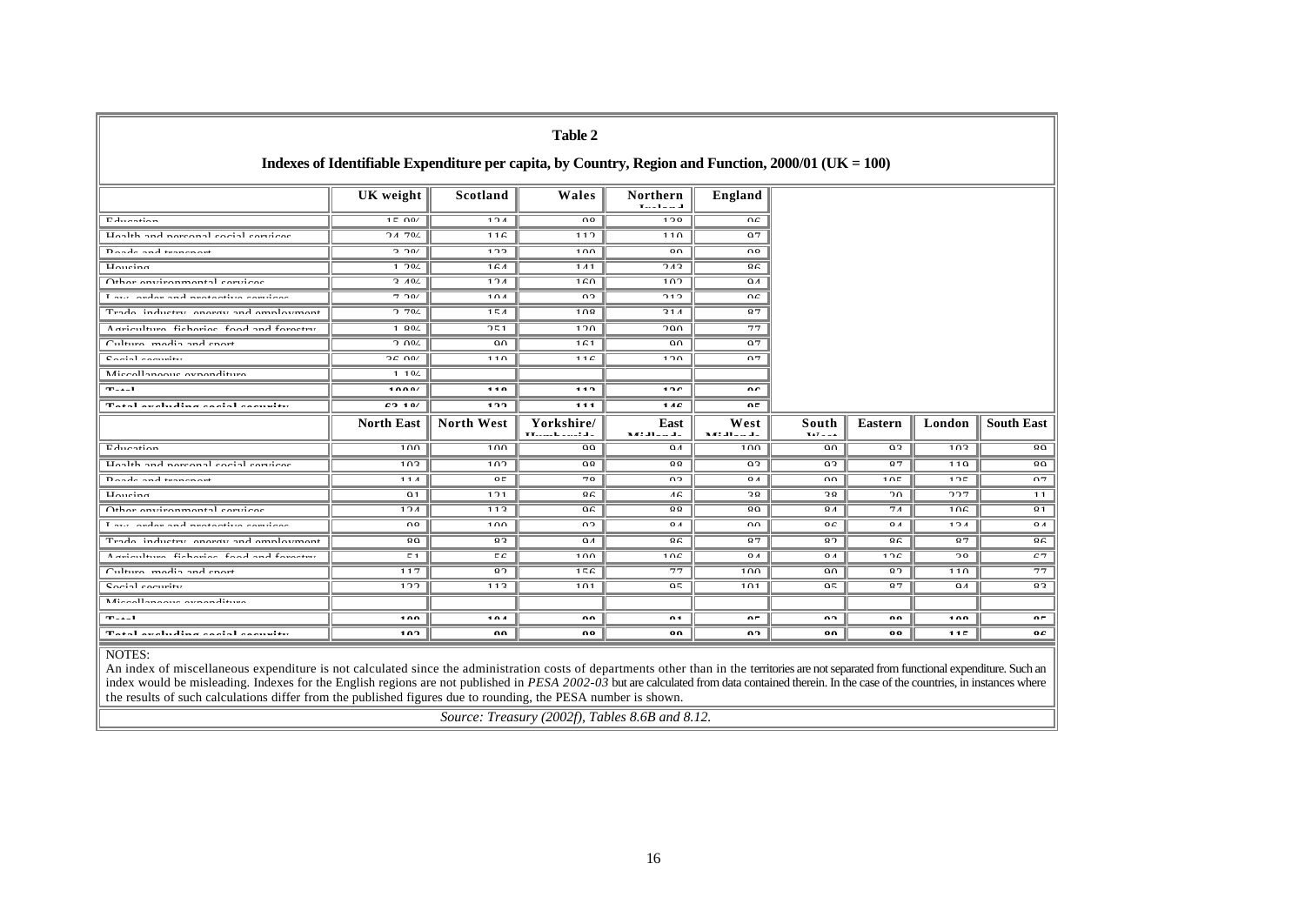## Table 2

### Indexes of Identifiable Expenditure per capita, by Country, Region and Function, 2000/01 (UK = 100)

| | UK weight | Scotland | Wales | Northern Ireland | England |
|---|---|---|---|---|---|
| Education | 15.0% | 124 | 98 | 128 | 96 |
| Health and personal social services | 24.7% | 116 | 112 | 110 | 97 |
| Roads and transport | 3.3% | 122 | 100 | 89 | 98 |
| Housing | 1.2% | 164 | 141 | 243 | 86 |
| Other environmental services | 3.4% | 124 | 160 | 102 | 94 |
| Law, order and protective services | 7.2% | 104 | 92 | 212 | 96 |
| Trade, industry, energy and employment | 2.7% | 154 | 108 | 314 | 87 |
| Agriculture, fisheries, food and forestry | 1.8% | 251 | 120 | 290 | 77 |
| Culture, media and sport | 2.0% | 90 | 161 | 90 | 97 |
| Social security | 36.0% | 110 | 116 | 120 | 97 |
| Miscellaneous expenditure | 1.1% | | | | |
| **Total** | **100%** | **118** | **113** | **126** | **96** |
| **Total excluding social security** | **63.1%** | **122** | **111** | **146** | **95** |

| | North East | North West | Yorkshire/ Humberside | East Midlands | West Midlands | South West | Eastern | London | South East |
|---|---|---|---|---|---|---|---|---|---|
| Education | 100 | 100 | 99 | 94 | 100 | 90 | 92 | 103 | 89 |
| Health and personal social services | 103 | 102 | 98 | 88 | 93 | 93 | 87 | 119 | 89 |
| Roads and transport | 114 | 85 | 78 | 92 | 84 | 90 | 105 | 135 | 97 |
| Housing | 91 | 121 | 86 | 46 | 38 | 38 | 30 | 227 | 11 |
| Other environmental services | 124 | 113 | 96 | 88 | 89 | 84 | 74 | 106 | 81 |
| Law, order and protective services | 98 | 100 | 92 | 84 | 90 | 86 | 84 | 124 | 84 |
| Trade, industry, energy and employment | 89 | 83 | 94 | 86 | 87 | 82 | 86 | 87 | 86 |
| Agriculture, fisheries, food and forestry | 51 | 56 | 100 | 106 | 84 | 84 | 126 | 38 | 67 |
| Culture, media and sport | 117 | 82 | 156 | 77 | 100 | 90 | 82 | 110 | 77 |
| Social security | 122 | 113 | 101 | 95 | 101 | 95 | 87 | 94 | 83 |
| Miscellaneous expenditure | | | | | | | | | |
| **Total** | **109** | **104** | **98** | **91** | **95** | **92** | **88** | **108** | **85** |
| **Total excluding social security** | **102** | **99** | **98** | **89** | **92** | **89** | **88** | **115** | **86** |

NOTES:
An index of miscellaneous expenditure is not calculated since the administration costs of departments other than in the territories are not separated from functional expenditure. Such an index would be misleading. Indexes for the English regions are not published in *PESA 2002-03* but are calculated from data contained therein. In the case of the countries, in instances where the results of such calculations differ from the published figures due to rounding, the PESA number is shown.

*Source: Treasury (2002f), Tables 8.6B and 8.12.*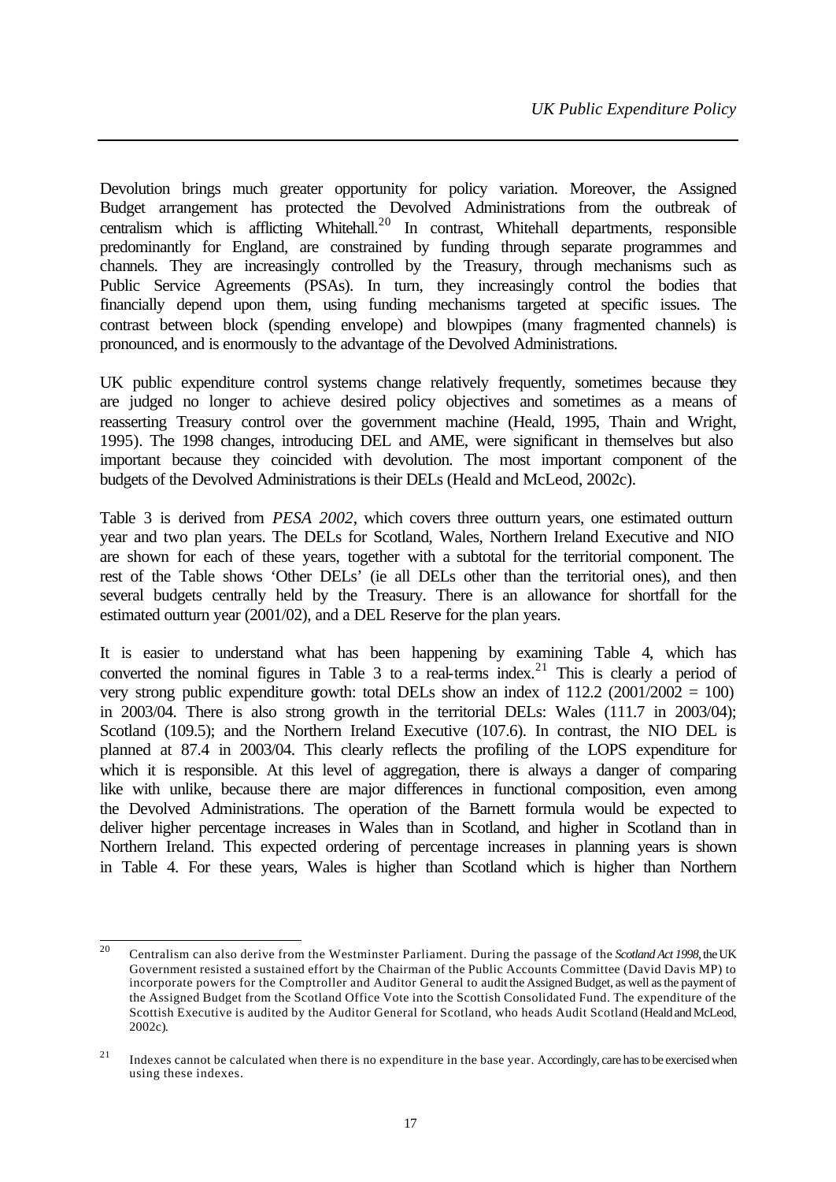Devolution brings much greater opportunity for policy variation. Moreover, the Assigned Budget arrangement has protected the Devolved Administrations from the outbreak of centralism which is afflicting Whitehall.[20] In contrast, Whitehall departments, responsible predominantly for England, are constrained by funding through separate programmes and channels. They are increasingly controlled by the Treasury, through mechanisms such as Public Service Agreements (PSAs). In turn, they increasingly control the bodies that financially depend upon them, using funding mechanisms targeted at specific issues. The contrast between block (spending envelope) and blowpipes (many fragmented channels) is pronounced, and is enormously to the advantage of the Devolved Administrations.

UK public expenditure control systems change relatively frequently, sometimes because they are judged no longer to achieve desired policy objectives and sometimes as a means of reasserting Treasury control over the government machine (Heald, 1995, Thain and Wright, 1995). The 1998 changes, introducing DEL and AME, were significant in themselves but also important because they coincided with devolution. The most important component of the budgets of the Devolved Administrations is their DELs (Heald and McLeod, 2002c).

Table 3 is derived from *PESA 2002*, which covers three outturn years, one estimated outturn year and two plan years. The DELs for Scotland, Wales, Northern Ireland Executive and NIO are shown for each of these years, together with a subtotal for the territorial component. The rest of the Table shows 'Other DELs' (ie all DELs other than the territorial ones), and then several budgets centrally held by the Treasury. There is an allowance for shortfall for the estimated outturn year (2001/02), and a DEL Reserve for the plan years.

It is easier to understand what has been happening by examining Table 4, which has converted the nominal figures in Table 3 to a real-terms index.[21] This is clearly a period of very strong public expenditure growth: total DELs show an index of 112.2 (2001/2002 = 100) in 2003/04. There is also strong growth in the territorial DELs: Wales (111.7 in 2003/04); Scotland (109.5); and the Northern Ireland Executive (107.6). In contrast, the NIO DEL is planned at 87.4 in 2003/04. This clearly reflects the profiling of the LOPS expenditure for which it is responsible. At this level of aggregation, there is always a danger of comparing like with unlike, because there are major differences in functional composition, even among the Devolved Administrations. The operation of the Barnett formula would be expected to deliver higher percentage increases in Wales than in Scotland, and higher in Scotland than in Northern Ireland. This expected ordering of percentage increases in planning years is shown in Table 4. For these years, Wales is higher than Scotland which is higher than Northern

---

[20] Centralism can also derive from the Westminster Parliament. During the passage of the *Scotland Act 1998*, the UK Government resisted a sustained effort by the Chairman of the Public Accounts Committee (David Davis MP) to incorporate powers for the Comptroller and Auditor General to audit the Assigned Budget, as well as the payment of the Assigned Budget from the Scotland Office Vote into the Scottish Consolidated Fund. The expenditure of the Scottish Executive is audited by the Auditor General for Scotland, who heads Audit Scotland (Heald and McLeod, 2002c).

[21] Indexes cannot be calculated when there is no expenditure in the base year. Accordingly, care has to be exercised when using these indexes.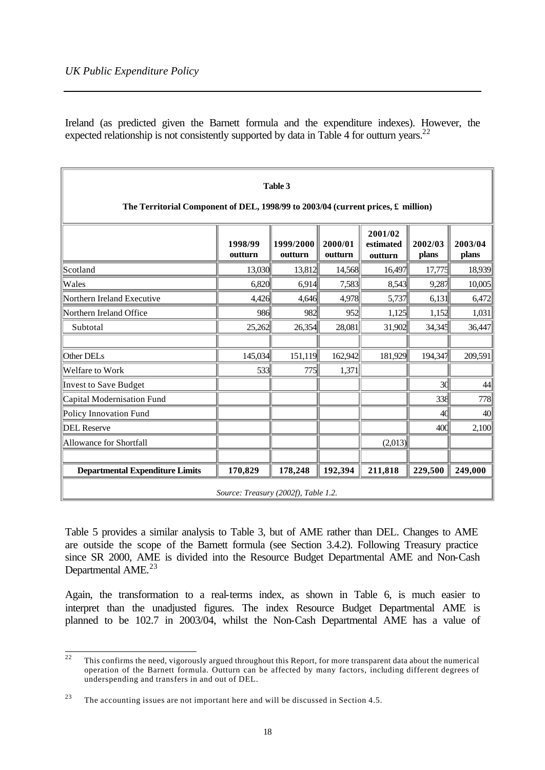Ireland (as predicted given the Barnett formula and the expenditure indexes). However, the expected relationship is not consistently supported by data in Table 4 for outturn years.[22]

**Table 3**

**The Territorial Component of DEL, 1998/99 to 2003/04 (current prices, £ million)**

| | 1998/99 outturn | 1999/2000 outturn | 2000/01 outturn | 2001/02 estimated outturn | 2002/03 plans | 2003/04 plans |
|---|---|---|---|---|---|---|
| Scotland | 13,030 | 13,812 | 14,568 | 16,497 | 17,775 | 18,939 |
| Wales | 6,820 | 6,914 | 7,583 | 8,543 | 9,287 | 10,005 |
| Northern Ireland Executive | 4,426 | 4,646 | 4,978 | 5,737 | 6,131 | 6,472 |
| Northern Ireland Office | 986 | 982 | 952 | 1,125 | 1,152 | 1,031 |
| Subtotal | 25,262 | 26,354 | 28,081 | 31,902 | 34,345 | 36,447 |
| | | | | | | |
| Other DELs | 145,034 | 151,119 | 162,942 | 181,929 | 194,347 | 209,591 |
| Welfare to Work | 533 | 775 | 1,371 | | | |
| Invest to Save Budget | | | | | 30 | 44 |
| Capital Modernisation Fund | | | | | 338 | 778 |
| Policy Innovation Fund | | | | | 40 | 40 |
| DEL Reserve | | | | | 400 | 2,100 |
| Allowance for Shortfall | | | | (2,013) | | |
| | | | | | | |
| **Departmental Expenditure Limits** | **170,829** | **178,248** | **192,394** | **211,818** | **229,500** | **249,000** |

*Source: Treasury (2002f), Table 1.2.*

Table 5 provides a similar analysis to Table 3, but of AME rather than DEL. Changes to AME are outside the scope of the Barnett formula (see Section 3.4.2). Following Treasury practice since SR 2000, AME is divided into the Resource Budget Departmental AME and Non-Cash Departmental AME.[23]

Again, the transformation to a real-terms index, as shown in Table 6, is much easier to interpret than the unadjusted figures. The index Resource Budget Departmental AME is planned to be 102.7 in 2003/04, whilst the Non-Cash Departmental AME has a value of

[22] This confirms the need, vigorously argued throughout this Report, for more transparent data about the numerical operation of the Barnett formula. Outturn can be affected by many factors, including different degrees of underspending and transfers in and out of DEL.

[23] The accounting issues are not important here and will be discussed in Section 4.5.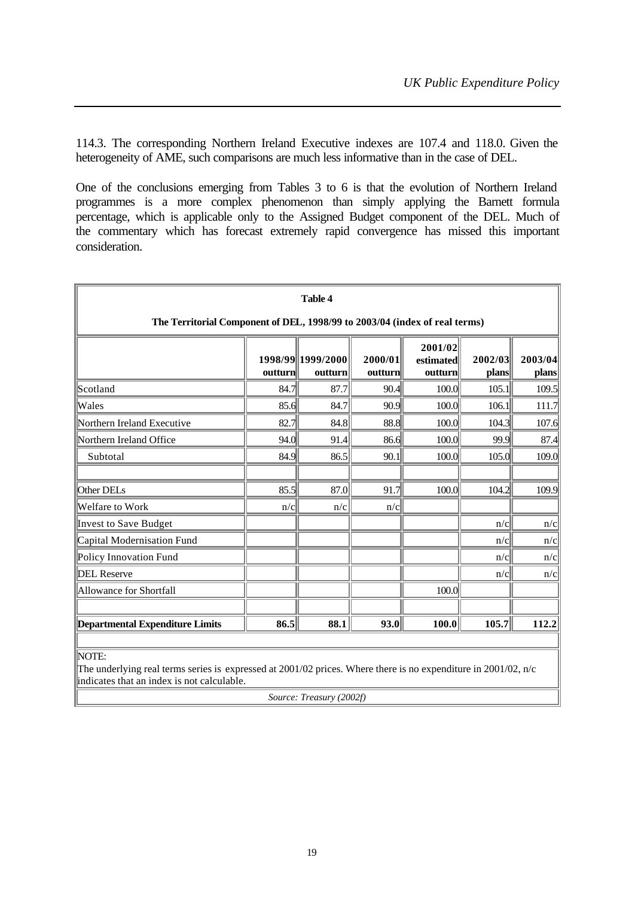114.3. The corresponding Northern Ireland Executive indexes are 107.4 and 118.0. Given the heterogeneity of AME, such comparisons are much less informative than in the case of DEL.

One of the conclusions emerging from Tables 3 to 6 is that the evolution of Northern Ireland programmes is a more complex phenomenon than simply applying the Barnett formula percentage, which is applicable only to the Assigned Budget component of the DEL. Much of the commentary which has forecast extremely rapid convergence has missed this important consideration.

**Table 4**

**The Territorial Component of DEL, 1998/99 to 2003/04 (index of real terms)**

| | 1998/99 outturn | 1999/2000 outturn | 2000/01 outturn | 2001/02 estimated outturn | 2002/03 plans | 2003/04 plans |
|---|---|---|---|---|---|---|
| Scotland | 84.7 | 87.7 | 90.4 | 100.0 | 105.1 | 109.5 |
| Wales | 85.6 | 84.7 | 90.9 | 100.0 | 106.1 | 111.7 |
| Northern Ireland Executive | 82.7 | 84.8 | 88.8 | 100.0 | 104.3 | 107.6 |
| Northern Ireland Office | 94.0 | 91.4 | 86.6 | 100.0 | 99.9 | 87.4 |
| Subtotal | 84.9 | 86.5 | 90.1 | 100.0 | 105.0 | 109.0 |
| | | | | | | |
| Other DELs | 85.5 | 87.0 | 91.7 | 100.0 | 104.2 | 109.9 |
| Welfare to Work | n/c | n/c | n/c | | | |
| Invest to Save Budget | | | | | n/c | n/c |
| Capital Modernisation Fund | | | | | n/c | n/c |
| Policy Innovation Fund | | | | | n/c | n/c |
| DEL Reserve | | | | | n/c | n/c |
| Allowance for Shortfall | | | | 100.0 | | |
| | | | | | | |
| **Departmental Expenditure Limits** | **86.5** | **88.1** | **93.0** | **100.0** | **105.7** | **112.2** |

NOTE:
The underlying real terms series is expressed at 2001/02 prices. Where there is no expenditure in 2001/02, n/c indicates that an index is not calculable.

*Source: Treasury (2002f)*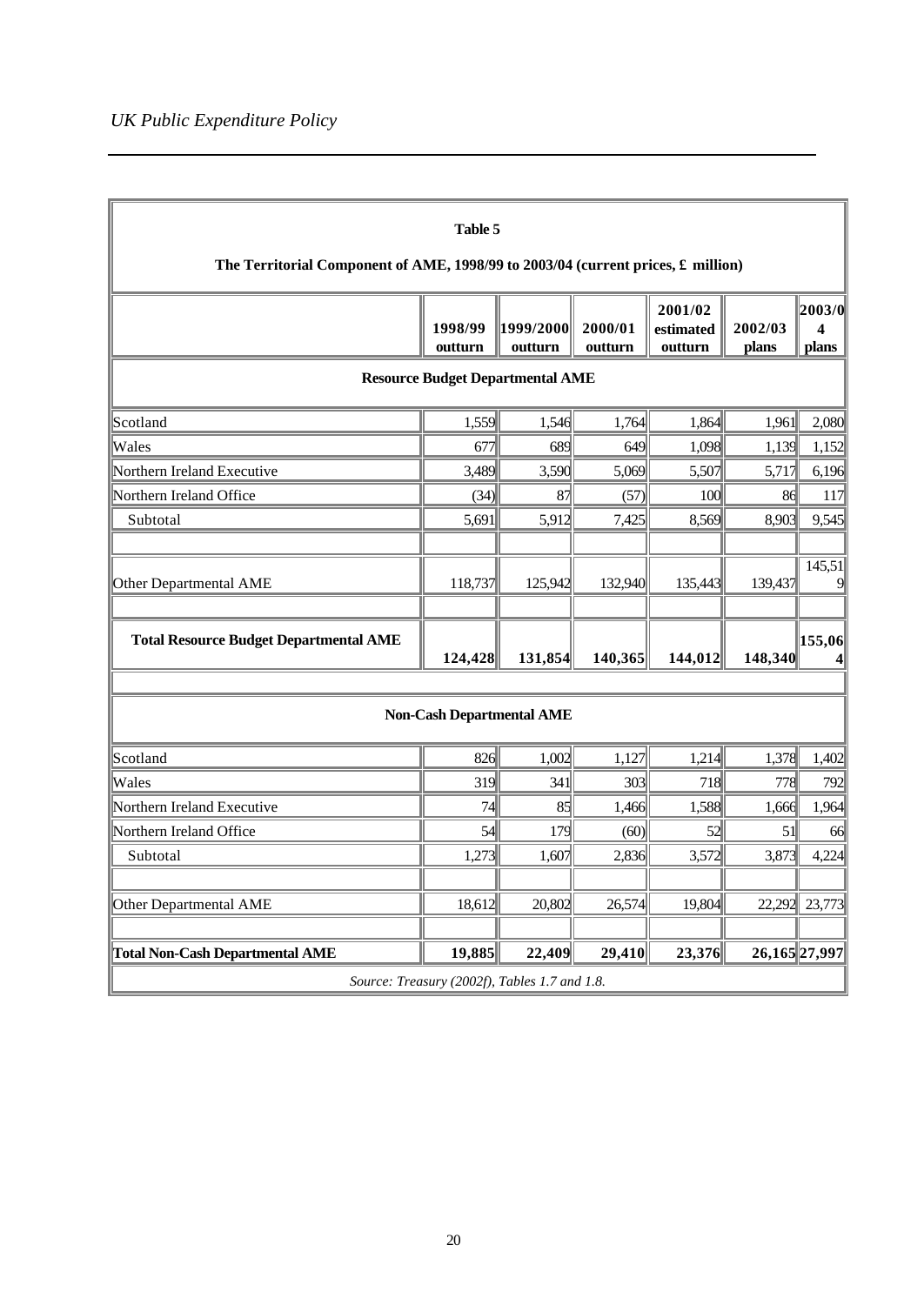**Table 5**

**The Territorial Component of AME, 1998/99 to 2003/04 (current prices, £ million)**

| | 1998/99 outturn | 1999/2000 outturn | 2000/01 outturn | 2001/02 estimated outturn | 2002/03 plans | 2003/04 plans |
|---|---|---|---|---|---|---|
| **Resource Budget Departmental AME** | | | | | | |
| Scotland | 1,559 | 1,546 | 1,764 | 1,864 | 1,961 | 2,080 |
| Wales | 677 | 689 | 649 | 1,098 | 1,139 | 1,152 |
| Northern Ireland Executive | 3,489 | 3,590 | 5,069 | 5,507 | 5,717 | 6,196 |
| Northern Ireland Office | (34) | 87 | (57) | 100 | 86 | 117 |
| Subtotal | 5,691 | 5,912 | 7,425 | 8,569 | 8,903 | 9,545 |
| Other Departmental AME | 118,737 | 125,942 | 132,940 | 135,443 | 139,437 | 145,519 |
| **Total Resource Budget Departmental AME** | **124,428** | **131,854** | **140,365** | **144,012** | **148,340** | **155,064** |
| **Non-Cash Departmental AME** | | | | | | |
| Scotland | 826 | 1,002 | 1,127 | 1,214 | 1,378 | 1,402 |
| Wales | 319 | 341 | 303 | 718 | 778 | 792 |
| Northern Ireland Executive | 74 | 85 | 1,466 | 1,588 | 1,666 | 1,964 |
| Northern Ireland Office | 54 | 179 | (60) | 52 | 51 | 66 |
| Subtotal | 1,273 | 1,607 | 2,836 | 3,572 | 3,873 | 4,224 |
| Other Departmental AME | 18,612 | 20,802 | 26,574 | 19,804 | 22,292 | 23,773 |
| **Total Non-Cash Departmental AME** | **19,885** | **22,409** | **29,410** | **23,376** | **26,165** | **27,997** |

*Source: Treasury (2002f), Tables 1.7 and 1.8.*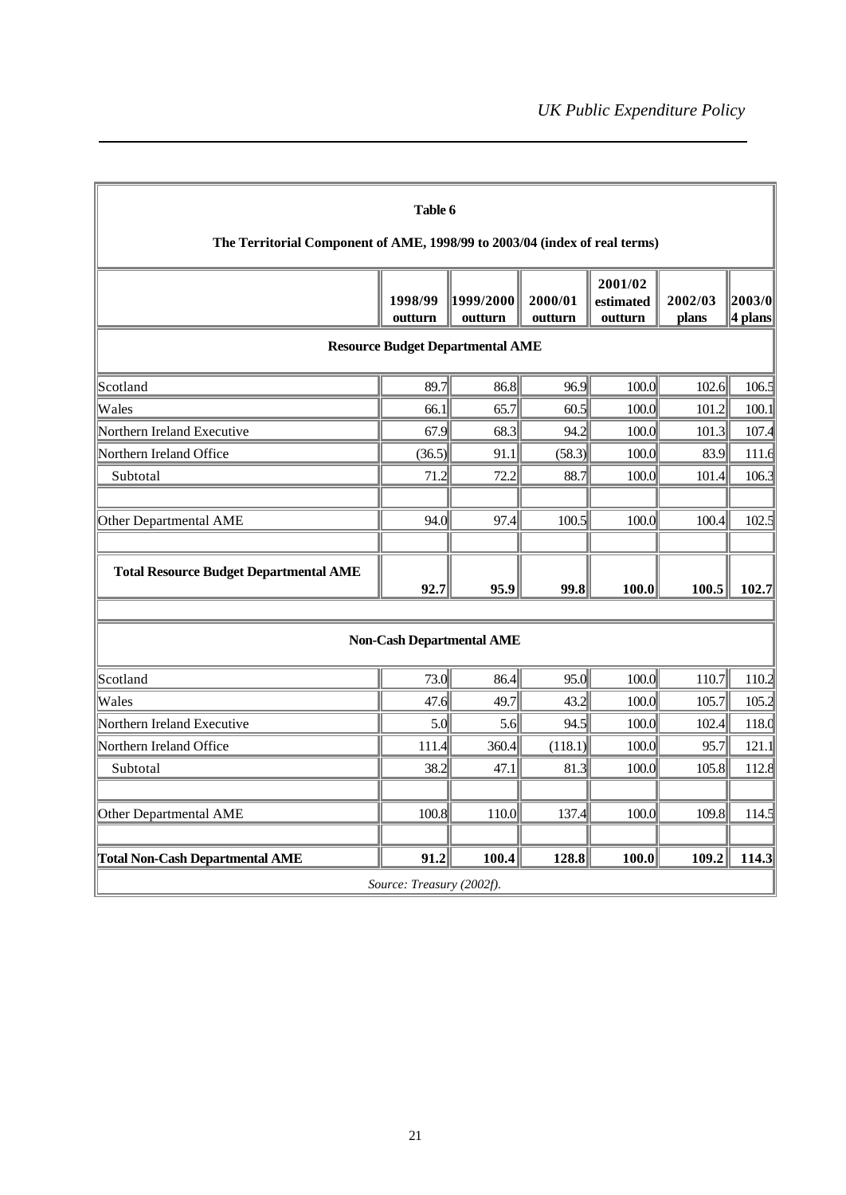**Table 6**

**The Territorial Component of AME, 1998/99 to 2003/04 (index of real terms)**

| | 1998/99 outturn | 1999/2000 outturn | 2000/01 outturn | 2001/02 estimated outturn | 2002/03 plans | 2003/04 plans |
|---|---|---|---|---|---|---|
| **Resource Budget Departmental AME** | | | | | | |
| Scotland | 89.7 | 86.8 | 96.9 | 100.0 | 102.6 | 106.5 |
| Wales | 66.1 | 65.7 | 60.5 | 100.0 | 101.2 | 100.1 |
| Northern Ireland Executive | 67.9 | 68.3 | 94.2 | 100.0 | 101.3 | 107.4 |
| Northern Ireland Office | (36.5) | 91.1 | (58.3) | 100.0 | 83.9 | 111.6 |
| Subtotal | 71.2 | 72.2 | 88.7 | 100.0 | 101.4 | 106.3 |
| | | | | | | |
| Other Departmental AME | 94.0 | 97.4 | 100.5 | 100.0 | 100.4 | 102.5 |
| | | | | | | |
| **Total Resource Budget Departmental AME** | **92.7** | **95.9** | **99.8** | **100.0** | **100.5** | **102.7** |
| | | | | | | |
| **Non-Cash Departmental AME** | | | | | | |
| Scotland | 73.0 | 86.4 | 95.0 | 100.0 | 110.7 | 110.2 |
| Wales | 47.6 | 49.7 | 43.2 | 100.0 | 105.7 | 105.2 |
| Northern Ireland Executive | 5.0 | 5.6 | 94.5 | 100.0 | 102.4 | 118.0 |
| Northern Ireland Office | 111.4 | 360.4 | (118.1) | 100.0 | 95.7 | 121.1 |
| Subtotal | 38.2 | 47.1 | 81.3 | 100.0 | 105.8 | 112.8 |
| | | | | | | |
| Other Departmental AME | 100.8 | 110.0 | 137.4 | 100.0 | 109.8 | 114.5 |
| | | | | | | |
| **Total Non-Cash Departmental AME** | **91.2** | **100.4** | **128.8** | **100.0** | **109.2** | **114.3** |

*Source: Treasury (2002f).*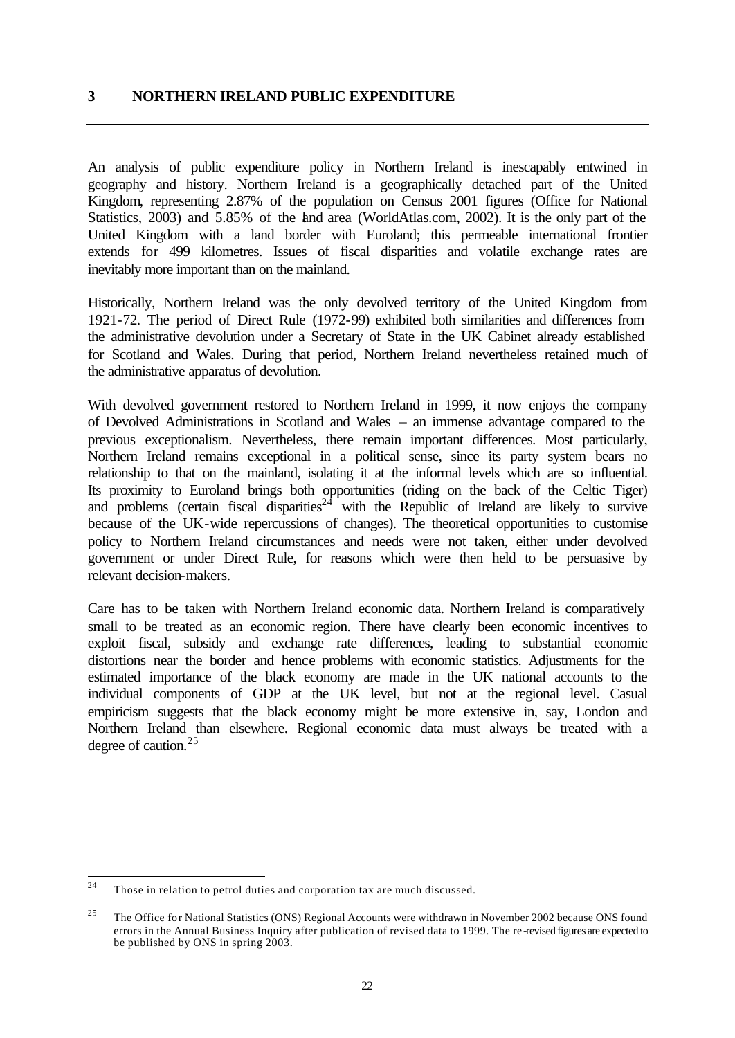## 3 NORTHERN IRELAND PUBLIC EXPENDITURE

An analysis of public expenditure policy in Northern Ireland is inescapably entwined in geography and history. Northern Ireland is a geographically detached part of the United Kingdom, representing 2.87% of the population on Census 2001 figures (Office for National Statistics, 2003) and 5.85% of the land area (WorldAtlas.com, 2002). It is the only part of the United Kingdom with a land border with Euroland; this permeable international frontier extends for 499 kilometres. Issues of fiscal disparities and volatile exchange rates are inevitably more important than on the mainland.

Historically, Northern Ireland was the only devolved territory of the United Kingdom from 1921-72. The period of Direct Rule (1972-99) exhibited both similarities and differences from the administrative devolution under a Secretary of State in the UK Cabinet already established for Scotland and Wales. During that period, Northern Ireland nevertheless retained much of the administrative apparatus of devolution.

With devolved government restored to Northern Ireland in 1999, it now enjoys the company of Devolved Administrations in Scotland and Wales – an immense advantage compared to the previous exceptionalism. Nevertheless, there remain important differences. Most particularly, Northern Ireland remains exceptional in a political sense, since its party system bears no relationship to that on the mainland, isolating it at the informal levels which are so influential. Its proximity to Euroland brings both opportunities (riding on the back of the Celtic Tiger) and problems (certain fiscal disparities[24] with the Republic of Ireland are likely to survive because of the UK-wide repercussions of changes). The theoretical opportunities to customise policy to Northern Ireland circumstances and needs were not taken, either under devolved government or under Direct Rule, for reasons which were then held to be persuasive by relevant decision-makers.

Care has to be taken with Northern Ireland economic data. Northern Ireland is comparatively small to be treated as an economic region. There have clearly been economic incentives to exploit fiscal, subsidy and exchange rate differences, leading to substantial economic distortions near the border and hence problems with economic statistics. Adjustments for the estimated importance of the black economy are made in the UK national accounts to the individual components of GDP at the UK level, but not at the regional level. Casual empiricism suggests that the black economy might be more extensive in, say, London and Northern Ireland than elsewhere. Regional economic data must always be treated with a degree of caution.[25]

---

[24] Those in relation to petrol duties and corporation tax are much discussed.

[25] The Office for National Statistics (ONS) Regional Accounts were withdrawn in November 2002 because ONS found errors in the Annual Business Inquiry after publication of revised data to 1999. The re-revised figures are expected to be published by ONS in spring 2003.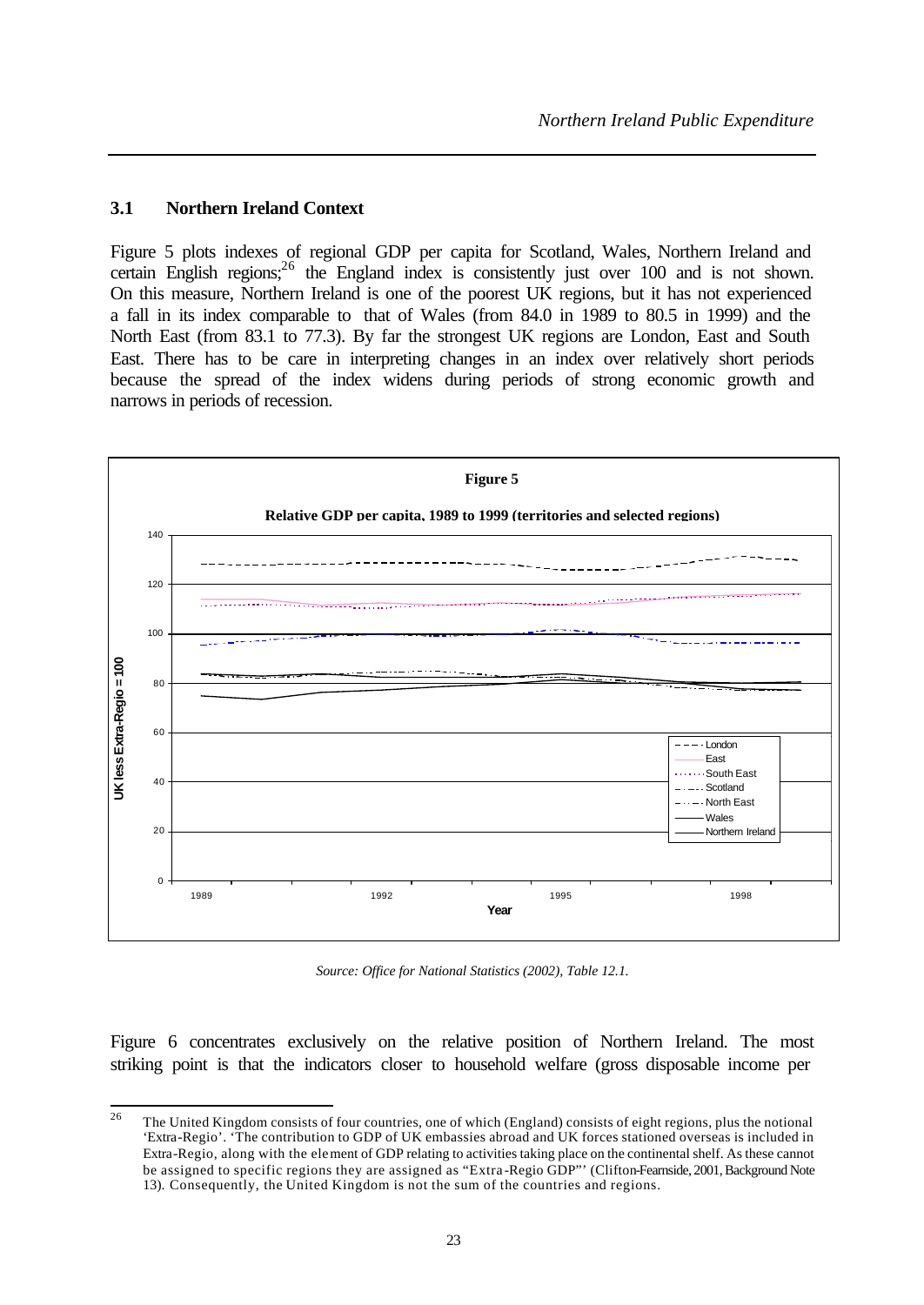## 3.1 Northern Ireland Context

Figure 5 plots indexes of regional GDP per capita for Scotland, Wales, Northern Ireland and certain English regions;[26] the England index is consistently just over 100 and is not shown. On this measure, Northern Ireland is one of the poorest UK regions, but it has not experienced a fall in its index comparable to that of Wales (from 84.0 in 1989 to 80.5 in 1999) and the North East (from 83.1 to 77.3). By far the strongest UK regions are London, East and South East. There has to be care in interpreting changes in an index over relatively short periods because the spread of the index widens during periods of strong economic growth and narrows in periods of recession.

**Figure 5**

**Relative GDP per capita, 1989 to 1999 (territories and selected regions)**

*Source: Office for National Statistics (2002), Table 12.1.*

Figure 6 concentrates exclusively on the relative position of Northern Ireland. The most striking point is that the indicators closer to household welfare (gross disposable income per

---

[26] The United Kingdom consists of four countries, one of which (England) consists of eight regions, plus the notional 'Extra-Regio'. 'The contribution to GDP of UK embassies abroad and UK forces stationed overseas is included in Extra-Regio, along with the element of GDP relating to activities taking place on the continental shelf. As these cannot be assigned to specific regions they are assigned as "Extra-Regio GDP"' (Clifton-Fearnside, 2001, Background Note 13). Consequently, the United Kingdom is not the sum of the countries and regions.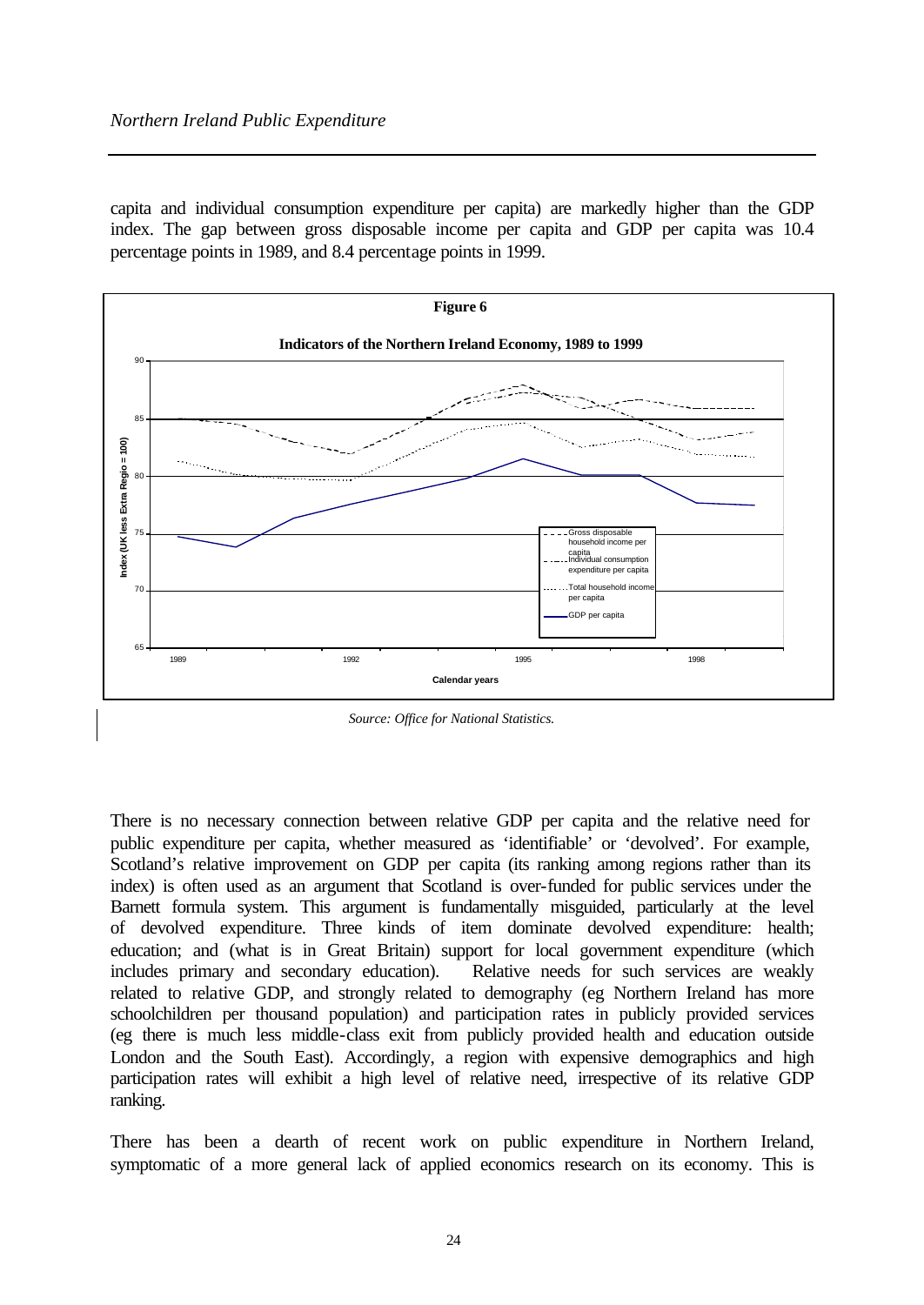capita and individual consumption expenditure per capita) are markedly higher than the GDP index. The gap between gross disposable income per capita and GDP per capita was 10.4 percentage points in 1989, and 8.4 percentage points in 1999.

**Figure 6**

**Indicators of the Northern Ireland Economy, 1989 to 1999**

Source: Office for National Statistics.

There is no necessary connection between relative GDP per capita and the relative need for public expenditure per capita, whether measured as 'identifiable' or 'devolved'. For example, Scotland's relative improvement on GDP per capita (its ranking among regions rather than its index) is often used as an argument that Scotland is over-funded for public services under the Barnett formula system. This argument is fundamentally misguided, particularly at the level of devolved expenditure. Three kinds of item dominate devolved expenditure: health; education; and (what is in Great Britain) support for local government expenditure (which includes primary and secondary education). Relative needs for such services are weakly related to relative GDP, and strongly related to demography (eg Northern Ireland has more schoolchildren per thousand population) and participation rates in publicly provided services (eg there is much less middle-class exit from publicly provided health and education outside London and the South East). Accordingly, a region with expensive demographics and high participation rates will exhibit a high level of relative need, irrespective of its relative GDP ranking.

There has been a dearth of recent work on public expenditure in Northern Ireland, symptomatic of a more general lack of applied economics research on its economy. This is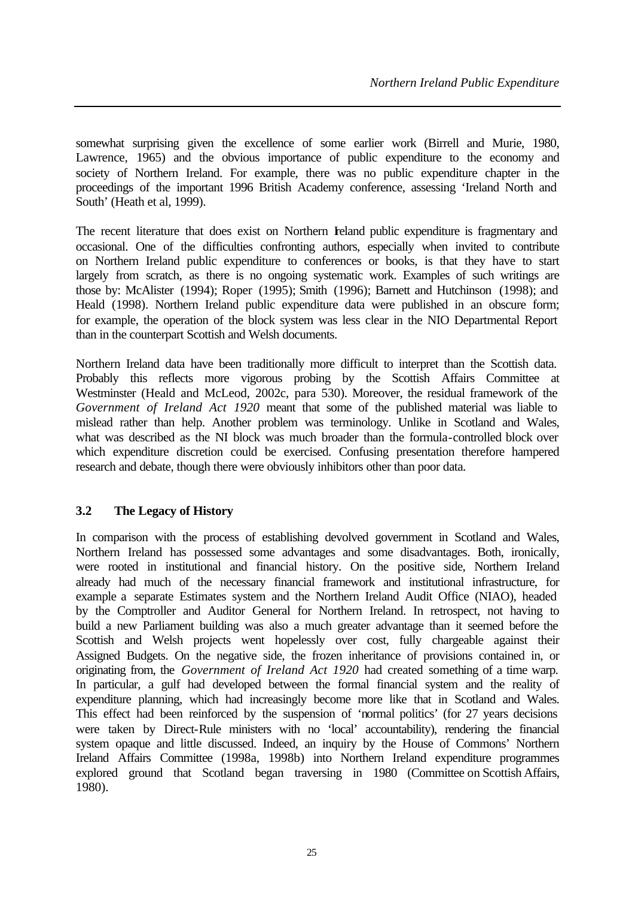somewhat surprising given the excellence of some earlier work (Birrell and Murie, 1980, Lawrence, 1965) and the obvious importance of public expenditure to the economy and society of Northern Ireland. For example, there was no public expenditure chapter in the proceedings of the important 1996 British Academy conference, assessing 'Ireland North and South' (Heath et al, 1999).

The recent literature that does exist on Northern Ireland public expenditure is fragmentary and occasional. One of the difficulties confronting authors, especially when invited to contribute on Northern Ireland public expenditure to conferences or books, is that they have to start largely from scratch, as there is no ongoing systematic work. Examples of such writings are those by: McAlister (1994); Roper (1995); Smith (1996); Barnett and Hutchinson (1998); and Heald (1998). Northern Ireland public expenditure data were published in an obscure form; for example, the operation of the block system was less clear in the NIO Departmental Report than in the counterpart Scottish and Welsh documents.

Northern Ireland data have been traditionally more difficult to interpret than the Scottish data. Probably this reflects more vigorous probing by the Scottish Affairs Committee at Westminster (Heald and McLeod, 2002c, para 530). Moreover, the residual framework of the *Government of Ireland Act 1920* meant that some of the published material was liable to mislead rather than help. Another problem was terminology. Unlike in Scotland and Wales, what was described as the NI block was much broader than the formula-controlled block over which expenditure discretion could be exercised. Confusing presentation therefore hampered research and debate, though there were obviously inhibitors other than poor data.

### 3.2 The Legacy of History

In comparison with the process of establishing devolved government in Scotland and Wales, Northern Ireland has possessed some advantages and some disadvantages. Both, ironically, were rooted in institutional and financial history. On the positive side, Northern Ireland already had much of the necessary financial framework and institutional infrastructure, for example a separate Estimates system and the Northern Ireland Audit Office (NIAO), headed by the Comptroller and Auditor General for Northern Ireland. In retrospect, not having to build a new Parliament building was also a much greater advantage than it seemed before the Scottish and Welsh projects went hopelessly over cost, fully chargeable against their Assigned Budgets. On the negative side, the frozen inheritance of provisions contained in, or originating from, the *Government of Ireland Act 1920* had created something of a time warp. In particular, a gulf had developed between the formal financial system and the reality of expenditure planning, which had increasingly become more like that in Scotland and Wales. This effect had been reinforced by the suspension of 'normal politics' (for 27 years decisions were taken by Direct-Rule ministers with no 'local' accountability), rendering the financial system opaque and little discussed. Indeed, an inquiry by the House of Commons' Northern Ireland Affairs Committee (1998a, 1998b) into Northern Ireland expenditure programmes explored ground that Scotland began traversing in 1980 (Committee on Scottish Affairs, 1980).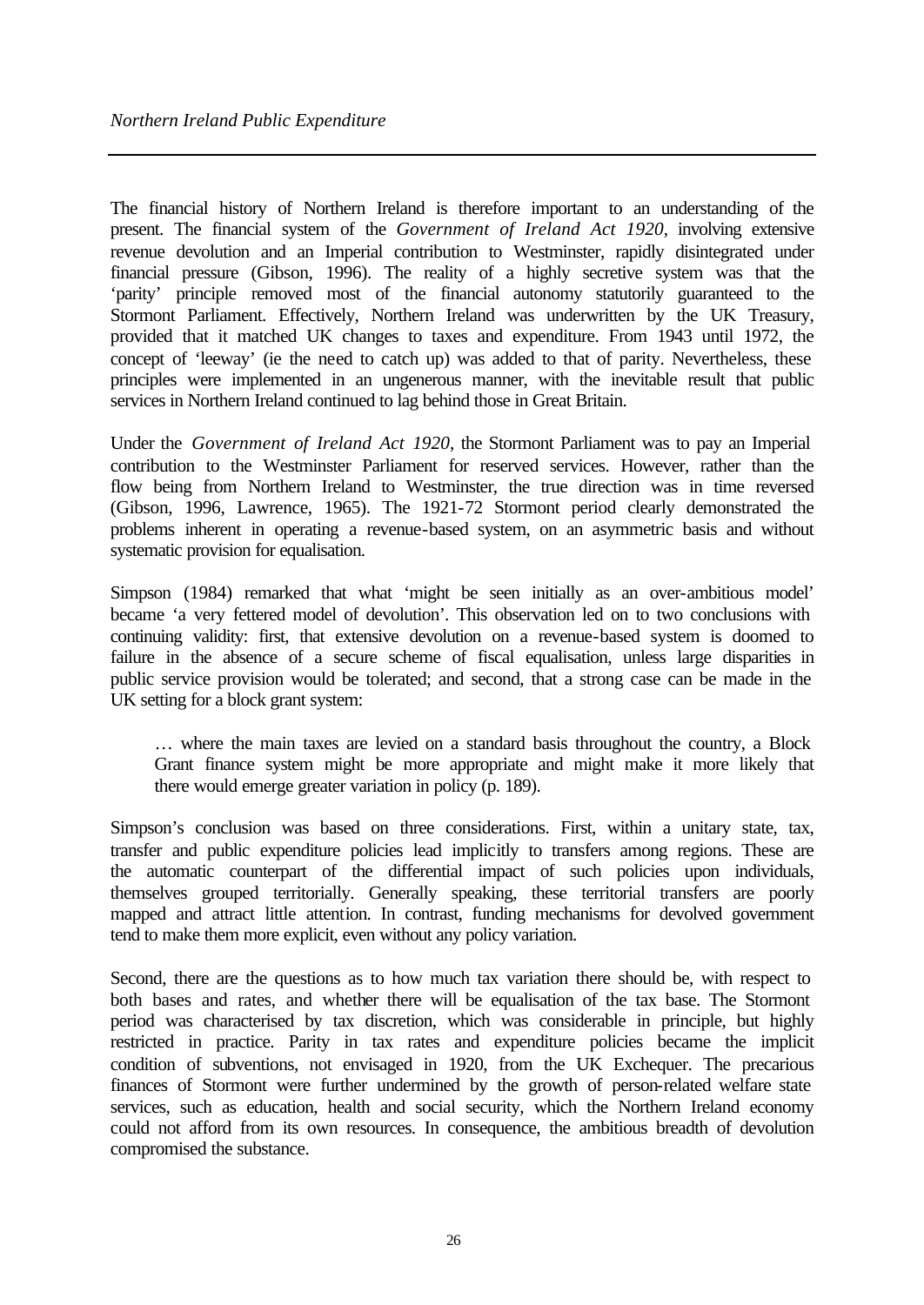The financial history of Northern Ireland is therefore important to an understanding of the present. The financial system of the *Government of Ireland Act 1920*, involving extensive revenue devolution and an Imperial contribution to Westminster, rapidly disintegrated under financial pressure (Gibson, 1996). The reality of a highly secretive system was that the 'parity' principle removed most of the financial autonomy statutorily guaranteed to the Stormont Parliament. Effectively, Northern Ireland was underwritten by the UK Treasury, provided that it matched UK changes to taxes and expenditure. From 1943 until 1972, the concept of 'leeway' (ie the need to catch up) was added to that of parity. Nevertheless, these principles were implemented in an ungenerous manner, with the inevitable result that public services in Northern Ireland continued to lag behind those in Great Britain.

Under the *Government of Ireland Act 1920*, the Stormont Parliament was to pay an Imperial contribution to the Westminster Parliament for reserved services. However, rather than the flow being from Northern Ireland to Westminster, the true direction was in time reversed (Gibson, 1996, Lawrence, 1965). The 1921-72 Stormont period clearly demonstrated the problems inherent in operating a revenue-based system, on an asymmetric basis and without systematic provision for equalisation.

Simpson (1984) remarked that what 'might be seen initially as an over-ambitious model' became 'a very fettered model of devolution'. This observation led on to two conclusions with continuing validity: first, that extensive devolution on a revenue-based system is doomed to failure in the absence of a secure scheme of fiscal equalisation, unless large disparities in public service provision would be tolerated; and second, that a strong case can be made in the UK setting for a block grant system:

> … where the main taxes are levied on a standard basis throughout the country, a Block Grant finance system might be more appropriate and might make it more likely that there would emerge greater variation in policy (p. 189).

Simpson's conclusion was based on three considerations. First, within a unitary state, tax, transfer and public expenditure policies lead implicitly to transfers among regions. These are the automatic counterpart of the differential impact of such policies upon individuals, themselves grouped territorially. Generally speaking, these territorial transfers are poorly mapped and attract little attention. In contrast, funding mechanisms for devolved government tend to make them more explicit, even without any policy variation.

Second, there are the questions as to how much tax variation there should be, with respect to both bases and rates, and whether there will be equalisation of the tax base. The Stormont period was characterised by tax discretion, which was considerable in principle, but highly restricted in practice. Parity in tax rates and expenditure policies became the implicit condition of subventions, not envisaged in 1920, from the UK Exchequer. The precarious finances of Stormont were further undermined by the growth of person-related welfare state services, such as education, health and social security, which the Northern Ireland economy could not afford from its own resources. In consequence, the ambitious breadth of devolution compromised the substance.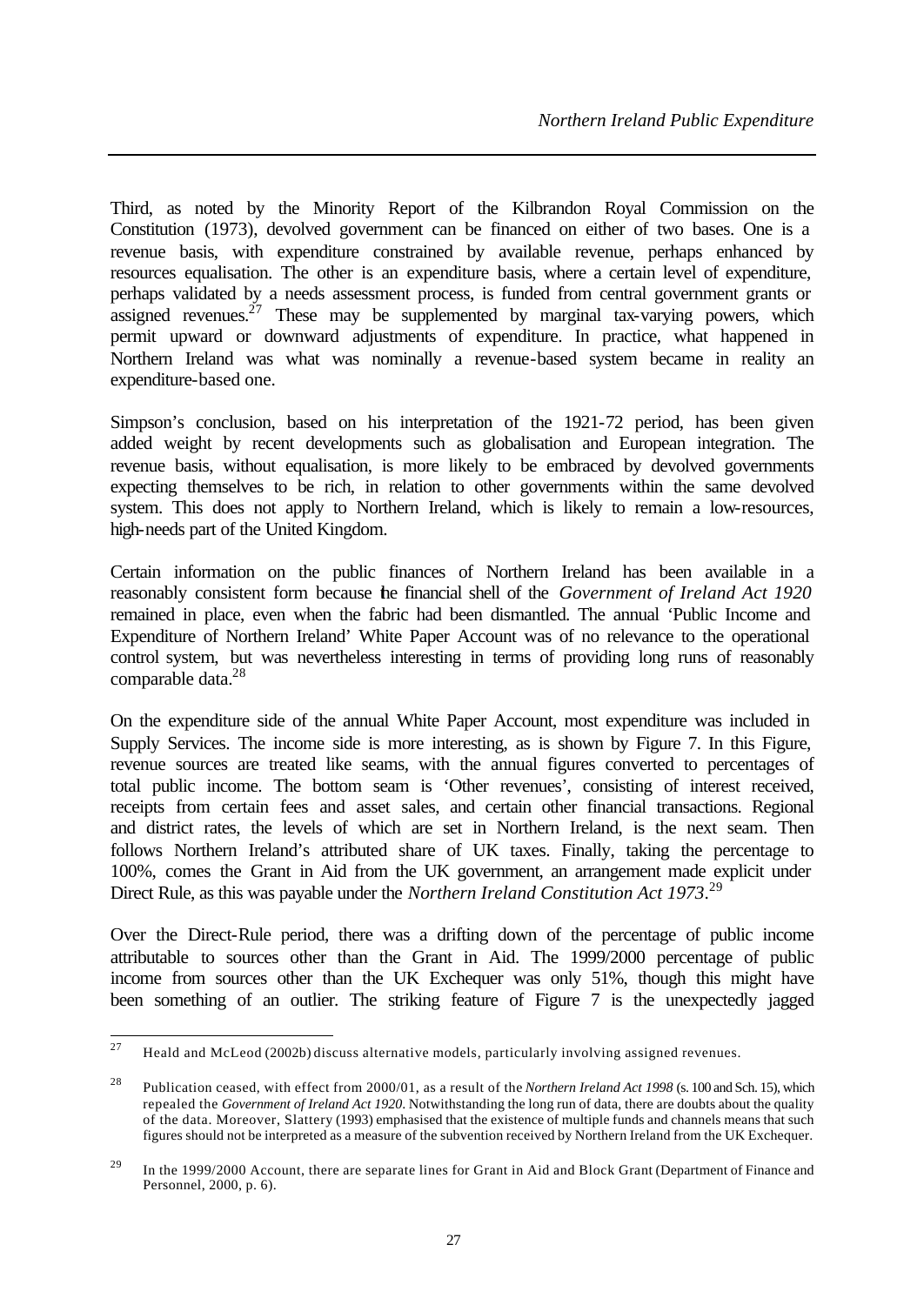Third, as noted by the Minority Report of the Kilbrandon Royal Commission on the Constitution (1973), devolved government can be financed on either of two bases. One is a revenue basis, with expenditure constrained by available revenue, perhaps enhanced by resources equalisation. The other is an expenditure basis, where a certain level of expenditure, perhaps validated by a needs assessment process, is funded from central government grants or assigned revenues.[27] These may be supplemented by marginal tax-varying powers, which permit upward or downward adjustments of expenditure. In practice, what happened in Northern Ireland was what was nominally a revenue-based system became in reality an expenditure-based one.

Simpson's conclusion, based on his interpretation of the 1921-72 period, has been given added weight by recent developments such as globalisation and European integration. The revenue basis, without equalisation, is more likely to be embraced by devolved governments expecting themselves to be rich, in relation to other governments within the same devolved system. This does not apply to Northern Ireland, which is likely to remain a low-resources, high-needs part of the United Kingdom.

Certain information on the public finances of Northern Ireland has been available in a reasonably consistent form because the financial shell of the *Government of Ireland Act 1920* remained in place, even when the fabric had been dismantled. The annual 'Public Income and Expenditure of Northern Ireland' White Paper Account was of no relevance to the operational control system, but was nevertheless interesting in terms of providing long runs of reasonably comparable data.[28]

On the expenditure side of the annual White Paper Account, most expenditure was included in Supply Services. The income side is more interesting, as is shown by Figure 7. In this Figure, revenue sources are treated like seams, with the annual figures converted to percentages of total public income. The bottom seam is 'Other revenues', consisting of interest received, receipts from certain fees and asset sales, and certain other financial transactions. Regional and district rates, the levels of which are set in Northern Ireland, is the next seam. Then follows Northern Ireland's attributed share of UK taxes. Finally, taking the percentage to 100%, comes the Grant in Aid from the UK government, an arrangement made explicit under Direct Rule, as this was payable under the *Northern Ireland Constitution Act 1973*.[29]

Over the Direct-Rule period, there was a drifting down of the percentage of public income attributable to sources other than the Grant in Aid. The 1999/2000 percentage of public income from sources other than the UK Exchequer was only 51%, though this might have been something of an outlier. The striking feature of Figure 7 is the unexpectedly jagged

---

[27] Heald and McLeod (2002b) discuss alternative models, particularly involving assigned revenues.

[28] Publication ceased, with effect from 2000/01, as a result of the *Northern Ireland Act 1998* (s. 100 and Sch. 15), which repealed the *Government of Ireland Act 1920*. Notwithstanding the long run of data, there are doubts about the quality of the data. Moreover, Slattery (1993) emphasised that the existence of multiple funds and channels means that such figures should not be interpreted as a measure of the subvention received by Northern Ireland from the UK Exchequer.

[29] In the 1999/2000 Account, there are separate lines for Grant in Aid and Block Grant (Department of Finance and Personnel, 2000, p. 6).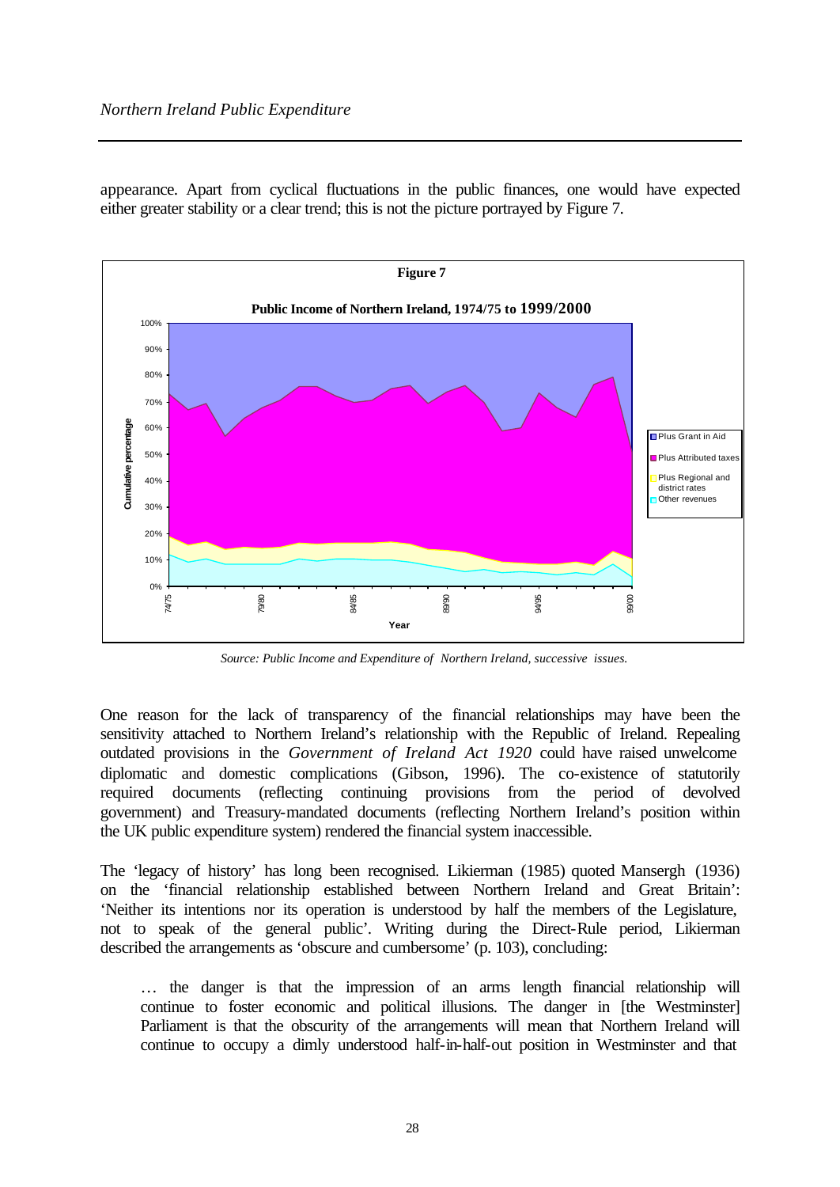appearance. Apart from cyclical fluctuations in the public finances, one would have expected either greater stability or a clear trend; this is not the picture portrayed by Figure 7.

**Figure 7**

**Public Income of Northern Ireland, 1974/75 to 1999/2000**

*Source: Public Income and Expenditure of Northern Ireland, successive issues.*

One reason for the lack of transparency of the financial relationships may have been the sensitivity attached to Northern Ireland's relationship with the Republic of Ireland. Repealing outdated provisions in the *Government of Ireland Act 1920* could have raised unwelcome diplomatic and domestic complications (Gibson, 1996). The co-existence of statutorily required documents (reflecting continuing provisions from the period of devolved government) and Treasury-mandated documents (reflecting Northern Ireland's position within the UK public expenditure system) rendered the financial system inaccessible.

The 'legacy of history' has long been recognised. Likierman (1985) quoted Mansergh (1936) on the 'financial relationship established between Northern Ireland and Great Britain': 'Neither its intentions nor its operation is understood by half the members of the Legislature, not to speak of the general public'. Writing during the Direct-Rule period, Likierman described the arrangements as 'obscure and cumbersome' (p. 103), concluding:

> … the danger is that the impression of an arms length financial relationship will continue to foster economic and political illusions. The danger in [the Westminster] Parliament is that the obscurity of the arrangements will mean that Northern Ireland will continue to occupy a dimly understood half-in-half-out position in Westminster and that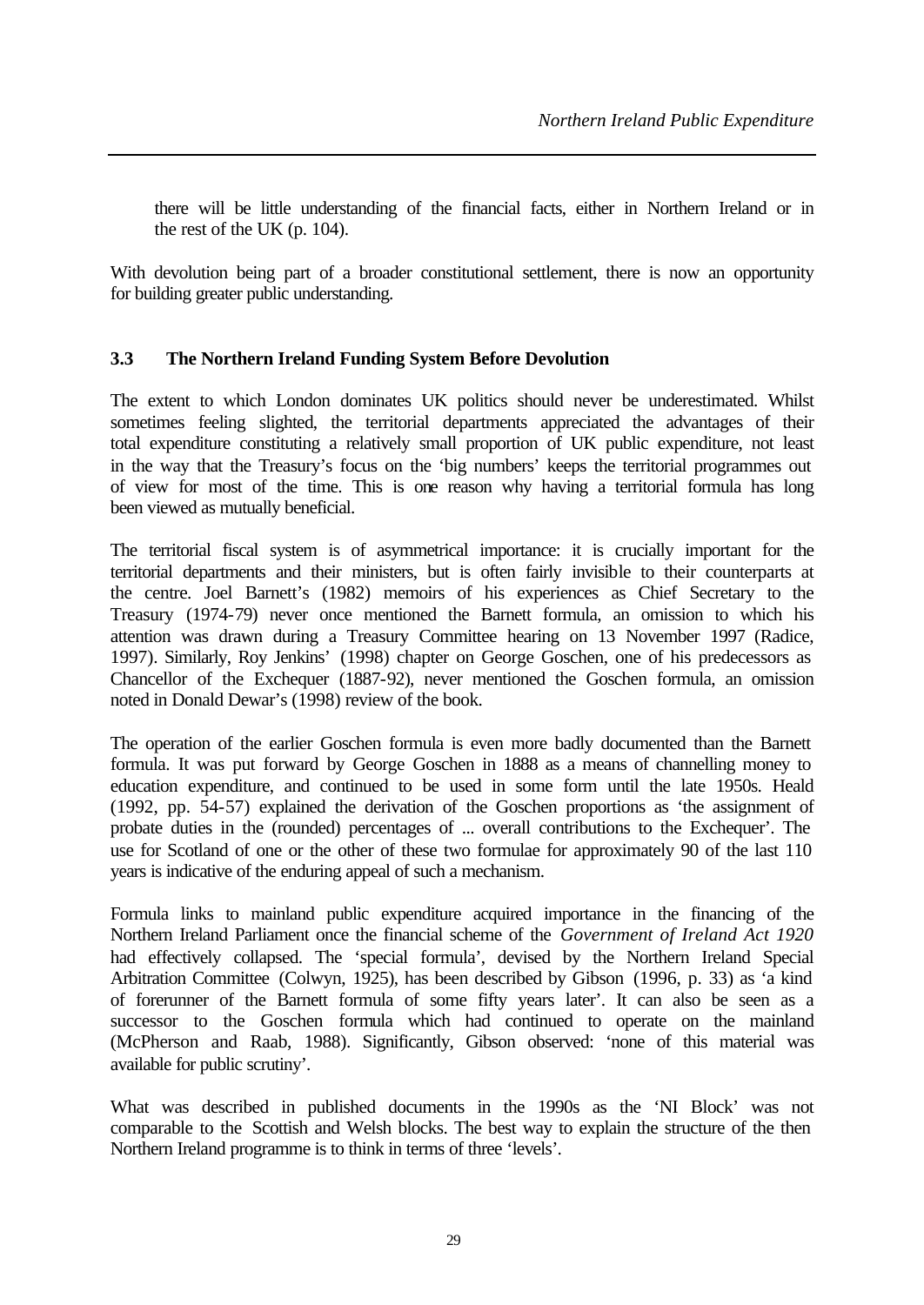> there will be little understanding of the financial facts, either in Northern Ireland or in the rest of the UK (p. 104).

With devolution being part of a broader constitutional settlement, there is now an opportunity for building greater public understanding.

### 3.3 The Northern Ireland Funding System Before Devolution

The extent to which London dominates UK politics should never be underestimated. Whilst sometimes feeling slighted, the territorial departments appreciated the advantages of their total expenditure constituting a relatively small proportion of UK public expenditure, not least in the way that the Treasury's focus on the 'big numbers' keeps the territorial programmes out of view for most of the time. This is one reason why having a territorial formula has long been viewed as mutually beneficial.

The territorial fiscal system is of asymmetrical importance: it is crucially important for the territorial departments and their ministers, but is often fairly invisible to their counterparts at the centre. Joel Barnett's (1982) memoirs of his experiences as Chief Secretary to the Treasury (1974-79) never once mentioned the Barnett formula, an omission to which his attention was drawn during a Treasury Committee hearing on 13 November 1997 (Radice, 1997). Similarly, Roy Jenkins' (1998) chapter on George Goschen, one of his predecessors as Chancellor of the Exchequer (1887-92), never mentioned the Goschen formula, an omission noted in Donald Dewar's (1998) review of the book.

The operation of the earlier Goschen formula is even more badly documented than the Barnett formula. It was put forward by George Goschen in 1888 as a means of channelling money to education expenditure, and continued to be used in some form until the late 1950s. Heald (1992, pp. 54-57) explained the derivation of the Goschen proportions as 'the assignment of probate duties in the (rounded) percentages of ... overall contributions to the Exchequer'. The use for Scotland of one or the other of these two formulae for approximately 90 of the last 110 years is indicative of the enduring appeal of such a mechanism.

Formula links to mainland public expenditure acquired importance in the financing of the Northern Ireland Parliament once the financial scheme of the *Government of Ireland Act 1920* had effectively collapsed. The 'special formula', devised by the Northern Ireland Special Arbitration Committee (Colwyn, 1925), has been described by Gibson (1996, p. 33) as 'a kind of forerunner of the Barnett formula of some fifty years later'. It can also be seen as a successor to the Goschen formula which had continued to operate on the mainland (McPherson and Raab, 1988). Significantly, Gibson observed: 'none of this material was available for public scrutiny'.

What was described in published documents in the 1990s as the 'NI Block' was not comparable to the Scottish and Welsh blocks. The best way to explain the structure of the then Northern Ireland programme is to think in terms of three 'levels'.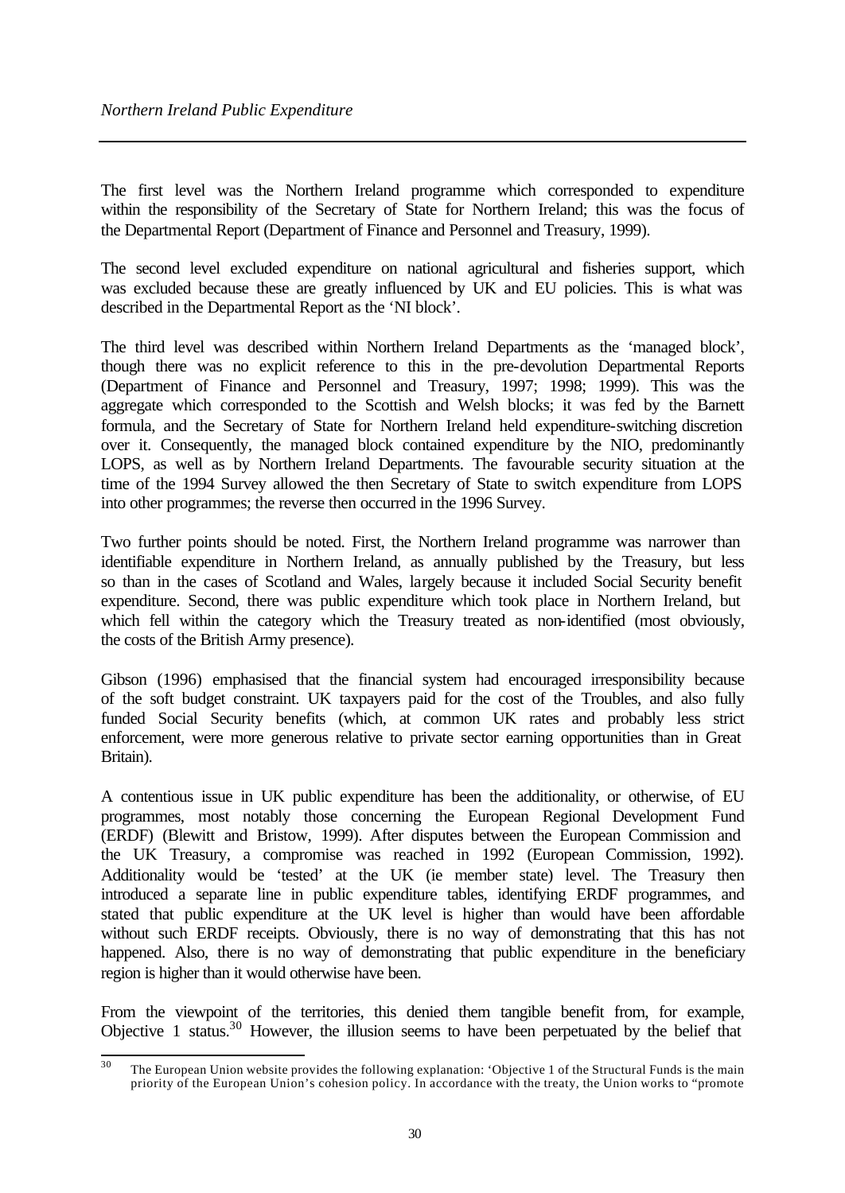The first level was the Northern Ireland programme which corresponded to expenditure within the responsibility of the Secretary of State for Northern Ireland; this was the focus of the Departmental Report (Department of Finance and Personnel and Treasury, 1999).

The second level excluded expenditure on national agricultural and fisheries support, which was excluded because these are greatly influenced by UK and EU policies. This is what was described in the Departmental Report as the 'NI block'.

The third level was described within Northern Ireland Departments as the 'managed block', though there was no explicit reference to this in the pre-devolution Departmental Reports (Department of Finance and Personnel and Treasury, 1997; 1998; 1999). This was the aggregate which corresponded to the Scottish and Welsh blocks; it was fed by the Barnett formula, and the Secretary of State for Northern Ireland held expenditure-switching discretion over it. Consequently, the managed block contained expenditure by the NIO, predominantly LOPS, as well as by Northern Ireland Departments. The favourable security situation at the time of the 1994 Survey allowed the then Secretary of State to switch expenditure from LOPS into other programmes; the reverse then occurred in the 1996 Survey.

Two further points should be noted. First, the Northern Ireland programme was narrower than identifiable expenditure in Northern Ireland, as annually published by the Treasury, but less so than in the cases of Scotland and Wales, largely because it included Social Security benefit expenditure. Second, there was public expenditure which took place in Northern Ireland, but which fell within the category which the Treasury treated as non-identified (most obviously, the costs of the British Army presence).

Gibson (1996) emphasised that the financial system had encouraged irresponsibility because of the soft budget constraint. UK taxpayers paid for the cost of the Troubles, and also fully funded Social Security benefits (which, at common UK rates and probably less strict enforcement, were more generous relative to private sector earning opportunities than in Great Britain).

A contentious issue in UK public expenditure has been the additionality, or otherwise, of EU programmes, most notably those concerning the European Regional Development Fund (ERDF) (Blewitt and Bristow, 1999). After disputes between the European Commission and the UK Treasury, a compromise was reached in 1992 (European Commission, 1992). Additionality would be 'tested' at the UK (ie member state) level. The Treasury then introduced a separate line in public expenditure tables, identifying ERDF programmes, and stated that public expenditure at the UK level is higher than would have been affordable without such ERDF receipts. Obviously, there is no way of demonstrating that this has not happened. Also, there is no way of demonstrating that public expenditure in the beneficiary region is higher than it would otherwise have been.

From the viewpoint of the territories, this denied them tangible benefit from, for example, Objective 1 status.[30] However, the illusion seems to have been perpetuated by the belief that

[30] The European Union website provides the following explanation: 'Objective 1 of the Structural Funds is the main priority of the European Union's cohesion policy. In accordance with the treaty, the Union works to "promote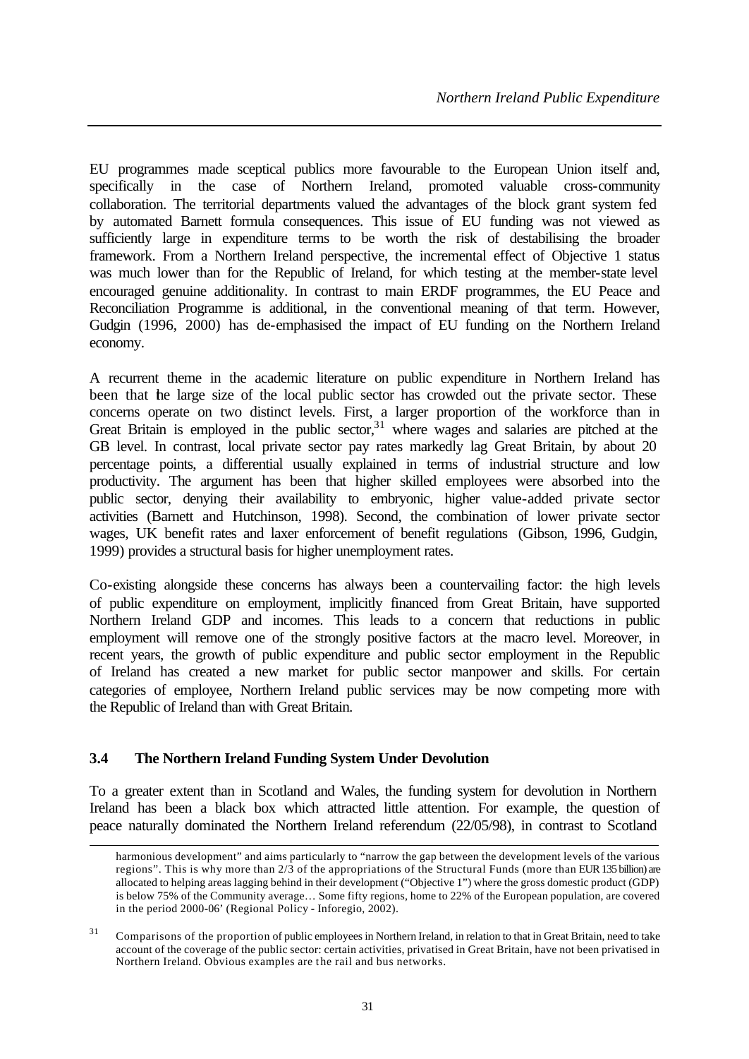EU programmes made sceptical publics more favourable to the European Union itself and, specifically in the case of Northern Ireland, promoted valuable cross-community collaboration. The territorial departments valued the advantages of the block grant system fed by automated Barnett formula consequences. This issue of EU funding was not viewed as sufficiently large in expenditure terms to be worth the risk of destabilising the broader framework. From a Northern Ireland perspective, the incremental effect of Objective 1 status was much lower than for the Republic of Ireland, for which testing at the member-state level encouraged genuine additionality. In contrast to main ERDF programmes, the EU Peace and Reconciliation Programme is additional, in the conventional meaning of that term. However, Gudgin (1996, 2000) has de-emphasised the impact of EU funding on the Northern Ireland economy.

A recurrent theme in the academic literature on public expenditure in Northern Ireland has been that the large size of the local public sector has crowded out the private sector. These concerns operate on two distinct levels. First, a larger proportion of the workforce than in Great Britain is employed in the public sector,[31] where wages and salaries are pitched at the GB level. In contrast, local private sector pay rates markedly lag Great Britain, by about 20 percentage points, a differential usually explained in terms of industrial structure and low productivity. The argument has been that higher skilled employees were absorbed into the public sector, denying their availability to embryonic, higher value-added private sector activities (Barnett and Hutchinson, 1998). Second, the combination of lower private sector wages, UK benefit rates and laxer enforcement of benefit regulations (Gibson, 1996, Gudgin, 1999) provides a structural basis for higher unemployment rates.

Co-existing alongside these concerns has always been a countervailing factor: the high levels of public expenditure on employment, implicitly financed from Great Britain, have supported Northern Ireland GDP and incomes. This leads to a concern that reductions in public employment will remove one of the strongly positive factors at the macro level. Moreover, in recent years, the growth of public expenditure and public sector employment in the Republic of Ireland has created a new market for public sector manpower and skills. For certain categories of employee, Northern Ireland public services may be now competing more with the Republic of Ireland than with Great Britain.

### 3.4 The Northern Ireland Funding System Under Devolution

To a greater extent than in Scotland and Wales, the funding system for devolution in Northern Ireland has been a black box which attracted little attention. For example, the question of peace naturally dominated the Northern Ireland referendum (22/05/98), in contrast to Scotland

---

harmonious development" and aims particularly to "narrow the gap between the development levels of the various regions". This is why more than 2/3 of the appropriations of the Structural Funds (more than EUR 135 billion) are allocated to helping areas lagging behind in their development ("Objective 1") where the gross domestic product (GDP) is below 75% of the Community average… Some fifty regions, home to 22% of the European population, are covered in the period 2000-06' (Regional Policy - Inforegio, 2002).

[31] Comparisons of the proportion of public employees in Northern Ireland, in relation to that in Great Britain, need to take account of the coverage of the public sector: certain activities, privatised in Great Britain, have not been privatised in Northern Ireland. Obvious examples are the rail and bus networks.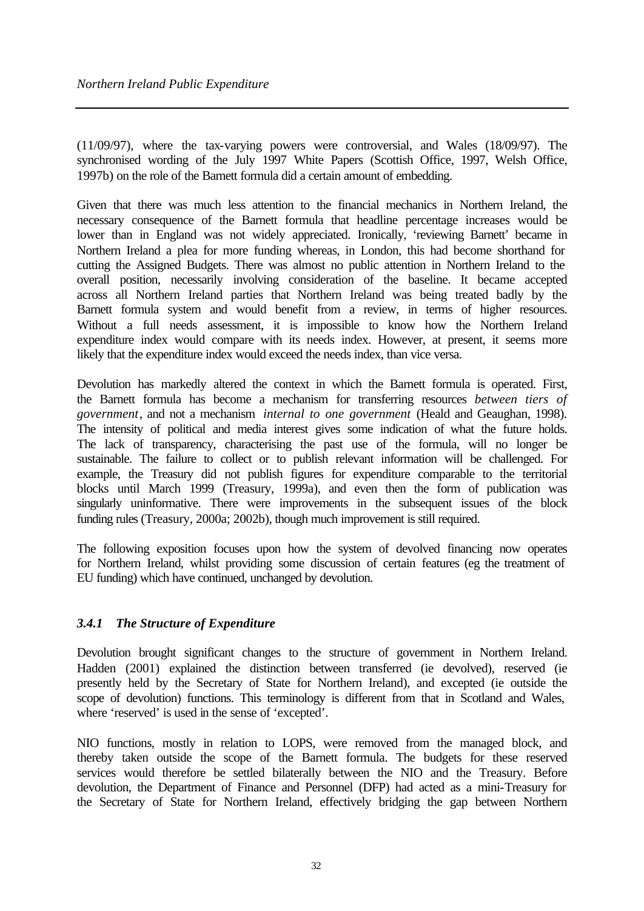(11/09/97), where the tax-varying powers were controversial, and Wales (18/09/97). The synchronised wording of the July 1997 White Papers (Scottish Office, 1997, Welsh Office, 1997b) on the role of the Barnett formula did a certain amount of embedding.

Given that there was much less attention to the financial mechanics in Northern Ireland, the necessary consequence of the Barnett formula that headline percentage increases would be lower than in England was not widely appreciated. Ironically, 'reviewing Barnett' became in Northern Ireland a plea for more funding whereas, in London, this had become shorthand for cutting the Assigned Budgets. There was almost no public attention in Northern Ireland to the overall position, necessarily involving consideration of the baseline. It became accepted across all Northern Ireland parties that Northern Ireland was being treated badly by the Barnett formula system and would benefit from a review, in terms of higher resources. Without a full needs assessment, it is impossible to know how the Northern Ireland expenditure index would compare with its needs index. However, at present, it seems more likely that the expenditure index would exceed the needs index, than vice versa.

Devolution has markedly altered the context in which the Barnett formula is operated. First, the Barnett formula has become a mechanism for transferring resources *between tiers of government*, and not a mechanism *internal to one government* (Heald and Geaughan, 1998). The intensity of political and media interest gives some indication of what the future holds. The lack of transparency, characterising the past use of the formula, will no longer be sustainable. The failure to collect or to publish relevant information will be challenged. For example, the Treasury did not publish figures for expenditure comparable to the territorial blocks until March 1999 (Treasury, 1999a), and even then the form of publication was singularly uninformative. There were improvements in the subsequent issues of the block funding rules (Treasury, 2000a; 2002b), though much improvement is still required.

The following exposition focuses upon how the system of devolved financing now operates for Northern Ireland, whilst providing some discussion of certain features (eg the treatment of EU funding) which have continued, unchanged by devolution.

### *3.4.1 The Structure of Expenditure*

Devolution brought significant changes to the structure of government in Northern Ireland. Hadden (2001) explained the distinction between transferred (ie devolved), reserved (ie presently held by the Secretary of State for Northern Ireland), and excepted (ie outside the scope of devolution) functions. This terminology is different from that in Scotland and Wales, where 'reserved' is used in the sense of 'excepted'.

NIO functions, mostly in relation to LOPS, were removed from the managed block, and thereby taken outside the scope of the Barnett formula. The budgets for these reserved services would therefore be settled bilaterally between the NIO and the Treasury. Before devolution, the Department of Finance and Personnel (DFP) had acted as a mini-Treasury for the Secretary of State for Northern Ireland, effectively bridging the gap between Northern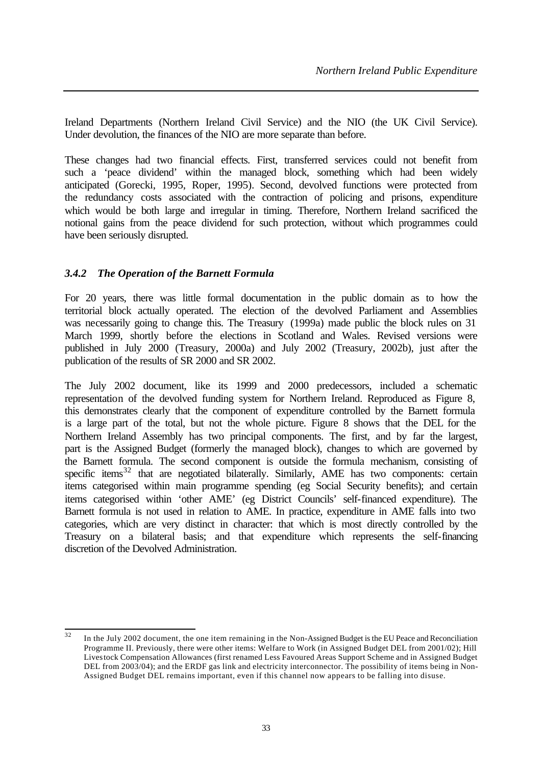Ireland Departments (Northern Ireland Civil Service) and the NIO (the UK Civil Service). Under devolution, the finances of the NIO are more separate than before.

These changes had two financial effects. First, transferred services could not benefit from such a 'peace dividend' within the managed block, something which had been widely anticipated (Gorecki, 1995, Roper, 1995). Second, devolved functions were protected from the redundancy costs associated with the contraction of policing and prisons, expenditure which would be both large and irregular in timing. Therefore, Northern Ireland sacrificed the notional gains from the peace dividend for such protection, without which programmes could have been seriously disrupted.

### *3.4.2 The Operation of the Barnett Formula*

For 20 years, there was little formal documentation in the public domain as to how the territorial block actually operated. The election of the devolved Parliament and Assemblies was necessarily going to change this. The Treasury (1999a) made public the block rules on 31 March 1999, shortly before the elections in Scotland and Wales. Revised versions were published in July 2000 (Treasury, 2000a) and July 2002 (Treasury, 2002b), just after the publication of the results of SR 2000 and SR 2002.

The July 2002 document, like its 1999 and 2000 predecessors, included a schematic representation of the devolved funding system for Northern Ireland. Reproduced as Figure 8, this demonstrates clearly that the component of expenditure controlled by the Barnett formula is a large part of the total, but not the whole picture. Figure 8 shows that the DEL for the Northern Ireland Assembly has two principal components. The first, and by far the largest, part is the Assigned Budget (formerly the managed block), changes to which are governed by the Barnett formula. The second component is outside the formula mechanism, consisting of specific items[32] that are negotiated bilaterally. Similarly, AME has two components: certain items categorised within main programme spending (eg Social Security benefits); and certain items categorised within 'other AME' (eg District Councils' self-financed expenditure). The Barnett formula is not used in relation to AME. In practice, expenditure in AME falls into two categories, which are very distinct in character: that which is most directly controlled by the Treasury on a bilateral basis; and that expenditure which represents the self-financing discretion of the Devolved Administration.

[32] In the July 2002 document, the one item remaining in the Non-Assigned Budget is the EU Peace and Reconciliation Programme II. Previously, there were other items: Welfare to Work (in Assigned Budget DEL from 2001/02); Hill Livestock Compensation Allowances (first renamed Less Favoured Areas Support Scheme and in Assigned Budget DEL from 2003/04); and the ERDF gas link and electricity interconnector. The possibility of items being in Non-Assigned Budget DEL remains important, even if this channel now appears to be falling into disuse.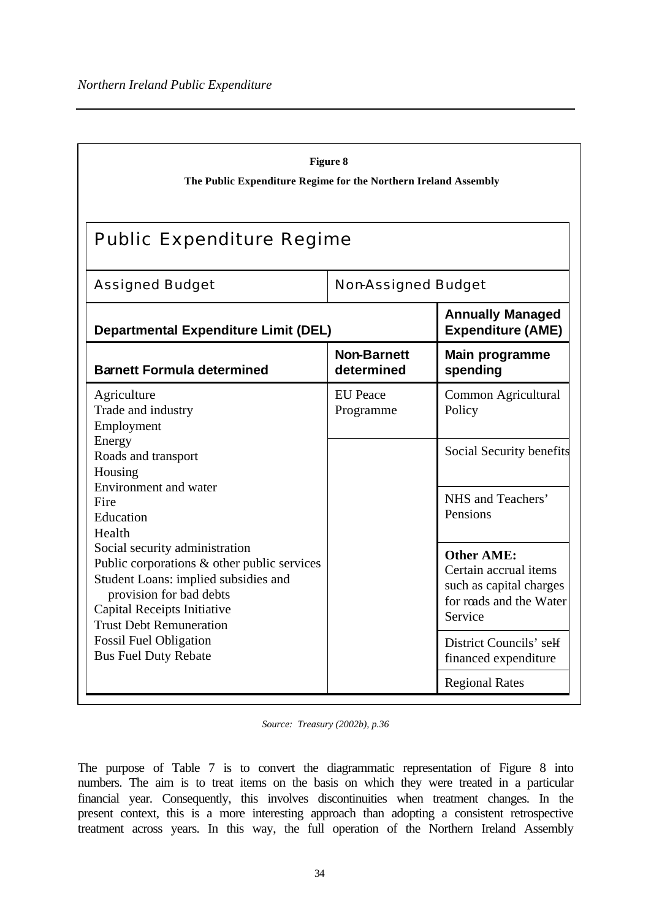**Figure 8**

**The Public Expenditure Regime for the Northern Ireland Assembly**

| Public Expenditure Regime | | |
|---|---|---|
| Assigned Budget | Non-Assigned Budget | |
| **Departmental Expenditure Limit (DEL)** | | **Annually Managed Expenditure (AME)** |
| **Barnett Formula determined** | **Non-Barnett determined** | **Main programme spending** |
| Agriculture<br>Trade and industry<br>Employment<br>Energy<br>Roads and transport<br>Housing<br>Environment and water<br>Fire<br>Education<br>Health<br>Social security administration<br>Public corporations & other public services<br>Student Loans: implied subsidies and provision for bad debts<br>Capital Receipts Initiative<br>Trust Debt Remuneration<br>Fossil Fuel Obligation<br>Bus Fuel Duty Rebate | EU Peace Programme | Common Agricultural Policy |
| | | Social Security benefits |
| | | NHS and Teachers' Pensions |
| | | **Other AME:** Certain accrual items such as capital charges for roads and the Water Service |
| | | District Councils' self-financed expenditure |
| | | Regional Rates |

*Source: Treasury (2002b), p.36*

The purpose of Table 7 is to convert the diagrammatic representation of Figure 8 into numbers. The aim is to treat items on the basis on which they were treated in a particular financial year. Consequently, this involves discontinuities when treatment changes. In the present context, this is a more interesting approach than adopting a consistent retrospective treatment across years. In this way, the full operation of the Northern Ireland Assembly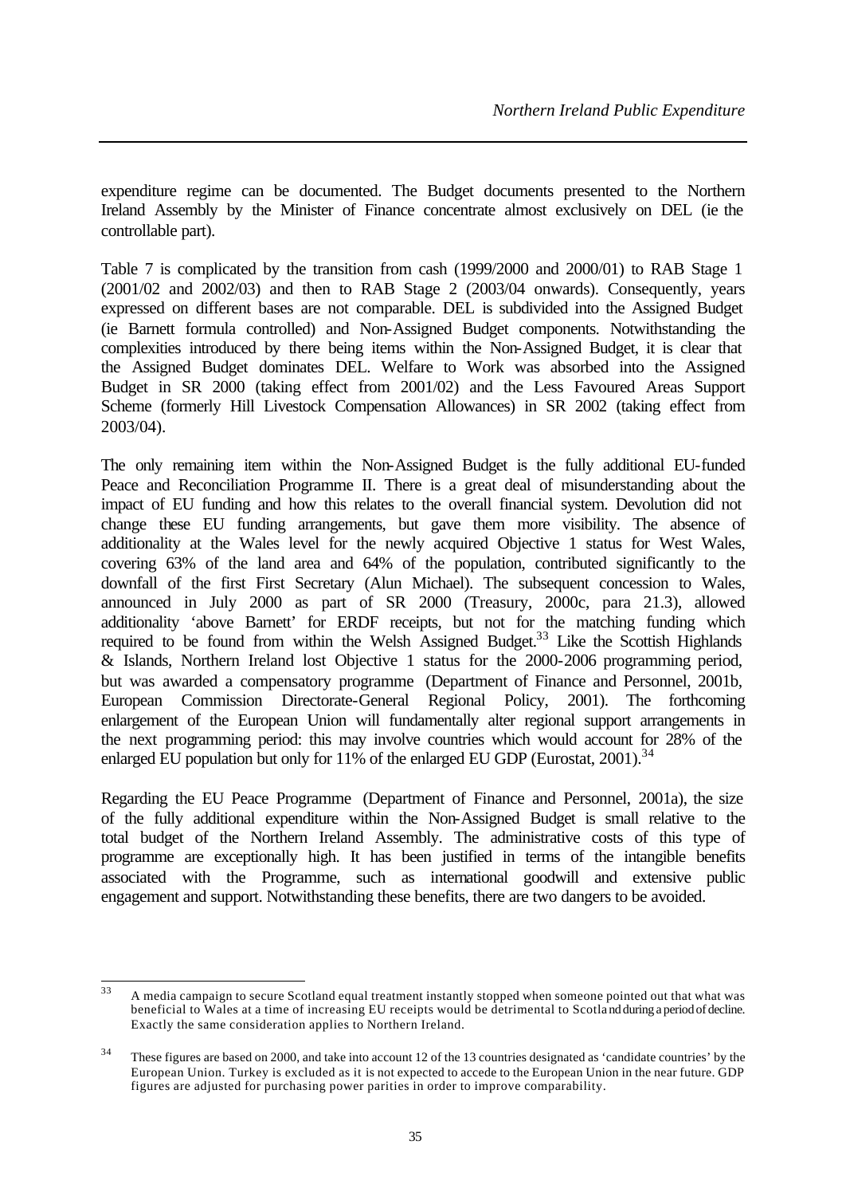expenditure regime can be documented. The Budget documents presented to the Northern Ireland Assembly by the Minister of Finance concentrate almost exclusively on DEL (ie the controllable part).

Table 7 is complicated by the transition from cash (1999/2000 and 2000/01) to RAB Stage 1 (2001/02 and 2002/03) and then to RAB Stage 2 (2003/04 onwards). Consequently, years expressed on different bases are not comparable. DEL is subdivided into the Assigned Budget (ie Barnett formula controlled) and Non-Assigned Budget components. Notwithstanding the complexities introduced by there being items within the Non-Assigned Budget, it is clear that the Assigned Budget dominates DEL. Welfare to Work was absorbed into the Assigned Budget in SR 2000 (taking effect from 2001/02) and the Less Favoured Areas Support Scheme (formerly Hill Livestock Compensation Allowances) in SR 2002 (taking effect from 2003/04).

The only remaining item within the Non-Assigned Budget is the fully additional EU-funded Peace and Reconciliation Programme II. There is a great deal of misunderstanding about the impact of EU funding and how this relates to the overall financial system. Devolution did not change these EU funding arrangements, but gave them more visibility. The absence of additionality at the Wales level for the newly acquired Objective 1 status for West Wales, covering 63% of the land area and 64% of the population, contributed significantly to the downfall of the first First Secretary (Alun Michael). The subsequent concession to Wales, announced in July 2000 as part of SR 2000 (Treasury, 2000c, para 21.3), allowed additionality 'above Barnett' for ERDF receipts, but not for the matching funding which required to be found from within the Welsh Assigned Budget.[33] Like the Scottish Highlands & Islands, Northern Ireland lost Objective 1 status for the 2000-2006 programming period, but was awarded a compensatory programme (Department of Finance and Personnel, 2001b, European Commission Directorate-General Regional Policy, 2001). The forthcoming enlargement of the European Union will fundamentally alter regional support arrangements in the next programming period: this may involve countries which would account for 28% of the enlarged EU population but only for 11% of the enlarged EU GDP (Eurostat, 2001).[34]

Regarding the EU Peace Programme (Department of Finance and Personnel, 2001a), the size of the fully additional expenditure within the Non-Assigned Budget is small relative to the total budget of the Northern Ireland Assembly. The administrative costs of this type of programme are exceptionally high. It has been justified in terms of the intangible benefits associated with the Programme, such as international goodwill and extensive public engagement and support. Notwithstanding these benefits, there are two dangers to be avoided.

---

[33] A media campaign to secure Scotland equal treatment instantly stopped when someone pointed out that what was beneficial to Wales at a time of increasing EU receipts would be detrimental to Scotland during a period of decline. Exactly the same consideration applies to Northern Ireland.

[34] These figures are based on 2000, and take into account 12 of the 13 countries designated as 'candidate countries' by the European Union. Turkey is excluded as it is not expected to accede to the European Union in the near future. GDP figures are adjusted for purchasing power parities in order to improve comparability.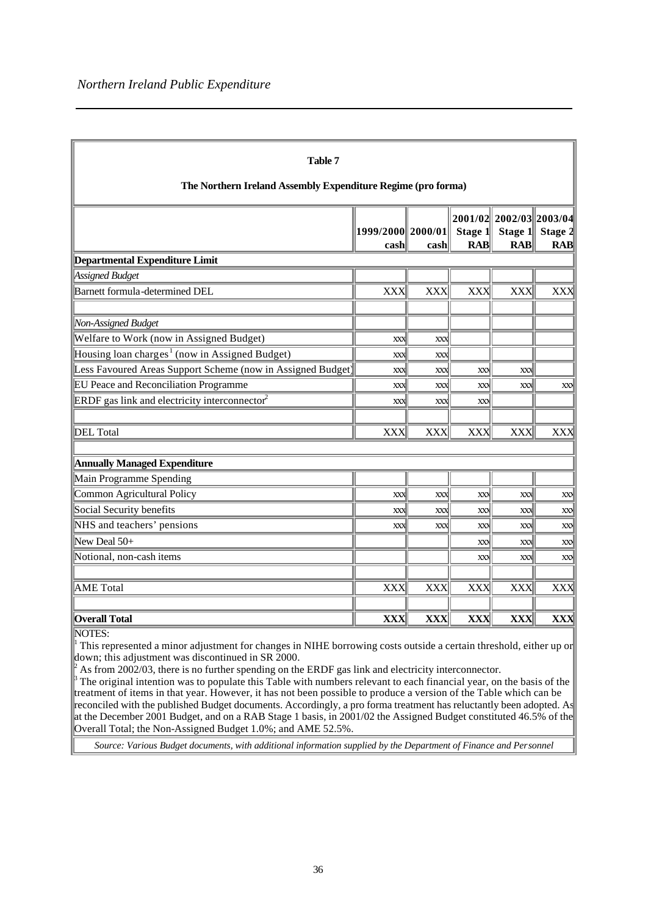**Table 7**

**The Northern Ireland Assembly Expenditure Regime (pro forma)**

| | 1999/2000 cash | 2000/01 cash | 2001/02 Stage 1 RAB | 2002/03 Stage 1 RAB | 2003/04 Stage 2 RAB |
|---|---|---|---|---|---|
| **Departmental Expenditure Limit** | | | | | |
| *Assigned Budget* | | | | | |
| Barnett formula-determined DEL | XXX | XXX | XXX | XXX | XXX |
| | | | | | |
| *Non-Assigned Budget* | | | | | |
| Welfare to Work (now in Assigned Budget) | xxx | xxx | | | |
| Housing loan charges[1] (now in Assigned Budget) | xxx | xxx | | | |
| Less Favoured Areas Support Scheme (now in Assigned Budget) | xxx | xxx | xxx | xxx | |
| EU Peace and Reconciliation Programme | xxx | xxx | xxx | xxx | xxx |
| ERDF gas link and electricity interconnector[2] | xxx | xxx | xxx | | |
| | | | | | |
| DEL Total | XXX | XXX | XXX | XXX | XXX |
| | | | | | |
| **Annually Managed Expenditure** | | | | | |
| Main Programme Spending | | | | | |
| Common Agricultural Policy | xxx | xxx | xxx | xxx | xxx |
| Social Security benefits | xxx | xxx | xxx | xxx | xxx |
| NHS and teachers' pensions | xxx | xxx | xxx | xxx | xxx |
| New Deal 50+ | | | xxx | xxx | xxx |
| Notional, non-cash items | | | xxx | xxx | xxx |
| | | | | | |
| AME Total | XXX | XXX | XXX | XXX | XXX |
| | | | | | |
| **Overall Total** | **XXX** | **XXX** | **XXX** | **XXX** | **XXX** |

NOTES:

[1] This represented a minor adjustment for changes in NIHE borrowing costs outside a certain threshold, either up or down; this adjustment was discontinued in SR 2000.

[2] As from 2002/03, there is no further spending on the ERDF gas link and electricity interconnector.

[3] The original intention was to populate this Table with numbers relevant to each financial year, on the basis of the treatment of items in that year. However, it has not been possible to produce a version of the Table which can be reconciled with the published Budget documents. Accordingly, a pro forma treatment has reluctantly been adopted. As at the December 2001 Budget, and on a RAB Stage 1 basis, in 2001/02 the Assigned Budget constituted 46.5% of the Overall Total; the Non-Assigned Budget 1.0%; and AME 52.5%.

*Source: Various Budget documents, with additional information supplied by the Department of Finance and Personnel*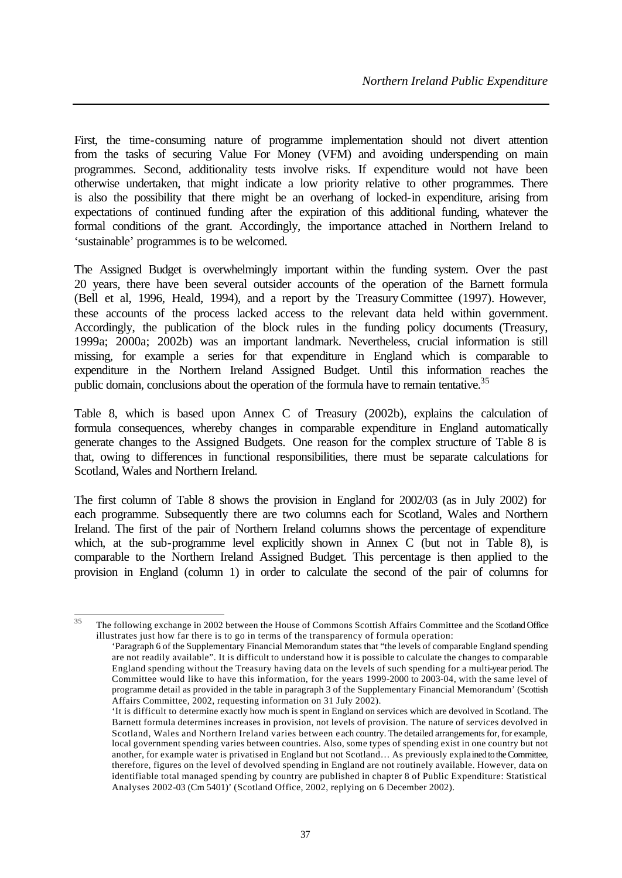First, the time-consuming nature of programme implementation should not divert attention from the tasks of securing Value For Money (VFM) and avoiding underspending on main programmes. Second, additionality tests involve risks. If expenditure would not have been otherwise undertaken, that might indicate a low priority relative to other programmes. There is also the possibility that there might be an overhang of locked-in expenditure, arising from expectations of continued funding after the expiration of this additional funding, whatever the formal conditions of the grant. Accordingly, the importance attached in Northern Ireland to 'sustainable' programmes is to be welcomed.

The Assigned Budget is overwhelmingly important within the funding system. Over the past 20 years, there have been several outsider accounts of the operation of the Barnett formula (Bell et al, 1996, Heald, 1994), and a report by the Treasury Committee (1997). However, these accounts of the process lacked access to the relevant data held within government. Accordingly, the publication of the block rules in the funding policy documents (Treasury, 1999a; 2000a; 2002b) was an important landmark. Nevertheless, crucial information is still missing, for example a series for that expenditure in England which is comparable to expenditure in the Northern Ireland Assigned Budget. Until this information reaches the public domain, conclusions about the operation of the formula have to remain tentative.[35]

Table 8, which is based upon Annex C of Treasury (2002b), explains the calculation of formula consequences, whereby changes in comparable expenditure in England automatically generate changes to the Assigned Budgets. One reason for the complex structure of Table 8 is that, owing to differences in functional responsibilities, there must be separate calculations for Scotland, Wales and Northern Ireland.

The first column of Table 8 shows the provision in England for 2002/03 (as in July 2002) for each programme. Subsequently there are two columns each for Scotland, Wales and Northern Ireland. The first of the pair of Northern Ireland columns shows the percentage of expenditure which, at the sub-programme level explicitly shown in Annex C (but not in Table 8), is comparable to the Northern Ireland Assigned Budget. This percentage is then applied to the provision in England (column 1) in order to calculate the second of the pair of columns for

---

[35] The following exchange in 2002 between the House of Commons Scottish Affairs Committee and the Scotland Office illustrates just how far there is to go in terms of the transparency of formula operation:

'Paragraph 6 of the Supplementary Financial Memorandum states that "the levels of comparable England spending are not readily available". It is difficult to understand how it is possible to calculate the changes to comparable England spending without the Treasury having data on the levels of such spending for a multi-year period. The Committee would like to have this information, for the years 1999-2000 to 2003-04, with the same level of programme detail as provided in the table in paragraph 3 of the Supplementary Financial Memorandum' (Scottish Affairs Committee, 2002, requesting information on 31 July 2002).

'It is difficult to determine exactly how much is spent in England on services which are devolved in Scotland. The Barnett formula determines increases in provision, not levels of provision. The nature of services devolved in Scotland, Wales and Northern Ireland varies between each country. The detailed arrangements for, for example, local government spending varies between countries. Also, some types of spending exist in one country but not another, for example water is privatised in England but not Scotland… As previously explained to the Committee, therefore, figures on the level of devolved spending in England are not routinely available. However, data on identifiable total managed spending by country are published in chapter 8 of Public Expenditure: Statistical Analyses 2002-03 (Cm 5401)' (Scotland Office, 2002, replying on 6 December 2002).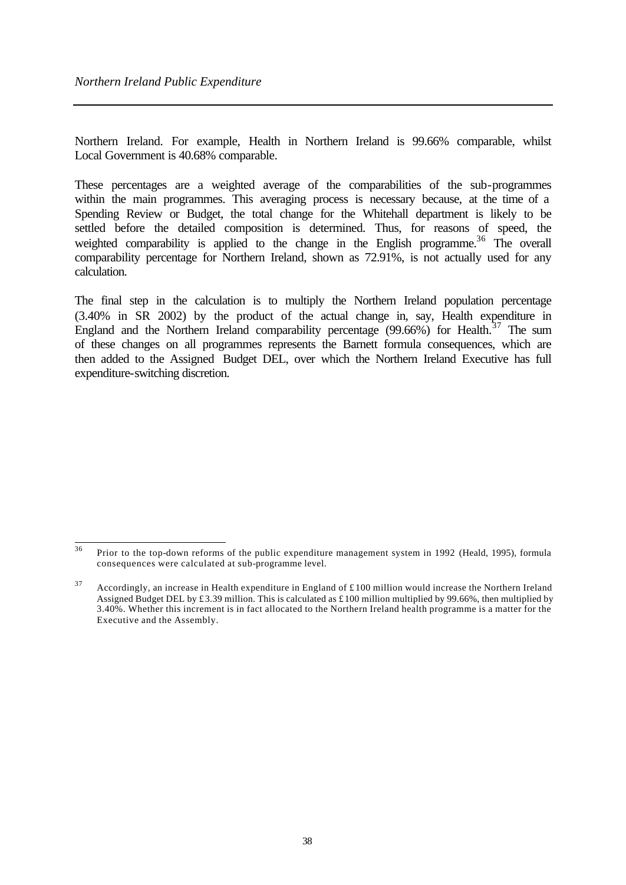Northern Ireland. For example, Health in Northern Ireland is 99.66% comparable, whilst Local Government is 40.68% comparable.

These percentages are a weighted average of the comparabilities of the sub-programmes within the main programmes. This averaging process is necessary because, at the time of a Spending Review or Budget, the total change for the Whitehall department is likely to be settled before the detailed composition is determined. Thus, for reasons of speed, the weighted comparability is applied to the change in the English programme.[36] The overall comparability percentage for Northern Ireland, shown as 72.91%, is not actually used for any calculation.

The final step in the calculation is to multiply the Northern Ireland population percentage (3.40% in SR 2002) by the product of the actual change in, say, Health expenditure in England and the Northern Ireland comparability percentage (99.66%) for Health.[37] The sum of these changes on all programmes represents the Barnett formula consequences, which are then added to the Assigned Budget DEL, over which the Northern Ireland Executive has full expenditure-switching discretion.

---

[36] Prior to the top-down reforms of the public expenditure management system in 1992 (Heald, 1995), formula consequences were calculated at sub-programme level.

[37] Accordingly, an increase in Health expenditure in England of £100 million would increase the Northern Ireland Assigned Budget DEL by £3.39 million. This is calculated as £100 million multiplied by 99.66%, then multiplied by 3.40%. Whether this increment is in fact allocated to the Northern Ireland health programme is a matter for the Executive and the Assembly.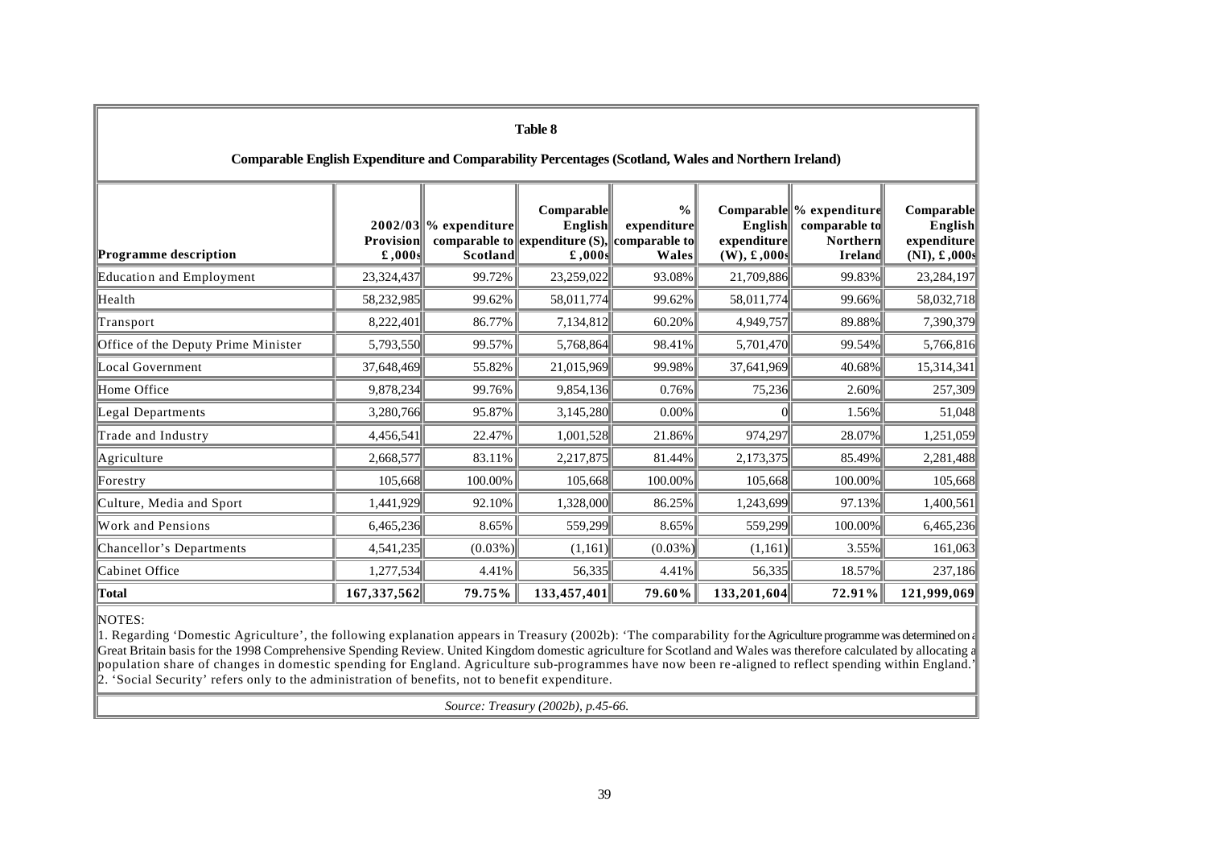**Table 8**

**Comparable English Expenditure and Comparability Percentages (Scotland, Wales and Northern Ireland)**

| Programme description | 2002/03 Provision £,000s | % expenditure comparable to Scotland | Comparable English expenditure (S), £,000s | % expenditure comparable to Wales | Comparable English expenditure (W), £,000s | % expenditure comparable to Northern Ireland | Comparable English expenditure (NI), £,000s |
|---|---|---|---|---|---|---|---|
| Education and Employment | 23,324,437 | 99.72% | 23,259,022 | 93.08% | 21,709,886 | 99.83% | 23,284,197 |
| Health | 58,232,985 | 99.62% | 58,011,774 | 99.62% | 58,011,774 | 99.66% | 58,032,718 |
| Transport | 8,222,401 | 86.77% | 7,134,812 | 60.20% | 4,949,757 | 89.88% | 7,390,379 |
| Office of the Deputy Prime Minister | 5,793,550 | 99.57% | 5,768,864 | 98.41% | 5,701,470 | 99.54% | 5,766,816 |
| Local Government | 37,648,469 | 55.82% | 21,015,969 | 99.98% | 37,641,969 | 40.68% | 15,314,341 |
| Home Office | 9,878,234 | 99.76% | 9,854,136 | 0.76% | 75,236 | 2.60% | 257,309 |
| Legal Departments | 3,280,766 | 95.87% | 3,145,280 | 0.00% | 0 | 1.56% | 51,048 |
| Trade and Industry | 4,456,541 | 22.47% | 1,001,528 | 21.86% | 974,297 | 28.07% | 1,251,059 |
| Agriculture | 2,668,577 | 83.11% | 2,217,875 | 81.44% | 2,173,375 | 85.49% | 2,281,488 |
| Forestry | 105,668 | 100.00% | 105,668 | 100.00% | 105,668 | 100.00% | 105,668 |
| Culture, Media and Sport | 1,441,929 | 92.10% | 1,328,000 | 86.25% | 1,243,699 | 97.13% | 1,400,561 |
| Work and Pensions | 6,465,236 | 8.65% | 559,299 | 8.65% | 559,299 | 100.00% | 6,465,236 |
| Chancellor's Departments | 4,541,235 | (0.03%) | (1,161) | (0.03%) | (1,161) | 3.55% | 161,063 |
| Cabinet Office | 1,277,534 | 4.41% | 56,335 | 4.41% | 56,335 | 18.57% | 237,186 |
| **Total** | **167,337,562** | **79.75%** | **133,457,401** | **79.60%** | **133,201,604** | **72.91%** | **121,999,069** |

NOTES:

1. Regarding 'Domestic Agriculture', the following explanation appears in Treasury (2002b): 'The comparability for the Agriculture programme was determined on a Great Britain basis for the 1998 Comprehensive Spending Review. United Kingdom domestic agriculture for Scotland and Wales was therefore calculated by allocating a population share of changes in domestic spending for England. Agriculture sub-programmes have now been re-aligned to reflect spending within England.'
2. 'Social Security' refers only to the administration of benefits, not to benefit expenditure.

*Source: Treasury (2002b), p.45-66.*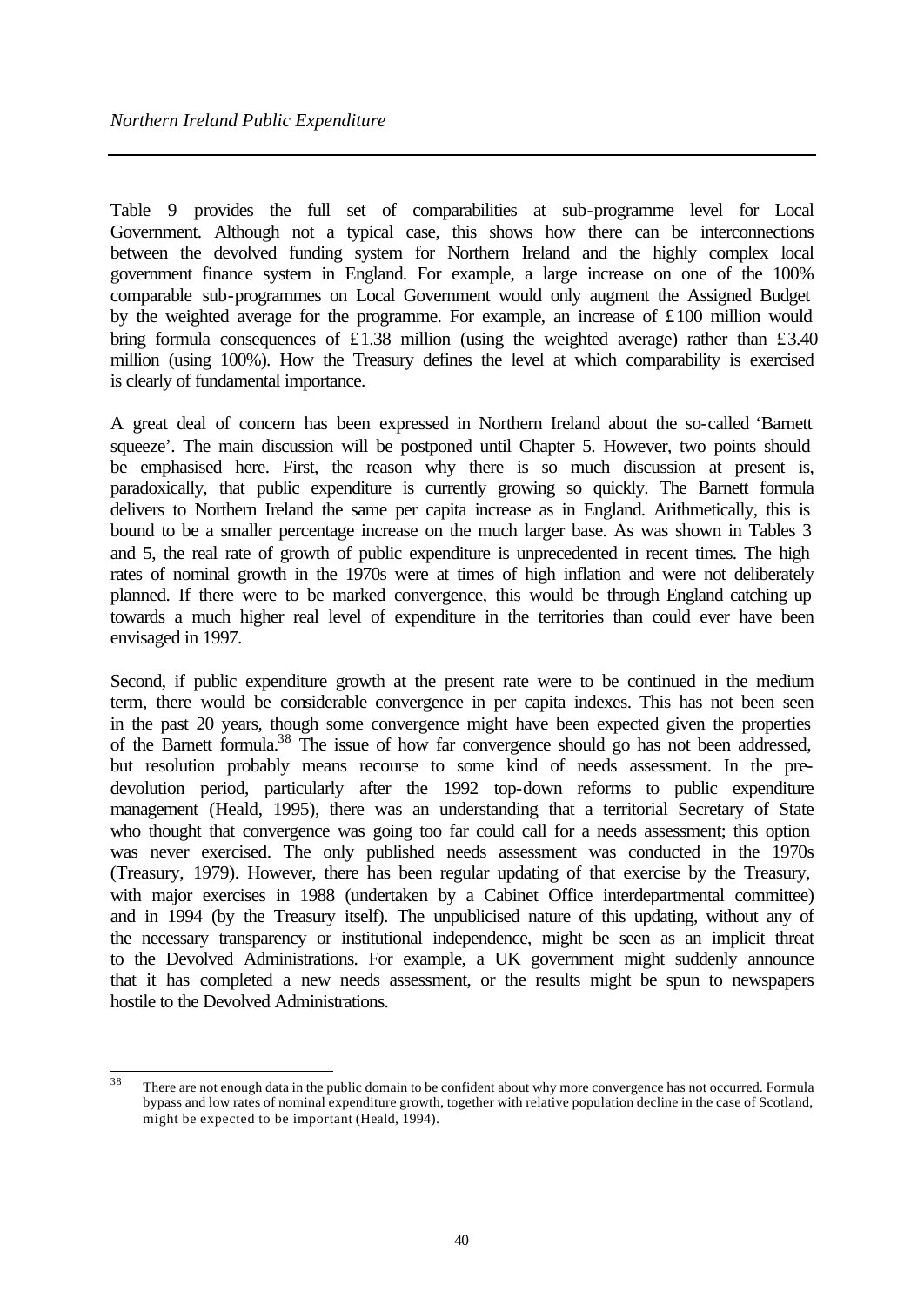Table 9 provides the full set of comparabilities at sub-programme level for Local Government. Although not a typical case, this shows how there can be interconnections between the devolved funding system for Northern Ireland and the highly complex local government finance system in England. For example, a large increase on one of the 100% comparable sub-programmes on Local Government would only augment the Assigned Budget by the weighted average for the programme. For example, an increase of £100 million would bring formula consequences of £1.38 million (using the weighted average) rather than £3.40 million (using 100%). How the Treasury defines the level at which comparability is exercised is clearly of fundamental importance.

A great deal of concern has been expressed in Northern Ireland about the so-called 'Barnett squeeze'. The main discussion will be postponed until Chapter 5. However, two points should be emphasised here. First, the reason why there is so much discussion at present is, paradoxically, that public expenditure is currently growing so quickly. The Barnett formula delivers to Northern Ireland the same per capita increase as in England. Arithmetically, this is bound to be a smaller percentage increase on the much larger base. As was shown in Tables 3 and 5, the real rate of growth of public expenditure is unprecedented in recent times. The high rates of nominal growth in the 1970s were at times of high inflation and were not deliberately planned. If there were to be marked convergence, this would be through England catching up towards a much higher real level of expenditure in the territories than could ever have been envisaged in 1997.

Second, if public expenditure growth at the present rate were to be continued in the medium term, there would be considerable convergence in per capita indexes. This has not been seen in the past 20 years, though some convergence might have been expected given the properties of the Barnett formula.[38] The issue of how far convergence should go has not been addressed, but resolution probably means recourse to some kind of needs assessment. In the pre-devolution period, particularly after the 1992 top-down reforms to public expenditure management (Heald, 1995), there was an understanding that a territorial Secretary of State who thought that convergence was going too far could call for a needs assessment; this option was never exercised. The only published needs assessment was conducted in the 1970s (Treasury, 1979). However, there has been regular updating of that exercise by the Treasury, with major exercises in 1988 (undertaken by a Cabinet Office interdepartmental committee) and in 1994 (by the Treasury itself). The unpublicised nature of this updating, without any of the necessary transparency or institutional independence, might be seen as an implicit threat to the Devolved Administrations. For example, a UK government might suddenly announce that it has completed a new needs assessment, or the results might be spun to newspapers hostile to the Devolved Administrations.

[38] There are not enough data in the public domain to be confident about why more convergence has not occurred. Formula bypass and low rates of nominal expenditure growth, together with relative population decline in the case of Scotland, might be expected to be important (Heald, 1994).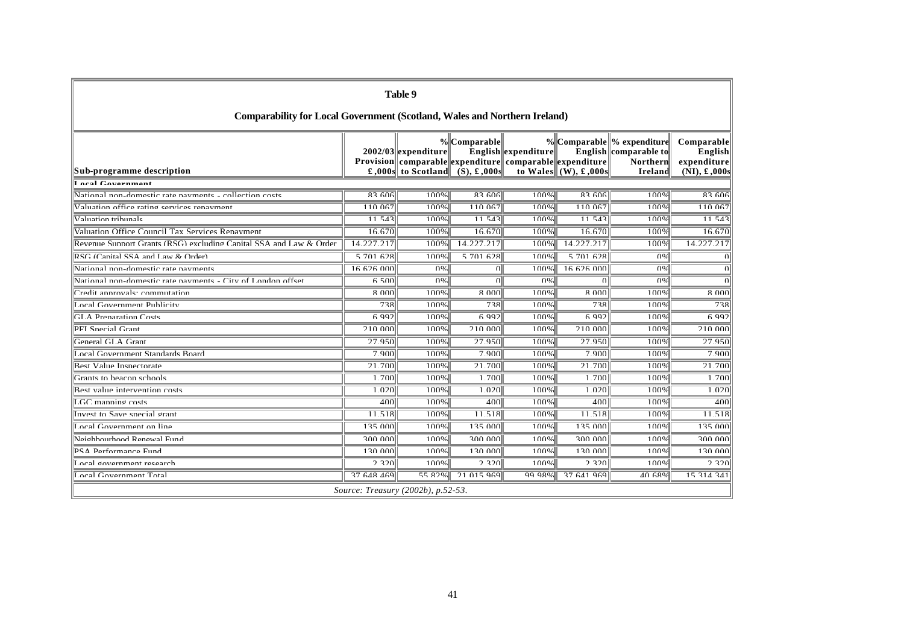**Table 9**

**Comparability for Local Government (Scotland, Wales and Northern Ireland)**

| Sub-programme description | 2002/03 Provision £,000s | % expenditure comparable to Scotland | Comparable English expenditure (S), £,000s | % expenditure comparable to Wales | Comparable English expenditure (W), £,000s | % expenditure comparable to Northern Ireland | Comparable English expenditure (NI), £,000s |
|---|---|---|---|---|---|---|---|
| **Local Government** | | | | | | | |
| National non-domestic rate payments - collection costs | 83,606 | 100% | 83,606 | 100% | 83,606 | 100% | 83,606 |
| Valuation office rating services repayment | 110,067 | 100% | 110,067 | 100% | 110,067 | 100% | 110,067 |
| Valuation tribunals | 11,543 | 100% | 11,543 | 100% | 11,543 | 100% | 11,543 |
| Valuation Office Council Tax Services Repayment | 16,670 | 100% | 16,670 | 100% | 16,670 | 100% | 16,670 |
| Revenue Support Grants (RSG) excluding Capital SSA and Law & Order | 14,227,217 | 100% | 14,227,217 | 100% | 14,227,217 | 100% | 14,227,217 |
| RSG (Capital SSA and Law & Order) | 5,701,628 | 100% | 5,701,628 | 100% | 5,701,628 | 0% | 0 |
| National non-domestic rate payments | 16,626,000 | 0% | 0 | 100% | 16,626,000 | 0% | 0 |
| National non-domestic rate payments - City of London offset | 6,500 | 0% | 0 | 0% | 0 | 0% | 0 |
| Credit approvals: commutation | 8,000 | 100% | 8,000 | 100% | 8,000 | 100% | 8,000 |
| Local Government Publicity | 738 | 100% | 738 | 100% | 738 | 100% | 738 |
| GLA Preparation Costs | 6,992 | 100% | 6,992 | 100% | 6,992 | 100% | 6,992 |
| PFI Special Grant | 210,000 | 100% | 210,000 | 100% | 210,000 | 100% | 210,000 |
| General GLA Grant | 27,950 | 100% | 27,950 | 100% | 27,950 | 100% | 27,950 |
| Local Government Standards Board | 7,900 | 100% | 7,900 | 100% | 7,900 | 100% | 7,900 |
| Best Value Inspectorate | 21,700 | 100% | 21,700 | 100% | 21,700 | 100% | 21,700 |
| Grants to beacon schools | 1,700 | 100% | 1,700 | 100% | 1,700 | 100% | 1,700 |
| Best value intervention costs | 1,020 | 100% | 1,020 | 100% | 1,020 | 100% | 1,020 |
| LGC mapping costs | 400 | 100% | 400 | 100% | 400 | 100% | 400 |
| Invest to Save special grant | 11,518 | 100% | 11,518 | 100% | 11,518 | 100% | 11,518 |
| Local Government on line | 135,000 | 100% | 135,000 | 100% | 135,000 | 100% | 135,000 |
| Neighbourhood Renewal Fund | 300,000 | 100% | 300,000 | 100% | 300,000 | 100% | 300,000 |
| PSA Performance Fund | 130,000 | 100% | 130,000 | 100% | 130,000 | 100% | 130,000 |
| Local government research | 2,320 | 100% | 2,320 | 100% | 2,320 | 100% | 2,320 |
| Local Government Total | 37,648,469 | 55.82% | 21,015,969 | 99.98% | 37,641,969 | 40.68% | 15,314,341 |

*Source: Treasury (2002b), p.52-53.*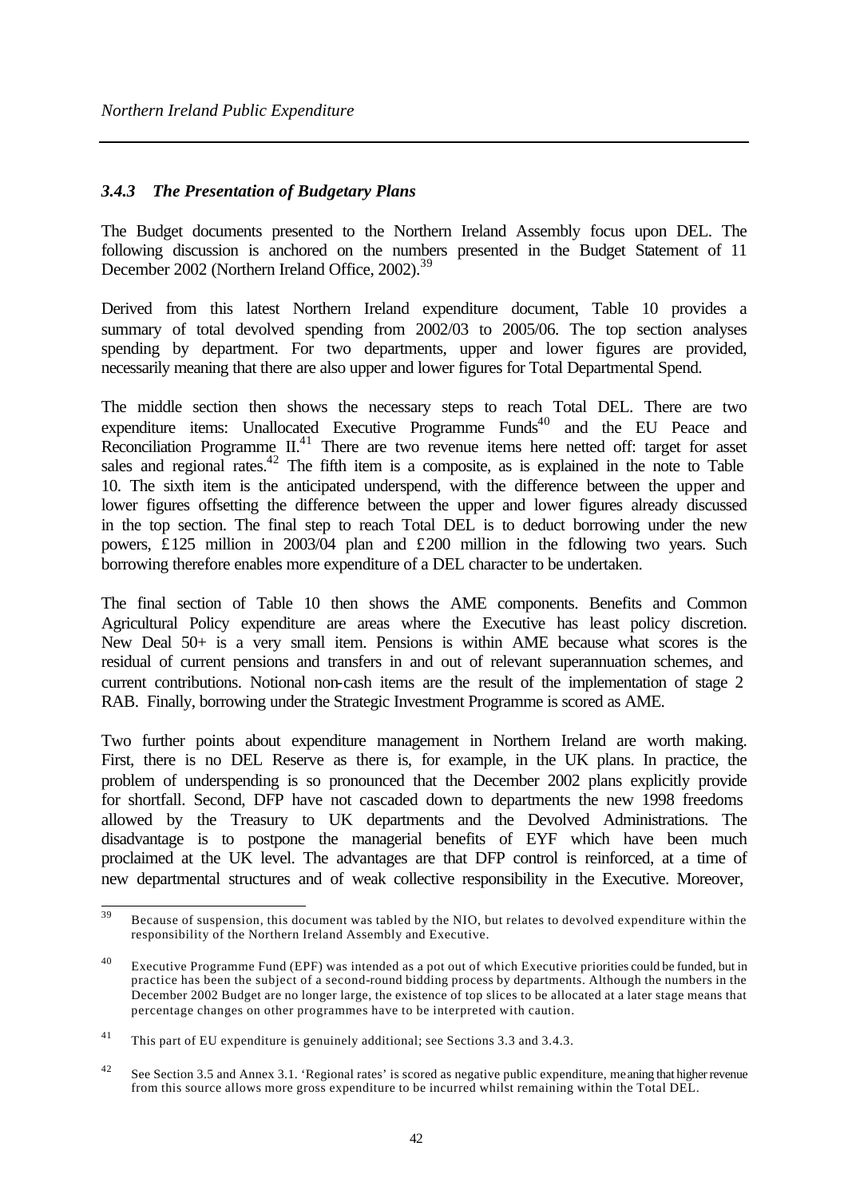### *3.4.3 The Presentation of Budgetary Plans*

The Budget documents presented to the Northern Ireland Assembly focus upon DEL. The following discussion is anchored on the numbers presented in the Budget Statement of 11 December 2002 (Northern Ireland Office, 2002).[39]

Derived from this latest Northern Ireland expenditure document, Table 10 provides a summary of total devolved spending from 2002/03 to 2005/06. The top section analyses spending by department. For two departments, upper and lower figures are provided, necessarily meaning that there are also upper and lower figures for Total Departmental Spend.

The middle section then shows the necessary steps to reach Total DEL. There are two expenditure items: Unallocated Executive Programme Funds[40] and the EU Peace and Reconciliation Programme II.[41] There are two revenue items here netted off: target for asset sales and regional rates.[42] The fifth item is a composite, as is explained in the note to Table 10. The sixth item is the anticipated underspend, with the difference between the upper and lower figures offsetting the difference between the upper and lower figures already discussed in the top section. The final step to reach Total DEL is to deduct borrowing under the new powers, £125 million in 2003/04 plan and £200 million in the following two years. Such borrowing therefore enables more expenditure of a DEL character to be undertaken.

The final section of Table 10 then shows the AME components. Benefits and Common Agricultural Policy expenditure are areas where the Executive has least policy discretion. New Deal 50+ is a very small item. Pensions is within AME because what scores is the residual of current pensions and transfers in and out of relevant superannuation schemes, and current contributions. Notional non-cash items are the result of the implementation of stage 2 RAB. Finally, borrowing under the Strategic Investment Programme is scored as AME.

Two further points about expenditure management in Northern Ireland are worth making. First, there is no DEL Reserve as there is, for example, in the UK plans. In practice, the problem of underspending is so pronounced that the December 2002 plans explicitly provide for shortfall. Second, DFP have not cascaded down to departments the new 1998 freedoms allowed by the Treasury to UK departments and the Devolved Administrations. The disadvantage is to postpone the managerial benefits of EYF which have been much proclaimed at the UK level. The advantages are that DFP control is reinforced, at a time of new departmental structures and of weak collective responsibility in the Executive. Moreover,

---

[39] Because of suspension, this document was tabled by the NIO, but relates to devolved expenditure within the responsibility of the Northern Ireland Assembly and Executive.

[40] Executive Programme Fund (EPF) was intended as a pot out of which Executive priorities could be funded, but in practice has been the subject of a second-round bidding process by departments. Although the numbers in the December 2002 Budget are no longer large, the existence of top slices to be allocated at a later stage means that percentage changes on other programmes have to be interpreted with caution.

[41] This part of EU expenditure is genuinely additional; see Sections 3.3 and 3.4.3.

[42] See Section 3.5 and Annex 3.1. 'Regional rates' is scored as negative public expenditure, meaning that higher revenue from this source allows more gross expenditure to be incurred whilst remaining within the Total DEL.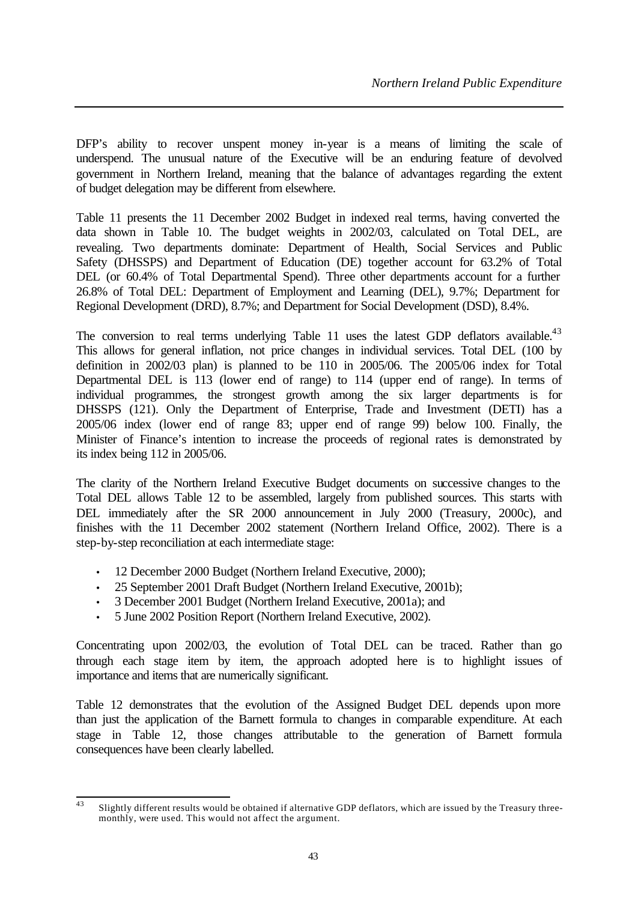DFP's ability to recover unspent money in-year is a means of limiting the scale of underspend. The unusual nature of the Executive will be an enduring feature of devolved government in Northern Ireland, meaning that the balance of advantages regarding the extent of budget delegation may be different from elsewhere.

Table 11 presents the 11 December 2002 Budget in indexed real terms, having converted the data shown in Table 10. The budget weights in 2002/03, calculated on Total DEL, are revealing. Two departments dominate: Department of Health, Social Services and Public Safety (DHSSPS) and Department of Education (DE) together account for 63.2% of Total DEL (or 60.4% of Total Departmental Spend). Three other departments account for a further 26.8% of Total DEL: Department of Employment and Learning (DEL), 9.7%; Department for Regional Development (DRD), 8.7%; and Department for Social Development (DSD), 8.4%.

The conversion to real terms underlying Table 11 uses the latest GDP deflators available.[43] This allows for general inflation, not price changes in individual services. Total DEL (100 by definition in 2002/03 plan) is planned to be 110 in 2005/06. The 2005/06 index for Total Departmental DEL is 113 (lower end of range) to 114 (upper end of range). In terms of individual programmes, the strongest growth among the six larger departments is for DHSSPS (121). Only the Department of Enterprise, Trade and Investment (DETI) has a 2005/06 index (lower end of range 83; upper end of range 99) below 100. Finally, the Minister of Finance's intention to increase the proceeds of regional rates is demonstrated by its index being 112 in 2005/06.

The clarity of the Northern Ireland Executive Budget documents on successive changes to the Total DEL allows Table 12 to be assembled, largely from published sources. This starts with DEL immediately after the SR 2000 announcement in July 2000 (Treasury, 2000c), and finishes with the 11 December 2002 statement (Northern Ireland Office, 2002). There is a step-by-step reconciliation at each intermediate stage:

- 12 December 2000 Budget (Northern Ireland Executive, 2000);
- 25 September 2001 Draft Budget (Northern Ireland Executive, 2001b);
- 3 December 2001 Budget (Northern Ireland Executive, 2001a); and
- 5 June 2002 Position Report (Northern Ireland Executive, 2002).

Concentrating upon 2002/03, the evolution of Total DEL can be traced. Rather than go through each stage item by item, the approach adopted here is to highlight issues of importance and items that are numerically significant.

Table 12 demonstrates that the evolution of the Assigned Budget DEL depends upon more than just the application of the Barnett formula to changes in comparable expenditure. At each stage in Table 12, those changes attributable to the generation of Barnett formula consequences have been clearly labelled.

---

[43] Slightly different results would be obtained if alternative GDP deflators, which are issued by the Treasury three-monthly, were used. This would not affect the argument.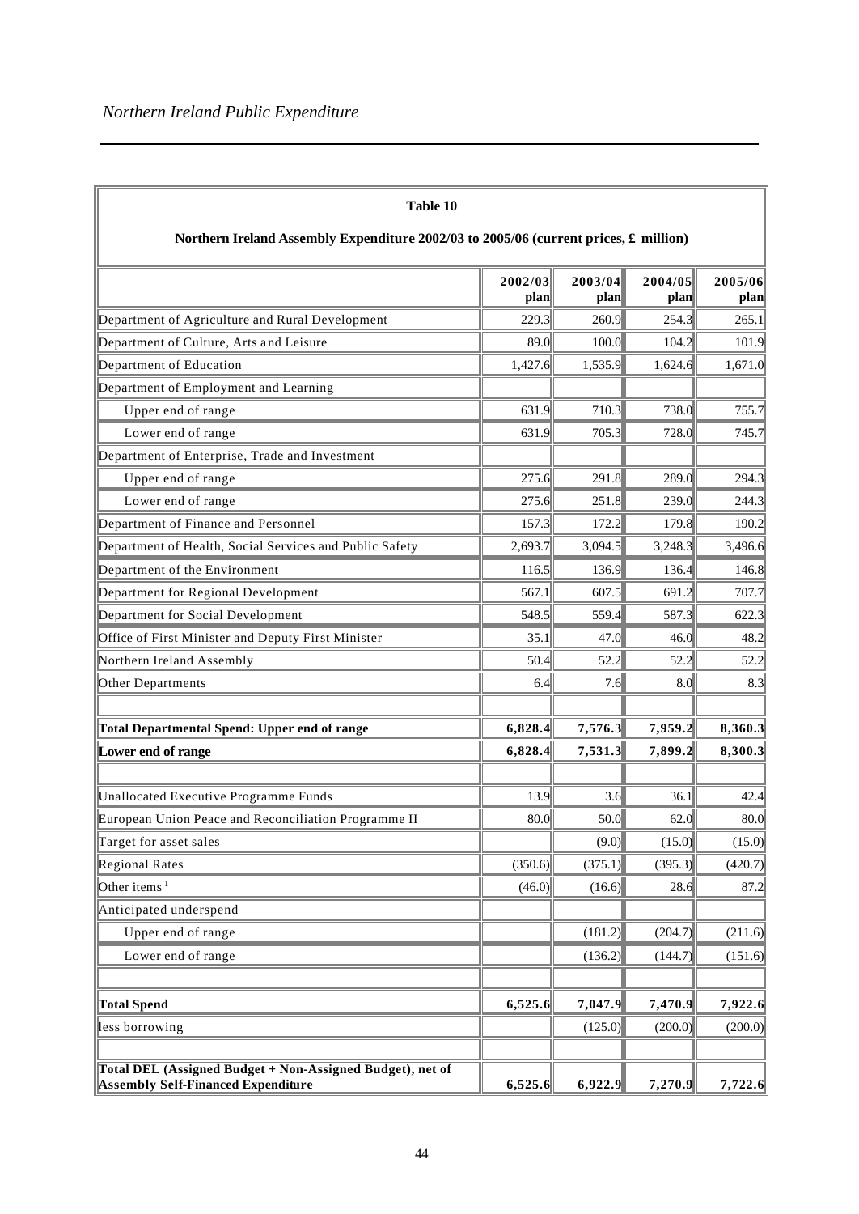**Table 10**

**Northern Ireland Assembly Expenditure 2002/03 to 2005/06 (current prices, £ million)**

| | 2002/03 plan | 2003/04 plan | 2004/05 plan | 2005/06 plan |
|---|---|---|---|---|
| Department of Agriculture and Rural Development | 229.3 | 260.9 | 254.3 | 265.1 |
| Department of Culture, Arts and Leisure | 89.0 | 100.0 | 104.2 | 101.9 |
| Department of Education | 1,427.6 | 1,535.9 | 1,624.6 | 1,671.0 |
| Department of Employment and Learning | | | | |
| Upper end of range | 631.9 | 710.3 | 738.0 | 755.7 |
| Lower end of range | 631.9 | 705.3 | 728.0 | 745.7 |
| Department of Enterprise, Trade and Investment | | | | |
| Upper end of range | 275.6 | 291.8 | 289.0 | 294.3 |
| Lower end of range | 275.6 | 251.8 | 239.0 | 244.3 |
| Department of Finance and Personnel | 157.3 | 172.2 | 179.8 | 190.2 |
| Department of Health, Social Services and Public Safety | 2,693.7 | 3,094.5 | 3,248.3 | 3,496.6 |
| Department of the Environment | 116.5 | 136.9 | 136.4 | 146.8 |
| Department for Regional Development | 567.1 | 607.5 | 691.2 | 707.7 |
| Department for Social Development | 548.5 | 559.4 | 587.3 | 622.3 |
| Office of First Minister and Deputy First Minister | 35.1 | 47.0 | 46.0 | 48.2 |
| Northern Ireland Assembly | 50.4 | 52.2 | 52.2 | 52.2 |
| Other Departments | 6.4 | 7.6 | 8.0 | 8.3 |
| | | | | |
| **Total Departmental Spend: Upper end of range** | **6,828.4** | **7,576.3** | **7,959.2** | **8,360.3** |
| **Lower end of range** | **6,828.4** | **7,531.3** | **7,899.2** | **8,300.3** |
| | | | | |
| Unallocated Executive Programme Funds | 13.9 | 3.6 | 36.1 | 42.4 |
| European Union Peace and Reconciliation Programme II | 80.0 | 50.0 | 62.0 | 80.0 |
| Target for asset sales | | (9.0) | (15.0) | (15.0) |
| Regional Rates | (350.6) | (375.1) | (395.3) | (420.7) |
| Other items [1] | (46.0) | (16.6) | 28.6 | 87.2 |
| Anticipated underspend | | | | |
| Upper end of range | | (181.2) | (204.7) | (211.6) |
| Lower end of range | | (136.2) | (144.7) | (151.6) |
| | | | | |
| **Total Spend** | **6,525.6** | **7,047.9** | **7,470.9** | **7,922.6** |
| less borrowing | | (125.0) | (200.0) | (200.0) |
| | | | | |
| **Total DEL (Assigned Budget + Non-Assigned Budget), net of Assembly Self-Financed Expenditure** | **6,525.6** | **6,922.9** | **7,270.9** | **7,722.6** |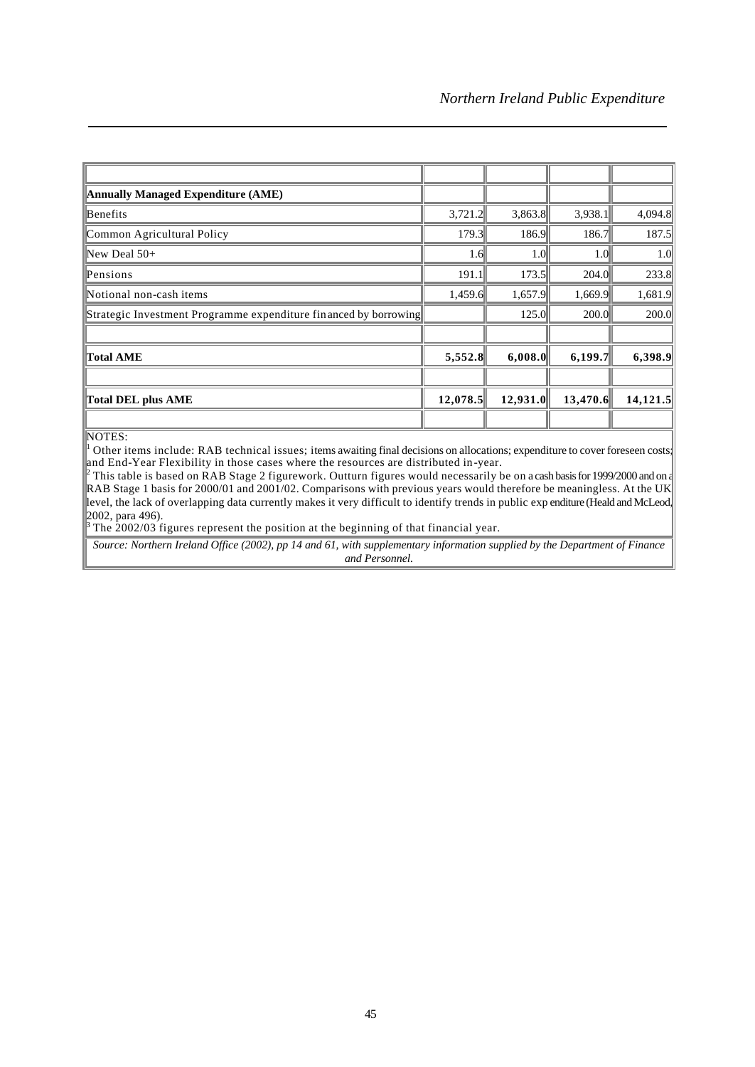| | | | | |
|---|---|---|---|---|
| **Annually Managed Expenditure (AME)** | | | | |
| Benefits | 3,721.2 | 3,863.8 | 3,938.1 | 4,094.8 |
| Common Agricultural Policy | 179.3 | 186.9 | 186.7 | 187.5 |
| New Deal 50+ | 1.6 | 1.0 | 1.0 | 1.0 |
| Pensions | 191.1 | 173.5 | 204.0 | 233.8 |
| Notional non-cash items | 1,459.6 | 1,657.9 | 1,669.9 | 1,681.9 |
| Strategic Investment Programme expenditure financed by borrowing | | 125.0 | 200.0 | 200.0 |
| | | | | |
| **Total AME** | **5,552.8** | **6,008.0** | **6,199.7** | **6,398.9** |
| | | | | |
| **Total DEL plus AME** | **12,078.5** | **12,931.0** | **13,470.6** | **14,121.5** |

NOTES:
[1] Other items include: RAB technical issues; items awaiting final decisions on allocations; expenditure to cover foreseen costs; and End-Year Flexibility in those cases where the resources are distributed in-year.
[2] This table is based on RAB Stage 2 figurework. Outturn figures would necessarily be on a cash basis for 1999/2000 and on a RAB Stage 1 basis for 2000/01 and 2001/02. Comparisons with previous years would therefore be meaningless. At the UK level, the lack of overlapping data currently makes it very difficult to identify trends in public expenditure (Heald and McLeod, 2002, para 496).
[3] The 2002/03 figures represent the position at the beginning of that financial year.

*Source: Northern Ireland Office (2002), pp 14 and 61, with supplementary information supplied by the Department of Finance and Personnel.*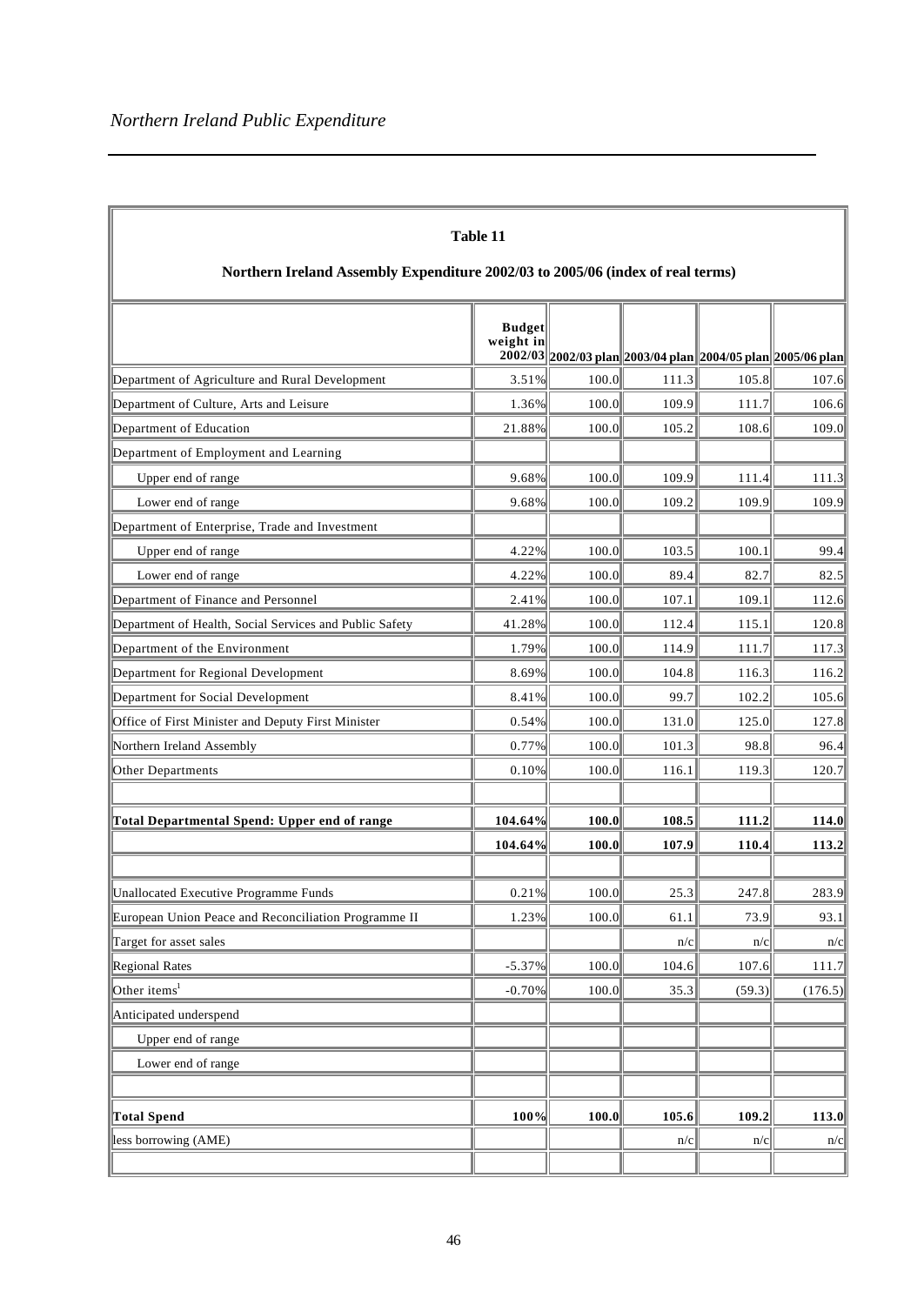**Table 11**

**Northern Ireland Assembly Expenditure 2002/03 to 2005/06 (index of real terms)**

| | Budget weight in 2002/03 | 2002/03 plan | 2003/04 plan | 2004/05 plan | 2005/06 plan |
|---|---|---|---|---|---|
| Department of Agriculture and Rural Development | 3.51% | 100.0 | 111.3 | 105.8 | 107.6 |
| Department of Culture, Arts and Leisure | 1.36% | 100.0 | 109.9 | 111.7 | 106.6 |
| Department of Education | 21.88% | 100.0 | 105.2 | 108.6 | 109.0 |
| Department of Employment and Learning | | | | | |
| Upper end of range | 9.68% | 100.0 | 109.9 | 111.4 | 111.3 |
| Lower end of range | 9.68% | 100.0 | 109.2 | 109.9 | 109.9 |
| Department of Enterprise, Trade and Investment | | | | | |
| Upper end of range | 4.22% | 100.0 | 103.5 | 100.1 | 99.4 |
| Lower end of range | 4.22% | 100.0 | 89.4 | 82.7 | 82.5 |
| Department of Finance and Personnel | 2.41% | 100.0 | 107.1 | 109.1 | 112.6 |
| Department of Health, Social Services and Public Safety | 41.28% | 100.0 | 112.4 | 115.1 | 120.8 |
| Department of the Environment | 1.79% | 100.0 | 114.9 | 111.7 | 117.3 |
| Department for Regional Development | 8.69% | 100.0 | 104.8 | 116.3 | 116.2 |
| Department for Social Development | 8.41% | 100.0 | 99.7 | 102.2 | 105.6 |
| Office of First Minister and Deputy First Minister | 0.54% | 100.0 | 131.0 | 125.0 | 127.8 |
| Northern Ireland Assembly | 0.77% | 100.0 | 101.3 | 98.8 | 96.4 |
| Other Departments | 0.10% | 100.0 | 116.1 | 119.3 | 120.7 |
| | | | | | |
| **Total Departmental Spend: Upper end of range** | **104.64%** | **100.0** | **108.5** | **111.2** | **114.0** |
| | **104.64%** | **100.0** | **107.9** | **110.4** | **113.2** |
| | | | | | |
| Unallocated Executive Programme Funds | 0.21% | 100.0 | 25.3 | 247.8 | 283.9 |
| European Union Peace and Reconciliation Programme II | 1.23% | 100.0 | 61.1 | 73.9 | 93.1 |
| Target for asset sales | | | n/c | n/c | n/c |
| Regional Rates | -5.37% | 100.0 | 104.6 | 107.6 | 111.7 |
| Other items[1] | -0.70% | 100.0 | 35.3 | (59.3) | (176.5) |
| Anticipated underspend | | | | | |
| Upper end of range | | | | | |
| Lower end of range | | | | | |
| | | | | | |
| **Total Spend** | **100%** | **100.0** | **105.6** | **109.2** | **113.0** |
| less borrowing (AME) | | | n/c | n/c | n/c |
| | | | | | |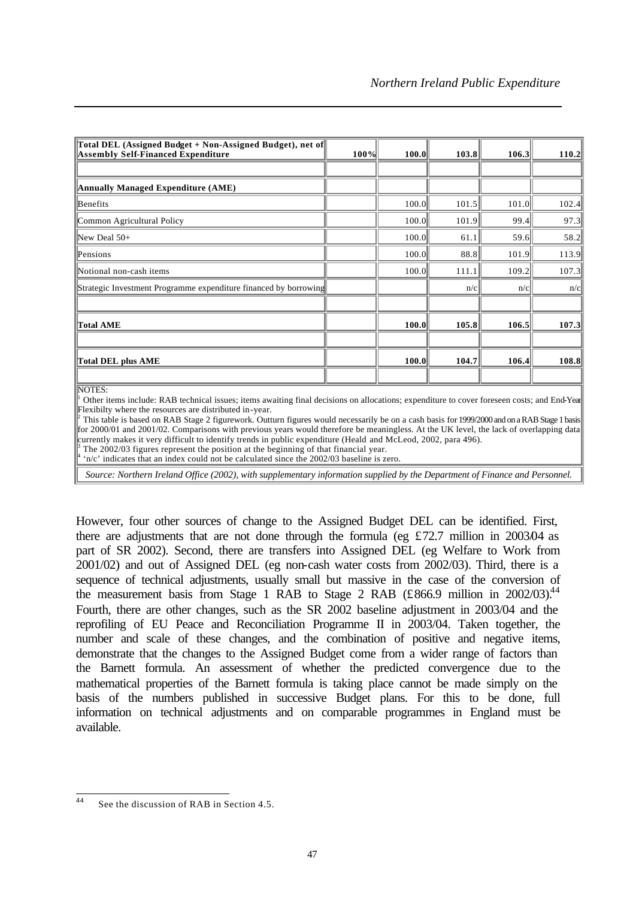| | | | | | |
|---|---|---|---|---|---|
| **Total DEL (Assigned Budget + Non-Assigned Budget), net of Assembly Self-Financed Expenditure** | **100%** | **100.0** | **103.8** | **106.3** | **110.2** |
| | | | | | |
| **Annually Managed Expenditure (AME)** | | | | | |
| Benefits | | 100.0 | 101.5 | 101.0 | 102.4 |
| Common Agricultural Policy | | 100.0 | 101.9 | 99.4 | 97.3 |
| New Deal 50+ | | 100.0 | 61.1 | 59.6 | 58.2 |
| Pensions | | 100.0 | 88.8 | 101.9 | 113.9 |
| Notional non-cash items | | 100.0 | 111.1 | 109.2 | 107.3 |
| Strategic Investment Programme expenditure financed by borrowing | | | n/c | n/c | n/c |
| | | | | | |
| **Total AME** | | **100.0** | **105.8** | **106.5** | **107.3** |
| | | | | | |
| **Total DEL plus AME** | | **100.0** | **104.7** | **106.4** | **108.8** |

NOTES:
[1] Other items include: RAB technical issues; items awaiting final decisions on allocations; expenditure to cover foreseen costs; and End-Year Flexibilty where the resources are distributed in-year.
[2] This table is based on RAB Stage 2 figurework. Outturn figures would necessarily be on a cash basis for 1999/2000 and on a RAB Stage 1 basis for 2000/01 and 2001/02. Comparisons with previous years would therefore be meaningless. At the UK level, the lack of overlapping data currently makes it very difficult to identify trends in public expenditure (Heald and McLeod, 2002, para 496).
[3] The 2002/03 figures represent the position at the beginning of that financial year.
[4] 'n/c' indicates that an index could not be calculated since the 2002/03 baseline is zero.

*Source: Northern Ireland Office (2002), with supplementary information supplied by the Department of Finance and Personnel.*

However, four other sources of change to the Assigned Budget DEL can be identified. First, there are adjustments that are not done through the formula (eg £72.7 million in 2003/04 as part of SR 2002). Second, there are transfers into Assigned DEL (eg Welfare to Work from 2001/02) and out of Assigned DEL (eg non-cash water costs from 2002/03). Third, there is a sequence of technical adjustments, usually small but massive in the case of the conversion of the measurement basis from Stage 1 RAB to Stage 2 RAB (£866.9 million in 2002/03).[44] Fourth, there are other changes, such as the SR 2002 baseline adjustment in 2003/04 and the reprofiling of EU Peace and Reconciliation Programme II in 2003/04. Taken together, the number and scale of these changes, and the combination of positive and negative items, demonstrate that the changes to the Assigned Budget come from a wider range of factors than the Barnett formula. An assessment of whether the predicted convergence due to the mathematical properties of the Barnett formula is taking place cannot be made simply on the basis of the numbers published in successive Budget plans. For this to be done, full information on technical adjustments and on comparable programmes in England must be available.

[44] See the discussion of RAB in Section 4.5.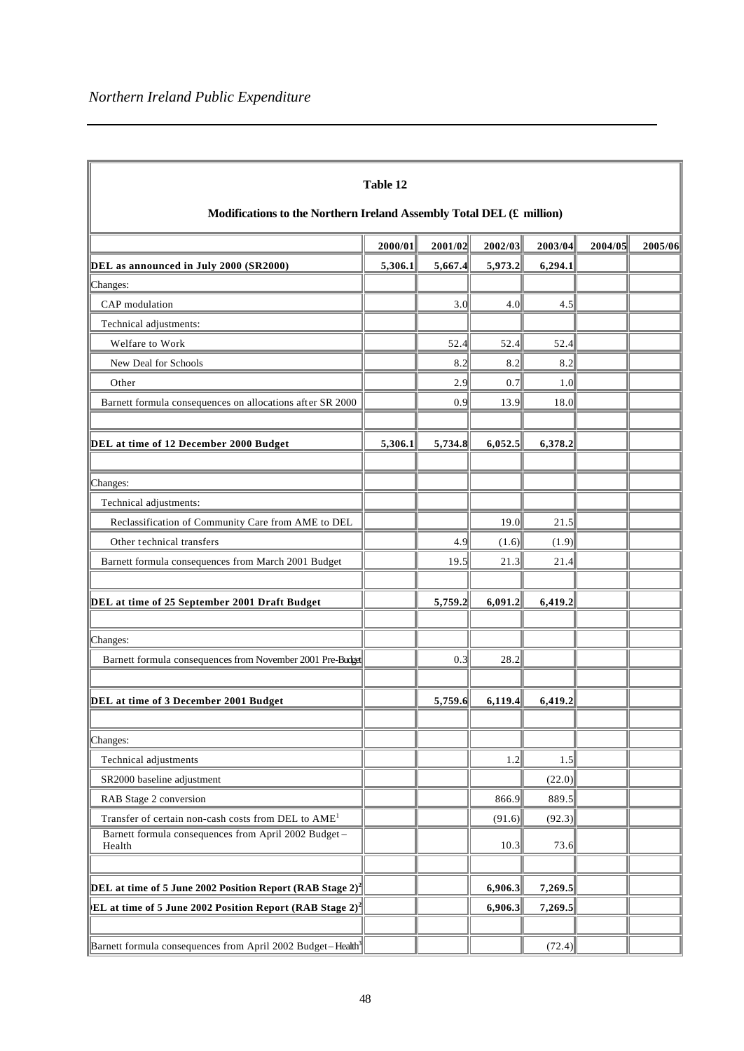**Table 12**

**Modifications to the Northern Ireland Assembly Total DEL (£ million)**

| | 2000/01 | 2001/02 | 2002/03 | 2003/04 | 2004/05 | 2005/06 |
|---|---|---|---|---|---|---|
| **DEL as announced in July 2000 (SR2000)** | **5,306.1** | **5,667.4** | **5,973.2** | **6,294.1** | | |
| Changes: | | | | | | |
| CAP modulation | | 3.0 | 4.0 | 4.5 | | |
| Technical adjustments: | | | | | | |
| Welfare to Work | | 52.4 | 52.4 | 52.4 | | |
| New Deal for Schools | | 8.2 | 8.2 | 8.2 | | |
| Other | | 2.9 | 0.7 | 1.0 | | |
| Barnett formula consequences on allocations after SR 2000 | | 0.9 | 13.9 | 18.0 | | |
| | | | | | | |
| **DEL at time of 12 December 2000 Budget** | **5,306.1** | **5,734.8** | **6,052.5** | **6,378.2** | | |
| | | | | | | |
| Changes: | | | | | | |
| Technical adjustments: | | | | | | |
| Reclassification of Community Care from AME to DEL | | | 19.0 | 21.5 | | |
| Other technical transfers | | 4.9 | (1.6) | (1.9) | | |
| Barnett formula consequences from March 2001 Budget | | 19.5 | 21.3 | 21.4 | | |
| | | | | | | |
| **DEL at time of 25 September 2001 Draft Budget** | | **5,759.2** | **6,091.2** | **6,419.2** | | |
| | | | | | | |
| Changes: | | | | | | |
| Barnett formula consequences from November 2001 Pre-Budget | | 0.3 | 28.2 | | | |
| | | | | | | |
| **DEL at time of 3 December 2001 Budget** | | **5,759.6** | **6,119.4** | **6,419.2** | | |
| | | | | | | |
| Changes: | | | | | | |
| Technical adjustments | | | 1.2 | 1.5 | | |
| SR2000 baseline adjustment | | | | (22.0) | | |
| RAB Stage 2 conversion | | | 866.9 | 889.5 | | |
| Transfer of certain non-cash costs from DEL to AME[1] | | | (91.6) | (92.3) | | |
| Barnett formula consequences from April 2002 Budget – Health | | | 10.3 | 73.6 | | |
| | | | | | | |
| **DEL at time of 5 June 2002 Position Report (RAB Stage 2)[2]** | | | **6,906.3** | **7,269.5** | | |
| **DEL at time of 5 June 2002 Position Report (RAB Stage 2)[2]** | | | **6,906.3** | **7,269.5** | | |
| | | | | | | |
| Barnett formula consequences from April 2002 Budget – Health[3] | | | | (72.4) | | |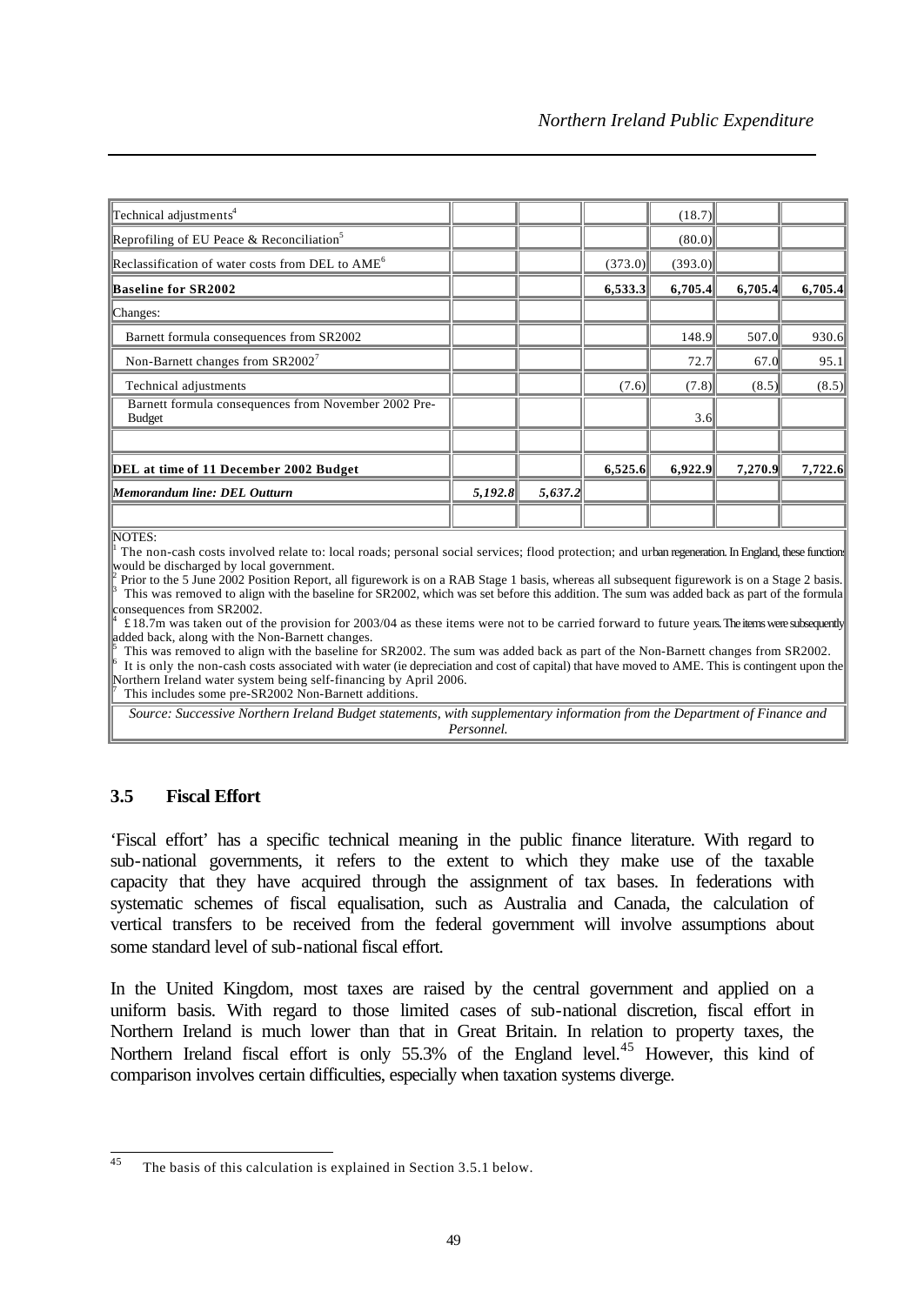| | | | | | | |
|---|---|---|---|---|---|---|
| Technical adjustments[4] | | | | (18.7) | | |
| Reprofiling of EU Peace & Reconciliation[5] | | | | (80.0) | | |
| Reclassification of water costs from DEL to AME[6] | | | (373.0) | (393.0) | | |
| **Baseline for SR2002** | | | **6,533.3** | **6,705.4** | **6,705.4** | **6,705.4** |
| Changes: | | | | | | |
| Barnett formula consequences from SR2002 | | | | 148.9 | 507.0 | 930.6 |
| Non-Barnett changes from SR2002[7] | | | | 72.7 | 67.0 | 95.1 |
| Technical adjustments | | | (7.6) | (7.8) | (8.5) | (8.5) |
| Barnett formula consequences from November 2002 Pre-Budget | | | | 3.6 | | |
| | | | | | | |
| **DEL at time of 11 December 2002 Budget** | | | **6,525.6** | **6,922.9** | **7,270.9** | **7,722.6** |
| ***Memorandum line: DEL Outturn*** | ***5,192.8*** | ***5,637.2*** | | | | |

NOTES:
[1] The non-cash costs involved relate to: local roads; personal social services; flood protection; and urban regeneration. In England, these functions would be discharged by local government.
[2] Prior to the 5 June 2002 Position Report, all figurework is on a RAB Stage 1 basis, whereas all subsequent figurework is on a Stage 2 basis.
[3] This was removed to align with the baseline for SR2002, which was set before this addition. The sum was added back as part of the formula consequences from SR2002.
[4] £18.7m was taken out of the provision for 2003/04 as these items were not to be carried forward to future years. The items were subsequently added back, along with the Non-Barnett changes.
[5] This was removed to align with the baseline for SR2002. The sum was added back as part of the Non-Barnett changes from SR2002.
[6] It is only the non-cash costs associated with water (ie depreciation and cost of capital) that have moved to AME. This is contingent upon the Northern Ireland water system being self-financing by April 2006.
[7] This includes some pre-SR2002 Non-Barnett additions.

*Source: Successive Northern Ireland Budget statements, with supplementary information from the Department of Finance and Personnel.*

### 3.5 Fiscal Effort

'Fiscal effort' has a specific technical meaning in the public finance literature. With regard to sub-national governments, it refers to the extent to which they make use of the taxable capacity that they have acquired through the assignment of tax bases. In federations with systematic schemes of fiscal equalisation, such as Australia and Canada, the calculation of vertical transfers to be received from the federal government will involve assumptions about some standard level of sub-national fiscal effort.

In the United Kingdom, most taxes are raised by the central government and applied on a uniform basis. With regard to those limited cases of sub-national discretion, fiscal effort in Northern Ireland is much lower than that in Great Britain. In relation to property taxes, the Northern Ireland fiscal effort is only 55.3% of the England level.[45] However, this kind of comparison involves certain difficulties, especially when taxation systems diverge.

[45] The basis of this calculation is explained in Section 3.5.1 below.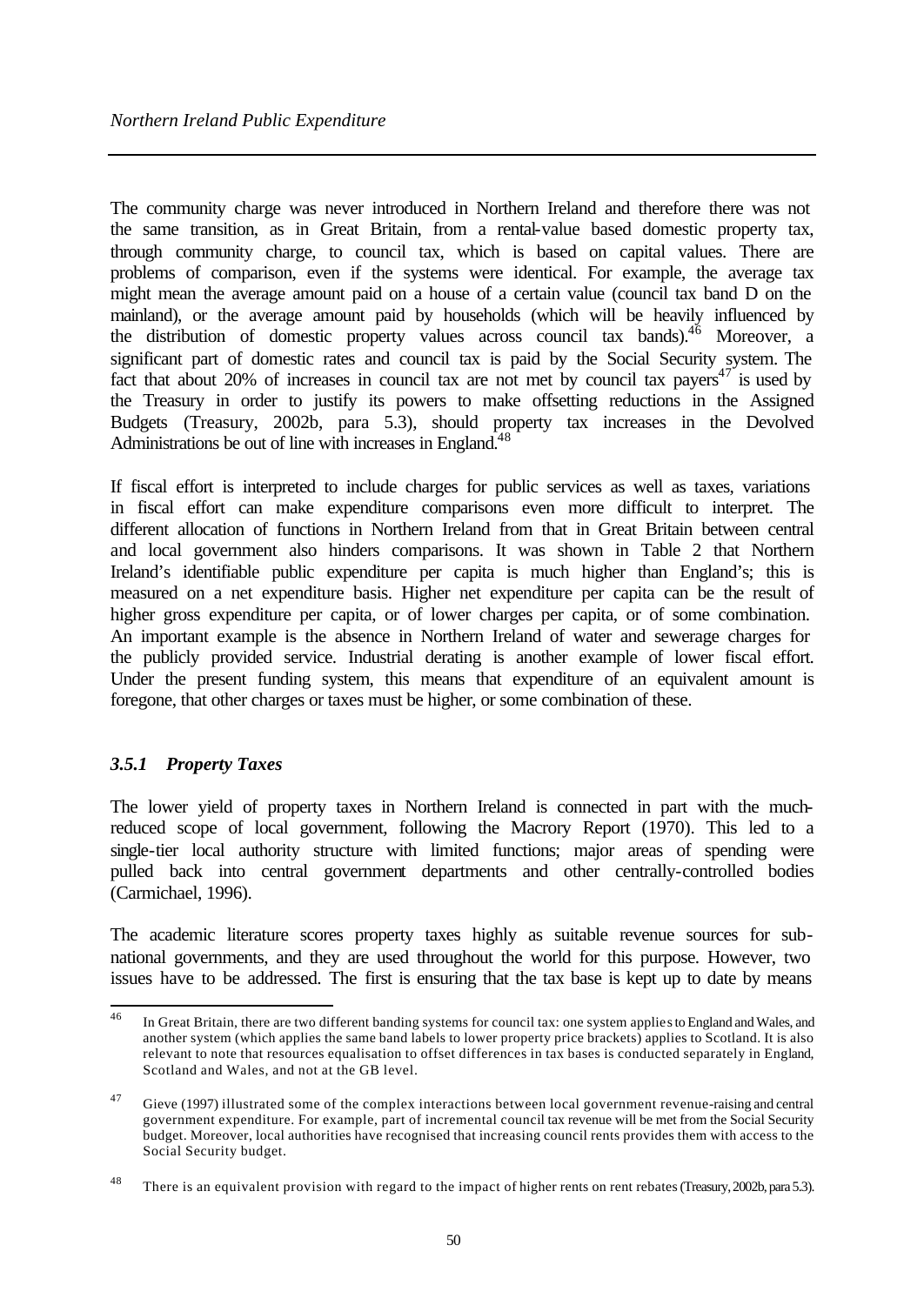The community charge was never introduced in Northern Ireland and therefore there was not the same transition, as in Great Britain, from a rental-value based domestic property tax, through community charge, to council tax, which is based on capital values. There are problems of comparison, even if the systems were identical. For example, the average tax might mean the average amount paid on a house of a certain value (council tax band D on the mainland), or the average amount paid by households (which will be heavily influenced by the distribution of domestic property values across council tax bands).[46] Moreover, a significant part of domestic rates and council tax is paid by the Social Security system. The fact that about 20% of increases in council tax are not met by council tax payers[47] is used by the Treasury in order to justify its powers to make offsetting reductions in the Assigned Budgets (Treasury, 2002b, para 5.3), should property tax increases in the Devolved Administrations be out of line with increases in England.[48]

If fiscal effort is interpreted to include charges for public services as well as taxes, variations in fiscal effort can make expenditure comparisons even more difficult to interpret. The different allocation of functions in Northern Ireland from that in Great Britain between central and local government also hinders comparisons. It was shown in Table 2 that Northern Ireland's identifiable public expenditure per capita is much higher than England's; this is measured on a net expenditure basis. Higher net expenditure per capita can be the result of higher gross expenditure per capita, or of lower charges per capita, or of some combination. An important example is the absence in Northern Ireland of water and sewerage charges for the publicly provided service. Industrial derating is another example of lower fiscal effort. Under the present funding system, this means that expenditure of an equivalent amount is foregone, that other charges or taxes must be higher, or some combination of these.

### *3.5.1 Property Taxes*

The lower yield of property taxes in Northern Ireland is connected in part with the much-reduced scope of local government, following the Macrory Report (1970). This led to a single-tier local authority structure with limited functions; major areas of spending were pulled back into central government departments and other centrally-controlled bodies (Carmichael, 1996).

The academic literature scores property taxes highly as suitable revenue sources for sub-national governments, and they are used throughout the world for this purpose. However, two issues have to be addressed. The first is ensuring that the tax base is kept up to date by means

---

[46] In Great Britain, there are two different banding systems for council tax: one system applies to England and Wales, and another system (which applies the same band labels to lower property price brackets) applies to Scotland. It is also relevant to note that resources equalisation to offset differences in tax bases is conducted separately in England, Scotland and Wales, and not at the GB level.

[47] Gieve (1997) illustrated some of the complex interactions between local government revenue-raising and central government expenditure. For example, part of incremental council tax revenue will be met from the Social Security budget. Moreover, local authorities have recognised that increasing council rents provides them with access to the Social Security budget.

[48] There is an equivalent provision with regard to the impact of higher rents on rent rebates (Treasury, 2002b, para 5.3).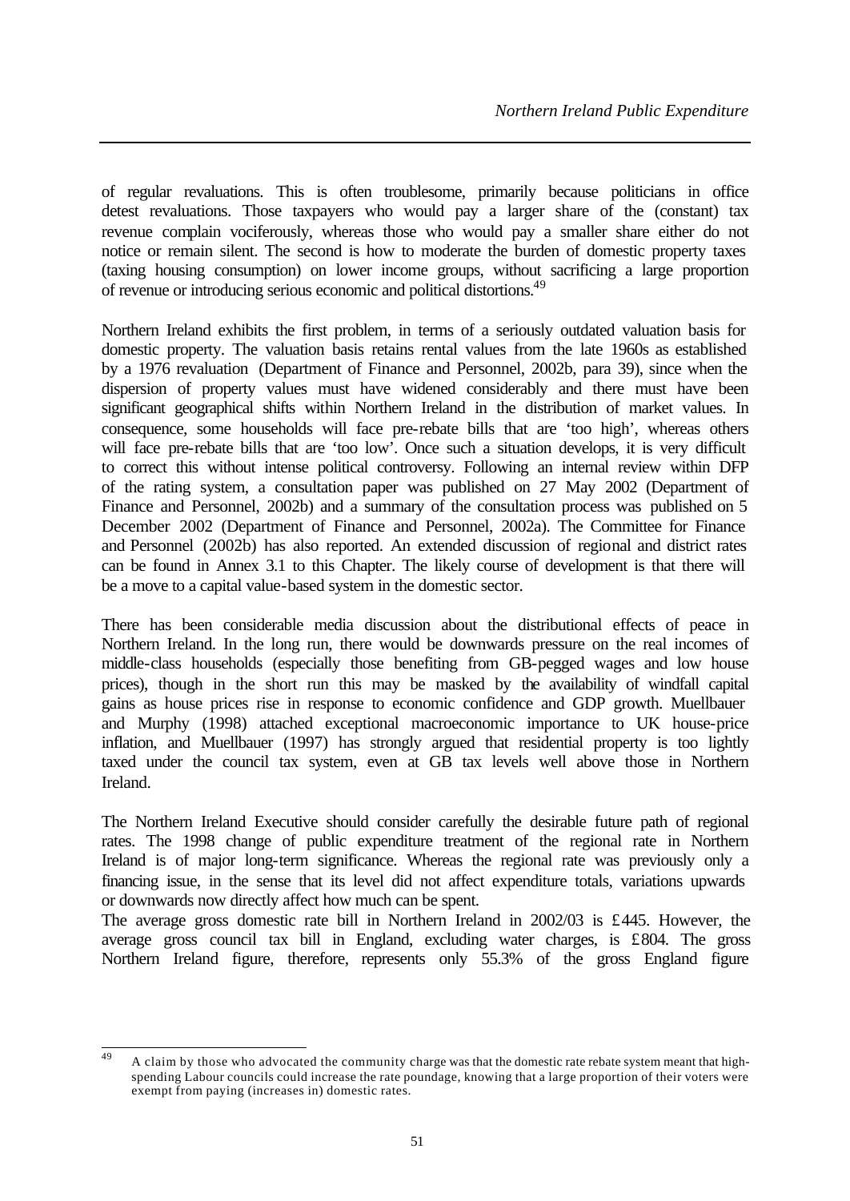of regular revaluations. This is often troublesome, primarily because politicians in office detest revaluations. Those taxpayers who would pay a larger share of the (constant) tax revenue complain vociferously, whereas those who would pay a smaller share either do not notice or remain silent. The second is how to moderate the burden of domestic property taxes (taxing housing consumption) on lower income groups, without sacrificing a large proportion of revenue or introducing serious economic and political distortions.[49]

Northern Ireland exhibits the first problem, in terms of a seriously outdated valuation basis for domestic property. The valuation basis retains rental values from the late 1960s as established by a 1976 revaluation (Department of Finance and Personnel, 2002b, para 39), since when the dispersion of property values must have widened considerably and there must have been significant geographical shifts within Northern Ireland in the distribution of market values. In consequence, some households will face pre-rebate bills that are 'too high', whereas others will face pre-rebate bills that are 'too low'. Once such a situation develops, it is very difficult to correct this without intense political controversy. Following an internal review within DFP of the rating system, a consultation paper was published on 27 May 2002 (Department of Finance and Personnel, 2002b) and a summary of the consultation process was published on 5 December 2002 (Department of Finance and Personnel, 2002a). The Committee for Finance and Personnel (2002b) has also reported. An extended discussion of regional and district rates can be found in Annex 3.1 to this Chapter. The likely course of development is that there will be a move to a capital value-based system in the domestic sector.

There has been considerable media discussion about the distributional effects of peace in Northern Ireland. In the long run, there would be downwards pressure on the real incomes of middle-class households (especially those benefiting from GB-pegged wages and low house prices), though in the short run this may be masked by the availability of windfall capital gains as house prices rise in response to economic confidence and GDP growth. Muellbauer and Murphy (1998) attached exceptional macroeconomic importance to UK house-price inflation, and Muellbauer (1997) has strongly argued that residential property is too lightly taxed under the council tax system, even at GB tax levels well above those in Northern Ireland.

The Northern Ireland Executive should consider carefully the desirable future path of regional rates. The 1998 change of public expenditure treatment of the regional rate in Northern Ireland is of major long-term significance. Whereas the regional rate was previously only a financing issue, in the sense that its level did not affect expenditure totals, variations upwards or downwards now directly affect how much can be spent.

The average gross domestic rate bill in Northern Ireland in 2002/03 is £445. However, the average gross council tax bill in England, excluding water charges, is £804. The gross Northern Ireland figure, therefore, represents only 55.3% of the gross England figure

---

[49] A claim by those who advocated the community charge was that the domestic rate rebate system meant that high-spending Labour councils could increase the rate poundage, knowing that a large proportion of their voters were exempt from paying (increases in) domestic rates.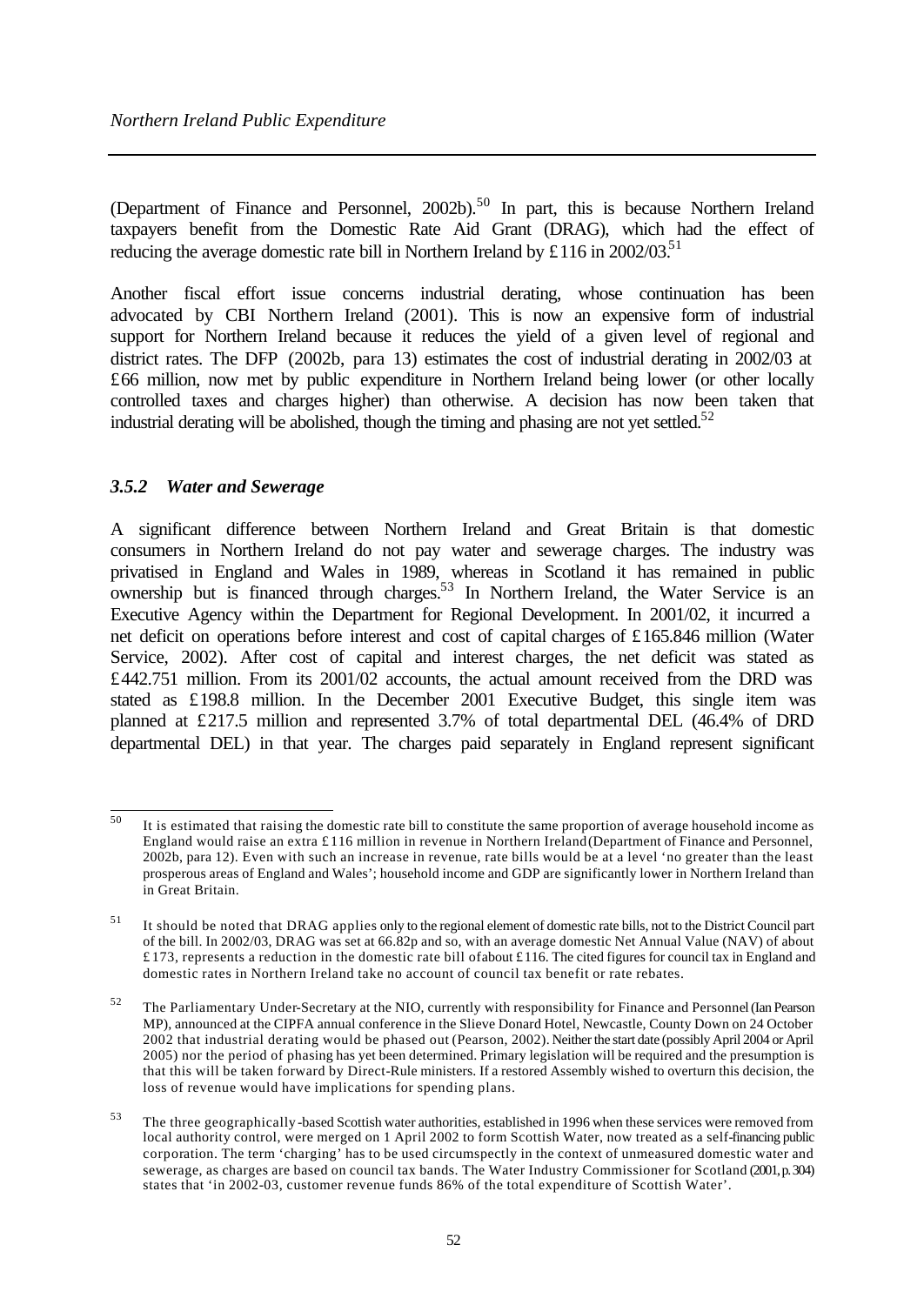(Department of Finance and Personnel, 2002b).[50] In part, this is because Northern Ireland taxpayers benefit from the Domestic Rate Aid Grant (DRAG), which had the effect of reducing the average domestic rate bill in Northern Ireland by £116 in 2002/03.[51]

Another fiscal effort issue concerns industrial derating, whose continuation has been advocated by CBI Northern Ireland (2001). This is now an expensive form of industrial support for Northern Ireland because it reduces the yield of a given level of regional and district rates. The DFP (2002b, para 13) estimates the cost of industrial derating in 2002/03 at £66 million, now met by public expenditure in Northern Ireland being lower (or other locally controlled taxes and charges higher) than otherwise. A decision has now been taken that industrial derating will be abolished, though the timing and phasing are not yet settled.[52]

### *3.5.2 Water and Sewerage*

A significant difference between Northern Ireland and Great Britain is that domestic consumers in Northern Ireland do not pay water and sewerage charges. The industry was privatised in England and Wales in 1989, whereas in Scotland it has remained in public ownership but is financed through charges.[53] In Northern Ireland, the Water Service is an Executive Agency within the Department for Regional Development. In 2001/02, it incurred a net deficit on operations before interest and cost of capital charges of £165.846 million (Water Service, 2002). After cost of capital and interest charges, the net deficit was stated as £442.751 million. From its 2001/02 accounts, the actual amount received from the DRD was stated as £198.8 million. In the December 2001 Executive Budget, this single item was planned at £217.5 million and represented 3.7% of total departmental DEL (46.4% of DRD departmental DEL) in that year. The charges paid separately in England represent significant

---

[50] It is estimated that raising the domestic rate bill to constitute the same proportion of average household income as England would raise an extra £116 million in revenue in Northern Ireland (Department of Finance and Personnel, 2002b, para 12). Even with such an increase in revenue, rate bills would be at a level 'no greater than the least prosperous areas of England and Wales'; household income and GDP are significantly lower in Northern Ireland than in Great Britain.

[51] It should be noted that DRAG applies only to the regional element of domestic rate bills, not to the District Council part of the bill. In 2002/03, DRAG was set at 66.82p and so, with an average domestic Net Annual Value (NAV) of about £173, represents a reduction in the domestic rate bill of about £116. The cited figures for council tax in England and domestic rates in Northern Ireland take no account of council tax benefit or rate rebates.

[52] The Parliamentary Under-Secretary at the NIO, currently with responsibility for Finance and Personnel (Ian Pearson MP), announced at the CIPFA annual conference in the Slieve Donard Hotel, Newcastle, County Down on 24 October 2002 that industrial derating would be phased out (Pearson, 2002). Neither the start date (possibly April 2004 or April 2005) nor the period of phasing has yet been determined. Primary legislation will be required and the presumption is that this will be taken forward by Direct-Rule ministers. If a restored Assembly wished to overturn this decision, the loss of revenue would have implications for spending plans.

[53] The three geographically-based Scottish water authorities, established in 1996 when these services were removed from local authority control, were merged on 1 April 2002 to form Scottish Water, now treated as a self-financing public corporation. The term 'charging' has to be used circumspectly in the context of unmeasured domestic water and sewerage, as charges are based on council tax bands. The Water Industry Commissioner for Scotland (2001, p. 304) states that 'in 2002-03, customer revenue funds 86% of the total expenditure of Scottish Water'.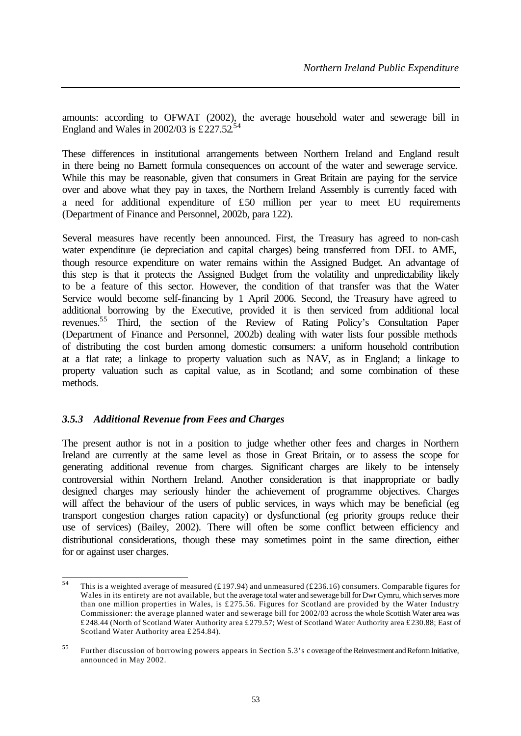amounts: according to OFWAT (2002), the average household water and sewerage bill in England and Wales in 2002/03 is £227.52.[54]

These differences in institutional arrangements between Northern Ireland and England result in there being no Barnett formula consequences on account of the water and sewerage service. While this may be reasonable, given that consumers in Great Britain are paying for the service over and above what they pay in taxes, the Northern Ireland Assembly is currently faced with a need for additional expenditure of £50 million per year to meet EU requirements (Department of Finance and Personnel, 2002b, para 122).

Several measures have recently been announced. First, the Treasury has agreed to non-cash water expenditure (ie depreciation and capital charges) being transferred from DEL to AME, though resource expenditure on water remains within the Assigned Budget. An advantage of this step is that it protects the Assigned Budget from the volatility and unpredictability likely to be a feature of this sector. However, the condition of that transfer was that the Water Service would become self-financing by 1 April 2006. Second, the Treasury have agreed to additional borrowing by the Executive, provided it is then serviced from additional local revenues.[55] Third, the section of the Review of Rating Policy's Consultation Paper (Department of Finance and Personnel, 2002b) dealing with water lists four possible methods of distributing the cost burden among domestic consumers: a uniform household contribution at a flat rate; a linkage to property valuation such as NAV, as in England; a linkage to property valuation such as capital value, as in Scotland; and some combination of these methods.

### *3.5.3 Additional Revenue from Fees and Charges*

The present author is not in a position to judge whether other fees and charges in Northern Ireland are currently at the same level as those in Great Britain, or to assess the scope for generating additional revenue from charges. Significant charges are likely to be intensely controversial within Northern Ireland. Another consideration is that inappropriate or badly designed charges may seriously hinder the achievement of programme objectives. Charges will affect the behaviour of the users of public services, in ways which may be beneficial (eg transport congestion charges ration capacity) or dysfunctional (eg priority groups reduce their use of services) (Bailey, 2002). There will often be some conflict between efficiency and distributional considerations, though these may sometimes point in the same direction, either for or against user charges.

---

[54] This is a weighted average of measured (£197.94) and unmeasured (£236.16) consumers. Comparable figures for Wales in its entirety are not available, but the average total water and sewerage bill for Dwr Cymru, which serves more than one million properties in Wales, is £275.56. Figures for Scotland are provided by the Water Industry Commissioner: the average planned water and sewerage bill for 2002/03 across the whole Scottish Water area was £248.44 (North of Scotland Water Authority area £279.57; West of Scotland Water Authority area £230.88; East of Scotland Water Authority area £254.84).

[55] Further discussion of borrowing powers appears in Section 5.3's coverage of the Reinvestment and Reform Initiative, announced in May 2002.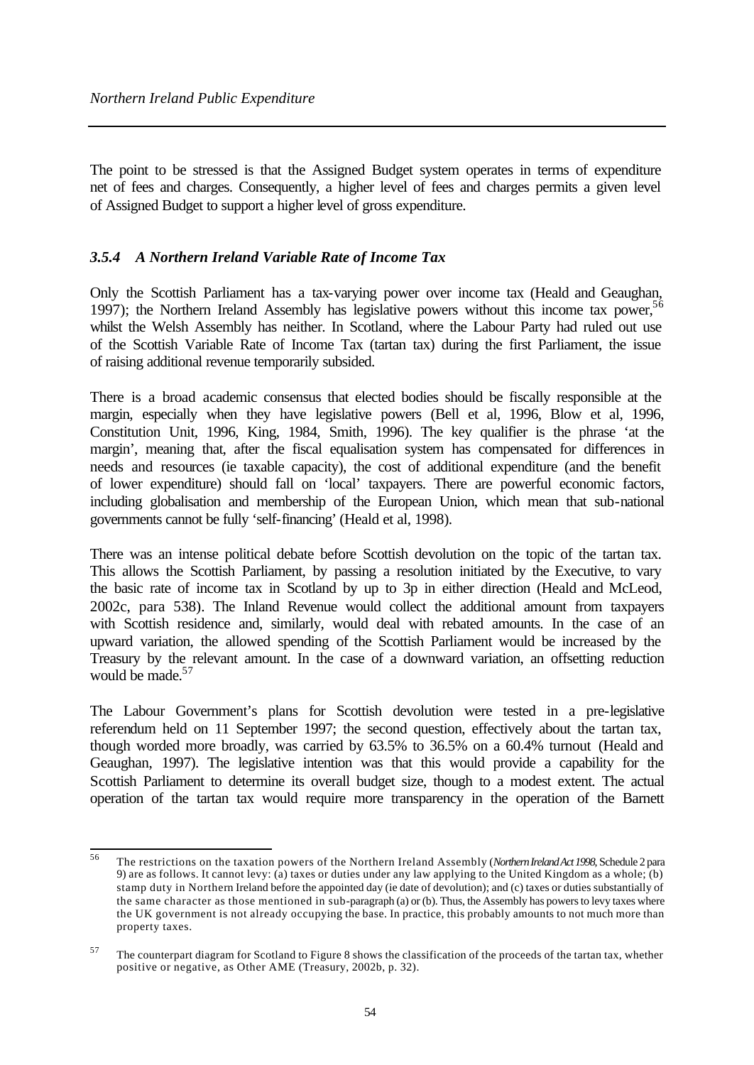The point to be stressed is that the Assigned Budget system operates in terms of expenditure net of fees and charges. Consequently, a higher level of fees and charges permits a given level of Assigned Budget to support a higher level of gross expenditure.

### *3.5.4 A Northern Ireland Variable Rate of Income Tax*

Only the Scottish Parliament has a tax-varying power over income tax (Heald and Geaughan, 1997); the Northern Ireland Assembly has legislative powers without this income tax power,[56] whilst the Welsh Assembly has neither. In Scotland, where the Labour Party had ruled out use of the Scottish Variable Rate of Income Tax (tartan tax) during the first Parliament, the issue of raising additional revenue temporarily subsided.

There is a broad academic consensus that elected bodies should be fiscally responsible at the margin, especially when they have legislative powers (Bell et al, 1996, Blow et al, 1996, Constitution Unit, 1996, King, 1984, Smith, 1996). The key qualifier is the phrase 'at the margin', meaning that, after the fiscal equalisation system has compensated for differences in needs and resources (ie taxable capacity), the cost of additional expenditure (and the benefit of lower expenditure) should fall on 'local' taxpayers. There are powerful economic factors, including globalisation and membership of the European Union, which mean that sub-national governments cannot be fully 'self-financing' (Heald et al, 1998).

There was an intense political debate before Scottish devolution on the topic of the tartan tax. This allows the Scottish Parliament, by passing a resolution initiated by the Executive, to vary the basic rate of income tax in Scotland by up to 3p in either direction (Heald and McLeod, 2002c, para 538). The Inland Revenue would collect the additional amount from taxpayers with Scottish residence and, similarly, would deal with rebated amounts. In the case of an upward variation, the allowed spending of the Scottish Parliament would be increased by the Treasury by the relevant amount. In the case of a downward variation, an offsetting reduction would be made.[57]

The Labour Government's plans for Scottish devolution were tested in a pre-legislative referendum held on 11 September 1997; the second question, effectively about the tartan tax, though worded more broadly, was carried by 63.5% to 36.5% on a 60.4% turnout (Heald and Geaughan, 1997). The legislative intention was that this would provide a capability for the Scottish Parliament to determine its overall budget size, though to a modest extent. The actual operation of the tartan tax would require more transparency in the operation of the Barnett

---

[56] The restrictions on the taxation powers of the Northern Ireland Assembly (*Northern Ireland Act 1998*, Schedule 2 para 9) are as follows. It cannot levy: (a) taxes or duties under any law applying to the United Kingdom as a whole; (b) stamp duty in Northern Ireland before the appointed day (ie date of devolution); and (c) taxes or duties substantially of the same character as those mentioned in sub-paragraph (a) or (b). Thus, the Assembly has powers to levy taxes where the UK government is not already occupying the base. In practice, this probably amounts to not much more than property taxes.

[57] The counterpart diagram for Scotland to Figure 8 shows the classification of the proceeds of the tartan tax, whether positive or negative, as Other AME (Treasury, 2002b, p. 32).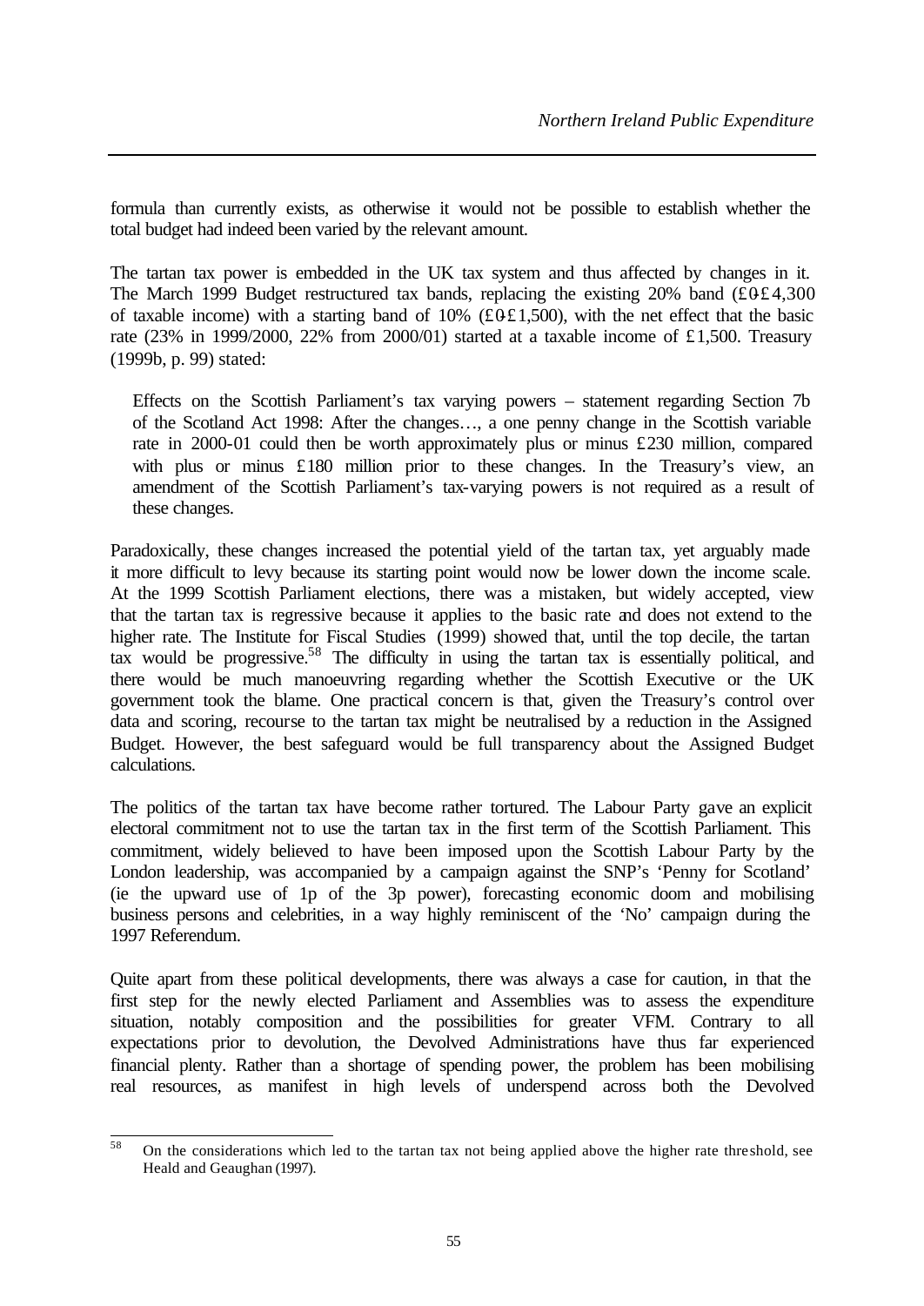formula than currently exists, as otherwise it would not be possible to establish whether the total budget had indeed been varied by the relevant amount.

The tartan tax power is embedded in the UK tax system and thus affected by changes in it. The March 1999 Budget restructured tax bands, replacing the existing 20% band (£0-£4,300 of taxable income) with a starting band of 10% (£0-£1,500), with the net effect that the basic rate (23% in 1999/2000, 22% from 2000/01) started at a taxable income of £1,500. Treasury (1999b, p. 99) stated:

> Effects on the Scottish Parliament's tax varying powers – statement regarding Section 7b of the Scotland Act 1998: After the changes…, a one penny change in the Scottish variable rate in 2000-01 could then be worth approximately plus or minus £230 million, compared with plus or minus £180 million prior to these changes. In the Treasury's view, an amendment of the Scottish Parliament's tax-varying powers is not required as a result of these changes.

Paradoxically, these changes increased the potential yield of the tartan tax, yet arguably made it more difficult to levy because its starting point would now be lower down the income scale. At the 1999 Scottish Parliament elections, there was a mistaken, but widely accepted, view that the tartan tax is regressive because it applies to the basic rate and does not extend to the higher rate. The Institute for Fiscal Studies (1999) showed that, until the top decile, the tartan tax would be progressive.[58] The difficulty in using the tartan tax is essentially political, and there would be much manoeuvring regarding whether the Scottish Executive or the UK government took the blame. One practical concern is that, given the Treasury's control over data and scoring, recourse to the tartan tax might be neutralised by a reduction in the Assigned Budget. However, the best safeguard would be full transparency about the Assigned Budget calculations.

The politics of the tartan tax have become rather tortured. The Labour Party gave an explicit electoral commitment not to use the tartan tax in the first term of the Scottish Parliament. This commitment, widely believed to have been imposed upon the Scottish Labour Party by the London leadership, was accompanied by a campaign against the SNP's 'Penny for Scotland' (ie the upward use of 1p of the 3p power), forecasting economic doom and mobilising business persons and celebrities, in a way highly reminiscent of the 'No' campaign during the 1997 Referendum.

Quite apart from these political developments, there was always a case for caution, in that the first step for the newly elected Parliament and Assemblies was to assess the expenditure situation, notably composition and the possibilities for greater VFM. Contrary to all expectations prior to devolution, the Devolved Administrations have thus far experienced financial plenty. Rather than a shortage of spending power, the problem has been mobilising real resources, as manifest in high levels of underspend across both the Devolved

[58] On the considerations which led to the tartan tax not being applied above the higher rate threshold, see Heald and Geaughan (1997).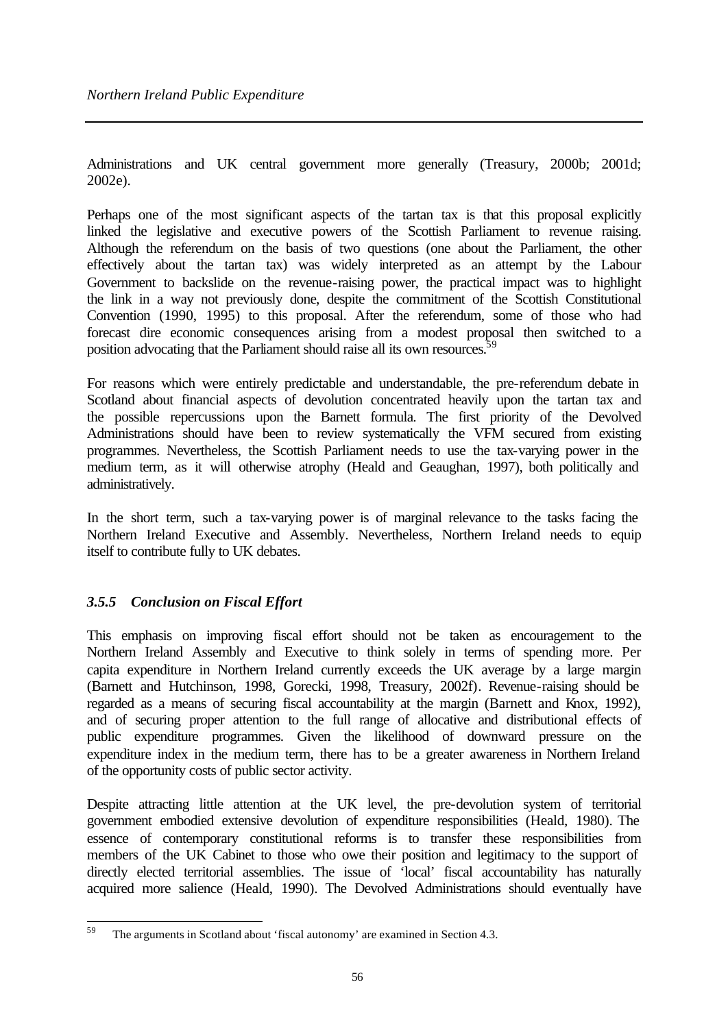Administrations and UK central government more generally (Treasury, 2000b; 2001d; 2002e).

Perhaps one of the most significant aspects of the tartan tax is that this proposal explicitly linked the legislative and executive powers of the Scottish Parliament to revenue raising. Although the referendum on the basis of two questions (one about the Parliament, the other effectively about the tartan tax) was widely interpreted as an attempt by the Labour Government to backslide on the revenue-raising power, the practical impact was to highlight the link in a way not previously done, despite the commitment of the Scottish Constitutional Convention (1990, 1995) to this proposal. After the referendum, some of those who had forecast dire economic consequences arising from a modest proposal then switched to a position advocating that the Parliament should raise all its own resources.[59]

For reasons which were entirely predictable and understandable, the pre-referendum debate in Scotland about financial aspects of devolution concentrated heavily upon the tartan tax and the possible repercussions upon the Barnett formula. The first priority of the Devolved Administrations should have been to review systematically the VFM secured from existing programmes. Nevertheless, the Scottish Parliament needs to use the tax-varying power in the medium term, as it will otherwise atrophy (Heald and Geaughan, 1997), both politically and administratively.

In the short term, such a tax-varying power is of marginal relevance to the tasks facing the Northern Ireland Executive and Assembly. Nevertheless, Northern Ireland needs to equip itself to contribute fully to UK debates.

### *3.5.5 Conclusion on Fiscal Effort*

This emphasis on improving fiscal effort should not be taken as encouragement to the Northern Ireland Assembly and Executive to think solely in terms of spending more. Per capita expenditure in Northern Ireland currently exceeds the UK average by a large margin (Barnett and Hutchinson, 1998, Gorecki, 1998, Treasury, 2002f). Revenue-raising should be regarded as a means of securing fiscal accountability at the margin (Barnett and Knox, 1992), and of securing proper attention to the full range of allocative and distributional effects of public expenditure programmes. Given the likelihood of downward pressure on the expenditure index in the medium term, there has to be a greater awareness in Northern Ireland of the opportunity costs of public sector activity.

Despite attracting little attention at the UK level, the pre-devolution system of territorial government embodied extensive devolution of expenditure responsibilities (Heald, 1980). The essence of contemporary constitutional reforms is to transfer these responsibilities from members of the UK Cabinet to those who owe their position and legitimacy to the support of directly elected territorial assemblies. The issue of 'local' fiscal accountability has naturally acquired more salience (Heald, 1990). The Devolved Administrations should eventually have

[59] The arguments in Scotland about 'fiscal autonomy' are examined in Section 4.3.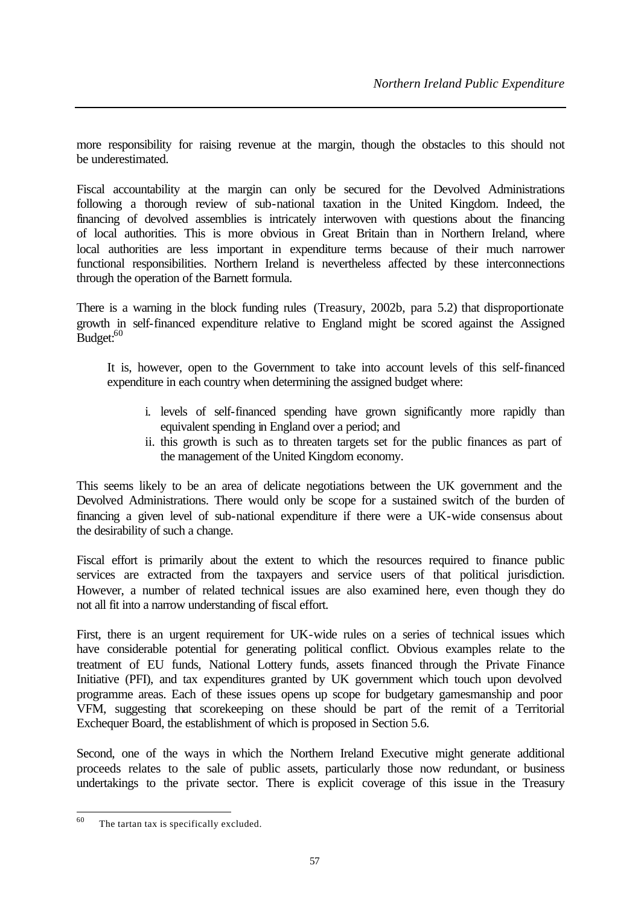more responsibility for raising revenue at the margin, though the obstacles to this should not be underestimated.

Fiscal accountability at the margin can only be secured for the Devolved Administrations following a thorough review of sub-national taxation in the United Kingdom. Indeed, the financing of devolved assemblies is intricately interwoven with questions about the financing of local authorities. This is more obvious in Great Britain than in Northern Ireland, where local authorities are less important in expenditure terms because of their much narrower functional responsibilities. Northern Ireland is nevertheless affected by these interconnections through the operation of the Barnett formula.

There is a warning in the block funding rules (Treasury, 2002b, para 5.2) that disproportionate growth in self-financed expenditure relative to England might be scored against the Assigned Budget:[60]

> It is, however, open to the Government to take into account levels of this self-financed expenditure in each country when determining the assigned budget where:
>
> i. levels of self-financed spending have grown significantly more rapidly than equivalent spending in England over a period; and
> ii. this growth is such as to threaten targets set for the public finances as part of the management of the United Kingdom economy.

This seems likely to be an area of delicate negotiations between the UK government and the Devolved Administrations. There would only be scope for a sustained switch of the burden of financing a given level of sub-national expenditure if there were a UK-wide consensus about the desirability of such a change.

Fiscal effort is primarily about the extent to which the resources required to finance public services are extracted from the taxpayers and service users of that political jurisdiction. However, a number of related technical issues are also examined here, even though they do not all fit into a narrow understanding of fiscal effort.

First, there is an urgent requirement for UK-wide rules on a series of technical issues which have considerable potential for generating political conflict. Obvious examples relate to the treatment of EU funds, National Lottery funds, assets financed through the Private Finance Initiative (PFI), and tax expenditures granted by UK government which touch upon devolved programme areas. Each of these issues opens up scope for budgetary gamesmanship and poor VFM, suggesting that scorekeeping on these should be part of the remit of a Territorial Exchequer Board, the establishment of which is proposed in Section 5.6.

Second, one of the ways in which the Northern Ireland Executive might generate additional proceeds relates to the sale of public assets, particularly those now redundant, or business undertakings to the private sector. There is explicit coverage of this issue in the Treasury

---

[60] The tartan tax is specifically excluded.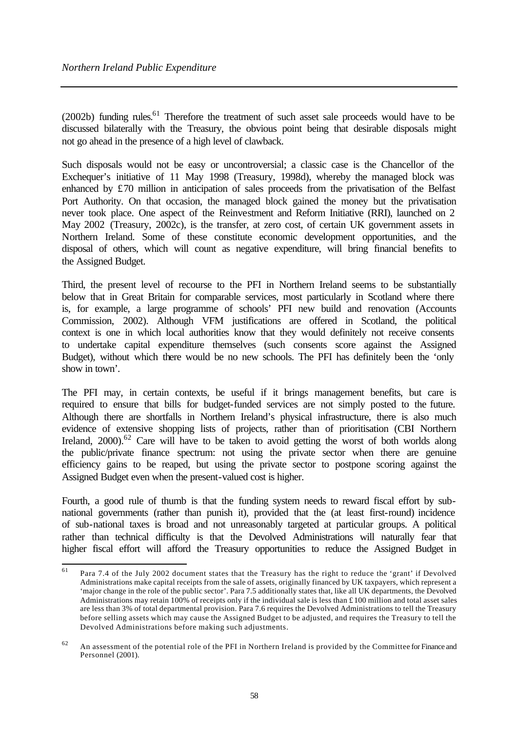(2002b) funding rules.[61] Therefore the treatment of such asset sale proceeds would have to be discussed bilaterally with the Treasury, the obvious point being that desirable disposals might not go ahead in the presence of a high level of clawback.

Such disposals would not be easy or uncontroversial; a classic case is the Chancellor of the Exchequer's initiative of 11 May 1998 (Treasury, 1998d), whereby the managed block was enhanced by £70 million in anticipation of sales proceeds from the privatisation of the Belfast Port Authority. On that occasion, the managed block gained the money but the privatisation never took place. One aspect of the Reinvestment and Reform Initiative (RRI), launched on 2 May 2002 (Treasury, 2002c), is the transfer, at zero cost, of certain UK government assets in Northern Ireland. Some of these constitute economic development opportunities, and the disposal of others, which will count as negative expenditure, will bring financial benefits to the Assigned Budget.

Third, the present level of recourse to the PFI in Northern Ireland seems to be substantially below that in Great Britain for comparable services, most particularly in Scotland where there is, for example, a large programme of schools' PFI new build and renovation (Accounts Commission, 2002). Although VFM justifications are offered in Scotland, the political context is one in which local authorities know that they would definitely not receive consents to undertake capital expenditure themselves (such consents score against the Assigned Budget), without which there would be no new schools. The PFI has definitely been the 'only show in town'.

The PFI may, in certain contexts, be useful if it brings management benefits, but care is required to ensure that bills for budget-funded services are not simply posted to the future. Although there are shortfalls in Northern Ireland's physical infrastructure, there is also much evidence of extensive shopping lists of projects, rather than of prioritisation (CBI Northern Ireland, 2000).[62] Care will have to be taken to avoid getting the worst of both worlds along the public/private finance spectrum: not using the private sector when there are genuine efficiency gains to be reaped, but using the private sector to postpone scoring against the Assigned Budget even when the present-valued cost is higher.

Fourth, a good rule of thumb is that the funding system needs to reward fiscal effort by sub-national governments (rather than punish it), provided that the (at least first-round) incidence of sub-national taxes is broad and not unreasonably targeted at particular groups. A political rather than technical difficulty is that the Devolved Administrations will naturally fear that higher fiscal effort will afford the Treasury opportunities to reduce the Assigned Budget in

---

[61] Para 7.4 of the July 2002 document states that the Treasury has the right to reduce the 'grant' if Devolved Administrations make capital receipts from the sale of assets, originally financed by UK taxpayers, which represent a 'major change in the role of the public sector'. Para 7.5 additionally states that, like all UK departments, the Devolved Administrations may retain 100% of receipts only if the individual sale is less than £100 million and total asset sales are less than 3% of total departmental provision. Para 7.6 requires the Devolved Administrations to tell the Treasury before selling assets which may cause the Assigned Budget to be adjusted, and requires the Treasury to tell the Devolved Administrations before making such adjustments.

[62] An assessment of the potential role of the PFI in Northern Ireland is provided by the Committee for Finance and Personnel (2001).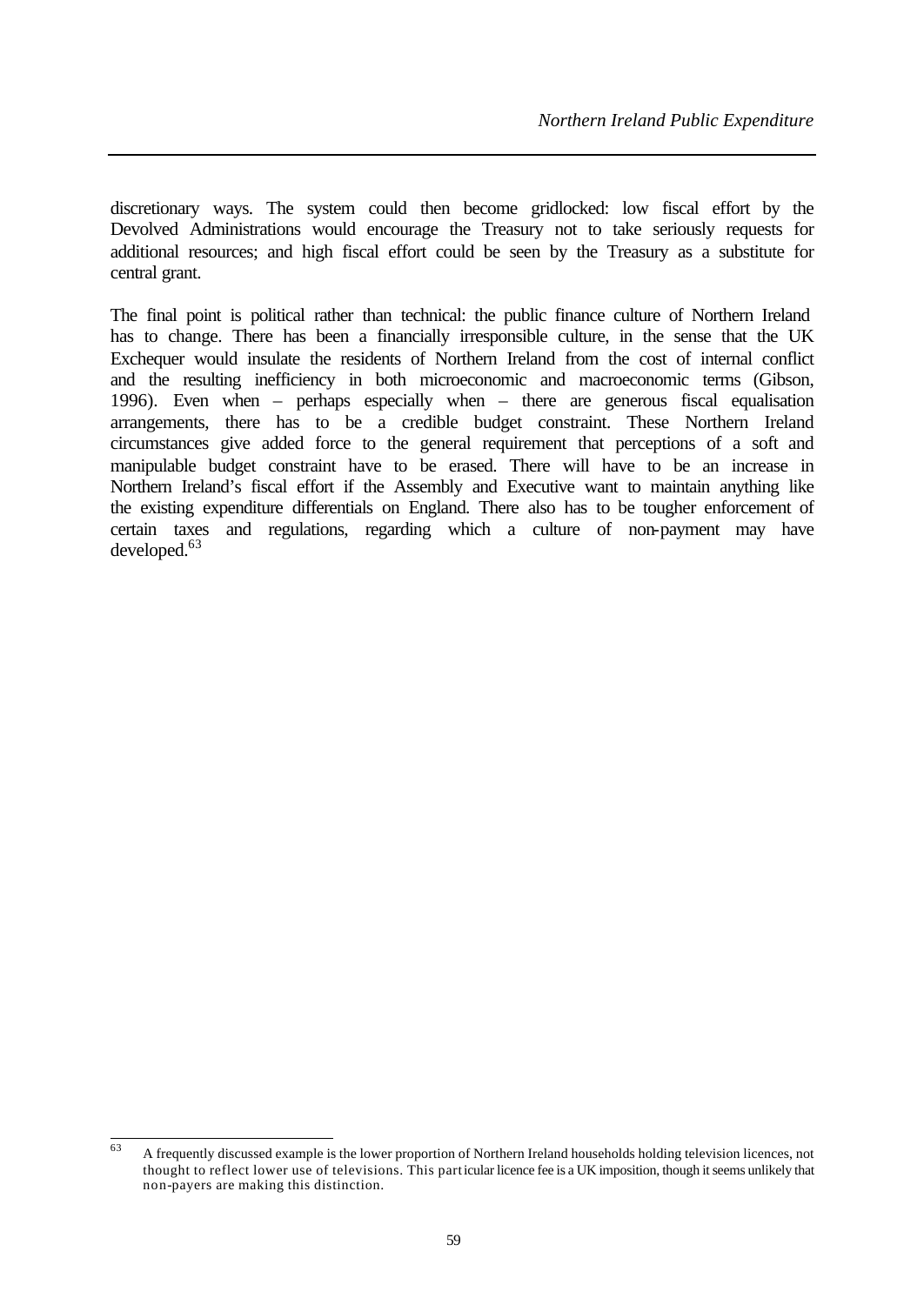discretionary ways. The system could then become gridlocked: low fiscal effort by the Devolved Administrations would encourage the Treasury not to take seriously requests for additional resources; and high fiscal effort could be seen by the Treasury as a substitute for central grant.

The final point is political rather than technical: the public finance culture of Northern Ireland has to change. There has been a financially irresponsible culture, in the sense that the UK Exchequer would insulate the residents of Northern Ireland from the cost of internal conflict and the resulting inefficiency in both microeconomic and macroeconomic terms (Gibson, 1996). Even when – perhaps especially when – there are generous fiscal equalisation arrangements, there has to be a credible budget constraint. These Northern Ireland circumstances give added force to the general requirement that perceptions of a soft and manipulable budget constraint have to be erased. There will have to be an increase in Northern Ireland's fiscal effort if the Assembly and Executive want to maintain anything like the existing expenditure differentials on England. There also has to be tougher enforcement of certain taxes and regulations, regarding which a culture of non-payment may have developed.[63]

---

[63] A frequently discussed example is the lower proportion of Northern Ireland households holding television licences, not thought to reflect lower use of televisions. This particular licence fee is a UK imposition, though it seems unlikely that non-payers are making this distinction.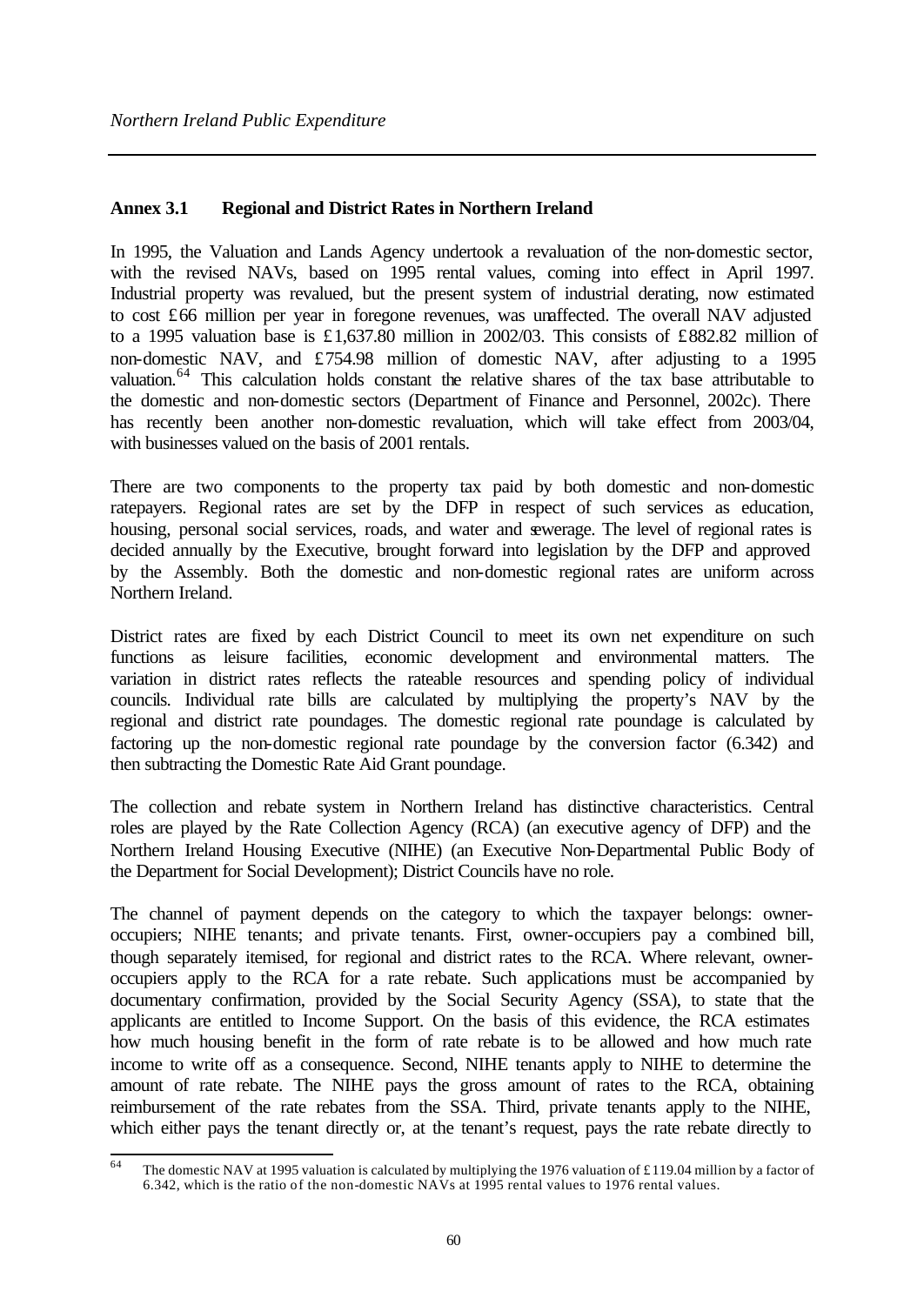## Annex 3.1 Regional and District Rates in Northern Ireland

In 1995, the Valuation and Lands Agency undertook a revaluation of the non-domestic sector, with the revised NAVs, based on 1995 rental values, coming into effect in April 1997. Industrial property was revalued, but the present system of industrial derating, now estimated to cost £66 million per year in foregone revenues, was unaffected. The overall NAV adjusted to a 1995 valuation base is £1,637.80 million in 2002/03. This consists of £882.82 million of non-domestic NAV, and £754.98 million of domestic NAV, after adjusting to a 1995 valuation.[64] This calculation holds constant the relative shares of the tax base attributable to the domestic and non-domestic sectors (Department of Finance and Personnel, 2002c). There has recently been another non-domestic revaluation, which will take effect from 2003/04, with businesses valued on the basis of 2001 rentals.

There are two components to the property tax paid by both domestic and non-domestic ratepayers. Regional rates are set by the DFP in respect of such services as education, housing, personal social services, roads, and water and sewerage. The level of regional rates is decided annually by the Executive, brought forward into legislation by the DFP and approved by the Assembly. Both the domestic and non-domestic regional rates are uniform across Northern Ireland.

District rates are fixed by each District Council to meet its own net expenditure on such functions as leisure facilities, economic development and environmental matters. The variation in district rates reflects the rateable resources and spending policy of individual councils. Individual rate bills are calculated by multiplying the property's NAV by the regional and district rate poundages. The domestic regional rate poundage is calculated by factoring up the non-domestic regional rate poundage by the conversion factor (6.342) and then subtracting the Domestic Rate Aid Grant poundage.

The collection and rebate system in Northern Ireland has distinctive characteristics. Central roles are played by the Rate Collection Agency (RCA) (an executive agency of DFP) and the Northern Ireland Housing Executive (NIHE) (an Executive Non-Departmental Public Body of the Department for Social Development); District Councils have no role.

The channel of payment depends on the category to which the taxpayer belongs: owner-occupiers; NIHE tenants; and private tenants. First, owner-occupiers pay a combined bill, though separately itemised, for regional and district rates to the RCA. Where relevant, owner-occupiers apply to the RCA for a rate rebate. Such applications must be accompanied by documentary confirmation, provided by the Social Security Agency (SSA), to state that the applicants are entitled to Income Support. On the basis of this evidence, the RCA estimates how much housing benefit in the form of rate rebate is to be allowed and how much rate income to write off as a consequence. Second, NIHE tenants apply to NIHE to determine the amount of rate rebate. The NIHE pays the gross amount of rates to the RCA, obtaining reimbursement of the rate rebates from the SSA. Third, private tenants apply to the NIHE, which either pays the tenant directly or, at the tenant's request, pays the rate rebate directly to

---

[64] The domestic NAV at 1995 valuation is calculated by multiplying the 1976 valuation of £119.04 million by a factor of 6.342, which is the ratio of the non-domestic NAVs at 1995 rental values to 1976 rental values.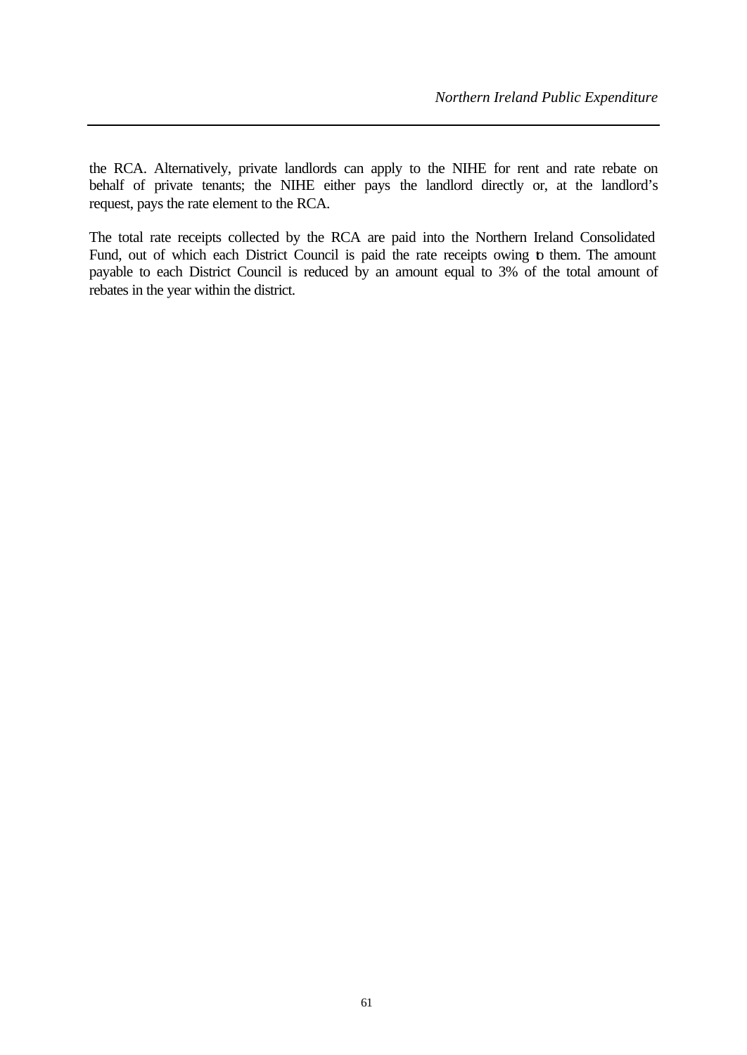the RCA. Alternatively, private landlords can apply to the NIHE for rent and rate rebate on behalf of private tenants; the NIHE either pays the landlord directly or, at the landlord's request, pays the rate element to the RCA.

The total rate receipts collected by the RCA are paid into the Northern Ireland Consolidated Fund, out of which each District Council is paid the rate receipts owing to them. The amount payable to each District Council is reduced by an amount equal to 3% of the total amount of rebates in the year within the district.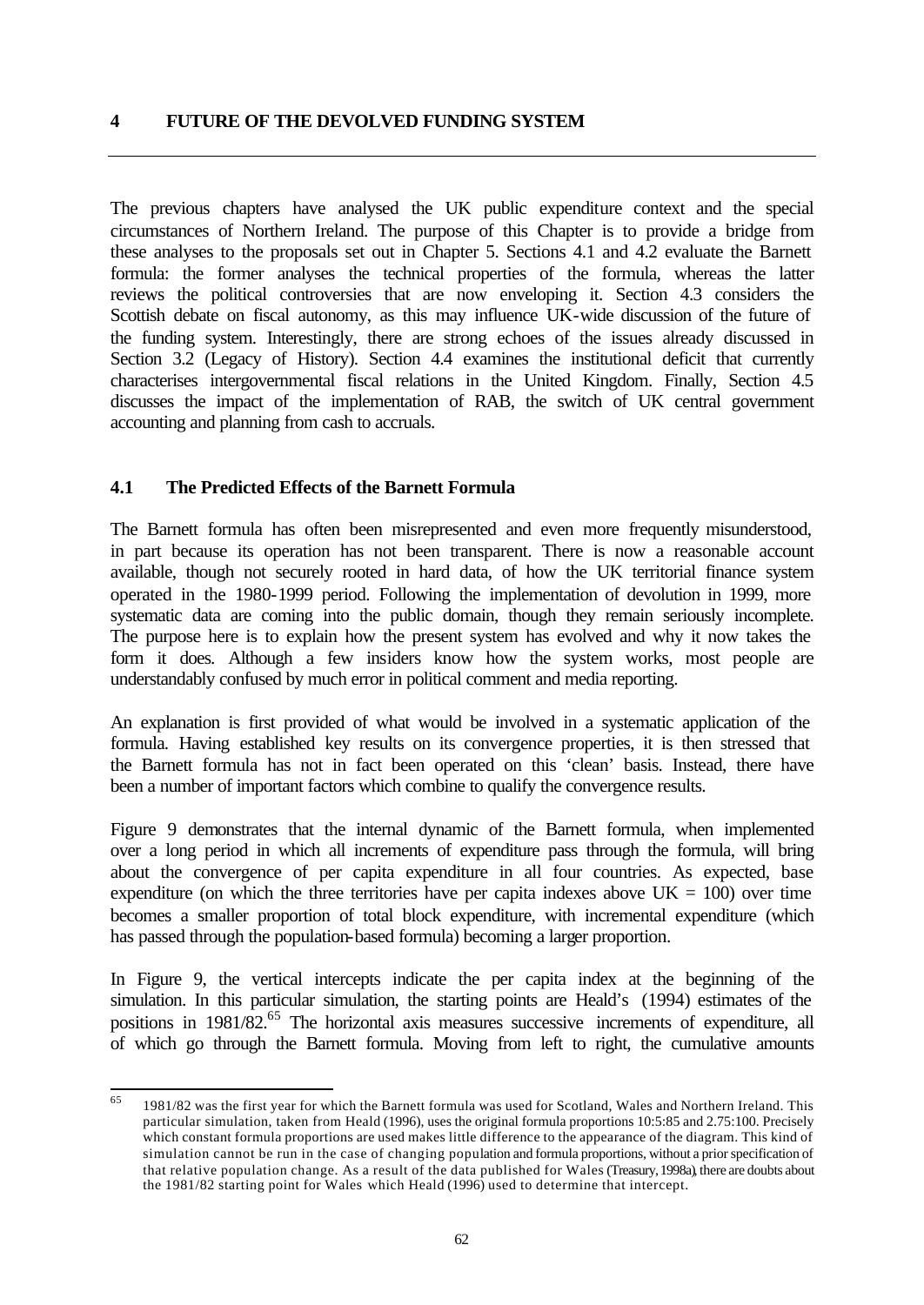# 4 FUTURE OF THE DEVOLVED FUNDING SYSTEM

The previous chapters have analysed the UK public expenditure context and the special circumstances of Northern Ireland. The purpose of this Chapter is to provide a bridge from these analyses to the proposals set out in Chapter 5. Sections 4.1 and 4.2 evaluate the Barnett formula: the former analyses the technical properties of the formula, whereas the latter reviews the political controversies that are now enveloping it. Section 4.3 considers the Scottish debate on fiscal autonomy, as this may influence UK-wide discussion of the future of the funding system. Interestingly, there are strong echoes of the issues already discussed in Section 3.2 (Legacy of History). Section 4.4 examines the institutional deficit that currently characterises intergovernmental fiscal relations in the United Kingdom. Finally, Section 4.5 discusses the impact of the implementation of RAB, the switch of UK central government accounting and planning from cash to accruals.

## 4.1 The Predicted Effects of the Barnett Formula

The Barnett formula has often been misrepresented and even more frequently misunderstood, in part because its operation has not been transparent. There is now a reasonable account available, though not securely rooted in hard data, of how the UK territorial finance system operated in the 1980-1999 period. Following the implementation of devolution in 1999, more systematic data are coming into the public domain, though they remain seriously incomplete. The purpose here is to explain how the present system has evolved and why it now takes the form it does. Although a few insiders know how the system works, most people are understandably confused by much error in political comment and media reporting.

An explanation is first provided of what would be involved in a systematic application of the formula. Having established key results on its convergence properties, it is then stressed that the Barnett formula has not in fact been operated on this 'clean' basis. Instead, there have been a number of important factors which combine to qualify the convergence results.

Figure 9 demonstrates that the internal dynamic of the Barnett formula, when implemented over a long period in which all increments of expenditure pass through the formula, will bring about the convergence of per capita expenditure in all four countries. As expected, base expenditure (on which the three territories have per capita indexes above UK = 100) over time becomes a smaller proportion of total block expenditure, with incremental expenditure (which has passed through the population-based formula) becoming a larger proportion.

In Figure 9, the vertical intercepts indicate the per capita index at the beginning of the simulation. In this particular simulation, the starting points are Heald's (1994) estimates of the positions in 1981/82.[65] The horizontal axis measures successive increments of expenditure, all of which go through the Barnett formula. Moving from left to right, the cumulative amounts

---

[65] 1981/82 was the first year for which the Barnett formula was used for Scotland, Wales and Northern Ireland. This particular simulation, taken from Heald (1996), uses the original formula proportions 10:5:85 and 2.75:100. Precisely which constant formula proportions are used makes little difference to the appearance of the diagram. This kind of simulation cannot be run in the case of changing population and formula proportions, without a prior specification of that relative population change. As a result of the data published for Wales (Treasury, 1998a), there are doubts about the 1981/82 starting point for Wales which Heald (1996) used to determine that intercept.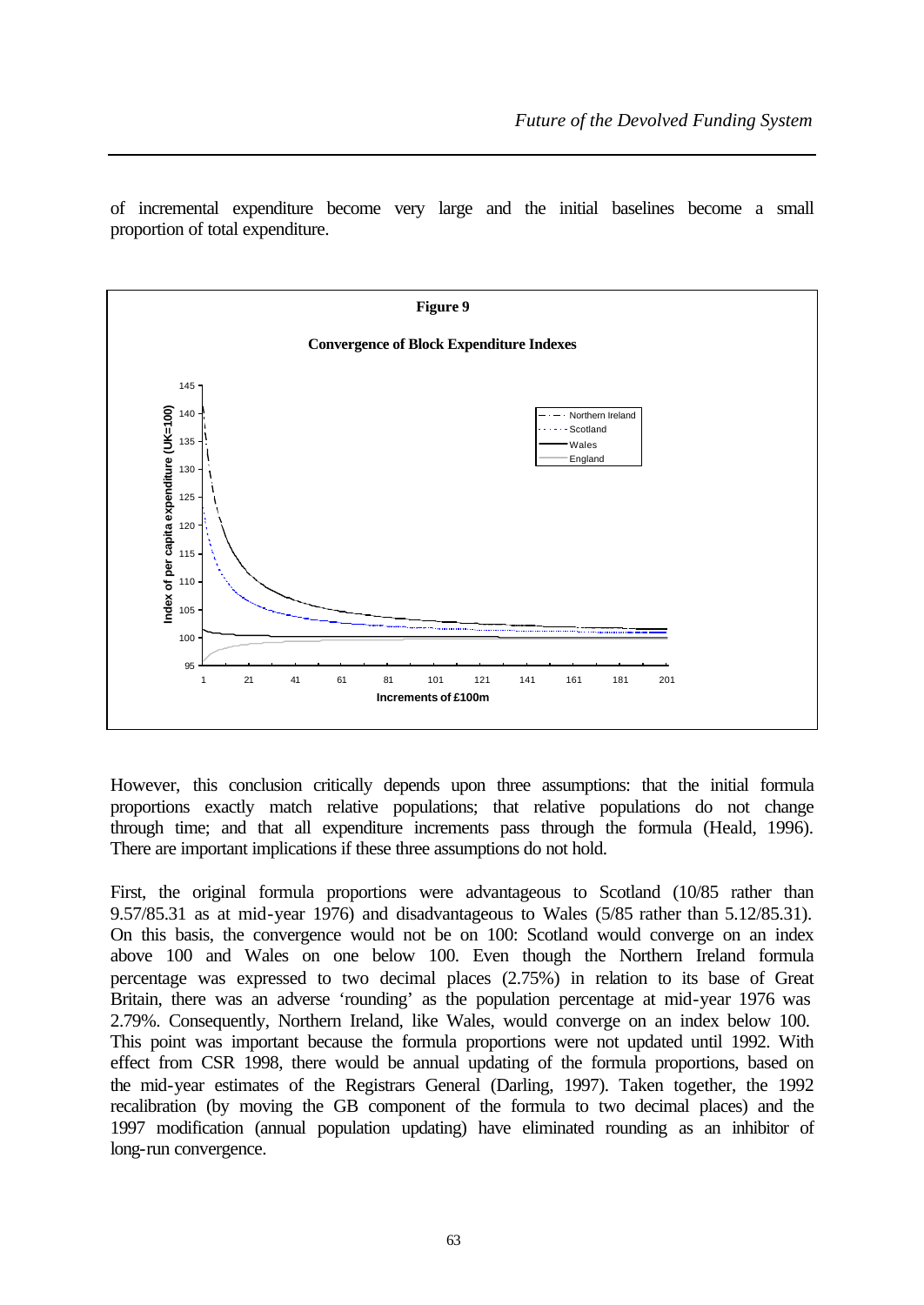of incremental expenditure become very large and the initial baselines become a small proportion of total expenditure.

**Figure 9**

**Convergence of Block Expenditure Indexes**

However, this conclusion critically depends upon three assumptions: that the initial formula proportions exactly match relative populations; that relative populations do not change through time; and that all expenditure increments pass through the formula (Heald, 1996). There are important implications if these three assumptions do not hold.

First, the original formula proportions were advantageous to Scotland (10/85 rather than 9.57/85.31 as at mid-year 1976) and disadvantageous to Wales (5/85 rather than 5.12/85.31). On this basis, the convergence would not be on 100: Scotland would converge on an index above 100 and Wales on one below 100. Even though the Northern Ireland formula percentage was expressed to two decimal places (2.75%) in relation to its base of Great Britain, there was an adverse 'rounding' as the population percentage at mid-year 1976 was 2.79%. Consequently, Northern Ireland, like Wales, would converge on an index below 100. This point was important because the formula proportions were not updated until 1992. With effect from CSR 1998, there would be annual updating of the formula proportions, based on the mid-year estimates of the Registrars General (Darling, 1997). Taken together, the 1992 recalibration (by moving the GB component of the formula to two decimal places) and the 1997 modification (annual population updating) have eliminated rounding as an inhibitor of long-run convergence.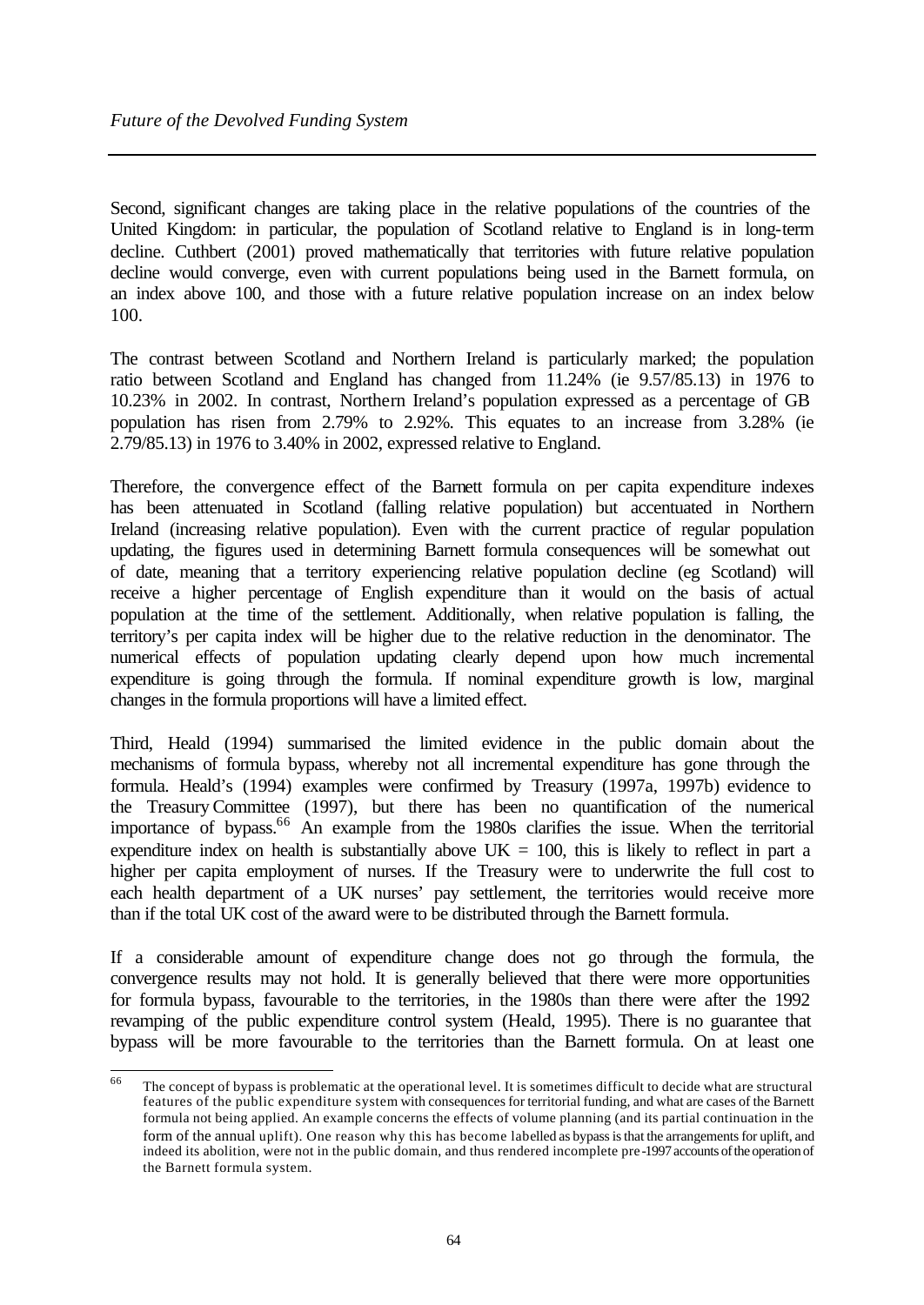Second, significant changes are taking place in the relative populations of the countries of the United Kingdom: in particular, the population of Scotland relative to England is in long-term decline. Cuthbert (2001) proved mathematically that territories with future relative population decline would converge, even with current populations being used in the Barnett formula, on an index above 100, and those with a future relative population increase on an index below 100.

The contrast between Scotland and Northern Ireland is particularly marked; the population ratio between Scotland and England has changed from 11.24% (ie 9.57/85.13) in 1976 to 10.23% in 2002. In contrast, Northern Ireland's population expressed as a percentage of GB population has risen from 2.79% to 2.92%. This equates to an increase from 3.28% (ie 2.79/85.13) in 1976 to 3.40% in 2002, expressed relative to England.

Therefore, the convergence effect of the Barnett formula on per capita expenditure indexes has been attenuated in Scotland (falling relative population) but accentuated in Northern Ireland (increasing relative population). Even with the current practice of regular population updating, the figures used in determining Barnett formula consequences will be somewhat out of date, meaning that a territory experiencing relative population decline (eg Scotland) will receive a higher percentage of English expenditure than it would on the basis of actual population at the time of the settlement. Additionally, when relative population is falling, the territory's per capita index will be higher due to the relative reduction in the denominator. The numerical effects of population updating clearly depend upon how much incremental expenditure is going through the formula. If nominal expenditure growth is low, marginal changes in the formula proportions will have a limited effect.

Third, Heald (1994) summarised the limited evidence in the public domain about the mechanisms of formula bypass, whereby not all incremental expenditure has gone through the formula. Heald's (1994) examples were confirmed by Treasury (1997a, 1997b) evidence to the Treasury Committee (1997), but there has been no quantification of the numerical importance of bypass.[66] An example from the 1980s clarifies the issue. When the territorial expenditure index on health is substantially above UK = 100, this is likely to reflect in part a higher per capita employment of nurses. If the Treasury were to underwrite the full cost to each health department of a UK nurses' pay settlement, the territories would receive more than if the total UK cost of the award were to be distributed through the Barnett formula.

If a considerable amount of expenditure change does not go through the formula, the convergence results may not hold. It is generally believed that there were more opportunities for formula bypass, favourable to the territories, in the 1980s than there were after the 1992 revamping of the public expenditure control system (Heald, 1995). There is no guarantee that bypass will be more favourable to the territories than the Barnett formula. On at least one

---

[66] The concept of bypass is problematic at the operational level. It is sometimes difficult to decide what are structural features of the public expenditure system with consequences for territorial funding, and what are cases of the Barnett formula not being applied. An example concerns the effects of volume planning (and its partial continuation in the form of the annual uplift). One reason why this has become labelled as bypass is that the arrangements for uplift, and indeed its abolition, were not in the public domain, and thus rendered incomplete pre-1997 accounts of the operation of the Barnett formula system.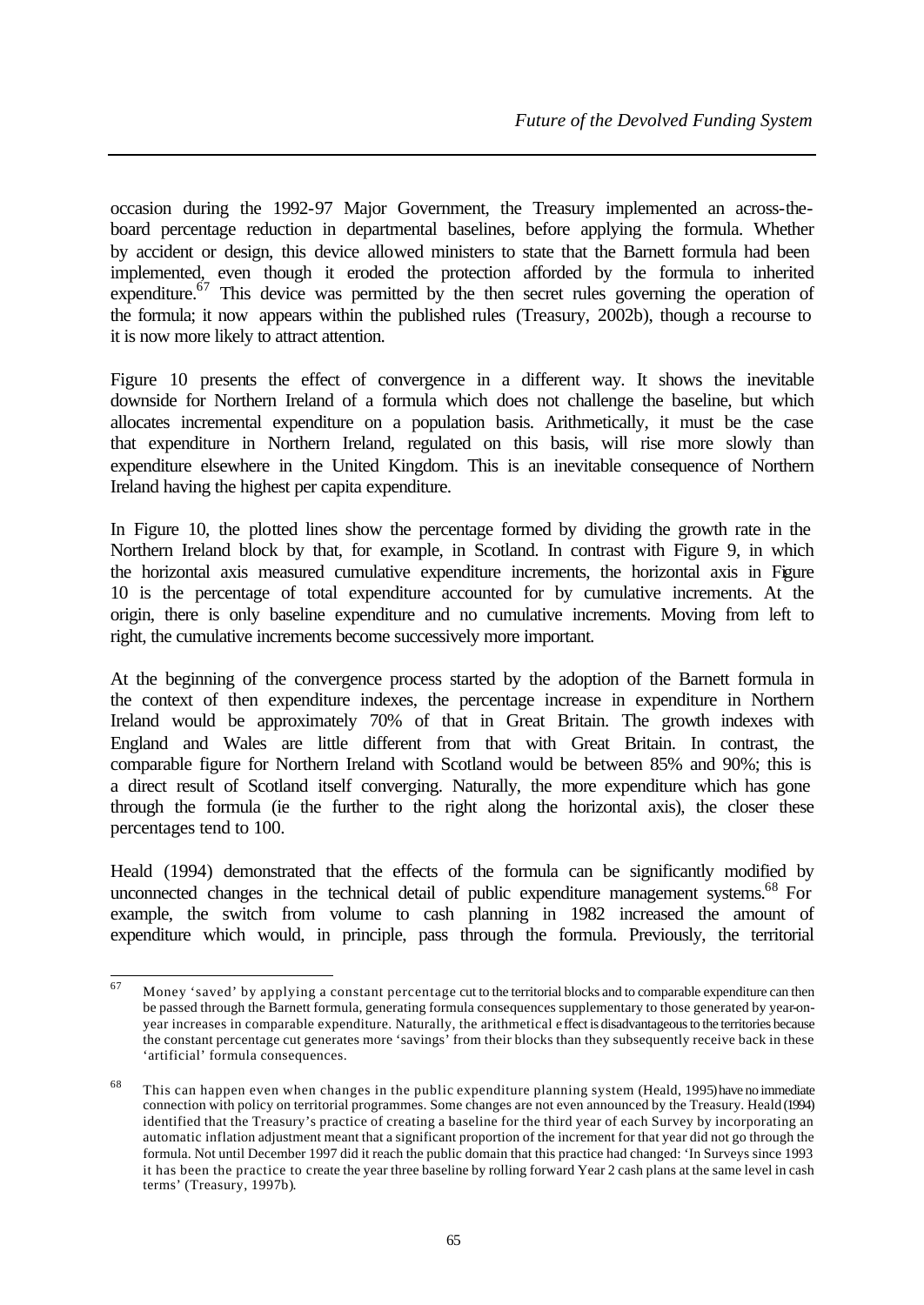occasion during the 1992-97 Major Government, the Treasury implemented an across-the-board percentage reduction in departmental baselines, before applying the formula. Whether by accident or design, this device allowed ministers to state that the Barnett formula had been implemented, even though it eroded the protection afforded by the formula to inherited expenditure.[67] This device was permitted by the then secret rules governing the operation of the formula; it now appears within the published rules (Treasury, 2002b), though a recourse to it is now more likely to attract attention.

Figure 10 presents the effect of convergence in a different way. It shows the inevitable downside for Northern Ireland of a formula which does not challenge the baseline, but which allocates incremental expenditure on a population basis. Arithmetically, it must be the case that expenditure in Northern Ireland, regulated on this basis, will rise more slowly than expenditure elsewhere in the United Kingdom. This is an inevitable consequence of Northern Ireland having the highest per capita expenditure.

In Figure 10, the plotted lines show the percentage formed by dividing the growth rate in the Northern Ireland block by that, for example, in Scotland. In contrast with Figure 9, in which the horizontal axis measured cumulative expenditure increments, the horizontal axis in Figure 10 is the percentage of total expenditure accounted for by cumulative increments. At the origin, there is only baseline expenditure and no cumulative increments. Moving from left to right, the cumulative increments become successively more important.

At the beginning of the convergence process started by the adoption of the Barnett formula in the context of then expenditure indexes, the percentage increase in expenditure in Northern Ireland would be approximately 70% of that in Great Britain. The growth indexes with England and Wales are little different from that with Great Britain. In contrast, the comparable figure for Northern Ireland with Scotland would be between 85% and 90%; this is a direct result of Scotland itself converging. Naturally, the more expenditure which has gone through the formula (ie the further to the right along the horizontal axis), the closer these percentages tend to 100.

Heald (1994) demonstrated that the effects of the formula can be significantly modified by unconnected changes in the technical detail of public expenditure management systems.[68] For example, the switch from volume to cash planning in 1982 increased the amount of expenditure which would, in principle, pass through the formula. Previously, the territorial

---

[67] Money 'saved' by applying a constant percentage cut to the territorial blocks and to comparable expenditure can then be passed through the Barnett formula, generating formula consequences supplementary to those generated by year-on-year increases in comparable expenditure. Naturally, the arithmetical effect is disadvantageous to the territories because the constant percentage cut generates more 'savings' from their blocks than they subsequently receive back in these 'artificial' formula consequences.

[68] This can happen even when changes in the public expenditure planning system (Heald, 1995) have no immediate connection with policy on territorial programmes. Some changes are not even announced by the Treasury. Heald (1994) identified that the Treasury's practice of creating a baseline for the third year of each Survey by incorporating an automatic inflation adjustment meant that a significant proportion of the increment for that year did not go through the formula. Not until December 1997 did it reach the public domain that this practice had changed: 'In Surveys since 1993 it has been the practice to create the year three baseline by rolling forward Year 2 cash plans at the same level in cash terms' (Treasury, 1997b).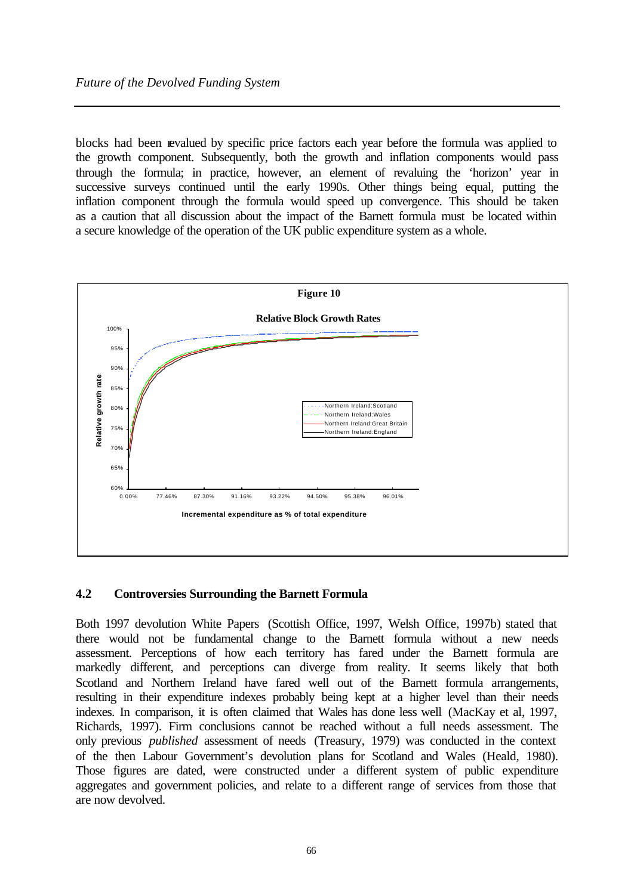blocks had been revalued by specific price factors each year before the formula was applied to the growth component. Subsequently, both the growth and inflation components would pass through the formula; in practice, however, an element of revaluing the 'horizon' year in successive surveys continued until the early 1990s. Other things being equal, putting the inflation component through the formula would speed up convergence. This should be taken as a caution that all discussion about the impact of the Barnett formula must be located within a secure knowledge of the operation of the UK public expenditure system as a whole.

**Figure 10**

**Relative Block Growth Rates**

## 4.2 Controversies Surrounding the Barnett Formula

Both 1997 devolution White Papers (Scottish Office, 1997, Welsh Office, 1997b) stated that there would not be fundamental change to the Barnett formula without a new needs assessment. Perceptions of how each territory has fared under the Barnett formula are markedly different, and perceptions can diverge from reality. It seems likely that both Scotland and Northern Ireland have fared well out of the Barnett formula arrangements, resulting in their expenditure indexes probably being kept at a higher level than their needs indexes. In comparison, it is often claimed that Wales has done less well (MacKay et al, 1997, Richards, 1997). Firm conclusions cannot be reached without a full needs assessment. The only previous *published* assessment of needs (Treasury, 1979) was conducted in the context of the then Labour Government's devolution plans for Scotland and Wales (Heald, 1980). Those figures are dated, were constructed under a different system of public expenditure aggregates and government policies, and relate to a different range of services from those that are now devolved.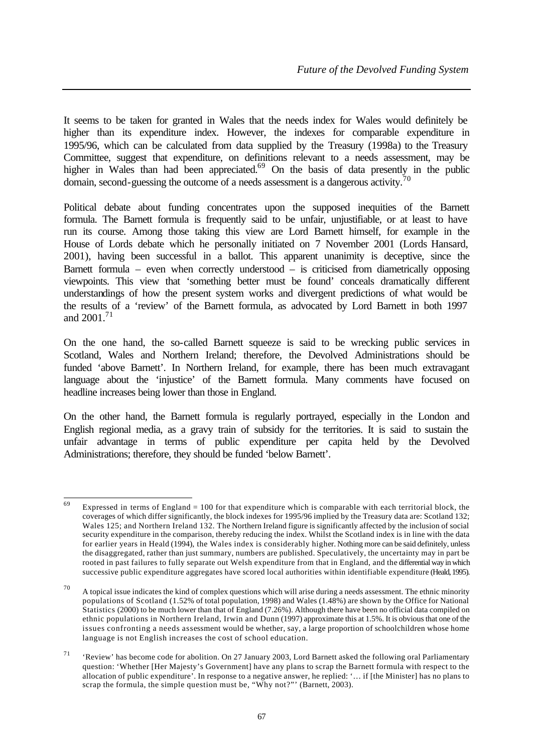It seems to be taken for granted in Wales that the needs index for Wales would definitely be higher than its expenditure index. However, the indexes for comparable expenditure in 1995/96, which can be calculated from data supplied by the Treasury (1998a) to the Treasury Committee, suggest that expenditure, on definitions relevant to a needs assessment, may be higher in Wales than had been appreciated.[69] On the basis of data presently in the public domain, second-guessing the outcome of a needs assessment is a dangerous activity.[70]

Political debate about funding concentrates upon the supposed inequities of the Barnett formula. The Barnett formula is frequently said to be unfair, unjustifiable, or at least to have run its course. Among those taking this view are Lord Barnett himself, for example in the House of Lords debate which he personally initiated on 7 November 2001 (Lords Hansard, 2001), having been successful in a ballot. This apparent unanimity is deceptive, since the Barnett formula – even when correctly understood – is criticised from diametrically opposing viewpoints. This view that 'something better must be found' conceals dramatically different understandings of how the present system works and divergent predictions of what would be the results of a 'review' of the Barnett formula, as advocated by Lord Barnett in both 1997 and 2001.[71]

On the one hand, the so-called Barnett squeeze is said to be wrecking public services in Scotland, Wales and Northern Ireland; therefore, the Devolved Administrations should be funded 'above Barnett'. In Northern Ireland, for example, there has been much extravagant language about the 'injustice' of the Barnett formula. Many comments have focused on headline increases being lower than those in England.

On the other hand, the Barnett formula is regularly portrayed, especially in the London and English regional media, as a gravy train of subsidy for the territories. It is said to sustain the unfair advantage in terms of public expenditure per capita held by the Devolved Administrations; therefore, they should be funded 'below Barnett'.

---

[69] Expressed in terms of England = 100 for that expenditure which is comparable with each territorial block, the coverages of which differ significantly, the block indexes for 1995/96 implied by the Treasury data are: Scotland 132; Wales 125; and Northern Ireland 132. The Northern Ireland figure is significantly affected by the inclusion of social security expenditure in the comparison, thereby reducing the index. Whilst the Scotland index is in line with the data for earlier years in Heald (1994), the Wales index is considerably higher. Nothing more can be said definitely, unless the disaggregated, rather than just summary, numbers are published. Speculatively, the uncertainty may in part be rooted in past failures to fully separate out Welsh expenditure from that in England, and the differential way in which successive public expenditure aggregates have scored local authorities within identifiable expenditure (Heald, 1995).

[70] A topical issue indicates the kind of complex questions which will arise during a needs assessment. The ethnic minority populations of Scotland (1.52% of total population, 1998) and Wales (1.48%) are shown by the Office for National Statistics (2000) to be much lower than that of England (7.26%). Although there have been no official data compiled on ethnic populations in Northern Ireland, Irwin and Dunn (1997) approximate this at 1.5%. It is obvious that one of the issues confronting a needs assessment would be whether, say, a large proportion of schoolchildren whose home language is not English increases the cost of school education.

[71] 'Review' has become code for abolition. On 27 January 2003, Lord Barnett asked the following oral Parliamentary question: 'Whether [Her Majesty's Government] have any plans to scrap the Barnett formula with respect to the allocation of public expenditure'. In response to a negative answer, he replied: '… if [the Minister] has no plans to scrap the formula, the simple question must be, "Why not?"' (Barnett, 2003).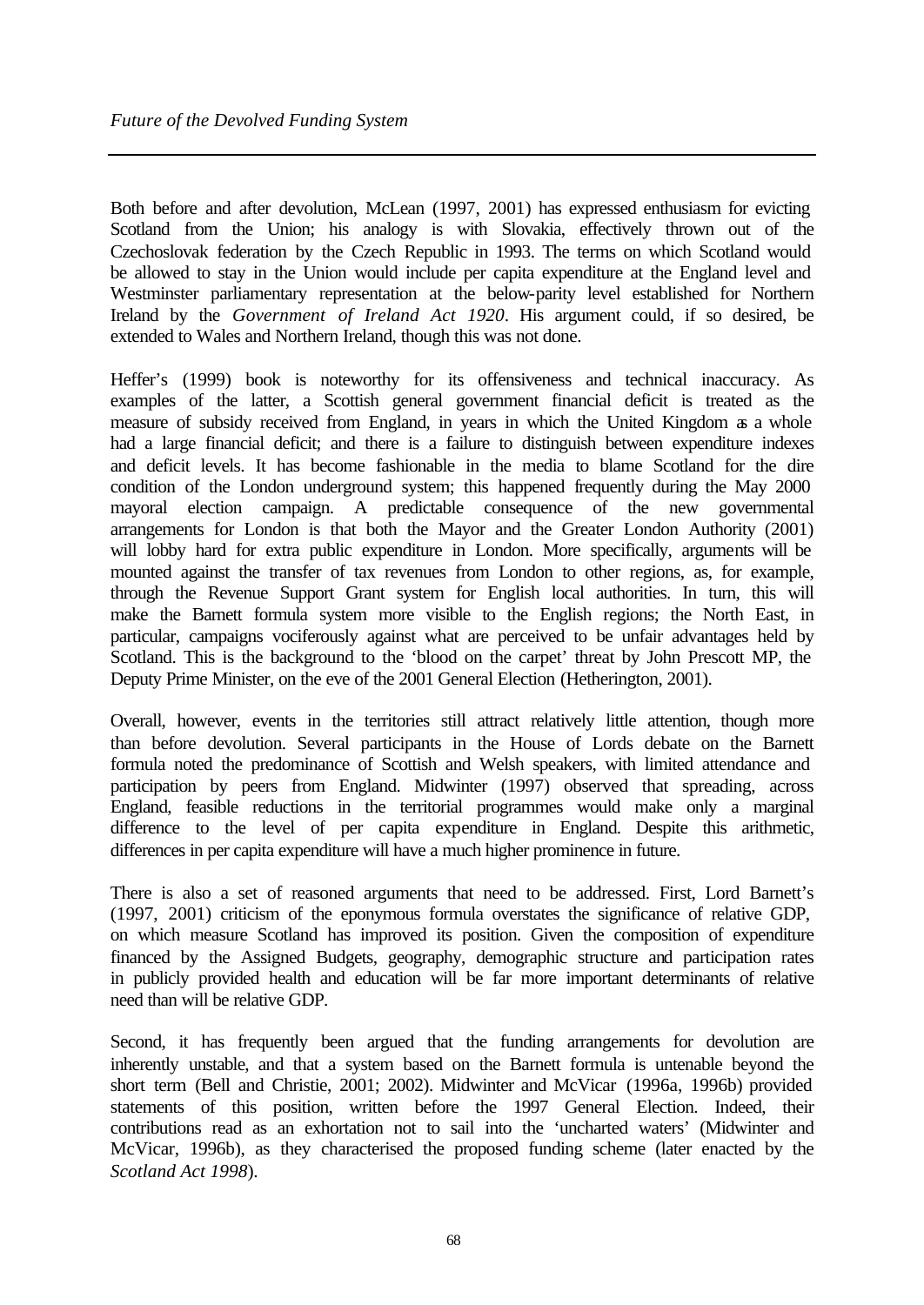Both before and after devolution, McLean (1997, 2001) has expressed enthusiasm for evicting Scotland from the Union; his analogy is with Slovakia, effectively thrown out of the Czechoslovak federation by the Czech Republic in 1993. The terms on which Scotland would be allowed to stay in the Union would include per capita expenditure at the England level and Westminster parliamentary representation at the below-parity level established for Northern Ireland by the *Government of Ireland Act 1920*. His argument could, if so desired, be extended to Wales and Northern Ireland, though this was not done.

Heffer's (1999) book is noteworthy for its offensiveness and technical inaccuracy. As examples of the latter, a Scottish general government financial deficit is treated as the measure of subsidy received from England, in years in which the United Kingdom as a whole had a large financial deficit; and there is a failure to distinguish between expenditure indexes and deficit levels. It has become fashionable in the media to blame Scotland for the dire condition of the London underground system; this happened frequently during the May 2000 mayoral election campaign. A predictable consequence of the new governmental arrangements for London is that both the Mayor and the Greater London Authority (2001) will lobby hard for extra public expenditure in London. More specifically, arguments will be mounted against the transfer of tax revenues from London to other regions, as, for example, through the Revenue Support Grant system for English local authorities. In turn, this will make the Barnett formula system more visible to the English regions; the North East, in particular, campaigns vociferously against what are perceived to be unfair advantages held by Scotland. This is the background to the 'blood on the carpet' threat by John Prescott MP, the Deputy Prime Minister, on the eve of the 2001 General Election (Hetherington, 2001).

Overall, however, events in the territories still attract relatively little attention, though more than before devolution. Several participants in the House of Lords debate on the Barnett formula noted the predominance of Scottish and Welsh speakers, with limited attendance and participation by peers from England. Midwinter (1997) observed that spreading, across England, feasible reductions in the territorial programmes would make only a marginal difference to the level of per capita expenditure in England. Despite this arithmetic, differences in per capita expenditure will have a much higher prominence in future.

There is also a set of reasoned arguments that need to be addressed. First, Lord Barnett's (1997, 2001) criticism of the eponymous formula overstates the significance of relative GDP, on which measure Scotland has improved its position. Given the composition of expenditure financed by the Assigned Budgets, geography, demographic structure and participation rates in publicly provided health and education will be far more important determinants of relative need than will be relative GDP.

Second, it has frequently been argued that the funding arrangements for devolution are inherently unstable, and that a system based on the Barnett formula is untenable beyond the short term (Bell and Christie, 2001; 2002). Midwinter and McVicar (1996a, 1996b) provided statements of this position, written before the 1997 General Election. Indeed, their contributions read as an exhortation not to sail into the 'uncharted waters' (Midwinter and McVicar, 1996b), as they characterised the proposed funding scheme (later enacted by the *Scotland Act 1998*).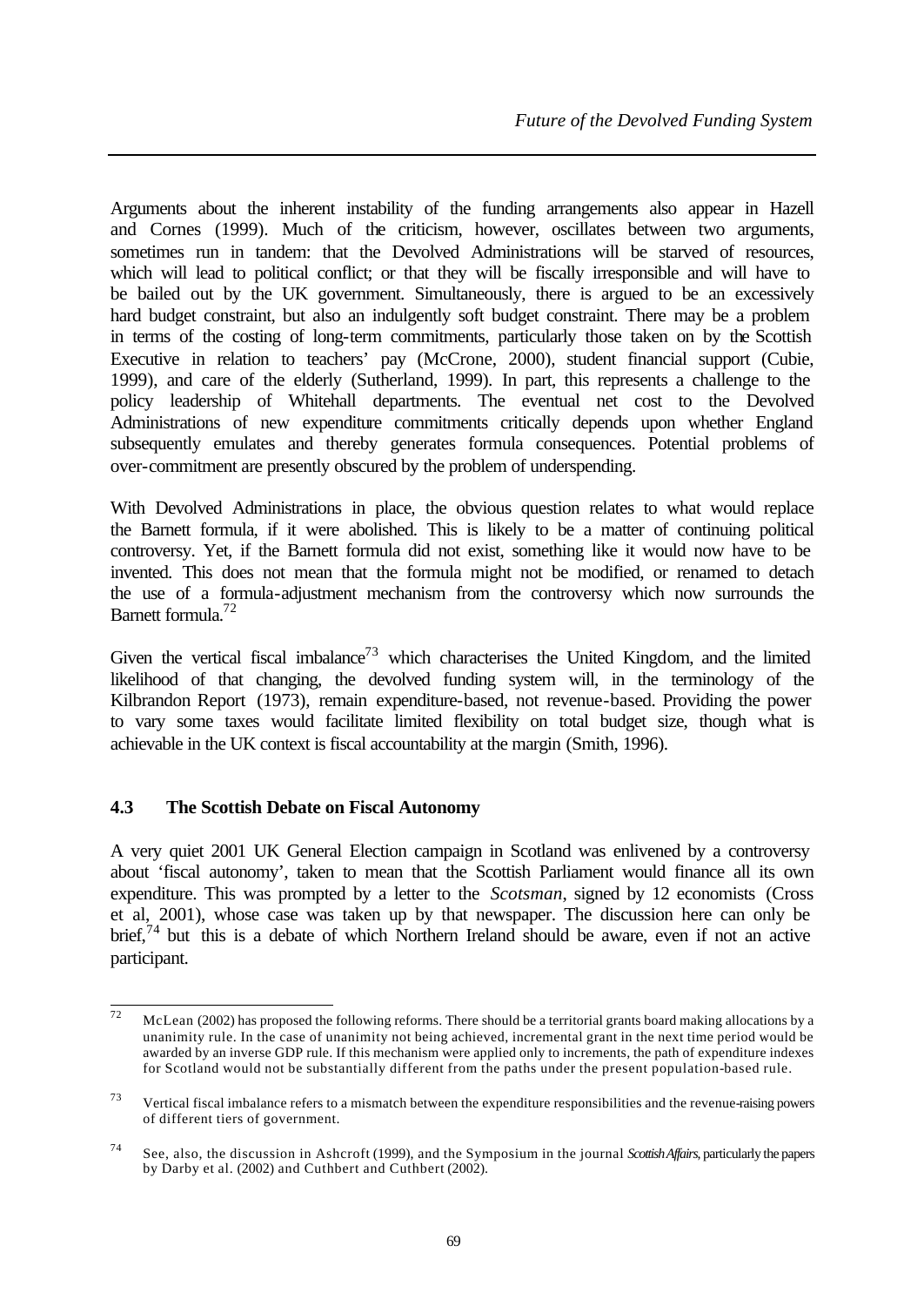Arguments about the inherent instability of the funding arrangements also appear in Hazell and Cornes (1999). Much of the criticism, however, oscillates between two arguments, sometimes run in tandem: that the Devolved Administrations will be starved of resources, which will lead to political conflict; or that they will be fiscally irresponsible and will have to be bailed out by the UK government. Simultaneously, there is argued to be an excessively hard budget constraint, but also an indulgently soft budget constraint. There may be a problem in terms of the costing of long-term commitments, particularly those taken on by the Scottish Executive in relation to teachers' pay (McCrone, 2000), student financial support (Cubie, 1999), and care of the elderly (Sutherland, 1999). In part, this represents a challenge to the policy leadership of Whitehall departments. The eventual net cost to the Devolved Administrations of new expenditure commitments critically depends upon whether England subsequently emulates and thereby generates formula consequences. Potential problems of over-commitment are presently obscured by the problem of underspending.

With Devolved Administrations in place, the obvious question relates to what would replace the Barnett formula, if it were abolished. This is likely to be a matter of continuing political controversy. Yet, if the Barnett formula did not exist, something like it would now have to be invented. This does not mean that the formula might not be modified, or renamed to detach the use of a formula-adjustment mechanism from the controversy which now surrounds the Barnett formula.[72]

Given the vertical fiscal imbalance[73] which characterises the United Kingdom, and the limited likelihood of that changing, the devolved funding system will, in the terminology of the Kilbrandon Report (1973), remain expenditure-based, not revenue-based. Providing the power to vary some taxes would facilitate limited flexibility on total budget size, though what is achievable in the UK context is fiscal accountability at the margin (Smith, 1996).

### 4.3 The Scottish Debate on Fiscal Autonomy

A very quiet 2001 UK General Election campaign in Scotland was enlivened by a controversy about 'fiscal autonomy', taken to mean that the Scottish Parliament would finance all its own expenditure. This was prompted by a letter to the *Scotsman*, signed by 12 economists (Cross et al, 2001), whose case was taken up by that newspaper. The discussion here can only be brief,[74] but this is a debate of which Northern Ireland should be aware, even if not an active participant.

---

[72] McLean (2002) has proposed the following reforms. There should be a territorial grants board making allocations by a unanimity rule. In the case of unanimity not being achieved, incremental grant in the next time period would be awarded by an inverse GDP rule. If this mechanism were applied only to increments, the path of expenditure indexes for Scotland would not be substantially different from the paths under the present population-based rule.

[73] Vertical fiscal imbalance refers to a mismatch between the expenditure responsibilities and the revenue-raising powers of different tiers of government.

[74] See, also, the discussion in Ashcroft (1999), and the Symposium in the journal *Scottish Affairs*, particularly the papers by Darby et al. (2002) and Cuthbert and Cuthbert (2002).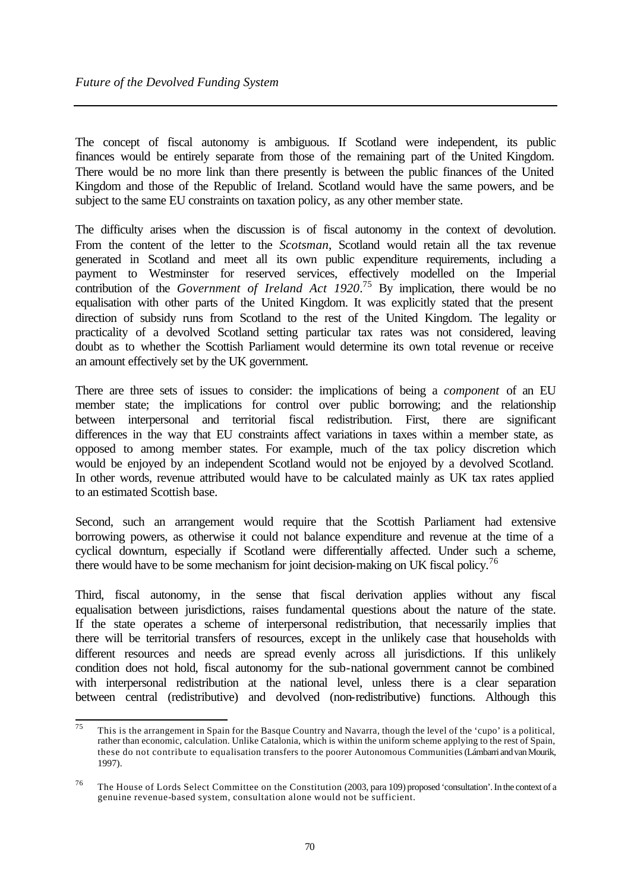The concept of fiscal autonomy is ambiguous. If Scotland were independent, its public finances would be entirely separate from those of the remaining part of the United Kingdom. There would be no more link than there presently is between the public finances of the United Kingdom and those of the Republic of Ireland. Scotland would have the same powers, and be subject to the same EU constraints on taxation policy, as any other member state.

The difficulty arises when the discussion is of fiscal autonomy in the context of devolution. From the content of the letter to the *Scotsman*, Scotland would retain all the tax revenue generated in Scotland and meet all its own public expenditure requirements, including a payment to Westminster for reserved services, effectively modelled on the Imperial contribution of the *Government of Ireland Act 1920*.[75] By implication, there would be no equalisation with other parts of the United Kingdom. It was explicitly stated that the present direction of subsidy runs from Scotland to the rest of the United Kingdom. The legality or practicality of a devolved Scotland setting particular tax rates was not considered, leaving doubt as to whether the Scottish Parliament would determine its own total revenue or receive an amount effectively set by the UK government.

There are three sets of issues to consider: the implications of being a *component* of an EU member state; the implications for control over public borrowing; and the relationship between interpersonal and territorial fiscal redistribution. First, there are significant differences in the way that EU constraints affect variations in taxes within a member state, as opposed to among member states. For example, much of the tax policy discretion which would be enjoyed by an independent Scotland would not be enjoyed by a devolved Scotland. In other words, revenue attributed would have to be calculated mainly as UK tax rates applied to an estimated Scottish base.

Second, such an arrangement would require that the Scottish Parliament had extensive borrowing powers, as otherwise it could not balance expenditure and revenue at the time of a cyclical downturn, especially if Scotland were differentially affected. Under such a scheme, there would have to be some mechanism for joint decision-making on UK fiscal policy.[76]

Third, fiscal autonomy, in the sense that fiscal derivation applies without any fiscal equalisation between jurisdictions, raises fundamental questions about the nature of the state. If the state operates a scheme of interpersonal redistribution, that necessarily implies that there will be territorial transfers of resources, except in the unlikely case that households with different resources and needs are spread evenly across all jurisdictions. If this unlikely condition does not hold, fiscal autonomy for the sub-national government cannot be combined with interpersonal redistribution at the national level, unless there is a clear separation between central (redistributive) and devolved (non-redistributive) functions. Although this

---

[75] This is the arrangement in Spain for the Basque Country and Navarra, though the level of the 'cupo' is a political, rather than economic, calculation. Unlike Catalonia, which is within the uniform scheme applying to the rest of Spain, these do not contribute to equalisation transfers to the poorer Autonomous Communities (Lámbarri and van Mourik, 1997).

[76] The House of Lords Select Committee on the Constitution (2003, para 109) proposed 'consultation'. In the context of a genuine revenue-based system, consultation alone would not be sufficient.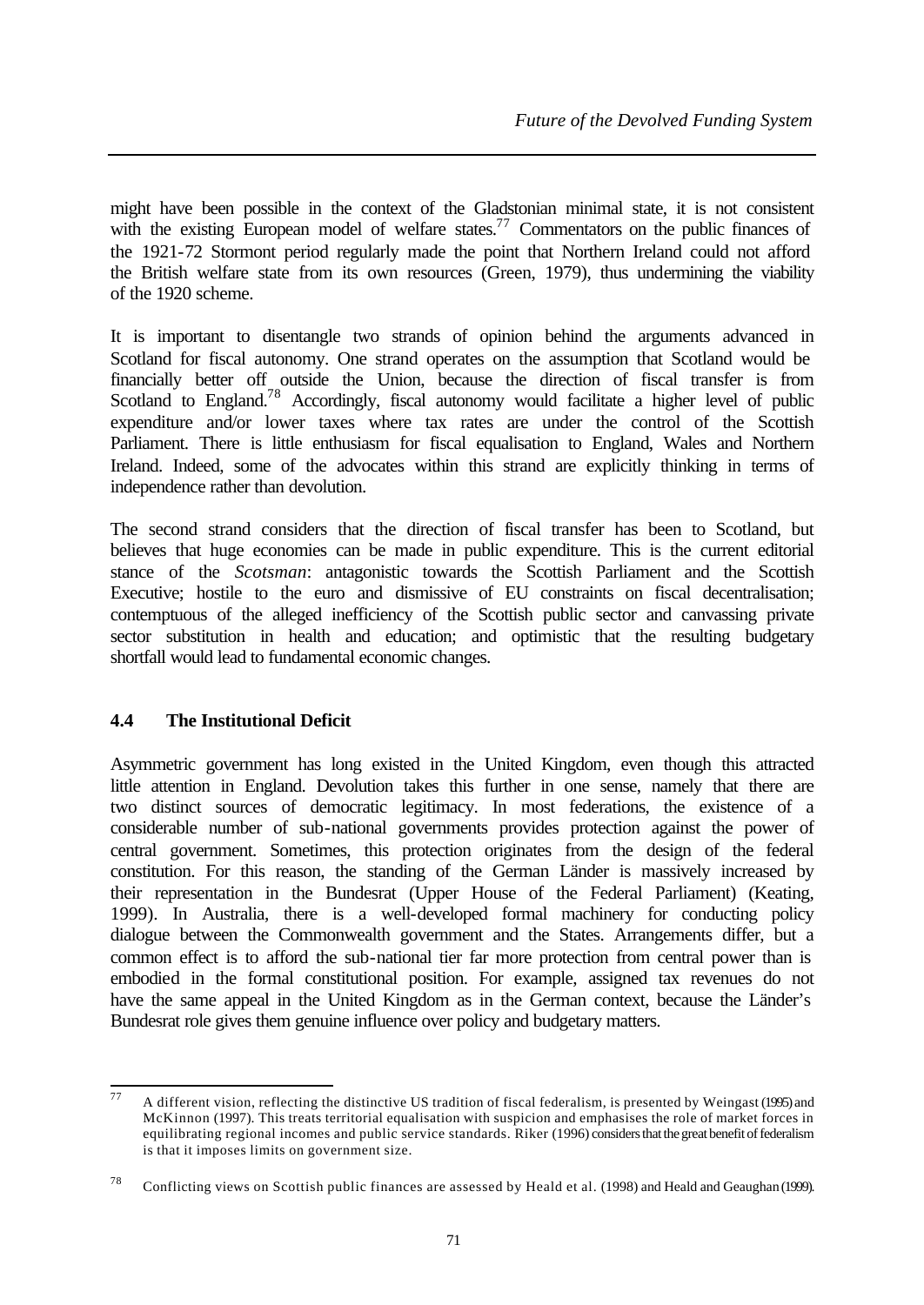might have been possible in the context of the Gladstonian minimal state, it is not consistent with the existing European model of welfare states.[77] Commentators on the public finances of the 1921-72 Stormont period regularly made the point that Northern Ireland could not afford the British welfare state from its own resources (Green, 1979), thus undermining the viability of the 1920 scheme.

It is important to disentangle two strands of opinion behind the arguments advanced in Scotland for fiscal autonomy. One strand operates on the assumption that Scotland would be financially better off outside the Union, because the direction of fiscal transfer is from Scotland to England.[78] Accordingly, fiscal autonomy would facilitate a higher level of public expenditure and/or lower taxes where tax rates are under the control of the Scottish Parliament. There is little enthusiasm for fiscal equalisation to England, Wales and Northern Ireland. Indeed, some of the advocates within this strand are explicitly thinking in terms of independence rather than devolution.

The second strand considers that the direction of fiscal transfer has been to Scotland, but believes that huge economies can be made in public expenditure. This is the current editorial stance of the *Scotsman*: antagonistic towards the Scottish Parliament and the Scottish Executive; hostile to the euro and dismissive of EU constraints on fiscal decentralisation; contemptuous of the alleged inefficiency of the Scottish public sector and canvassing private sector substitution in health and education; and optimistic that the resulting budgetary shortfall would lead to fundamental economic changes.

## 4.4 The Institutional Deficit

Asymmetric government has long existed in the United Kingdom, even though this attracted little attention in England. Devolution takes this further in one sense, namely that there are two distinct sources of democratic legitimacy. In most federations, the existence of a considerable number of sub-national governments provides protection against the power of central government. Sometimes, this protection originates from the design of the federal constitution. For this reason, the standing of the German Länder is massively increased by their representation in the Bundesrat (Upper House of the Federal Parliament) (Keating, 1999). In Australia, there is a well-developed formal machinery for conducting policy dialogue between the Commonwealth government and the States. Arrangements differ, but a common effect is to afford the sub-national tier far more protection from central power than is embodied in the formal constitutional position. For example, assigned tax revenues do not have the same appeal in the United Kingdom as in the German context, because the Länder's Bundesrat role gives them genuine influence over policy and budgetary matters.

---

[77] A different vision, reflecting the distinctive US tradition of fiscal federalism, is presented by Weingast (1995) and McKinnon (1997). This treats territorial equalisation with suspicion and emphasises the role of market forces in equilibrating regional incomes and public service standards. Riker (1996) considers that the great benefit of federalism is that it imposes limits on government size.

[78] Conflicting views on Scottish public finances are assessed by Heald et al. (1998) and Heald and Geaughan (1999).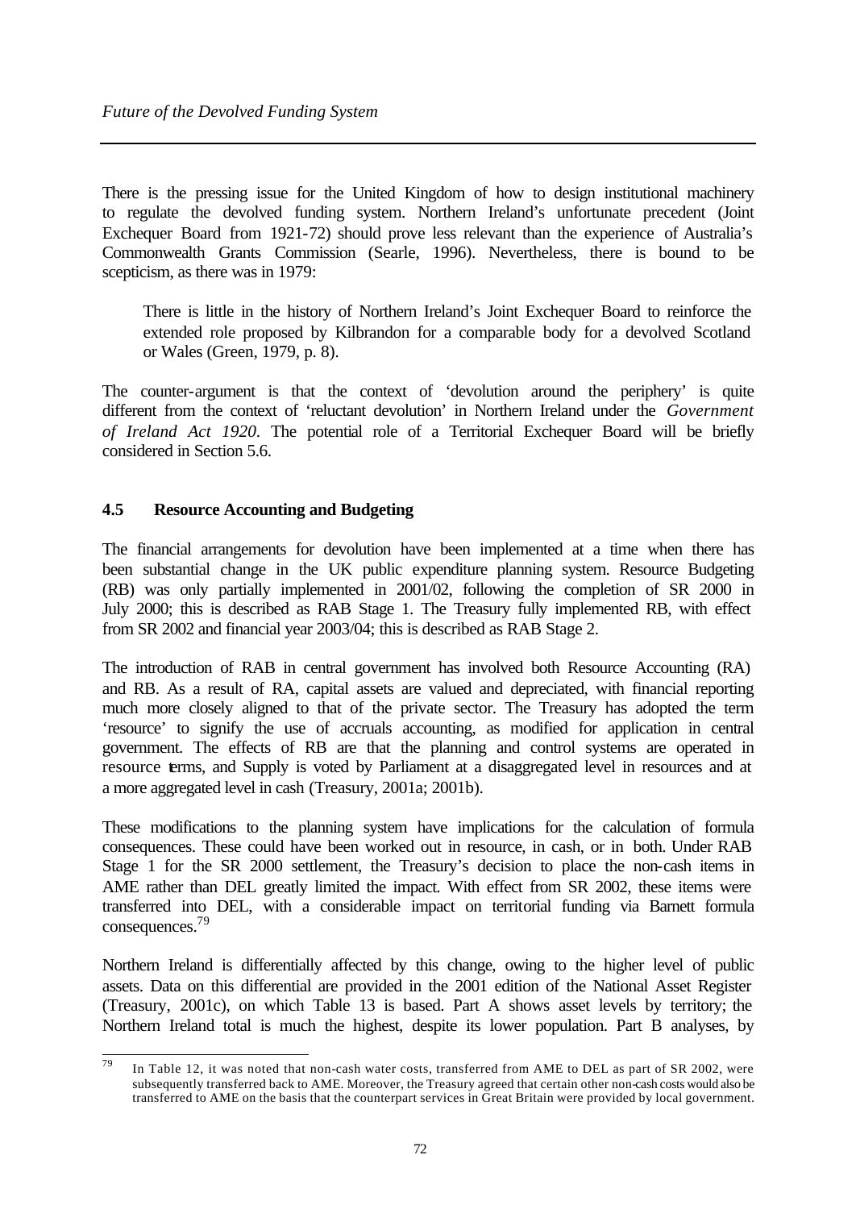There is the pressing issue for the United Kingdom of how to design institutional machinery to regulate the devolved funding system. Northern Ireland's unfortunate precedent (Joint Exchequer Board from 1921-72) should prove less relevant than the experience of Australia's Commonwealth Grants Commission (Searle, 1996). Nevertheless, there is bound to be scepticism, as there was in 1979:

> There is little in the history of Northern Ireland's Joint Exchequer Board to reinforce the extended role proposed by Kilbrandon for a comparable body for a devolved Scotland or Wales (Green, 1979, p. 8).

The counter-argument is that the context of 'devolution around the periphery' is quite different from the context of 'reluctant devolution' in Northern Ireland under the *Government of Ireland Act 1920*. The potential role of a Territorial Exchequer Board will be briefly considered in Section 5.6.

## 4.5 Resource Accounting and Budgeting

The financial arrangements for devolution have been implemented at a time when there has been substantial change in the UK public expenditure planning system. Resource Budgeting (RB) was only partially implemented in 2001/02, following the completion of SR 2000 in July 2000; this is described as RAB Stage 1. The Treasury fully implemented RB, with effect from SR 2002 and financial year 2003/04; this is described as RAB Stage 2.

The introduction of RAB in central government has involved both Resource Accounting (RA) and RB. As a result of RA, capital assets are valued and depreciated, with financial reporting much more closely aligned to that of the private sector. The Treasury has adopted the term 'resource' to signify the use of accruals accounting, as modified for application in central government. The effects of RB are that the planning and control systems are operated in resource terms, and Supply is voted by Parliament at a disaggregated level in resources and at a more aggregated level in cash (Treasury, 2001a; 2001b).

These modifications to the planning system have implications for the calculation of formula consequences. These could have been worked out in resource, in cash, or in both. Under RAB Stage 1 for the SR 2000 settlement, the Treasury's decision to place the non-cash items in AME rather than DEL greatly limited the impact. With effect from SR 2002, these items were transferred into DEL, with a considerable impact on territorial funding via Barnett formula consequences.[79]

Northern Ireland is differentially affected by this change, owing to the higher level of public assets. Data on this differential are provided in the 2001 edition of the National Asset Register (Treasury, 2001c), on which Table 13 is based. Part A shows asset levels by territory; the Northern Ireland total is much the highest, despite its lower population. Part B analyses, by

[79] In Table 12, it was noted that non-cash water costs, transferred from AME to DEL as part of SR 2002, were subsequently transferred back to AME. Moreover, the Treasury agreed that certain other non-cash costs would also be transferred to AME on the basis that the counterpart services in Great Britain were provided by local government.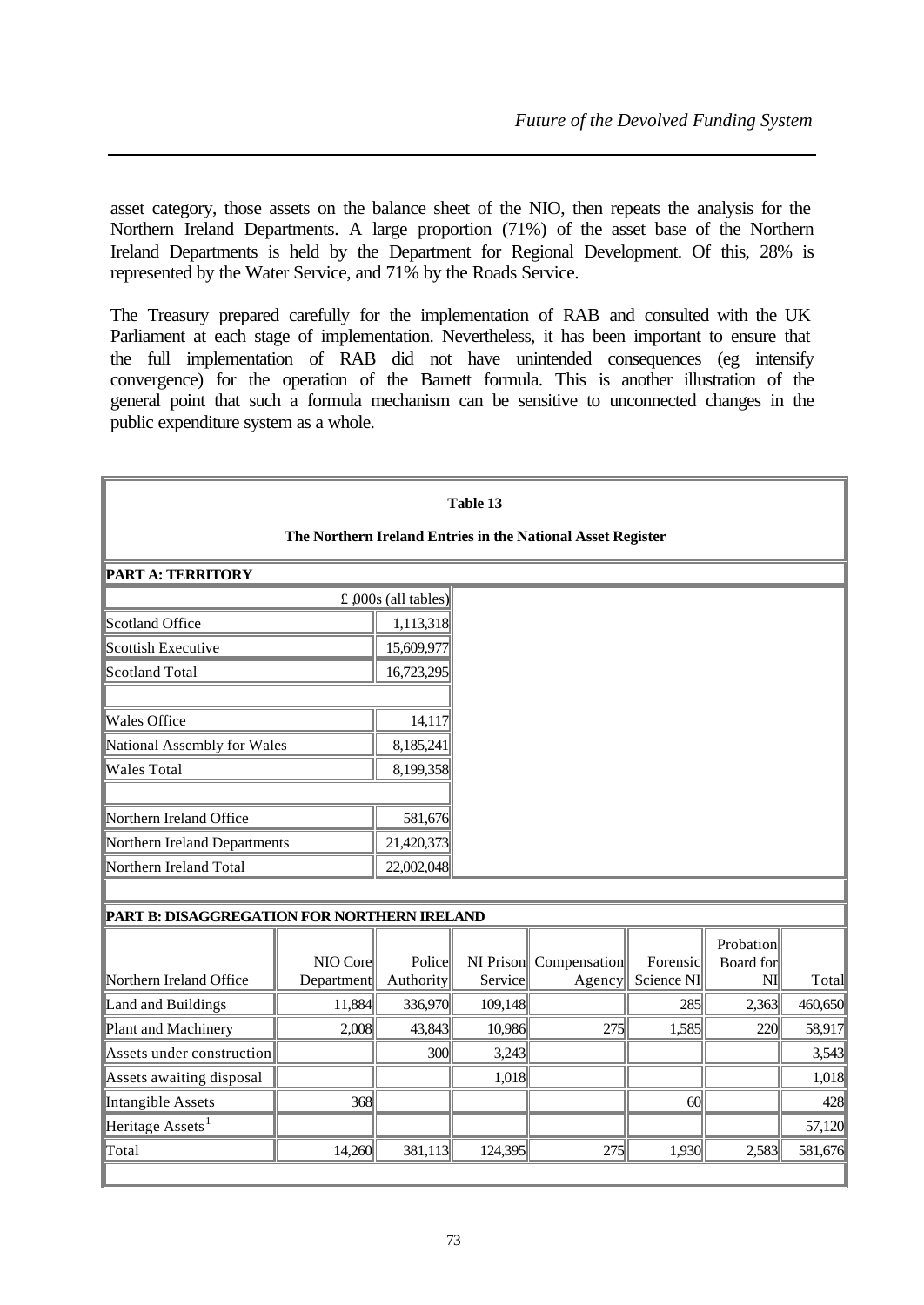asset category, those assets on the balance sheet of the NIO, then repeats the analysis for the Northern Ireland Departments. A large proportion (71%) of the asset base of the Northern Ireland Departments is held by the Department for Regional Development. Of this, 28% is represented by the Water Service, and 71% by the Roads Service.

The Treasury prepared carefully for the implementation of RAB and consulted with the UK Parliament at each stage of implementation. Nevertheless, it has been important to ensure that the full implementation of RAB did not have unintended consequences (eg intensify convergence) for the operation of the Barnett formula. This is another illustration of the general point that such a formula mechanism can be sensitive to unconnected changes in the public expenditure system as a whole.

**Table 13**

**The Northern Ireland Entries in the National Asset Register**

**PART A: TERRITORY**

| | £ ,000s (all tables) |
|---|---|
| Scotland Office | 1,113,318 |
| Scottish Executive | 15,609,977 |
| Scotland Total | 16,723,295 |
| | |
| Wales Office | 14,117 |
| National Assembly for Wales | 8,185,241 |
| Wales Total | 8,199,358 |
| | |
| Northern Ireland Office | 581,676 |
| Northern Ireland Departments | 21,420,373 |
| Northern Ireland Total | 22,002,048 |

**PART B: DISAGGREGATION FOR NORTHERN IRELAND**

| Northern Ireland Office | NIO Core Department | Police Authority | NI Prison Service | Compensation Agency | Forensic Science NI | Probation Board for NI | Total |
|---|---|---|---|---|---|---|---|
| Land and Buildings | 11,884 | 336,970 | 109,148 | | 285 | 2,363 | 460,650 |
| Plant and Machinery | 2,008 | 43,843 | 10,986 | 275 | 1,585 | 220 | 58,917 |
| Assets under construction | | 300 | 3,243 | | | | 3,543 |
| Assets awaiting disposal | | | 1,018 | | | | 1,018 |
| Intangible Assets | 368 | | | | 60 | | 428 |
| Heritage Assets[1] | | | | | | | 57,120 |
| Total | 14,260 | 381,113 | 124,395 | 275 | 1,930 | 2,583 | 581,676 |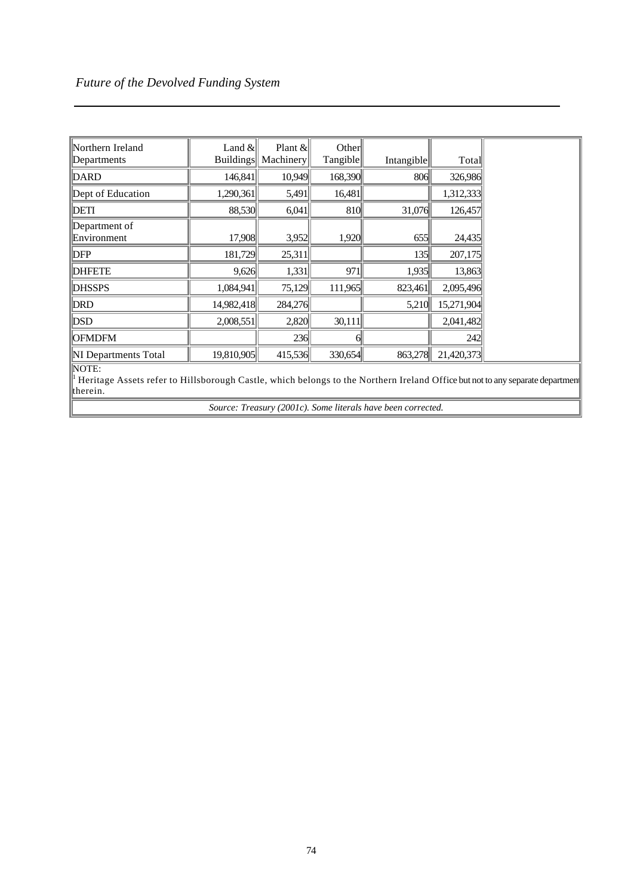| Northern Ireland Departments | Land & Buildings | Plant & Machinery | Other Tangible | Intangible | Total | |
|---|---|---|---|---|---|---|
| DARD | 146,841 | 10,949 | 168,390 | 806 | 326,986 | |
| Dept of Education | 1,290,361 | 5,491 | 16,481 | | 1,312,333 | |
| DETI | 88,530 | 6,041 | 810 | 31,076 | 126,457 | |
| Department of Environment | 17,908 | 3,952 | 1,920 | 655 | 24,435 | |
| DFP | 181,729 | 25,311 | | 135 | 207,175 | |
| DHFETE | 9,626 | 1,331 | 971 | 1,935 | 13,863 | |
| DHSSPS | 1,084,941 | 75,129 | 111,965 | 823,461 | 2,095,496 | |
| DRD | 14,982,418 | 284,276 | | 5,210 | 15,271,904 | |
| DSD | 2,008,551 | 2,820 | 30,111 | | 2,041,482 | |
| OFMDFM | | 236 | 6 | | 242 | |
| NI Departments Total | 19,810,905 | 415,536 | 330,654 | 863,278 | 21,420,373 | |

NOTE:
[1] Heritage Assets refer to Hillsborough Castle, which belongs to the Northern Ireland Office but not to any separate department therein.

*Source: Treasury (2001c). Some literals have been corrected.*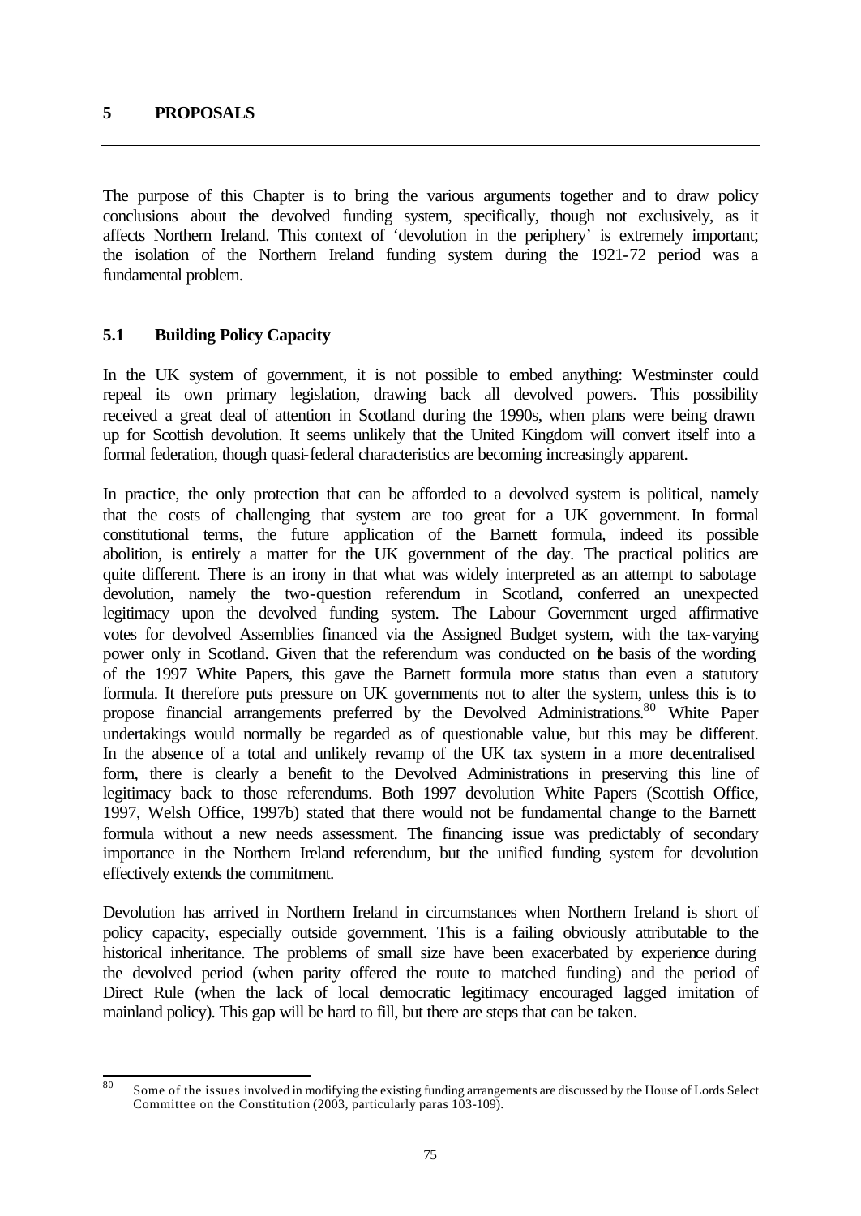## 5 PROPOSALS

The purpose of this Chapter is to bring the various arguments together and to draw policy conclusions about the devolved funding system, specifically, though not exclusively, as it affects Northern Ireland. This context of 'devolution in the periphery' is extremely important; the isolation of the Northern Ireland funding system during the 1921-72 period was a fundamental problem.

### 5.1 Building Policy Capacity

In the UK system of government, it is not possible to embed anything: Westminster could repeal its own primary legislation, drawing back all devolved powers. This possibility received a great deal of attention in Scotland during the 1990s, when plans were being drawn up for Scottish devolution. It seems unlikely that the United Kingdom will convert itself into a formal federation, though quasi-federal characteristics are becoming increasingly apparent.

In practice, the only protection that can be afforded to a devolved system is political, namely that the costs of challenging that system are too great for a UK government. In formal constitutional terms, the future application of the Barnett formula, indeed its possible abolition, is entirely a matter for the UK government of the day. The practical politics are quite different. There is an irony in that what was widely interpreted as an attempt to sabotage devolution, namely the two-question referendum in Scotland, conferred an unexpected legitimacy upon the devolved funding system. The Labour Government urged affirmative votes for devolved Assemblies financed via the Assigned Budget system, with the tax-varying power only in Scotland. Given that the referendum was conducted on the basis of the wording of the 1997 White Papers, this gave the Barnett formula more status than even a statutory formula. It therefore puts pressure on UK governments not to alter the system, unless this is to propose financial arrangements preferred by the Devolved Administrations.[80] White Paper undertakings would normally be regarded as of questionable value, but this may be different. In the absence of a total and unlikely revamp of the UK tax system in a more decentralised form, there is clearly a benefit to the Devolved Administrations in preserving this line of legitimacy back to those referendums. Both 1997 devolution White Papers (Scottish Office, 1997, Welsh Office, 1997b) stated that there would not be fundamental change to the Barnett formula without a new needs assessment. The financing issue was predictably of secondary importance in the Northern Ireland referendum, but the unified funding system for devolution effectively extends the commitment.

Devolution has arrived in Northern Ireland in circumstances when Northern Ireland is short of policy capacity, especially outside government. This is a failing obviously attributable to the historical inheritance. The problems of small size have been exacerbated by experience during the devolved period (when parity offered the route to matched funding) and the period of Direct Rule (when the lack of local democratic legitimacy encouraged lagged imitation of mainland policy). This gap will be hard to fill, but there are steps that can be taken.

---

[80] Some of the issues involved in modifying the existing funding arrangements are discussed by the House of Lords Select Committee on the Constitution (2003, particularly paras 103-109).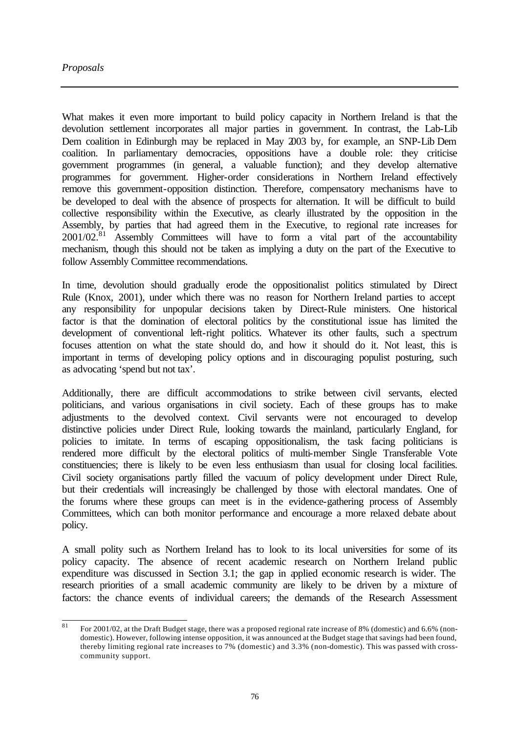What makes it even more important to build policy capacity in Northern Ireland is that the devolution settlement incorporates all major parties in government. In contrast, the Lab-Lib Dem coalition in Edinburgh may be replaced in May 2003 by, for example, an SNP-Lib Dem coalition. In parliamentary democracies, oppositions have a double role: they criticise government programmes (in general, a valuable function); and they develop alternative programmes for government. Higher-order considerations in Northern Ireland effectively remove this government-opposition distinction. Therefore, compensatory mechanisms have to be developed to deal with the absence of prospects for alternation. It will be difficult to build collective responsibility within the Executive, as clearly illustrated by the opposition in the Assembly, by parties that had agreed them in the Executive, to regional rate increases for 2001/02.[81] Assembly Committees will have to form a vital part of the accountability mechanism, though this should not be taken as implying a duty on the part of the Executive to follow Assembly Committee recommendations.

In time, devolution should gradually erode the oppositionalist politics stimulated by Direct Rule (Knox, 2001), under which there was no reason for Northern Ireland parties to accept any responsibility for unpopular decisions taken by Direct-Rule ministers. One historical factor is that the domination of electoral politics by the constitutional issue has limited the development of conventional left-right politics. Whatever its other faults, such a spectrum focuses attention on what the state should do, and how it should do it. Not least, this is important in terms of developing policy options and in discouraging populist posturing, such as advocating 'spend but not tax'.

Additionally, there are difficult accommodations to strike between civil servants, elected politicians, and various organisations in civil society. Each of these groups has to make adjustments to the devolved context. Civil servants were not encouraged to develop distinctive policies under Direct Rule, looking towards the mainland, particularly England, for policies to imitate. In terms of escaping oppositionalism, the task facing politicians is rendered more difficult by the electoral politics of multi-member Single Transferable Vote constituencies; there is likely to be even less enthusiasm than usual for closing local facilities. Civil society organisations partly filled the vacuum of policy development under Direct Rule, but their credentials will increasingly be challenged by those with electoral mandates. One of the forums where these groups can meet is in the evidence-gathering process of Assembly Committees, which can both monitor performance and encourage a more relaxed debate about policy.

A small polity such as Northern Ireland has to look to its local universities for some of its policy capacity. The absence of recent academic research on Northern Ireland public expenditure was discussed in Section 3.1; the gap in applied economic research is wider. The research priorities of a small academic community are likely to be driven by a mixture of factors: the chance events of individual careers; the demands of the Research Assessment

---

[81] For 2001/02, at the Draft Budget stage, there was a proposed regional rate increase of 8% (domestic) and 6.6% (non-domestic). However, following intense opposition, it was announced at the Budget stage that savings had been found, thereby limiting regional rate increases to 7% (domestic) and 3.3% (non-domestic). This was passed with cross-community support.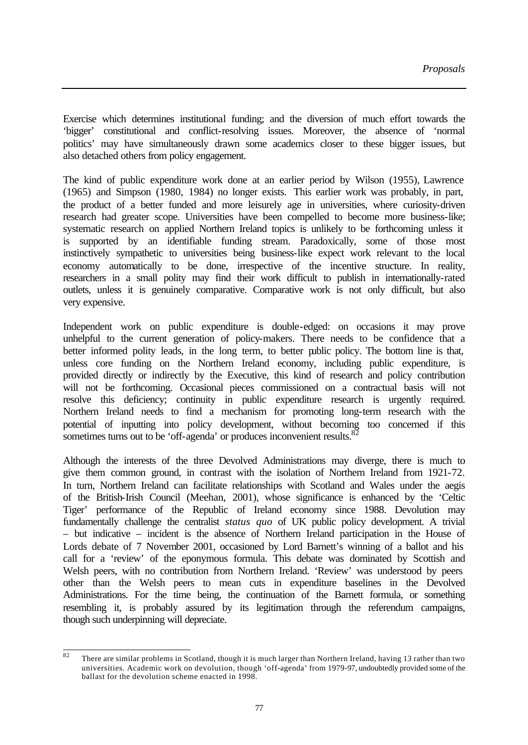Exercise which determines institutional funding; and the diversion of much effort towards the 'bigger' constitutional and conflict-resolving issues. Moreover, the absence of 'normal politics' may have simultaneously drawn some academics closer to these bigger issues, but also detached others from policy engagement.

The kind of public expenditure work done at an earlier period by Wilson (1955), Lawrence (1965) and Simpson (1980, 1984) no longer exists. This earlier work was probably, in part, the product of a better funded and more leisurely age in universities, where curiosity-driven research had greater scope. Universities have been compelled to become more business-like; systematic research on applied Northern Ireland topics is unlikely to be forthcoming unless it is supported by an identifiable funding stream. Paradoxically, some of those most instinctively sympathetic to universities being business-like expect work relevant to the local economy automatically to be done, irrespective of the incentive structure. In reality, researchers in a small polity may find their work difficult to publish in internationally-rated outlets, unless it is genuinely comparative. Comparative work is not only difficult, but also very expensive.

Independent work on public expenditure is double-edged: on occasions it may prove unhelpful to the current generation of policy-makers. There needs to be confidence that a better informed polity leads, in the long term, to better public policy. The bottom line is that, unless core funding on the Northern Ireland economy, including public expenditure, is provided directly or indirectly by the Executive, this kind of research and policy contribution will not be forthcoming. Occasional pieces commissioned on a contractual basis will not resolve this deficiency; continuity in public expenditure research is urgently required. Northern Ireland needs to find a mechanism for promoting long-term research with the potential of inputting into policy development, without becoming too concerned if this sometimes turns out to be 'off-agenda' or produces inconvenient results.[82]

Although the interests of the three Devolved Administrations may diverge, there is much to give them common ground, in contrast with the isolation of Northern Ireland from 1921-72. In turn, Northern Ireland can facilitate relationships with Scotland and Wales under the aegis of the British-Irish Council (Meehan, 2001), whose significance is enhanced by the 'Celtic Tiger' performance of the Republic of Ireland economy since 1988. Devolution may fundamentally challenge the centralist *status quo* of UK public policy development. A trivial – but indicative – incident is the absence of Northern Ireland participation in the House of Lords debate of 7 November 2001, occasioned by Lord Barnett's winning of a ballot and his call for a 'review' of the eponymous formula. This debate was dominated by Scottish and Welsh peers, with no contribution from Northern Ireland. 'Review' was understood by peers other than the Welsh peers to mean cuts in expenditure baselines in the Devolved Administrations. For the time being, the continuation of the Barnett formula, or something resembling it, is probably assured by its legitimation through the referendum campaigns, though such underpinning will depreciate.

---

[82] There are similar problems in Scotland, though it is much larger than Northern Ireland, having 13 rather than two universities. Academic work on devolution, though 'off-agenda' from 1979-97, undoubtedly provided some of the ballast for the devolution scheme enacted in 1998.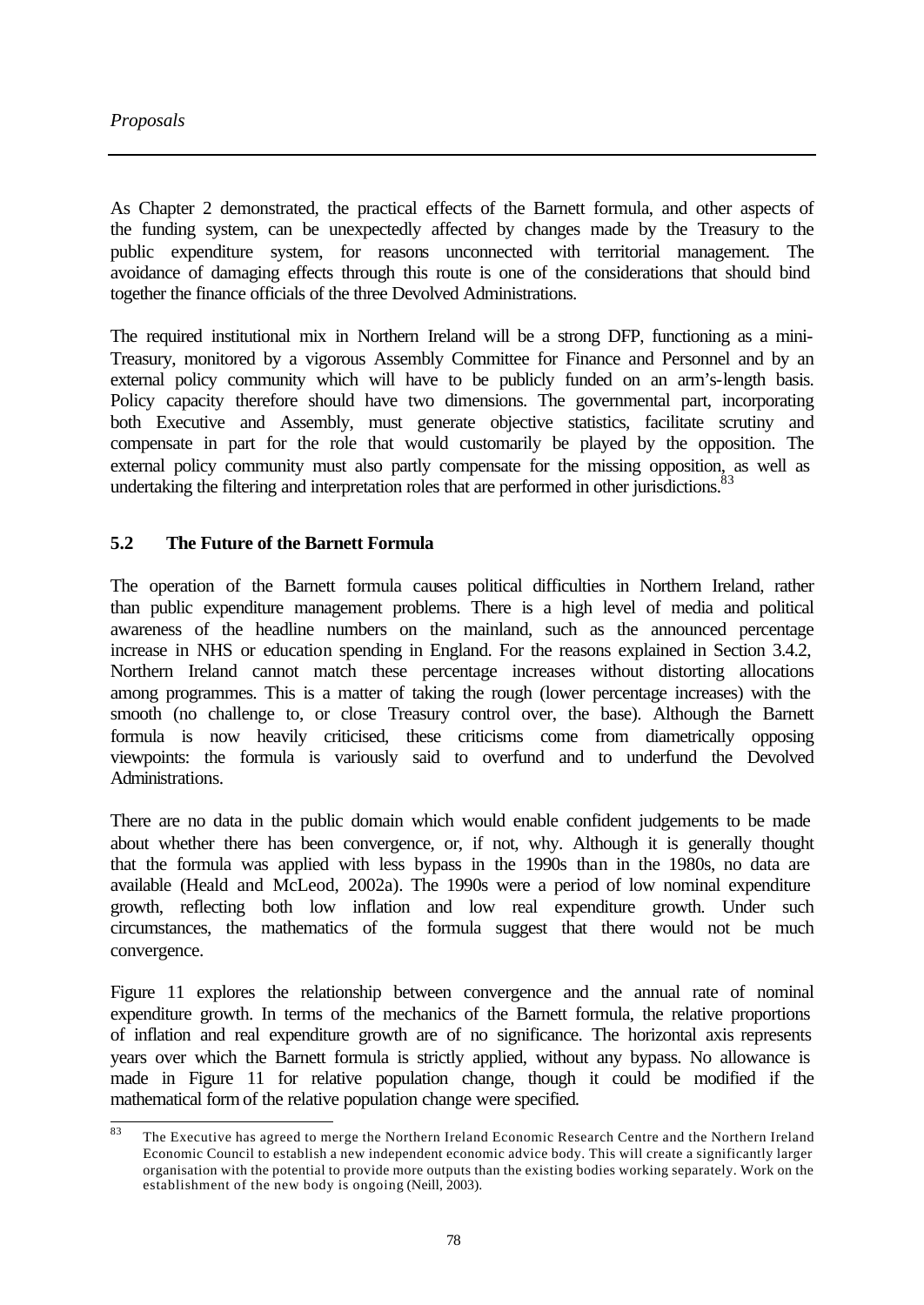As Chapter 2 demonstrated, the practical effects of the Barnett formula, and other aspects of the funding system, can be unexpectedly affected by changes made by the Treasury to the public expenditure system, for reasons unconnected with territorial management. The avoidance of damaging effects through this route is one of the considerations that should bind together the finance officials of the three Devolved Administrations.

The required institutional mix in Northern Ireland will be a strong DFP, functioning as a mini-Treasury, monitored by a vigorous Assembly Committee for Finance and Personnel and by an external policy community which will have to be publicly funded on an arm's-length basis. Policy capacity therefore should have two dimensions. The governmental part, incorporating both Executive and Assembly, must generate objective statistics, facilitate scrutiny and compensate in part for the role that would customarily be played by the opposition. The external policy community must also partly compensate for the missing opposition, as well as undertaking the filtering and interpretation roles that are performed in other jurisdictions.[83]

## 5.2 The Future of the Barnett Formula

The operation of the Barnett formula causes political difficulties in Northern Ireland, rather than public expenditure management problems. There is a high level of media and political awareness of the headline numbers on the mainland, such as the announced percentage increase in NHS or education spending in England. For the reasons explained in Section 3.4.2, Northern Ireland cannot match these percentage increases without distorting allocations among programmes. This is a matter of taking the rough (lower percentage increases) with the smooth (no challenge to, or close Treasury control over, the base). Although the Barnett formula is now heavily criticised, these criticisms come from diametrically opposing viewpoints: the formula is variously said to overfund and to underfund the Devolved Administrations.

There are no data in the public domain which would enable confident judgements to be made about whether there has been convergence, or, if not, why. Although it is generally thought that the formula was applied with less bypass in the 1990s than in the 1980s, no data are available (Heald and McLeod, 2002a). The 1990s were a period of low nominal expenditure growth, reflecting both low inflation and low real expenditure growth. Under such circumstances, the mathematics of the formula suggest that there would not be much convergence.

Figure 11 explores the relationship between convergence and the annual rate of nominal expenditure growth. In terms of the mechanics of the Barnett formula, the relative proportions of inflation and real expenditure growth are of no significance. The horizontal axis represents years over which the Barnett formula is strictly applied, without any bypass. No allowance is made in Figure 11 for relative population change, though it could be modified if the mathematical form of the relative population change were specified.

---

[83] The Executive has agreed to merge the Northern Ireland Economic Research Centre and the Northern Ireland Economic Council to establish a new independent economic advice body. This will create a significantly larger organisation with the potential to provide more outputs than the existing bodies working separately. Work on the establishment of the new body is ongoing (Neill, 2003).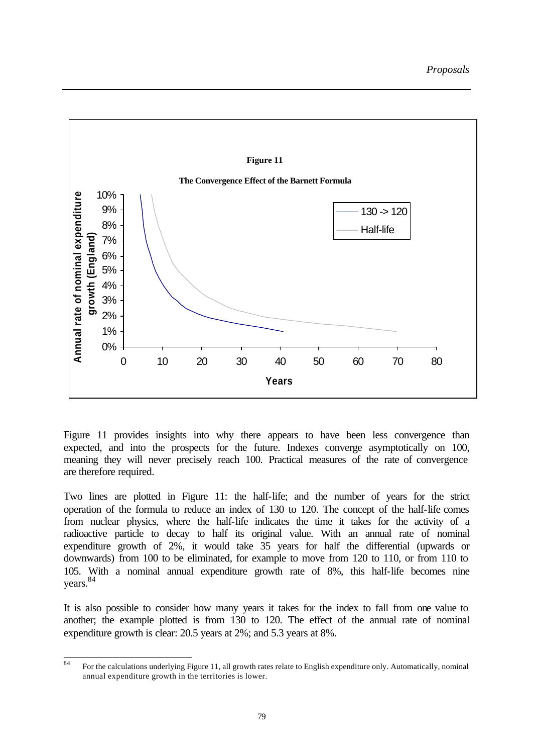**Figure 11**

**The Convergence Effect of the Barnett Formula**

Figure 11 provides insights into why there appears to have been less convergence than expected, and into the prospects for the future. Indexes converge asymptotically on 100, meaning they will never precisely reach 100. Practical measures of the rate of convergence are therefore required.

Two lines are plotted in Figure 11: the half-life; and the number of years for the strict operation of the formula to reduce an index of 130 to 120. The concept of the half-life comes from nuclear physics, where the half-life indicates the time it takes for the activity of a radioactive particle to decay to half its original value. With an annual rate of nominal expenditure growth of 2%, it would take 35 years for half the differential (upwards or downwards) from 100 to be eliminated, for example to move from 120 to 110, or from 110 to 105. With a nominal annual expenditure growth rate of 8%, this half-life becomes nine years.[84]

It is also possible to consider how many years it takes for the index to fall from one value to another; the example plotted is from 130 to 120. The effect of the annual rate of nominal expenditure growth is clear: 20.5 years at 2%; and 5.3 years at 8%.

[84] For the calculations underlying Figure 11, all growth rates relate to English expenditure only. Automatically, nominal annual expenditure growth in the territories is lower.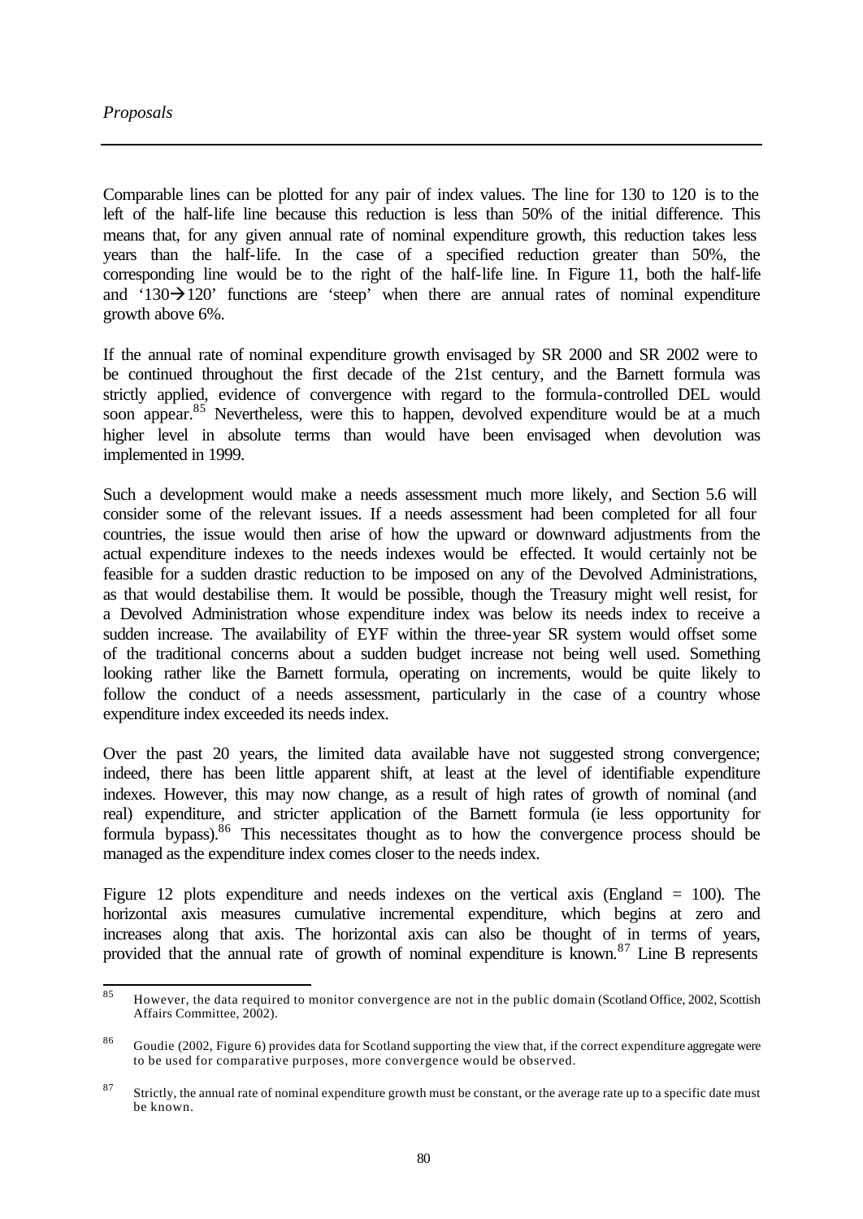Comparable lines can be plotted for any pair of index values. The line for 130 to 120 is to the left of the half-life line because this reduction is less than 50% of the initial difference. This means that, for any given annual rate of nominal expenditure growth, this reduction takes less years than the half-life. In the case of a specified reduction greater than 50%, the corresponding line would be to the right of the half-life line. In Figure 11, both the half-life and '130→120' functions are 'steep' when there are annual rates of nominal expenditure growth above 6%.

If the annual rate of nominal expenditure growth envisaged by SR 2000 and SR 2002 were to be continued throughout the first decade of the 21st century, and the Barnett formula was strictly applied, evidence of convergence with regard to the formula-controlled DEL would soon appear.[85] Nevertheless, were this to happen, devolved expenditure would be at a much higher level in absolute terms than would have been envisaged when devolution was implemented in 1999.

Such a development would make a needs assessment much more likely, and Section 5.6 will consider some of the relevant issues. If a needs assessment had been completed for all four countries, the issue would then arise of how the upward or downward adjustments from the actual expenditure indexes to the needs indexes would be effected. It would certainly not be feasible for a sudden drastic reduction to be imposed on any of the Devolved Administrations, as that would destabilise them. It would be possible, though the Treasury might well resist, for a Devolved Administration whose expenditure index was below its needs index to receive a sudden increase. The availability of EYF within the three-year SR system would offset some of the traditional concerns about a sudden budget increase not being well used. Something looking rather like the Barnett formula, operating on increments, would be quite likely to follow the conduct of a needs assessment, particularly in the case of a country whose expenditure index exceeded its needs index.

Over the past 20 years, the limited data available have not suggested strong convergence; indeed, there has been little apparent shift, at least at the level of identifiable expenditure indexes. However, this may now change, as a result of high rates of growth of nominal (and real) expenditure, and stricter application of the Barnett formula (ie less opportunity for formula bypass).[86] This necessitates thought as to how the convergence process should be managed as the expenditure index comes closer to the needs index.

Figure 12 plots expenditure and needs indexes on the vertical axis (England = 100). The horizontal axis measures cumulative incremental expenditure, which begins at zero and increases along that axis. The horizontal axis can also be thought of in terms of years, provided that the annual rate of growth of nominal expenditure is known.[87] Line B represents

---

[85] However, the data required to monitor convergence are not in the public domain (Scotland Office, 2002, Scottish Affairs Committee, 2002).

[86] Goudie (2002, Figure 6) provides data for Scotland supporting the view that, if the correct expenditure aggregate were to be used for comparative purposes, more convergence would be observed.

[87] Strictly, the annual rate of nominal expenditure growth must be constant, or the average rate up to a specific date must be known.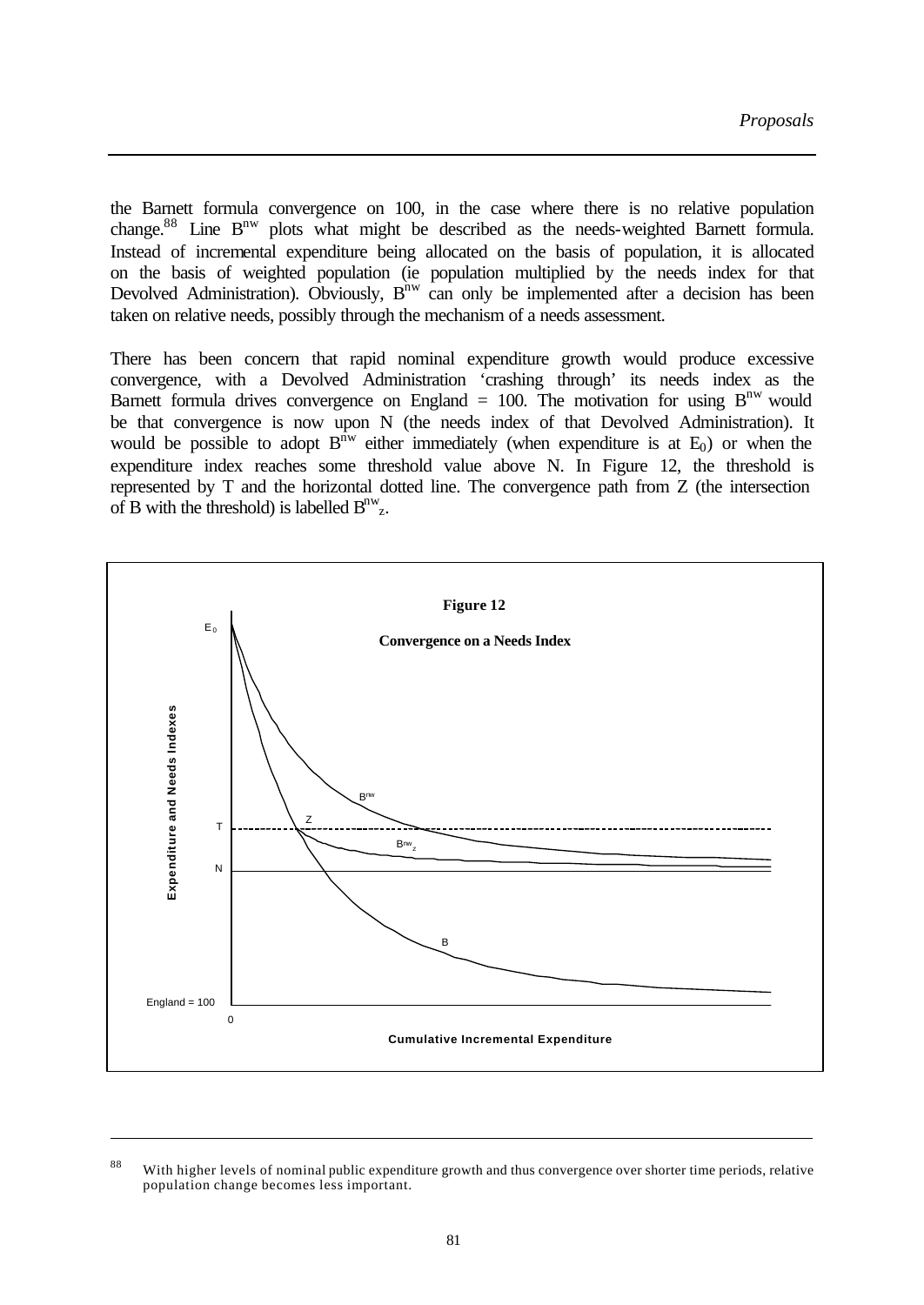the Barnett formula convergence on 100, in the case where there is no relative population change.[88] Line $B^{nw}$ plots what might be described as the needs-weighted Barnett formula. Instead of incremental expenditure being allocated on the basis of population, it is allocated on the basis of weighted population (ie population multiplied by the needs index for that Devolved Administration). Obviously, $B^{nw}$ can only be implemented after a decision has been taken on relative needs, possibly through the mechanism of a needs assessment.

There has been concern that rapid nominal expenditure growth would produce excessive convergence, with a Devolved Administration 'crashing through' its needs index as the Barnett formula drives convergence on England = 100. The motivation for using $B^{nw}$ would be that convergence is now upon N (the needs index of that Devolved Administration). It would be possible to adopt $B^{nw}$ either immediately (when expenditure is at $E_0$) or when the expenditure index reaches some threshold value above N. In Figure 12, the threshold is represented by T and the horizontal dotted line. The convergence path from Z (the intersection of B with the threshold) is labelled $B^{nw}_z$.

**Figure 12**

**Convergence on a Needs Index**

---

[88] With higher levels of nominal public expenditure growth and thus convergence over shorter time periods, relative population change becomes less important.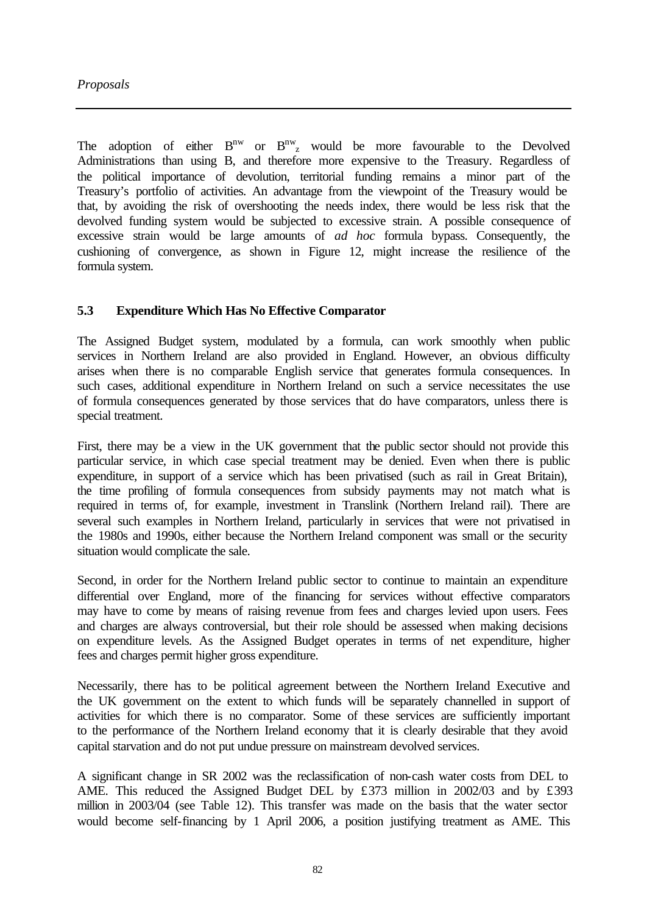The adoption of either $B^{nw}$ or $B^{nw}_z$ would be more favourable to the Devolved Administrations than using B, and therefore more expensive to the Treasury. Regardless of the political importance of devolution, territorial funding remains a minor part of the Treasury's portfolio of activities. An advantage from the viewpoint of the Treasury would be that, by avoiding the risk of overshooting the needs index, there would be less risk that the devolved funding system would be subjected to excessive strain. A possible consequence of excessive strain would be large amounts of *ad hoc* formula bypass. Consequently, the cushioning of convergence, as shown in Figure 12, might increase the resilience of the formula system.

### 5.3 Expenditure Which Has No Effective Comparator

The Assigned Budget system, modulated by a formula, can work smoothly when public services in Northern Ireland are also provided in England. However, an obvious difficulty arises when there is no comparable English service that generates formula consequences. In such cases, additional expenditure in Northern Ireland on such a service necessitates the use of formula consequences generated by those services that do have comparators, unless there is special treatment.

First, there may be a view in the UK government that the public sector should not provide this particular service, in which case special treatment may be denied. Even when there is public expenditure, in support of a service which has been privatised (such as rail in Great Britain), the time profiling of formula consequences from subsidy payments may not match what is required in terms of, for example, investment in Translink (Northern Ireland rail). There are several such examples in Northern Ireland, particularly in services that were not privatised in the 1980s and 1990s, either because the Northern Ireland component was small or the security situation would complicate the sale.

Second, in order for the Northern Ireland public sector to continue to maintain an expenditure differential over England, more of the financing for services without effective comparators may have to come by means of raising revenue from fees and charges levied upon users. Fees and charges are always controversial, but their role should be assessed when making decisions on expenditure levels. As the Assigned Budget operates in terms of net expenditure, higher fees and charges permit higher gross expenditure.

Necessarily, there has to be political agreement between the Northern Ireland Executive and the UK government on the extent to which funds will be separately channelled in support of activities for which there is no comparator. Some of these services are sufficiently important to the performance of the Northern Ireland economy that it is clearly desirable that they avoid capital starvation and do not put undue pressure on mainstream devolved services.

A significant change in SR 2002 was the reclassification of non-cash water costs from DEL to AME. This reduced the Assigned Budget DEL by £373 million in 2002/03 and by £393 million in 2003/04 (see Table 12). This transfer was made on the basis that the water sector would become self-financing by 1 April 2006, a position justifying treatment as AME. This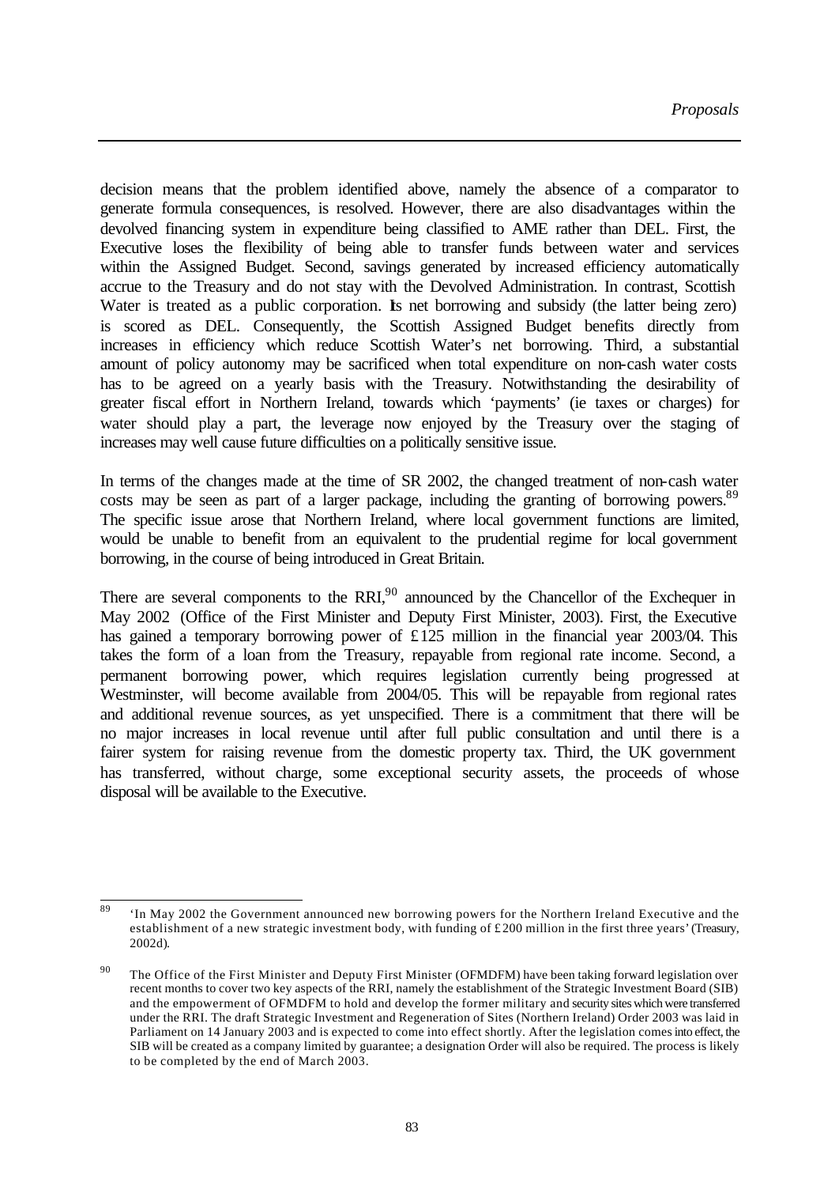decision means that the problem identified above, namely the absence of a comparator to generate formula consequences, is resolved. However, there are also disadvantages within the devolved financing system in expenditure being classified to AME rather than DEL. First, the Executive loses the flexibility of being able to transfer funds between water and services within the Assigned Budget. Second, savings generated by increased efficiency automatically accrue to the Treasury and do not stay with the Devolved Administration. In contrast, Scottish Water is treated as a public corporation. Its net borrowing and subsidy (the latter being zero) is scored as DEL. Consequently, the Scottish Assigned Budget benefits directly from increases in efficiency which reduce Scottish Water's net borrowing. Third, a substantial amount of policy autonomy may be sacrificed when total expenditure on non-cash water costs has to be agreed on a yearly basis with the Treasury. Notwithstanding the desirability of greater fiscal effort in Northern Ireland, towards which 'payments' (ie taxes or charges) for water should play a part, the leverage now enjoyed by the Treasury over the staging of increases may well cause future difficulties on a politically sensitive issue.

In terms of the changes made at the time of SR 2002, the changed treatment of non-cash water costs may be seen as part of a larger package, including the granting of borrowing powers.[89] The specific issue arose that Northern Ireland, where local government functions are limited, would be unable to benefit from an equivalent to the prudential regime for local government borrowing, in the course of being introduced in Great Britain.

There are several components to the RRI,[90] announced by the Chancellor of the Exchequer in May 2002 (Office of the First Minister and Deputy First Minister, 2003). First, the Executive has gained a temporary borrowing power of £125 million in the financial year 2003/04. This takes the form of a loan from the Treasury, repayable from regional rate income. Second, a permanent borrowing power, which requires legislation currently being progressed at Westminster, will become available from 2004/05. This will be repayable from regional rates and additional revenue sources, as yet unspecified. There is a commitment that there will be no major increases in local revenue until after full public consultation and until there is a fairer system for raising revenue from the domestic property tax. Third, the UK government has transferred, without charge, some exceptional security assets, the proceeds of whose disposal will be available to the Executive.

---

[89] 'In May 2002 the Government announced new borrowing powers for the Northern Ireland Executive and the establishment of a new strategic investment body, with funding of £200 million in the first three years' (Treasury, 2002d).

[90] The Office of the First Minister and Deputy First Minister (OFMDFM) have been taking forward legislation over recent months to cover two key aspects of the RRI, namely the establishment of the Strategic Investment Board (SIB) and the empowerment of OFMDFM to hold and develop the former military and security sites which were transferred under the RRI. The draft Strategic Investment and Regeneration of Sites (Northern Ireland) Order 2003 was laid in Parliament on 14 January 2003 and is expected to come into effect shortly. After the legislation comes into effect, the SIB will be created as a company limited by guarantee; a designation Order will also be required. The process is likely to be completed by the end of March 2003.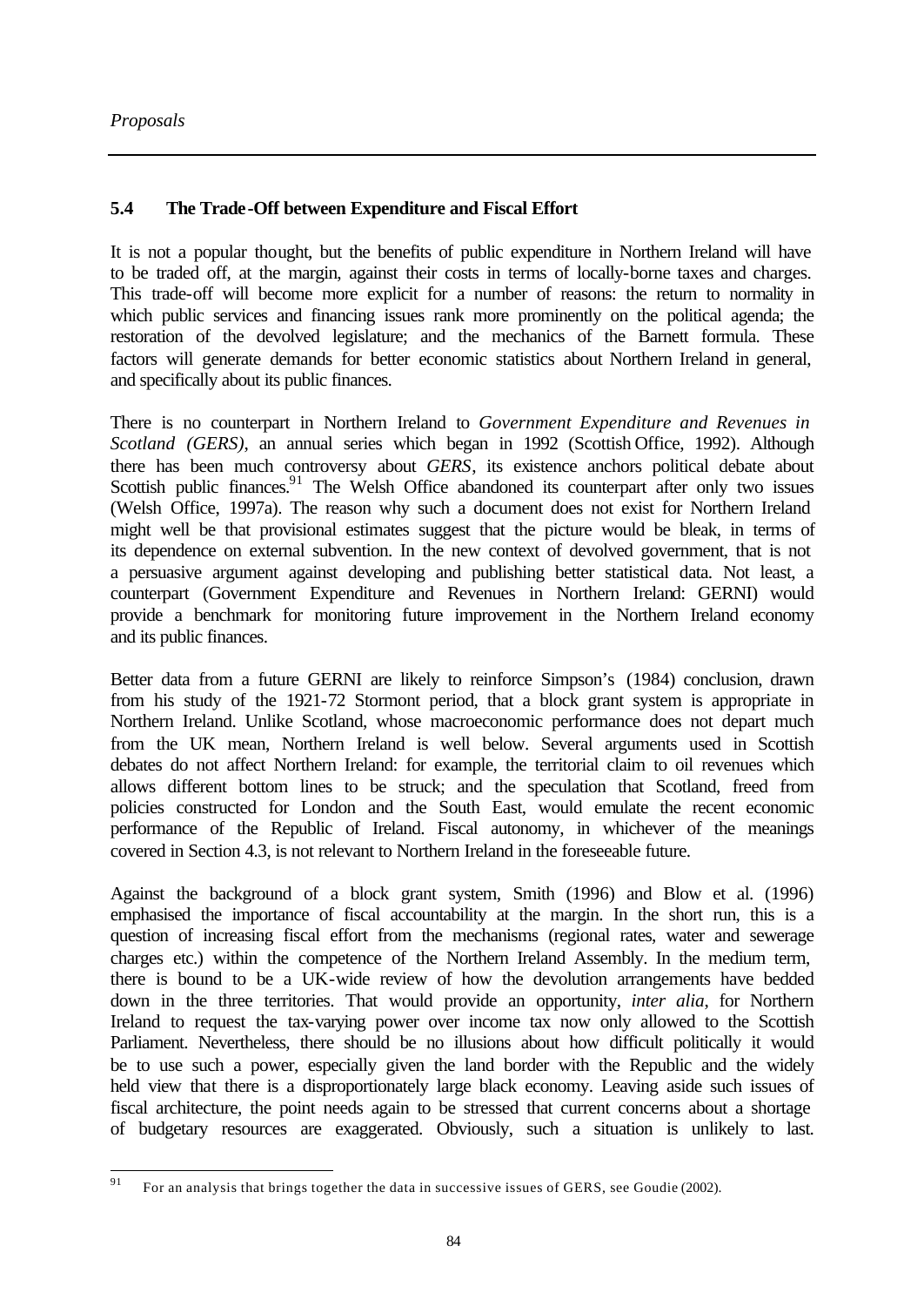## 5.4 The Trade-Off between Expenditure and Fiscal Effort

It is not a popular thought, but the benefits of public expenditure in Northern Ireland will have to be traded off, at the margin, against their costs in terms of locally-borne taxes and charges. This trade-off will become more explicit for a number of reasons: the return to normality in which public services and financing issues rank more prominently on the political agenda; the restoration of the devolved legislature; and the mechanics of the Barnett formula. These factors will generate demands for better economic statistics about Northern Ireland in general, and specifically about its public finances.

There is no counterpart in Northern Ireland to *Government Expenditure and Revenues in Scotland (GERS)*, an annual series which began in 1992 (Scottish Office, 1992). Although there has been much controversy about *GERS*, its existence anchors political debate about Scottish public finances.[91] The Welsh Office abandoned its counterpart after only two issues (Welsh Office, 1997a). The reason why such a document does not exist for Northern Ireland might well be that provisional estimates suggest that the picture would be bleak, in terms of its dependence on external subvention. In the new context of devolved government, that is not a persuasive argument against developing and publishing better statistical data. Not least, a counterpart (Government Expenditure and Revenues in Northern Ireland: GERNI) would provide a benchmark for monitoring future improvement in the Northern Ireland economy and its public finances.

Better data from a future GERNI are likely to reinforce Simpson's (1984) conclusion, drawn from his study of the 1921-72 Stormont period, that a block grant system is appropriate in Northern Ireland. Unlike Scotland, whose macroeconomic performance does not depart much from the UK mean, Northern Ireland is well below. Several arguments used in Scottish debates do not affect Northern Ireland: for example, the territorial claim to oil revenues which allows different bottom lines to be struck; and the speculation that Scotland, freed from policies constructed for London and the South East, would emulate the recent economic performance of the Republic of Ireland. Fiscal autonomy, in whichever of the meanings covered in Section 4.3, is not relevant to Northern Ireland in the foreseeable future.

Against the background of a block grant system, Smith (1996) and Blow et al. (1996) emphasised the importance of fiscal accountability at the margin. In the short run, this is a question of increasing fiscal effort from the mechanisms (regional rates, water and sewerage charges etc.) within the competence of the Northern Ireland Assembly. In the medium term, there is bound to be a UK-wide review of how the devolution arrangements have bedded down in the three territories. That would provide an opportunity, *inter alia*, for Northern Ireland to request the tax-varying power over income tax now only allowed to the Scottish Parliament. Nevertheless, there should be no illusions about how difficult politically it would be to use such a power, especially given the land border with the Republic and the widely held view that there is a disproportionately large black economy. Leaving aside such issues of fiscal architecture, the point needs again to be stressed that current concerns about a shortage of budgetary resources are exaggerated. Obviously, such a situation is unlikely to last.

[91] For an analysis that brings together the data in successive issues of GERS, see Goudie (2002).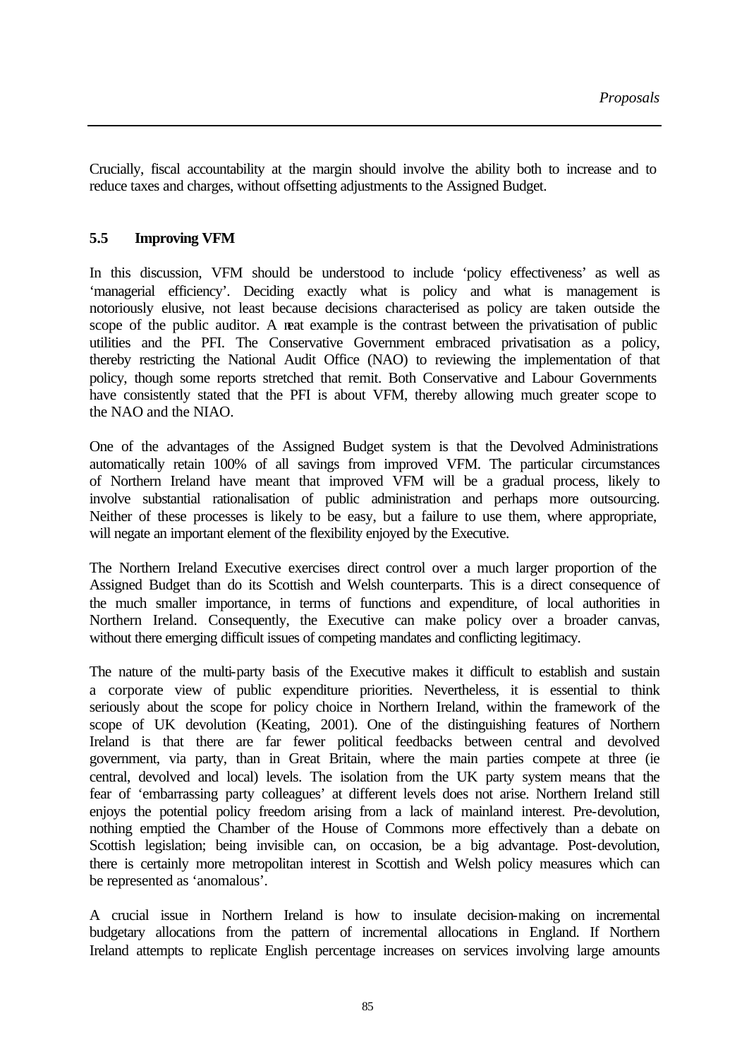Crucially, fiscal accountability at the margin should involve the ability both to increase and to reduce taxes and charges, without offsetting adjustments to the Assigned Budget.

### 5.5 Improving VFM

In this discussion, VFM should be understood to include 'policy effectiveness' as well as 'managerial efficiency'. Deciding exactly what is policy and what is management is notoriously elusive, not least because decisions characterised as policy are taken outside the scope of the public auditor. A neat example is the contrast between the privatisation of public utilities and the PFI. The Conservative Government embraced privatisation as a policy, thereby restricting the National Audit Office (NAO) to reviewing the implementation of that policy, though some reports stretched that remit. Both Conservative and Labour Governments have consistently stated that the PFI is about VFM, thereby allowing much greater scope to the NAO and the NIAO.

One of the advantages of the Assigned Budget system is that the Devolved Administrations automatically retain 100% of all savings from improved VFM. The particular circumstances of Northern Ireland have meant that improved VFM will be a gradual process, likely to involve substantial rationalisation of public administration and perhaps more outsourcing. Neither of these processes is likely to be easy, but a failure to use them, where appropriate, will negate an important element of the flexibility enjoyed by the Executive.

The Northern Ireland Executive exercises direct control over a much larger proportion of the Assigned Budget than do its Scottish and Welsh counterparts. This is a direct consequence of the much smaller importance, in terms of functions and expenditure, of local authorities in Northern Ireland. Consequently, the Executive can make policy over a broader canvas, without there emerging difficult issues of competing mandates and conflicting legitimacy.

The nature of the multi-party basis of the Executive makes it difficult to establish and sustain a corporate view of public expenditure priorities. Nevertheless, it is essential to think seriously about the scope for policy choice in Northern Ireland, within the framework of the scope of UK devolution (Keating, 2001). One of the distinguishing features of Northern Ireland is that there are far fewer political feedbacks between central and devolved government, via party, than in Great Britain, where the main parties compete at three (ie central, devolved and local) levels. The isolation from the UK party system means that the fear of 'embarrassing party colleagues' at different levels does not arise. Northern Ireland still enjoys the potential policy freedom arising from a lack of mainland interest. Pre-devolution, nothing emptied the Chamber of the House of Commons more effectively than a debate on Scottish legislation; being invisible can, on occasion, be a big advantage. Post-devolution, there is certainly more metropolitan interest in Scottish and Welsh policy measures which can be represented as 'anomalous'.

A crucial issue in Northern Ireland is how to insulate decision-making on incremental budgetary allocations from the pattern of incremental allocations in England. If Northern Ireland attempts to replicate English percentage increases on services involving large amounts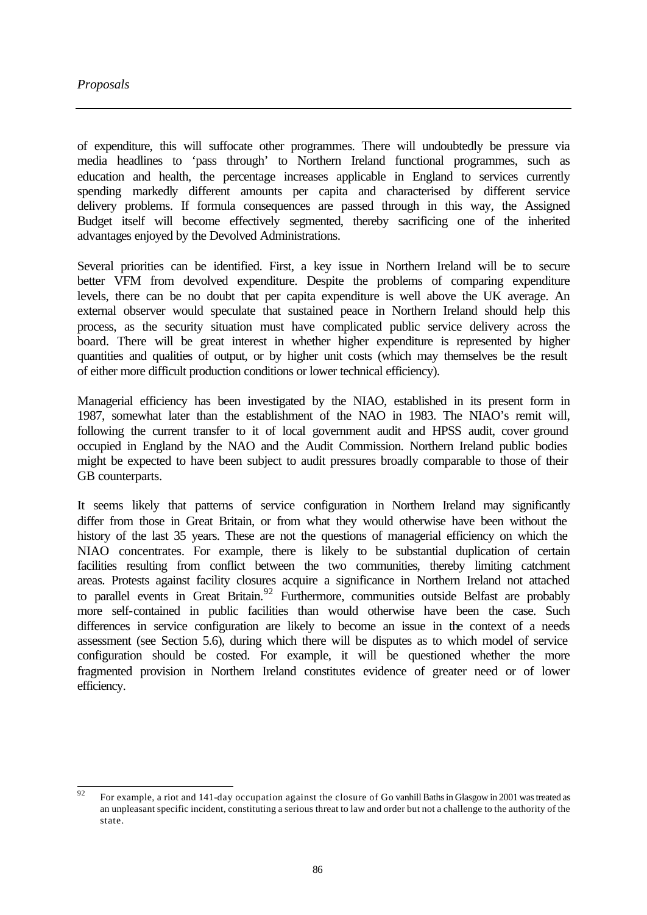of expenditure, this will suffocate other programmes. There will undoubtedly be pressure via media headlines to 'pass through' to Northern Ireland functional programmes, such as education and health, the percentage increases applicable in England to services currently spending markedly different amounts per capita and characterised by different service delivery problems. If formula consequences are passed through in this way, the Assigned Budget itself will become effectively segmented, thereby sacrificing one of the inherited advantages enjoyed by the Devolved Administrations.

Several priorities can be identified. First, a key issue in Northern Ireland will be to secure better VFM from devolved expenditure. Despite the problems of comparing expenditure levels, there can be no doubt that per capita expenditure is well above the UK average. An external observer would speculate that sustained peace in Northern Ireland should help this process, as the security situation must have complicated public service delivery across the board. There will be great interest in whether higher expenditure is represented by higher quantities and qualities of output, or by higher unit costs (which may themselves be the result of either more difficult production conditions or lower technical efficiency).

Managerial efficiency has been investigated by the NIAO, established in its present form in 1987, somewhat later than the establishment of the NAO in 1983. The NIAO's remit will, following the current transfer to it of local government audit and HPSS audit, cover ground occupied in England by the NAO and the Audit Commission. Northern Ireland public bodies might be expected to have been subject to audit pressures broadly comparable to those of their GB counterparts.

It seems likely that patterns of service configuration in Northern Ireland may significantly differ from those in Great Britain, or from what they would otherwise have been without the history of the last 35 years. These are not the questions of managerial efficiency on which the NIAO concentrates. For example, there is likely to be substantial duplication of certain facilities resulting from conflict between the two communities, thereby limiting catchment areas. Protests against facility closures acquire a significance in Northern Ireland not attached to parallel events in Great Britain.[92] Furthermore, communities outside Belfast are probably more self-contained in public facilities than would otherwise have been the case. Such differences in service configuration are likely to become an issue in the context of a needs assessment (see Section 5.6), during which there will be disputes as to which model of service configuration should be costed. For example, it will be questioned whether the more fragmented provision in Northern Ireland constitutes evidence of greater need or of lower efficiency.

---

[92] For example, a riot and 141-day occupation against the closure of Govanhill Baths in Glasgow in 2001 was treated as an unpleasant specific incident, constituting a serious threat to law and order but not a challenge to the authority of the state.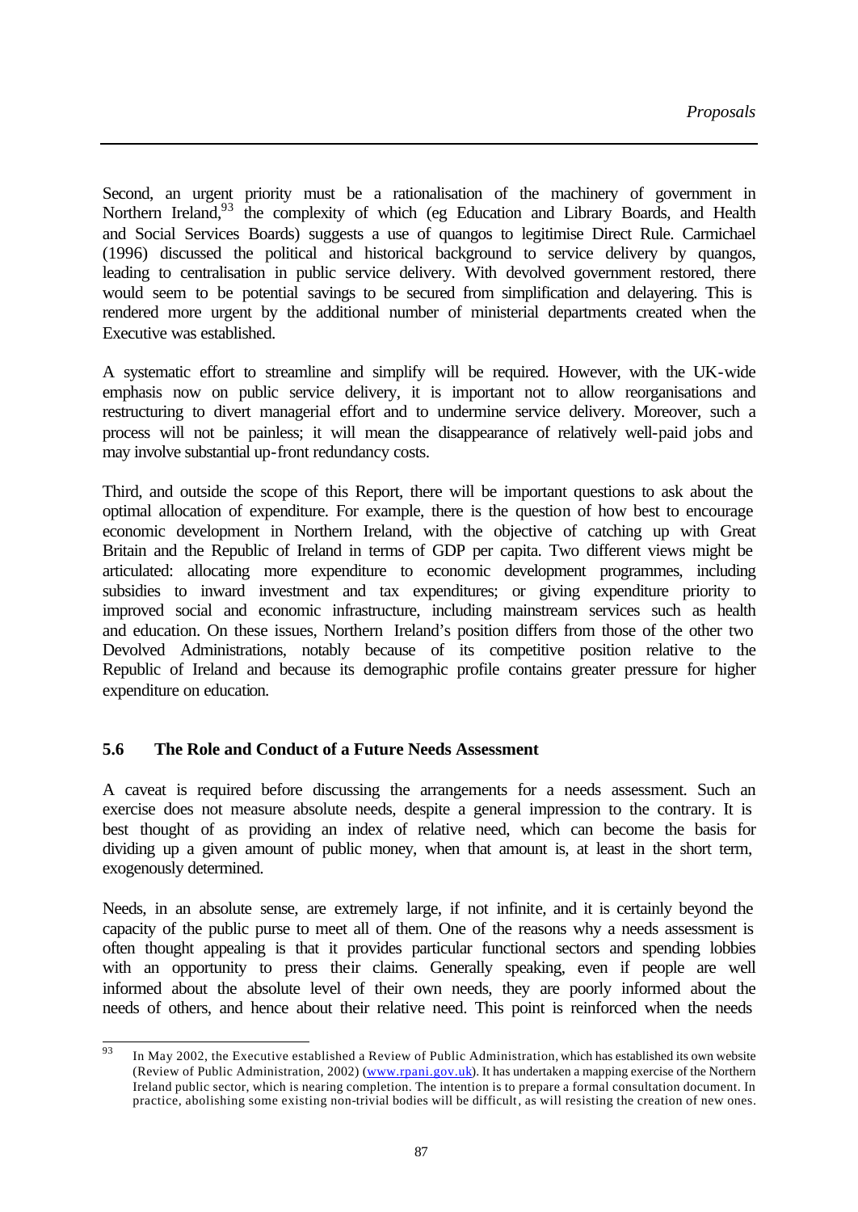Second, an urgent priority must be a rationalisation of the machinery of government in Northern Ireland,[93] the complexity of which (eg Education and Library Boards, and Health and Social Services Boards) suggests a use of quangos to legitimise Direct Rule. Carmichael (1996) discussed the political and historical background to service delivery by quangos, leading to centralisation in public service delivery. With devolved government restored, there would seem to be potential savings to be secured from simplification and delayering. This is rendered more urgent by the additional number of ministerial departments created when the Executive was established.

A systematic effort to streamline and simplify will be required. However, with the UK-wide emphasis now on public service delivery, it is important not to allow reorganisations and restructuring to divert managerial effort and to undermine service delivery. Moreover, such a process will not be painless; it will mean the disappearance of relatively well-paid jobs and may involve substantial up-front redundancy costs.

Third, and outside the scope of this Report, there will be important questions to ask about the optimal allocation of expenditure. For example, there is the question of how best to encourage economic development in Northern Ireland, with the objective of catching up with Great Britain and the Republic of Ireland in terms of GDP per capita. Two different views might be articulated: allocating more expenditure to economic development programmes, including subsidies to inward investment and tax expenditures; or giving expenditure priority to improved social and economic infrastructure, including mainstream services such as health and education. On these issues, Northern Ireland's position differs from those of the other two Devolved Administrations, notably because of its competitive position relative to the Republic of Ireland and because its demographic profile contains greater pressure for higher expenditure on education.

### 5.6 The Role and Conduct of a Future Needs Assessment

A caveat is required before discussing the arrangements for a needs assessment. Such an exercise does not measure absolute needs, despite a general impression to the contrary. It is best thought of as providing an index of relative need, which can become the basis for dividing up a given amount of public money, when that amount is, at least in the short term, exogenously determined.

Needs, in an absolute sense, are extremely large, if not infinite, and it is certainly beyond the capacity of the public purse to meet all of them. One of the reasons why a needs assessment is often thought appealing is that it provides particular functional sectors and spending lobbies with an opportunity to press their claims. Generally speaking, even if people are well informed about the absolute level of their own needs, they are poorly informed about the needs of others, and hence about their relative need. This point is reinforced when the needs

---

[93] In May 2002, the Executive established a Review of Public Administration, which has established its own website (Review of Public Administration, 2002) (www.rpani.gov.uk). It has undertaken a mapping exercise of the Northern Ireland public sector, which is nearing completion. The intention is to prepare a formal consultation document. In practice, abolishing some existing non-trivial bodies will be difficult, as will resisting the creation of new ones.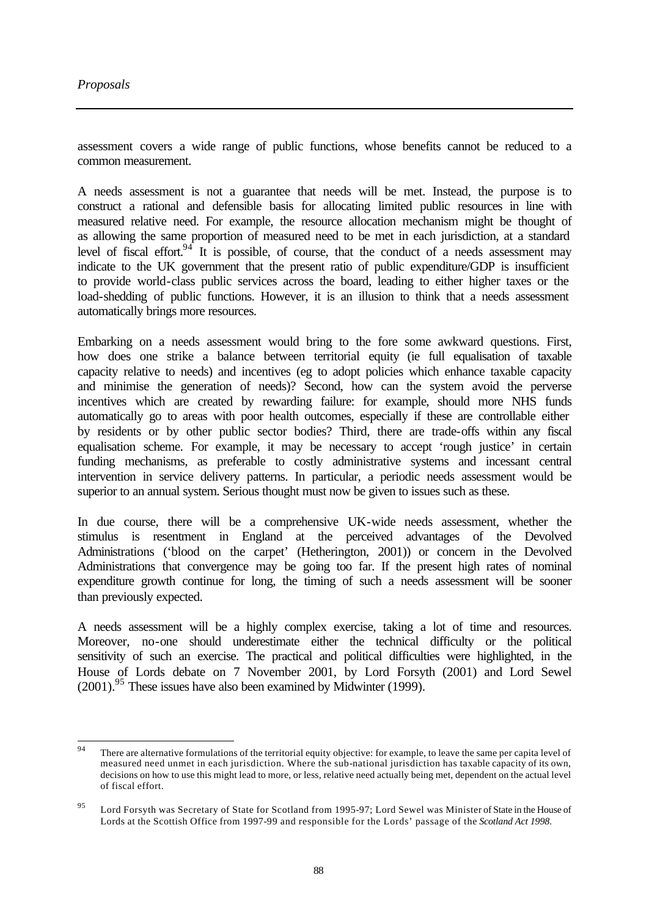assessment covers a wide range of public functions, whose benefits cannot be reduced to a common measurement.

A needs assessment is not a guarantee that needs will be met. Instead, the purpose is to construct a rational and defensible basis for allocating limited public resources in line with measured relative need. For example, the resource allocation mechanism might be thought of as allowing the same proportion of measured need to be met in each jurisdiction, at a standard level of fiscal effort.[94] It is possible, of course, that the conduct of a needs assessment may indicate to the UK government that the present ratio of public expenditure/GDP is insufficient to provide world-class public services across the board, leading to either higher taxes or the load-shedding of public functions. However, it is an illusion to think that a needs assessment automatically brings more resources.

Embarking on a needs assessment would bring to the fore some awkward questions. First, how does one strike a balance between territorial equity (ie full equalisation of taxable capacity relative to needs) and incentives (eg to adopt policies which enhance taxable capacity and minimise the generation of needs)? Second, how can the system avoid the perverse incentives which are created by rewarding failure: for example, should more NHS funds automatically go to areas with poor health outcomes, especially if these are controllable either by residents or by other public sector bodies? Third, there are trade-offs within any fiscal equalisation scheme. For example, it may be necessary to accept 'rough justice' in certain funding mechanisms, as preferable to costly administrative systems and incessant central intervention in service delivery patterns. In particular, a periodic needs assessment would be superior to an annual system. Serious thought must now be given to issues such as these.

In due course, there will be a comprehensive UK-wide needs assessment, whether the stimulus is resentment in England at the perceived advantages of the Devolved Administrations ('blood on the carpet' (Hetherington, 2001)) or concern in the Devolved Administrations that convergence may be going too far. If the present high rates of nominal expenditure growth continue for long, the timing of such a needs assessment will be sooner than previously expected.

A needs assessment will be a highly complex exercise, taking a lot of time and resources. Moreover, no-one should underestimate either the technical difficulty or the political sensitivity of such an exercise. The practical and political difficulties were highlighted, in the House of Lords debate on 7 November 2001, by Lord Forsyth (2001) and Lord Sewel (2001).[95] These issues have also been examined by Midwinter (1999).

---

[94] There are alternative formulations of the territorial equity objective: for example, to leave the same per capita level of measured need unmet in each jurisdiction. Where the sub-national jurisdiction has taxable capacity of its own, decisions on how to use this might lead to more, or less, relative need actually being met, dependent on the actual level of fiscal effort.

[95] Lord Forsyth was Secretary of State for Scotland from 1995-97; Lord Sewel was Minister of State in the House of Lords at the Scottish Office from 1997-99 and responsible for the Lords' passage of the *Scotland Act 1998*.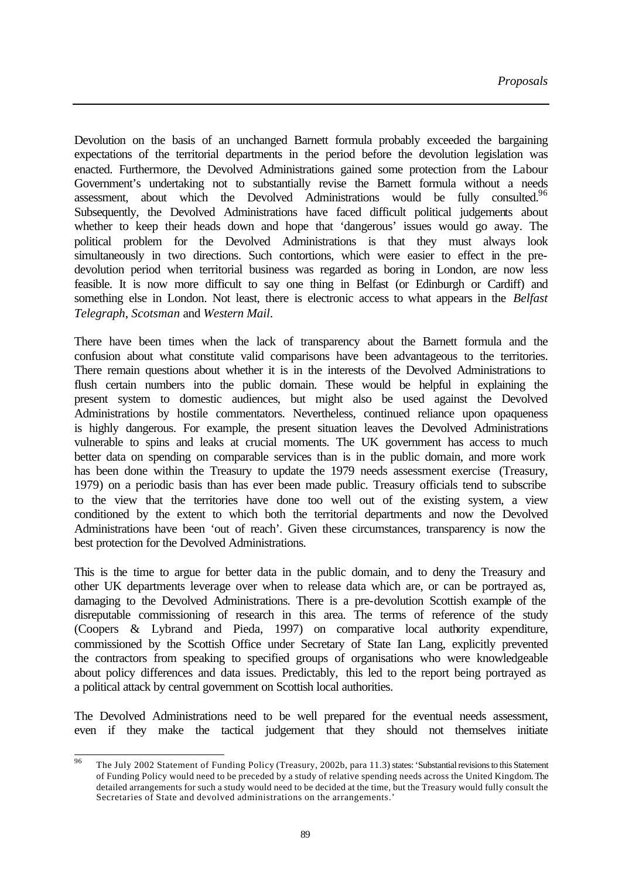Devolution on the basis of an unchanged Barnett formula probably exceeded the bargaining expectations of the territorial departments in the period before the devolution legislation was enacted. Furthermore, the Devolved Administrations gained some protection from the Labour Government's undertaking not to substantially revise the Barnett formula without a needs assessment, about which the Devolved Administrations would be fully consulted.[96] Subsequently, the Devolved Administrations have faced difficult political judgements about whether to keep their heads down and hope that 'dangerous' issues would go away. The political problem for the Devolved Administrations is that they must always look simultaneously in two directions. Such contortions, which were easier to effect in the pre-devolution period when territorial business was regarded as boring in London, are now less feasible. It is now more difficult to say one thing in Belfast (or Edinburgh or Cardiff) and something else in London. Not least, there is electronic access to what appears in the *Belfast Telegraph*, *Scotsman* and *Western Mail*.

There have been times when the lack of transparency about the Barnett formula and the confusion about what constitute valid comparisons have been advantageous to the territories. There remain questions about whether it is in the interests of the Devolved Administrations to flush certain numbers into the public domain. These would be helpful in explaining the present system to domestic audiences, but might also be used against the Devolved Administrations by hostile commentators. Nevertheless, continued reliance upon opaqueness is highly dangerous. For example, the present situation leaves the Devolved Administrations vulnerable to spins and leaks at crucial moments. The UK government has access to much better data on spending on comparable services than is in the public domain, and more work has been done within the Treasury to update the 1979 needs assessment exercise (Treasury, 1979) on a periodic basis than has ever been made public. Treasury officials tend to subscribe to the view that the territories have done too well out of the existing system, a view conditioned by the extent to which both the territorial departments and now the Devolved Administrations have been 'out of reach'. Given these circumstances, transparency is now the best protection for the Devolved Administrations.

This is the time to argue for better data in the public domain, and to deny the Treasury and other UK departments leverage over when to release data which are, or can be portrayed as, damaging to the Devolved Administrations. There is a pre-devolution Scottish example of the disreputable commissioning of research in this area. The terms of reference of the study (Coopers & Lybrand and Pieda, 1997) on comparative local authority expenditure, commissioned by the Scottish Office under Secretary of State Ian Lang, explicitly prevented the contractors from speaking to specified groups of organisations who were knowledgeable about policy differences and data issues. Predictably, this led to the report being portrayed as a political attack by central government on Scottish local authorities.

The Devolved Administrations need to be well prepared for the eventual needs assessment, even if they make the tactical judgement that they should not themselves initiate

---

[96] The July 2002 Statement of Funding Policy (Treasury, 2002b, para 11.3) states: 'Substantial revisions to this Statement of Funding Policy would need to be preceded by a study of relative spending needs across the United Kingdom. The detailed arrangements for such a study would need to be decided at the time, but the Treasury would fully consult the Secretaries of State and devolved administrations on the arrangements.'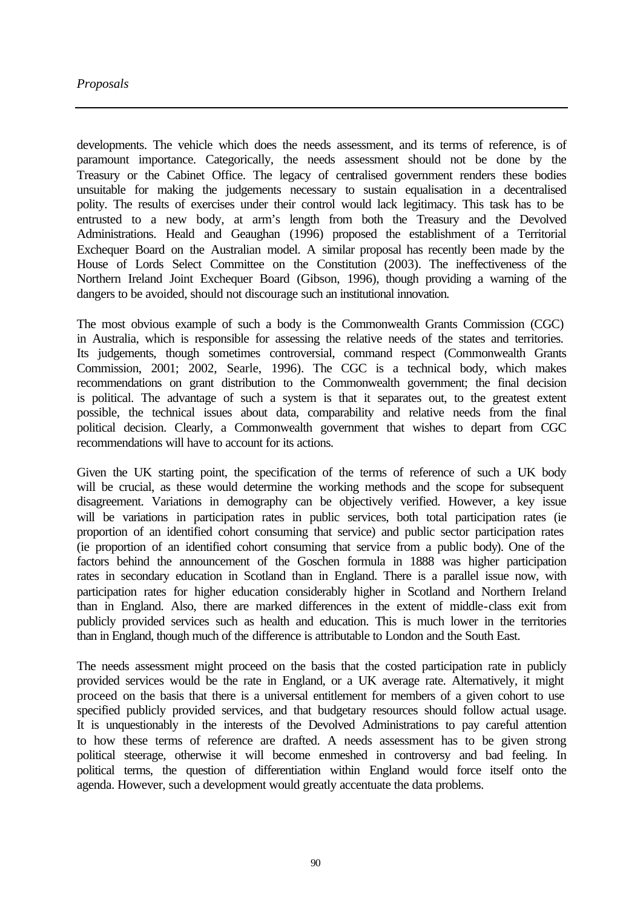developments. The vehicle which does the needs assessment, and its terms of reference, is of paramount importance. Categorically, the needs assessment should not be done by the Treasury or the Cabinet Office. The legacy of centralised government renders these bodies unsuitable for making the judgements necessary to sustain equalisation in a decentralised polity. The results of exercises under their control would lack legitimacy. This task has to be entrusted to a new body, at arm's length from both the Treasury and the Devolved Administrations. Heald and Geaughan (1996) proposed the establishment of a Territorial Exchequer Board on the Australian model. A similar proposal has recently been made by the House of Lords Select Committee on the Constitution (2003). The ineffectiveness of the Northern Ireland Joint Exchequer Board (Gibson, 1996), though providing a warning of the dangers to be avoided, should not discourage such an institutional innovation.

The most obvious example of such a body is the Commonwealth Grants Commission (CGC) in Australia, which is responsible for assessing the relative needs of the states and territories. Its judgements, though sometimes controversial, command respect (Commonwealth Grants Commission, 2001; 2002, Searle, 1996). The CGC is a technical body, which makes recommendations on grant distribution to the Commonwealth government; the final decision is political. The advantage of such a system is that it separates out, to the greatest extent possible, the technical issues about data, comparability and relative needs from the final political decision. Clearly, a Commonwealth government that wishes to depart from CGC recommendations will have to account for its actions.

Given the UK starting point, the specification of the terms of reference of such a UK body will be crucial, as these would determine the working methods and the scope for subsequent disagreement. Variations in demography can be objectively verified. However, a key issue will be variations in participation rates in public services, both total participation rates (ie proportion of an identified cohort consuming that service) and public sector participation rates (ie proportion of an identified cohort consuming that service from a public body). One of the factors behind the announcement of the Goschen formula in 1888 was higher participation rates in secondary education in Scotland than in England. There is a parallel issue now, with participation rates for higher education considerably higher in Scotland and Northern Ireland than in England. Also, there are marked differences in the extent of middle-class exit from publicly provided services such as health and education. This is much lower in the territories than in England, though much of the difference is attributable to London and the South East.

The needs assessment might proceed on the basis that the costed participation rate in publicly provided services would be the rate in England, or a UK average rate. Alternatively, it might proceed on the basis that there is a universal entitlement for members of a given cohort to use specified publicly provided services, and that budgetary resources should follow actual usage. It is unquestionably in the interests of the Devolved Administrations to pay careful attention to how these terms of reference are drafted. A needs assessment has to be given strong political steerage, otherwise it will become enmeshed in controversy and bad feeling. In political terms, the question of differentiation within England would force itself onto the agenda. However, such a development would greatly accentuate the data problems.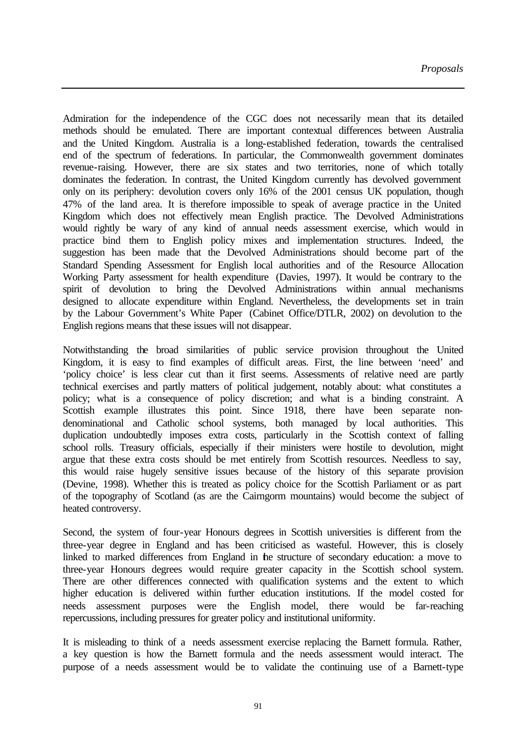Admiration for the independence of the CGC does not necessarily mean that its detailed methods should be emulated. There are important contextual differences between Australia and the United Kingdom. Australia is a long-established federation, towards the centralised end of the spectrum of federations. In particular, the Commonwealth government dominates revenue-raising. However, there are six states and two territories, none of which totally dominates the federation. In contrast, the United Kingdom currently has devolved government only on its periphery: devolution covers only 16% of the 2001 census UK population, though 47% of the land area. It is therefore impossible to speak of average practice in the United Kingdom which does not effectively mean English practice. The Devolved Administrations would rightly be wary of any kind of annual needs assessment exercise, which would in practice bind them to English policy mixes and implementation structures. Indeed, the suggestion has been made that the Devolved Administrations should become part of the Standard Spending Assessment for English local authorities and of the Resource Allocation Working Party assessment for health expenditure (Davies, 1997). It would be contrary to the spirit of devolution to bring the Devolved Administrations within annual mechanisms designed to allocate expenditure within England. Nevertheless, the developments set in train by the Labour Government's White Paper (Cabinet Office/DTLR, 2002) on devolution to the English regions means that these issues will not disappear.

Notwithstanding the broad similarities of public service provision throughout the United Kingdom, it is easy to find examples of difficult areas. First, the line between 'need' and 'policy choice' is less clear cut than it first seems. Assessments of relative need are partly technical exercises and partly matters of political judgement, notably about: what constitutes a policy; what is a consequence of policy discretion; and what is a binding constraint. A Scottish example illustrates this point. Since 1918, there have been separate non-denominational and Catholic school systems, both managed by local authorities. This duplication undoubtedly imposes extra costs, particularly in the Scottish context of falling school rolls. Treasury officials, especially if their ministers were hostile to devolution, might argue that these extra costs should be met entirely from Scottish resources. Needless to say, this would raise hugely sensitive issues because of the history of this separate provision (Devine, 1998). Whether this is treated as policy choice for the Scottish Parliament or as part of the topography of Scotland (as are the Cairngorm mountains) would become the subject of heated controversy.

Second, the system of four-year Honours degrees in Scottish universities is different from the three-year degree in England and has been criticised as wasteful. However, this is closely linked to marked differences from England in the structure of secondary education: a move to three-year Honours degrees would require greater capacity in the Scottish school system. There are other differences connected with qualification systems and the extent to which higher education is delivered within further education institutions. If the model costed for needs assessment purposes were the English model, there would be far-reaching repercussions, including pressures for greater policy and institutional uniformity.

It is misleading to think of a needs assessment exercise replacing the Barnett formula. Rather, a key question is how the Barnett formula and the needs assessment would interact. The purpose of a needs assessment would be to validate the continuing use of a Barnett-type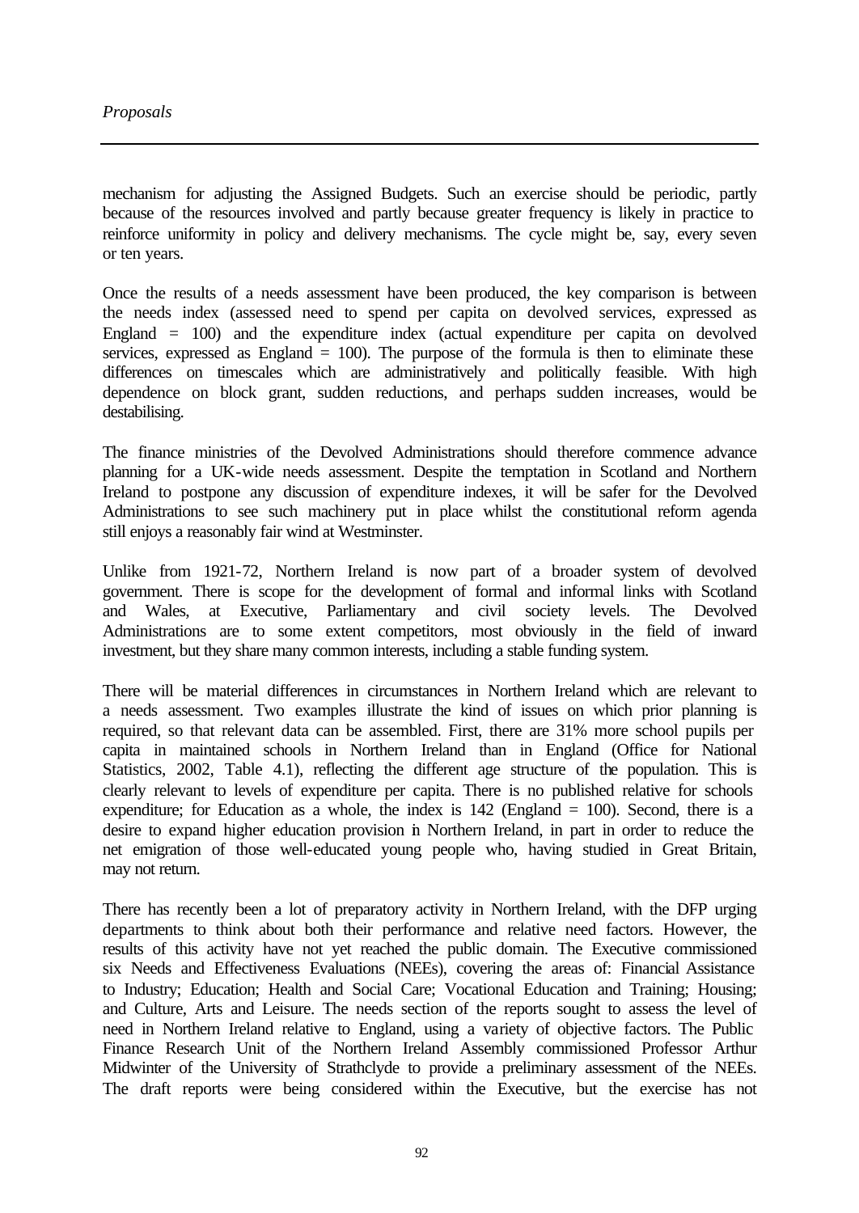mechanism for adjusting the Assigned Budgets. Such an exercise should be periodic, partly because of the resources involved and partly because greater frequency is likely in practice to reinforce uniformity in policy and delivery mechanisms. The cycle might be, say, every seven or ten years.

Once the results of a needs assessment have been produced, the key comparison is between the needs index (assessed need to spend per capita on devolved services, expressed as England = 100) and the expenditure index (actual expenditure per capita on devolved services, expressed as England = 100). The purpose of the formula is then to eliminate these differences on timescales which are administratively and politically feasible. With high dependence on block grant, sudden reductions, and perhaps sudden increases, would be destabilising.

The finance ministries of the Devolved Administrations should therefore commence advance planning for a UK-wide needs assessment. Despite the temptation in Scotland and Northern Ireland to postpone any discussion of expenditure indexes, it will be safer for the Devolved Administrations to see such machinery put in place whilst the constitutional reform agenda still enjoys a reasonably fair wind at Westminster.

Unlike from 1921-72, Northern Ireland is now part of a broader system of devolved government. There is scope for the development of formal and informal links with Scotland and Wales, at Executive, Parliamentary and civil society levels. The Devolved Administrations are to some extent competitors, most obviously in the field of inward investment, but they share many common interests, including a stable funding system.

There will be material differences in circumstances in Northern Ireland which are relevant to a needs assessment. Two examples illustrate the kind of issues on which prior planning is required, so that relevant data can be assembled. First, there are 31% more school pupils per capita in maintained schools in Northern Ireland than in England (Office for National Statistics, 2002, Table 4.1), reflecting the different age structure of the population. This is clearly relevant to levels of expenditure per capita. There is no published relative for schools expenditure; for Education as a whole, the index is 142 (England = 100). Second, there is a desire to expand higher education provision in Northern Ireland, in part in order to reduce the net emigration of those well-educated young people who, having studied in Great Britain, may not return.

There has recently been a lot of preparatory activity in Northern Ireland, with the DFP urging departments to think about both their performance and relative need factors. However, the results of this activity have not yet reached the public domain. The Executive commissioned six Needs and Effectiveness Evaluations (NEEs), covering the areas of: Financial Assistance to Industry; Education; Health and Social Care; Vocational Education and Training; Housing; and Culture, Arts and Leisure. The needs section of the reports sought to assess the level of need in Northern Ireland relative to England, using a variety of objective factors. The Public Finance Research Unit of the Northern Ireland Assembly commissioned Professor Arthur Midwinter of the University of Strathclyde to provide a preliminary assessment of the NEEs. The draft reports were being considered within the Executive, but the exercise has not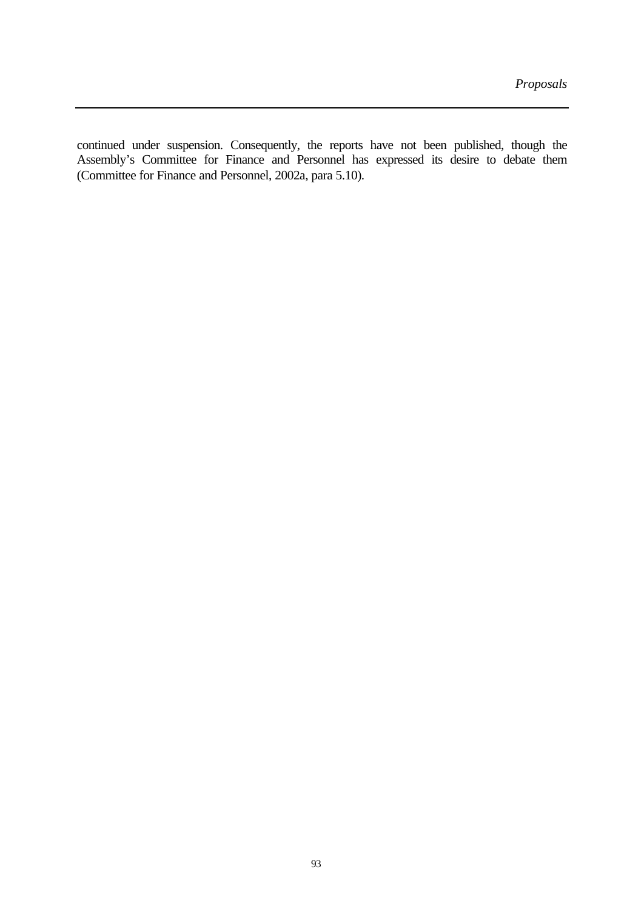continued under suspension. Consequently, the reports have not been published, though the Assembly's Committee for Finance and Personnel has expressed its desire to debate them (Committee for Finance and Personnel, 2002a, para 5.10).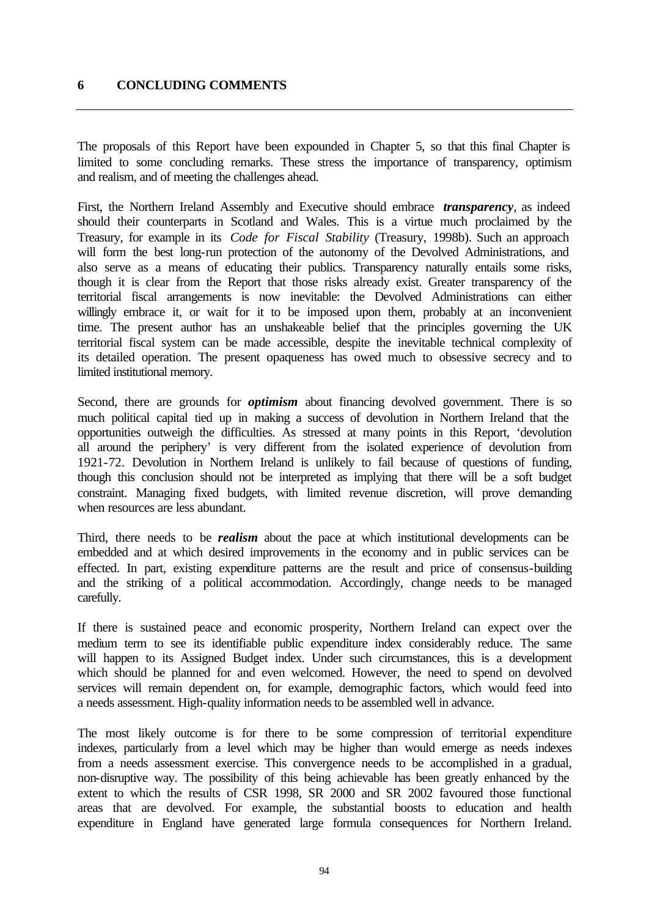# 6 CONCLUDING COMMENTS

The proposals of this Report have been expounded in Chapter 5, so that this final Chapter is limited to some concluding remarks. These stress the importance of transparency, optimism and realism, and of meeting the challenges ahead.

First, the Northern Ireland Assembly and Executive should embrace ***transparency***, as indeed should their counterparts in Scotland and Wales. This is a virtue much proclaimed by the Treasury, for example in its *Code for Fiscal Stability* (Treasury, 1998b). Such an approach will form the best long-run protection of the autonomy of the Devolved Administrations, and also serve as a means of educating their publics. Transparency naturally entails some risks, though it is clear from the Report that those risks already exist. Greater transparency of the territorial fiscal arrangements is now inevitable: the Devolved Administrations can either willingly embrace it, or wait for it to be imposed upon them, probably at an inconvenient time. The present author has an unshakeable belief that the principles governing the UK territorial fiscal system can be made accessible, despite the inevitable technical complexity of its detailed operation. The present opaqueness has owed much to obsessive secrecy and to limited institutional memory.

Second, there are grounds for ***optimism*** about financing devolved government. There is so much political capital tied up in making a success of devolution in Northern Ireland that the opportunities outweigh the difficulties. As stressed at many points in this Report, 'devolution all around the periphery' is very different from the isolated experience of devolution from 1921-72. Devolution in Northern Ireland is unlikely to fail because of questions of funding, though this conclusion should not be interpreted as implying that there will be a soft budget constraint. Managing fixed budgets, with limited revenue discretion, will prove demanding when resources are less abundant.

Third, there needs to be ***realism*** about the pace at which institutional developments can be embedded and at which desired improvements in the economy and in public services can be effected. In part, existing expenditure patterns are the result and price of consensus-building and the striking of a political accommodation. Accordingly, change needs to be managed carefully.

If there is sustained peace and economic prosperity, Northern Ireland can expect over the medium term to see its identifiable public expenditure index considerably reduce. The same will happen to its Assigned Budget index. Under such circumstances, this is a development which should be planned for and even welcomed. However, the need to spend on devolved services will remain dependent on, for example, demographic factors, which would feed into a needs assessment. High-quality information needs to be assembled well in advance.

The most likely outcome is for there to be some compression of territorial expenditure indexes, particularly from a level which may be higher than would emerge as needs indexes from a needs assessment exercise. This convergence needs to be accomplished in a gradual, non-disruptive way. The possibility of this being achievable has been greatly enhanced by the extent to which the results of CSR 1998, SR 2000 and SR 2002 favoured those functional areas that are devolved. For example, the substantial boosts to education and health expenditure in England have generated large formula consequences for Northern Ireland.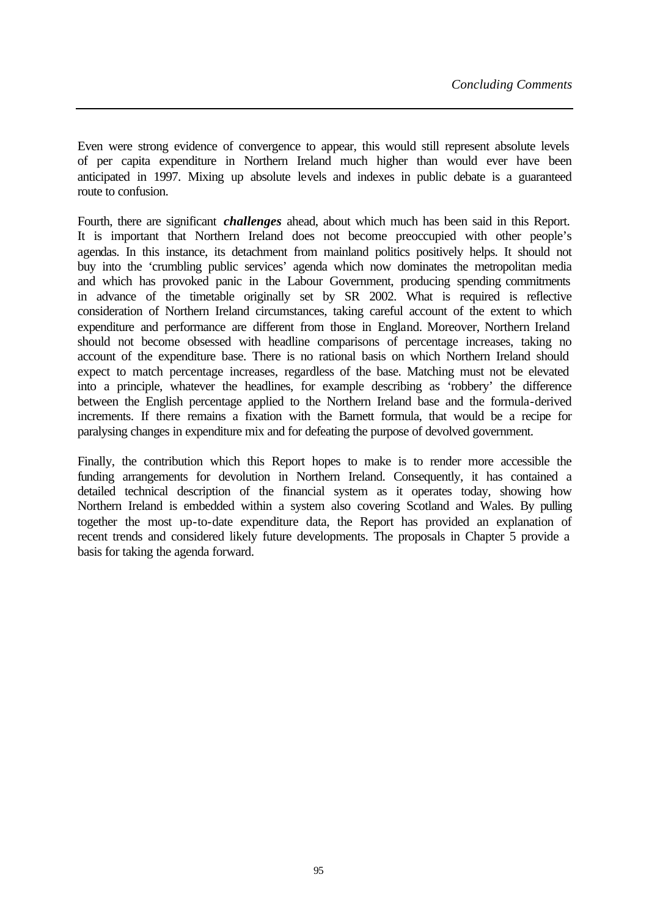Even were strong evidence of convergence to appear, this would still represent absolute levels of per capita expenditure in Northern Ireland much higher than would ever have been anticipated in 1997. Mixing up absolute levels and indexes in public debate is a guaranteed route to confusion.

Fourth, there are significant ***challenges*** ahead, about which much has been said in this Report. It is important that Northern Ireland does not become preoccupied with other people's agendas. In this instance, its detachment from mainland politics positively helps. It should not buy into the 'crumbling public services' agenda which now dominates the metropolitan media and which has provoked panic in the Labour Government, producing spending commitments in advance of the timetable originally set by SR 2002. What is required is reflective consideration of Northern Ireland circumstances, taking careful account of the extent to which expenditure and performance are different from those in England. Moreover, Northern Ireland should not become obsessed with headline comparisons of percentage increases, taking no account of the expenditure base. There is no rational basis on which Northern Ireland should expect to match percentage increases, regardless of the base. Matching must not be elevated into a principle, whatever the headlines, for example describing as 'robbery' the difference between the English percentage applied to the Northern Ireland base and the formula-derived increments. If there remains a fixation with the Barnett formula, that would be a recipe for paralysing changes in expenditure mix and for defeating the purpose of devolved government.

Finally, the contribution which this Report hopes to make is to render more accessible the funding arrangements for devolution in Northern Ireland. Consequently, it has contained a detailed technical description of the financial system as it operates today, showing how Northern Ireland is embedded within a system also covering Scotland and Wales. By pulling together the most up-to-date expenditure data, the Report has provided an explanation of recent trends and considered likely future developments. The proposals in Chapter 5 provide a basis for taking the agenda forward.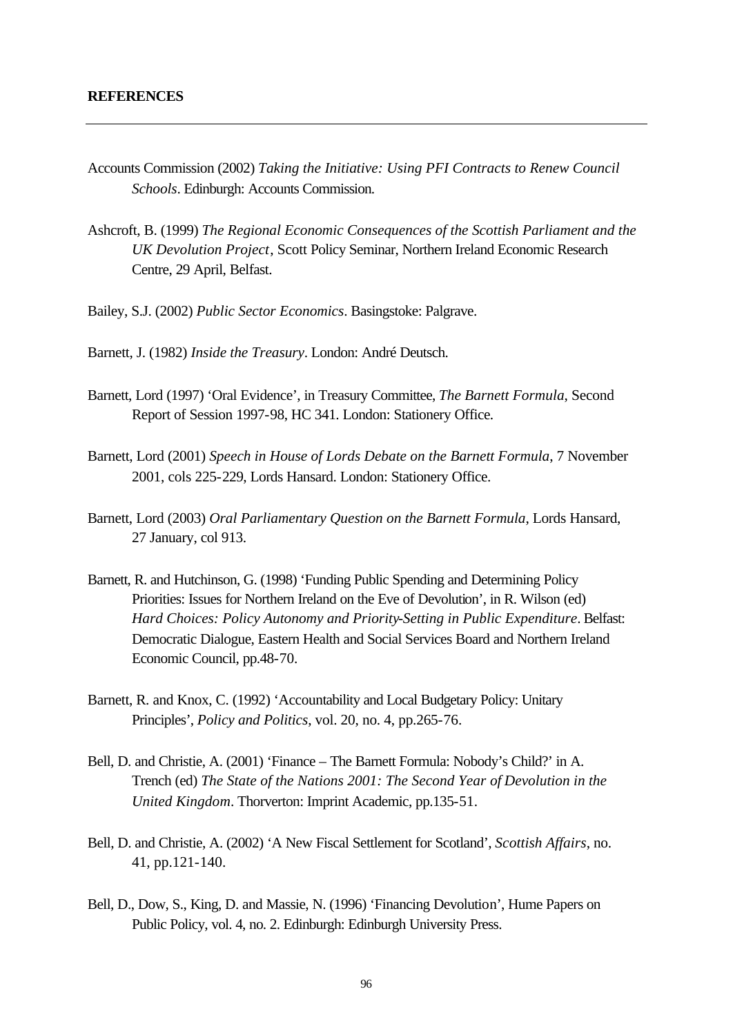**REFERENCES**

---

Accounts Commission (2002) *Taking the Initiative: Using PFI Contracts to Renew Council Schools*. Edinburgh: Accounts Commission.

Ashcroft, B. (1999) *The Regional Economic Consequences of the Scottish Parliament and the UK Devolution Project*, Scott Policy Seminar, Northern Ireland Economic Research Centre, 29 April, Belfast.

Bailey, S.J. (2002) *Public Sector Economics*. Basingstoke: Palgrave.

Barnett, J. (1982) *Inside the Treasury*. London: André Deutsch.

Barnett, Lord (1997) 'Oral Evidence', in Treasury Committee, *The Barnett Formula*, Second Report of Session 1997-98, HC 341. London: Stationery Office.

Barnett, Lord (2001) *Speech in House of Lords Debate on the Barnett Formula*, 7 November 2001, cols 225-229, Lords Hansard. London: Stationery Office.

Barnett, Lord (2003) *Oral Parliamentary Question on the Barnett Formula*, Lords Hansard, 27 January, col 913.

Barnett, R. and Hutchinson, G. (1998) 'Funding Public Spending and Determining Policy Priorities: Issues for Northern Ireland on the Eve of Devolution', in R. Wilson (ed) *Hard Choices: Policy Autonomy and Priority-Setting in Public Expenditure*. Belfast: Democratic Dialogue, Eastern Health and Social Services Board and Northern Ireland Economic Council, pp.48-70.

Barnett, R. and Knox, C. (1992) 'Accountability and Local Budgetary Policy: Unitary Principles', *Policy and Politics*, vol. 20, no. 4, pp.265-76.

Bell, D. and Christie, A. (2001) 'Finance – The Barnett Formula: Nobody's Child?' in A. Trench (ed) *The State of the Nations 2001: The Second Year of Devolution in the United Kingdom*. Thorverton: Imprint Academic, pp.135-51.

Bell, D. and Christie, A. (2002) 'A New Fiscal Settlement for Scotland', *Scottish Affairs*, no. 41, pp.121-140.

Bell, D., Dow, S., King, D. and Massie, N. (1996) 'Financing Devolution', Hume Papers on Public Policy, vol. 4, no. 2. Edinburgh: Edinburgh University Press.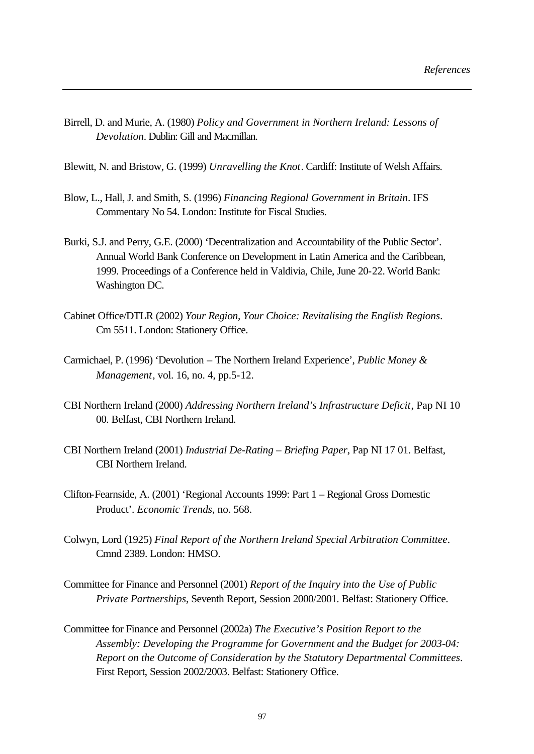Birrell, D. and Murie, A. (1980) *Policy and Government in Northern Ireland: Lessons of Devolution*. Dublin: Gill and Macmillan.

Blewitt, N. and Bristow, G. (1999) *Unravelling the Knot*. Cardiff: Institute of Welsh Affairs.

Blow, L., Hall, J. and Smith, S. (1996) *Financing Regional Government in Britain*. IFS Commentary No 54. London: Institute for Fiscal Studies.

Burki, S.J. and Perry, G.E. (2000) 'Decentralization and Accountability of the Public Sector'. Annual World Bank Conference on Development in Latin America and the Caribbean, 1999. Proceedings of a Conference held in Valdivia, Chile, June 20-22. World Bank: Washington DC.

Cabinet Office/DTLR (2002) *Your Region, Your Choice: Revitalising the English Regions*. Cm 5511. London: Stationery Office.

Carmichael, P. (1996) 'Devolution – The Northern Ireland Experience', *Public Money & Management*, vol. 16, no. 4, pp.5-12.

CBI Northern Ireland (2000) *Addressing Northern Ireland's Infrastructure Deficit*, Pap NI 10 00. Belfast, CBI Northern Ireland.

CBI Northern Ireland (2001) *Industrial De-Rating – Briefing Paper*, Pap NI 17 01. Belfast, CBI Northern Ireland.

Clifton-Fearnside, A. (2001) 'Regional Accounts 1999: Part 1 – Regional Gross Domestic Product'. *Economic Trends*, no. 568.

Colwyn, Lord (1925) *Final Report of the Northern Ireland Special Arbitration Committee*. Cmnd 2389. London: HMSO.

Committee for Finance and Personnel (2001) *Report of the Inquiry into the Use of Public Private Partnerships*, Seventh Report, Session 2000/2001. Belfast: Stationery Office.

Committee for Finance and Personnel (2002a) *The Executive's Position Report to the Assembly: Developing the Programme for Government and the Budget for 2003-04: Report on the Outcome of Consideration by the Statutory Departmental Committees*. First Report, Session 2002/2003. Belfast: Stationery Office.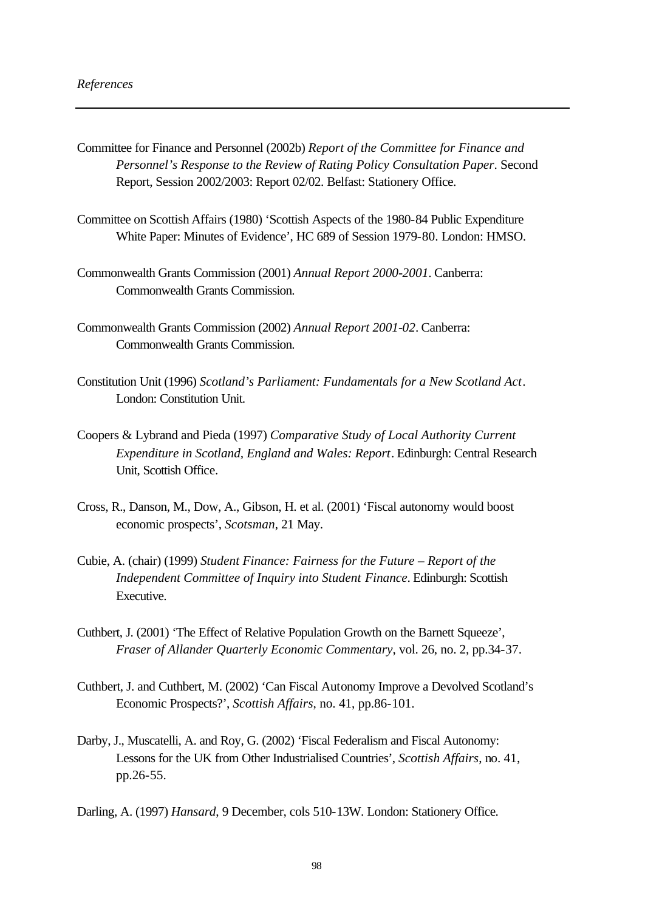Committee for Finance and Personnel (2002b) *Report of the Committee for Finance and Personnel's Response to the Review of Rating Policy Consultation Paper*. Second Report, Session 2002/2003: Report 02/02. Belfast: Stationery Office.

Committee on Scottish Affairs (1980) 'Scottish Aspects of the 1980-84 Public Expenditure White Paper: Minutes of Evidence', HC 689 of Session 1979-80. London: HMSO.

Commonwealth Grants Commission (2001) *Annual Report 2000-2001*. Canberra: Commonwealth Grants Commission.

Commonwealth Grants Commission (2002) *Annual Report 2001-02*. Canberra: Commonwealth Grants Commission.

Constitution Unit (1996) *Scotland's Parliament: Fundamentals for a New Scotland Act*. London: Constitution Unit.

Coopers & Lybrand and Pieda (1997) *Comparative Study of Local Authority Current Expenditure in Scotland, England and Wales: Report*. Edinburgh: Central Research Unit, Scottish Office.

Cross, R., Danson, M., Dow, A., Gibson, H. et al. (2001) 'Fiscal autonomy would boost economic prospects', *Scotsman*, 21 May.

Cubie, A. (chair) (1999) *Student Finance: Fairness for the Future – Report of the Independent Committee of Inquiry into Student Finance*. Edinburgh: Scottish Executive.

Cuthbert, J. (2001) 'The Effect of Relative Population Growth on the Barnett Squeeze', *Fraser of Allander Quarterly Economic Commentary*, vol. 26, no. 2, pp.34-37.

Cuthbert, J. and Cuthbert, M. (2002) 'Can Fiscal Autonomy Improve a Devolved Scotland's Economic Prospects?', *Scottish Affairs*, no. 41, pp.86-101.

Darby, J., Muscatelli, A. and Roy, G. (2002) 'Fiscal Federalism and Fiscal Autonomy: Lessons for the UK from Other Industrialised Countries', *Scottish Affairs*, no. 41, pp.26-55.

Darling, A. (1997) *Hansard*, 9 December, cols 510-13W. London: Stationery Office.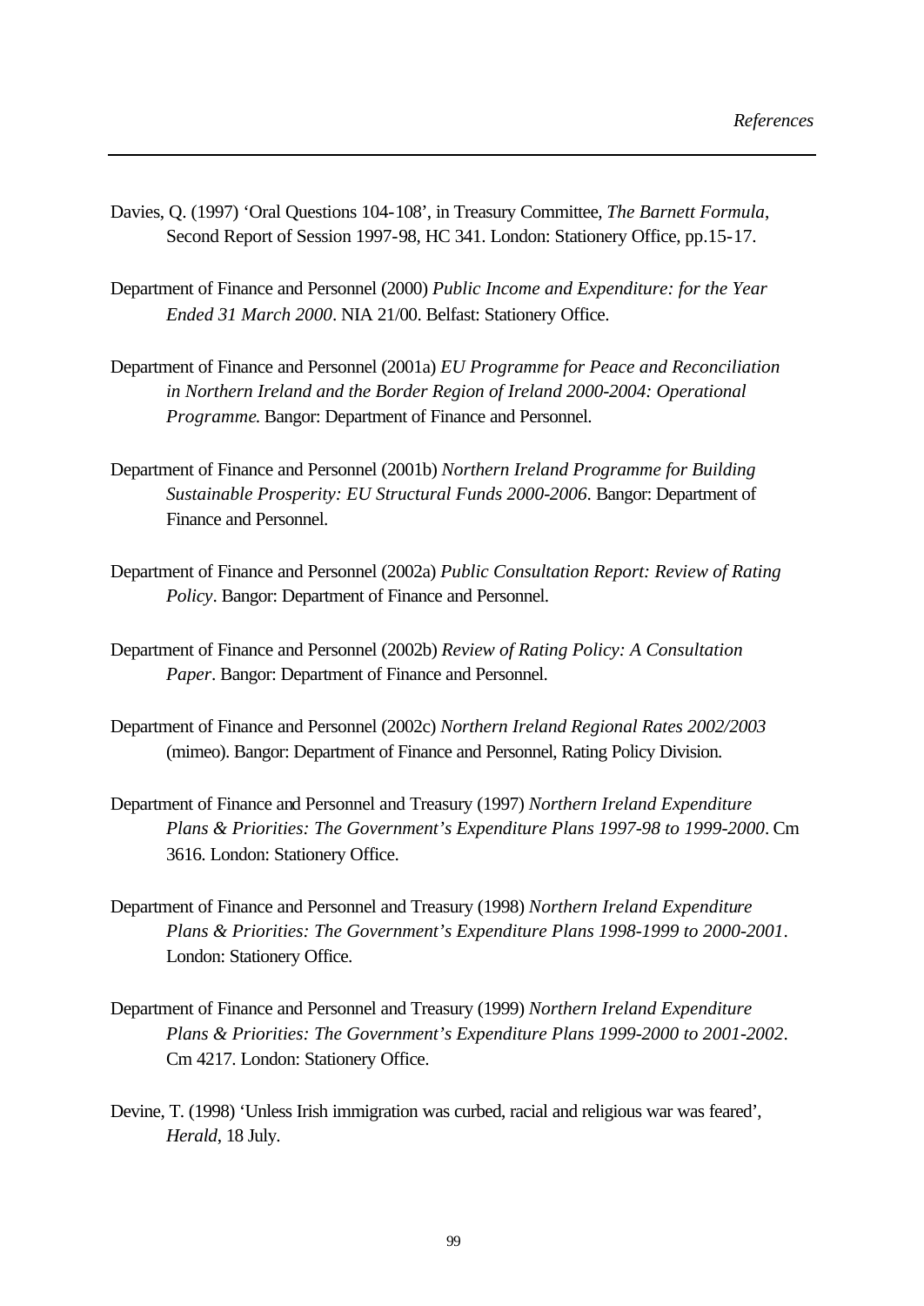Davies, Q. (1997) 'Oral Questions 104-108', in Treasury Committee, *The Barnett Formula*, Second Report of Session 1997-98, HC 341. London: Stationery Office, pp.15-17.

Department of Finance and Personnel (2000) *Public Income and Expenditure: for the Year Ended 31 March 2000*. NIA 21/00. Belfast: Stationery Office.

Department of Finance and Personnel (2001a) *EU Programme for Peace and Reconciliation in Northern Ireland and the Border Region of Ireland 2000-2004: Operational Programme*. Bangor: Department of Finance and Personnel.

Department of Finance and Personnel (2001b) *Northern Ireland Programme for Building Sustainable Prosperity: EU Structural Funds 2000-2006*. Bangor: Department of Finance and Personnel.

Department of Finance and Personnel (2002a) *Public Consultation Report: Review of Rating Policy*. Bangor: Department of Finance and Personnel.

Department of Finance and Personnel (2002b) *Review of Rating Policy: A Consultation Paper*. Bangor: Department of Finance and Personnel.

Department of Finance and Personnel (2002c) *Northern Ireland Regional Rates 2002/2003* (mimeo). Bangor: Department of Finance and Personnel, Rating Policy Division.

Department of Finance and Personnel and Treasury (1997) *Northern Ireland Expenditure Plans & Priorities: The Government's Expenditure Plans 1997-98 to 1999-2000*. Cm 3616. London: Stationery Office.

Department of Finance and Personnel and Treasury (1998) *Northern Ireland Expenditure Plans & Priorities: The Government's Expenditure Plans 1998-1999 to 2000-2001*. London: Stationery Office.

Department of Finance and Personnel and Treasury (1999) *Northern Ireland Expenditure Plans & Priorities: The Government's Expenditure Plans 1999-2000 to 2001-2002*. Cm 4217. London: Stationery Office.

Devine, T. (1998) 'Unless Irish immigration was curbed, racial and religious war was feared', *Herald*, 18 July.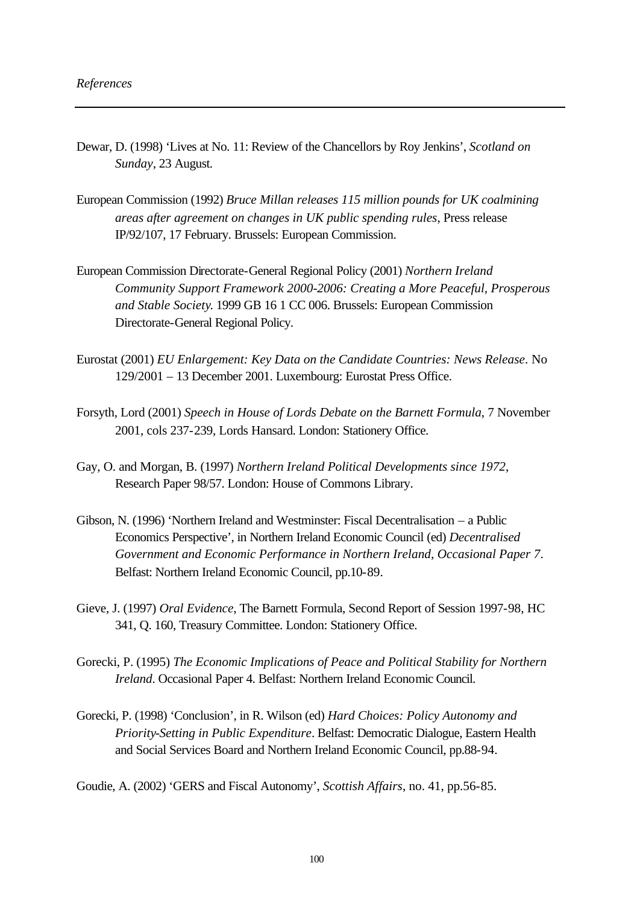Dewar, D. (1998) 'Lives at No. 11: Review of the Chancellors by Roy Jenkins', *Scotland on Sunday*, 23 August.

European Commission (1992) *Bruce Millan releases 115 million pounds for UK coalmining areas after agreement on changes in UK public spending rules*, Press release IP/92/107, 17 February. Brussels: European Commission.

European Commission Directorate-General Regional Policy (2001) *Northern Ireland Community Support Framework 2000-2006: Creating a More Peaceful, Prosperous and Stable Society.* 1999 GB 16 1 CC 006. Brussels: European Commission Directorate-General Regional Policy.

Eurostat (2001) *EU Enlargement: Key Data on the Candidate Countries: News Release*. No 129/2001 – 13 December 2001. Luxembourg: Eurostat Press Office.

Forsyth, Lord (2001) *Speech in House of Lords Debate on the Barnett Formula*, 7 November 2001, cols 237-239, Lords Hansard. London: Stationery Office.

Gay, O. and Morgan, B. (1997) *Northern Ireland Political Developments since 1972*, Research Paper 98/57. London: House of Commons Library.

Gibson, N. (1996) 'Northern Ireland and Westminster: Fiscal Decentralisation – a Public Economics Perspective', in Northern Ireland Economic Council (ed) *Decentralised Government and Economic Performance in Northern Ireland, Occasional Paper 7*. Belfast: Northern Ireland Economic Council, pp.10-89.

Gieve, J. (1997) *Oral Evidence*, The Barnett Formula, Second Report of Session 1997-98, HC 341, Q. 160, Treasury Committee. London: Stationery Office.

Gorecki, P. (1995) *The Economic Implications of Peace and Political Stability for Northern Ireland*. Occasional Paper 4. Belfast: Northern Ireland Economic Council.

Gorecki, P. (1998) 'Conclusion', in R. Wilson (ed) *Hard Choices: Policy Autonomy and Priority-Setting in Public Expenditure*. Belfast: Democratic Dialogue, Eastern Health and Social Services Board and Northern Ireland Economic Council, pp.88-94.

Goudie, A. (2002) 'GERS and Fiscal Autonomy', *Scottish Affairs*, no. 41, pp.56-85.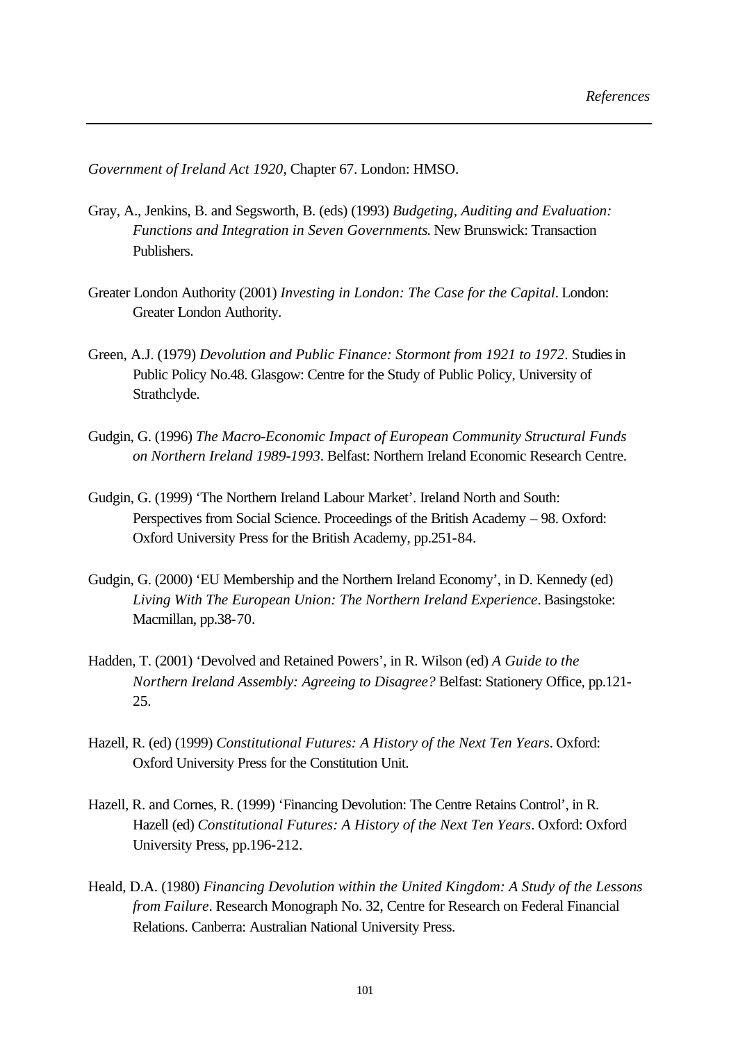*Government of Ireland Act 1920*, Chapter 67. London: HMSO.

Gray, A., Jenkins, B. and Segsworth, B. (eds) (1993) *Budgeting, Auditing and Evaluation: Functions and Integration in Seven Governments*. New Brunswick: Transaction Publishers.

Greater London Authority (2001) *Investing in London: The Case for the Capital*. London: Greater London Authority.

Green, A.J. (1979) *Devolution and Public Finance: Stormont from 1921 to 1972*. Studies in Public Policy No.48. Glasgow: Centre for the Study of Public Policy, University of Strathclyde.

Gudgin, G. (1996) *The Macro-Economic Impact of European Community Structural Funds on Northern Ireland 1989-1993*. Belfast: Northern Ireland Economic Research Centre.

Gudgin, G. (1999) 'The Northern Ireland Labour Market'. Ireland North and South: Perspectives from Social Science. Proceedings of the British Academy – 98. Oxford: Oxford University Press for the British Academy, pp.251-84.

Gudgin, G. (2000) 'EU Membership and the Northern Ireland Economy', in D. Kennedy (ed) *Living With The European Union: The Northern Ireland Experience*. Basingstoke: Macmillan, pp.38-70.

Hadden, T. (2001) 'Devolved and Retained Powers', in R. Wilson (ed) *A Guide to the Northern Ireland Assembly: Agreeing to Disagree?* Belfast: Stationery Office, pp.121-25.

Hazell, R. (ed) (1999) *Constitutional Futures: A History of the Next Ten Years*. Oxford: Oxford University Press for the Constitution Unit.

Hazell, R. and Cornes, R. (1999) 'Financing Devolution: The Centre Retains Control', in R. Hazell (ed) *Constitutional Futures: A History of the Next Ten Years*. Oxford: Oxford University Press, pp.196-212.

Heald, D.A. (1980) *Financing Devolution within the United Kingdom: A Study of the Lessons from Failure*. Research Monograph No. 32, Centre for Research on Federal Financial Relations. Canberra: Australian National University Press.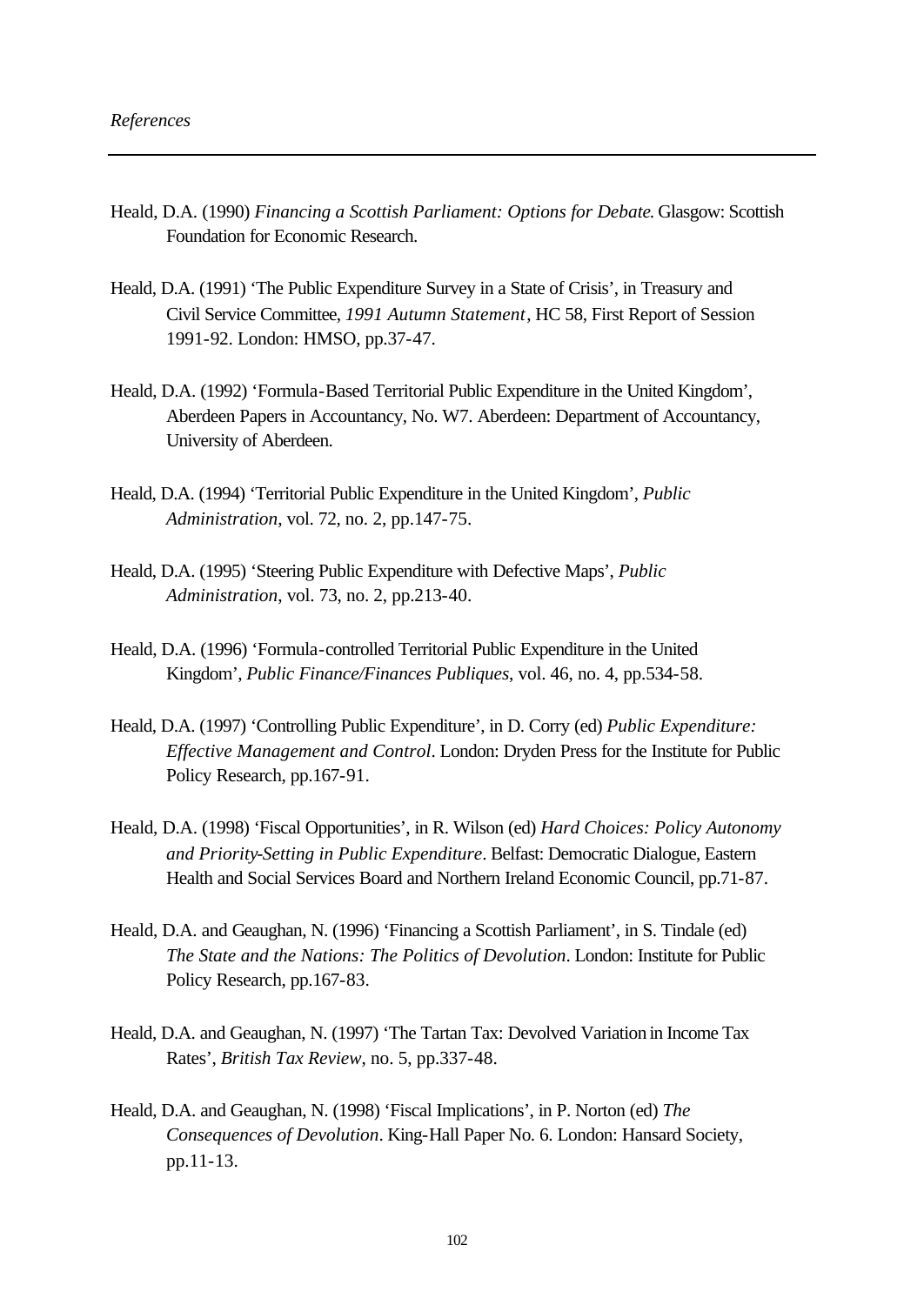Heald, D.A. (1990) *Financing a Scottish Parliament: Options for Debate*. Glasgow: Scottish Foundation for Economic Research.

Heald, D.A. (1991) 'The Public Expenditure Survey in a State of Crisis', in Treasury and Civil Service Committee, *1991 Autumn Statement*, HC 58, First Report of Session 1991-92. London: HMSO, pp.37-47.

Heald, D.A. (1992) 'Formula-Based Territorial Public Expenditure in the United Kingdom', Aberdeen Papers in Accountancy, No. W7. Aberdeen: Department of Accountancy, University of Aberdeen.

Heald, D.A. (1994) 'Territorial Public Expenditure in the United Kingdom', *Public Administration*, vol. 72, no. 2, pp.147-75.

Heald, D.A. (1995) 'Steering Public Expenditure with Defective Maps', *Public Administration*, vol. 73, no. 2, pp.213-40.

Heald, D.A. (1996) 'Formula-controlled Territorial Public Expenditure in the United Kingdom', *Public Finance/Finances Publiques*, vol. 46, no. 4, pp.534-58.

Heald, D.A. (1997) 'Controlling Public Expenditure', in D. Corry (ed) *Public Expenditure: Effective Management and Control*. London: Dryden Press for the Institute for Public Policy Research, pp.167-91.

Heald, D.A. (1998) 'Fiscal Opportunities', in R. Wilson (ed) *Hard Choices: Policy Autonomy and Priority-Setting in Public Expenditure*. Belfast: Democratic Dialogue, Eastern Health and Social Services Board and Northern Ireland Economic Council, pp.71-87.

Heald, D.A. and Geaughan, N. (1996) 'Financing a Scottish Parliament', in S. Tindale (ed) *The State and the Nations: The Politics of Devolution*. London: Institute for Public Policy Research, pp.167-83.

Heald, D.A. and Geaughan, N. (1997) 'The Tartan Tax: Devolved Variation in Income Tax Rates', *British Tax Review*, no. 5, pp.337-48.

Heald, D.A. and Geaughan, N. (1998) 'Fiscal Implications', in P. Norton (ed) *The Consequences of Devolution*. King-Hall Paper No. 6. London: Hansard Society, pp.11-13.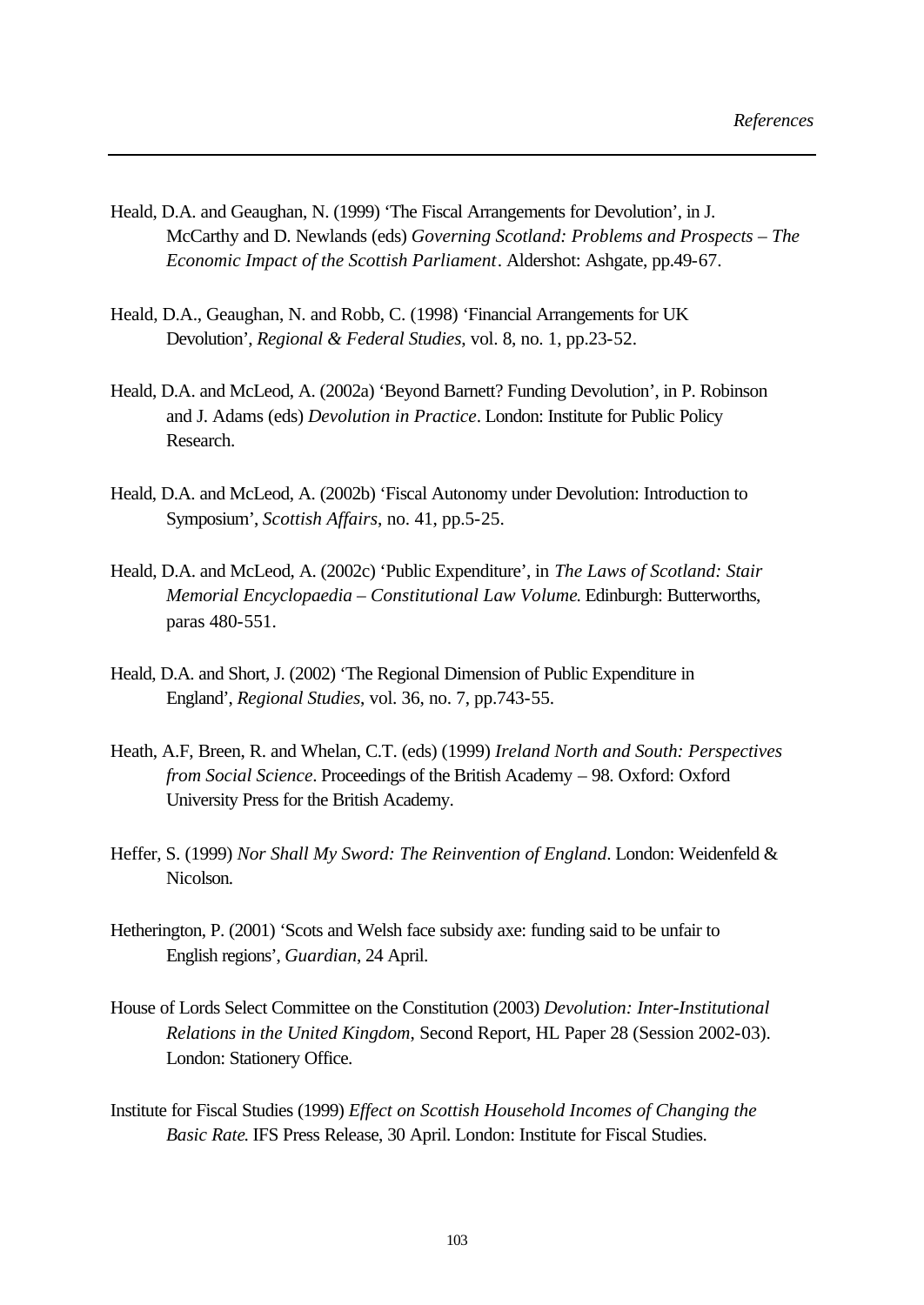Heald, D.A. and Geaughan, N. (1999) 'The Fiscal Arrangements for Devolution', in J. McCarthy and D. Newlands (eds) *Governing Scotland: Problems and Prospects – The Economic Impact of the Scottish Parliament*. Aldershot: Ashgate, pp.49-67.

Heald, D.A., Geaughan, N. and Robb, C. (1998) 'Financial Arrangements for UK Devolution', *Regional & Federal Studies*, vol. 8, no. 1, pp.23-52.

Heald, D.A. and McLeod, A. (2002a) 'Beyond Barnett? Funding Devolution', in P. Robinson and J. Adams (eds) *Devolution in Practice*. London: Institute for Public Policy Research.

Heald, D.A. and McLeod, A. (2002b) 'Fiscal Autonomy under Devolution: Introduction to Symposium', *Scottish Affairs*, no. 41, pp.5-25.

Heald, D.A. and McLeod, A. (2002c) 'Public Expenditure', in *The Laws of Scotland: Stair Memorial Encyclopaedia – Constitutional Law Volume*. Edinburgh: Butterworths, paras 480-551.

Heald, D.A. and Short, J. (2002) 'The Regional Dimension of Public Expenditure in England', *Regional Studies*, vol. 36, no. 7, pp.743-55.

Heath, A.F, Breen, R. and Whelan, C.T. (eds) (1999) *Ireland North and South: Perspectives from Social Science*. Proceedings of the British Academy – 98. Oxford: Oxford University Press for the British Academy.

Heffer, S. (1999) *Nor Shall My Sword: The Reinvention of England*. London: Weidenfeld & Nicolson.

Hetherington, P. (2001) 'Scots and Welsh face subsidy axe: funding said to be unfair to English regions', *Guardian*, 24 April.

House of Lords Select Committee on the Constitution (2003) *Devolution: Inter-Institutional Relations in the United Kingdom*, Second Report, HL Paper 28 (Session 2002-03). London: Stationery Office.

Institute for Fiscal Studies (1999) *Effect on Scottish Household Incomes of Changing the Basic Rate*. IFS Press Release, 30 April. London: Institute for Fiscal Studies.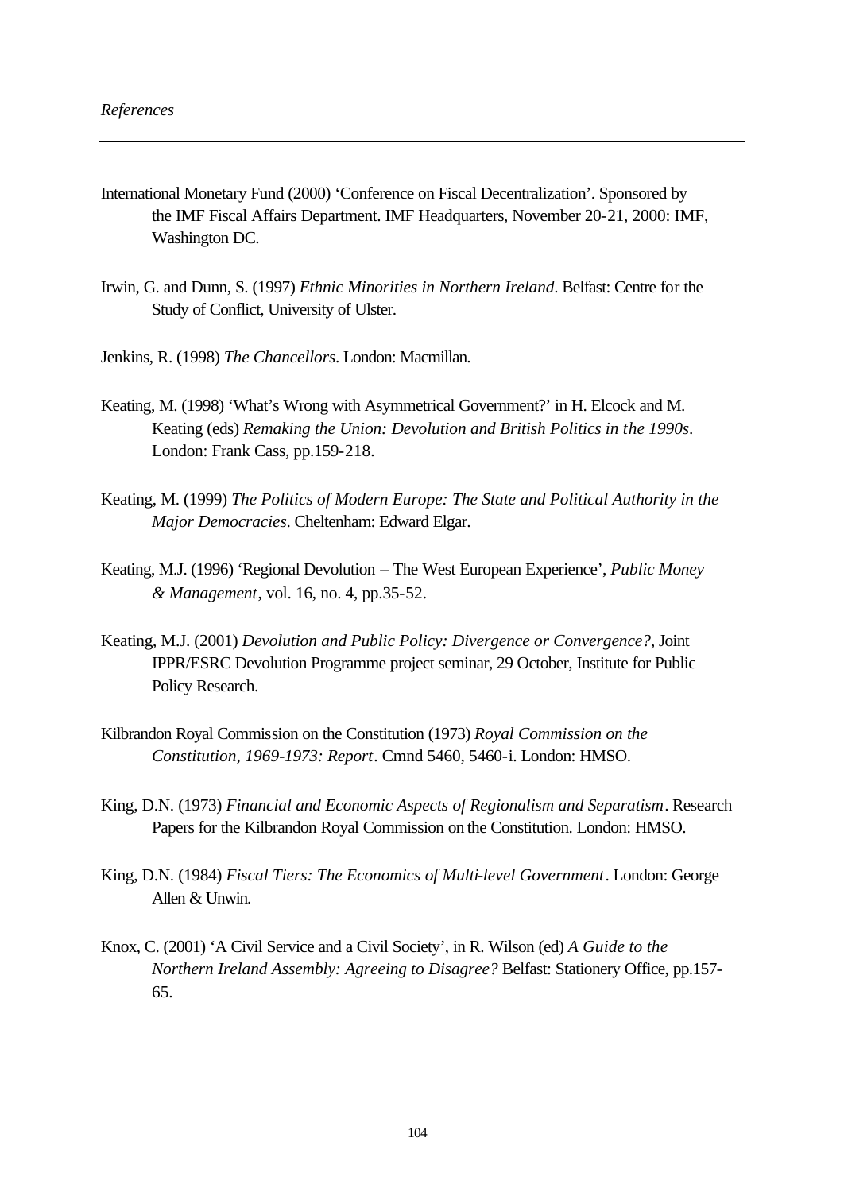International Monetary Fund (2000) ‘Conference on Fiscal Decentralization’. Sponsored by the IMF Fiscal Affairs Department. IMF Headquarters, November 20-21, 2000: IMF, Washington DC.

Irwin, G. and Dunn, S. (1997) *Ethnic Minorities in Northern Ireland*. Belfast: Centre for the Study of Conflict, University of Ulster.

Jenkins, R. (1998) *The Chancellors*. London: Macmillan.

Keating, M. (1998) ‘What’s Wrong with Asymmetrical Government?’ in H. Elcock and M. Keating (eds) *Remaking the Union: Devolution and British Politics in the 1990s*. London: Frank Cass, pp.159-218.

Keating, M. (1999) *The Politics of Modern Europe: The State and Political Authority in the Major Democracies*. Cheltenham: Edward Elgar.

Keating, M.J. (1996) ‘Regional Devolution – The West European Experience’, *Public Money & Management*, vol. 16, no. 4, pp.35-52.

Keating, M.J. (2001) *Devolution and Public Policy: Divergence or Convergence?*, Joint IPPR/ESRC Devolution Programme project seminar, 29 October, Institute for Public Policy Research.

Kilbrandon Royal Commission on the Constitution (1973) *Royal Commission on the Constitution, 1969-1973: Report*. Cmnd 5460, 5460-i. London: HMSO.

King, D.N. (1973) *Financial and Economic Aspects of Regionalism and Separatism*. Research Papers for the Kilbrandon Royal Commission on the Constitution. London: HMSO.

King, D.N. (1984) *Fiscal Tiers: The Economics of Multi-level Government*. London: George Allen & Unwin.

Knox, C. (2001) ‘A Civil Service and a Civil Society’, in R. Wilson (ed) *A Guide to the Northern Ireland Assembly: Agreeing to Disagree?* Belfast: Stationery Office, pp.157-65.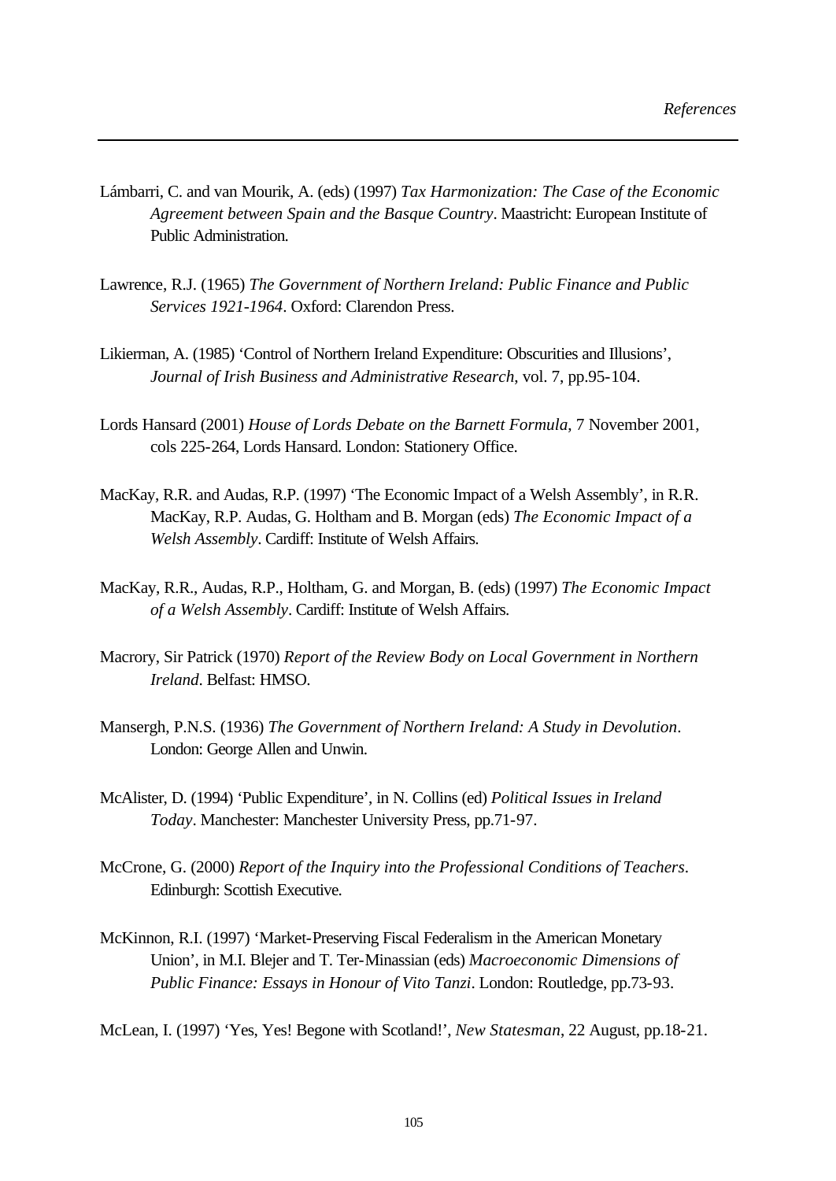Lámbarri, C. and van Mourik, A. (eds) (1997) *Tax Harmonization: The Case of the Economic Agreement between Spain and the Basque Country*. Maastricht: European Institute of Public Administration.

Lawrence, R.J. (1965) *The Government of Northern Ireland: Public Finance and Public Services 1921-1964*. Oxford: Clarendon Press.

Likierman, A. (1985) 'Control of Northern Ireland Expenditure: Obscurities and Illusions', *Journal of Irish Business and Administrative Research*, vol. 7, pp.95-104.

Lords Hansard (2001) *House of Lords Debate on the Barnett Formula*, 7 November 2001, cols 225-264, Lords Hansard. London: Stationery Office.

MacKay, R.R. and Audas, R.P. (1997) 'The Economic Impact of a Welsh Assembly', in R.R. MacKay, R.P. Audas, G. Holtham and B. Morgan (eds) *The Economic Impact of a Welsh Assembly*. Cardiff: Institute of Welsh Affairs.

MacKay, R.R., Audas, R.P., Holtham, G. and Morgan, B. (eds) (1997) *The Economic Impact of a Welsh Assembly*. Cardiff: Institute of Welsh Affairs.

Macrory, Sir Patrick (1970) *Report of the Review Body on Local Government in Northern Ireland*. Belfast: HMSO.

Mansergh, P.N.S. (1936) *The Government of Northern Ireland: A Study in Devolution*. London: George Allen and Unwin.

McAlister, D. (1994) 'Public Expenditure', in N. Collins (ed) *Political Issues in Ireland Today*. Manchester: Manchester University Press, pp.71-97.

McCrone, G. (2000) *Report of the Inquiry into the Professional Conditions of Teachers*. Edinburgh: Scottish Executive.

McKinnon, R.I. (1997) 'Market-Preserving Fiscal Federalism in the American Monetary Union', in M.I. Blejer and T. Ter-Minassian (eds) *Macroeconomic Dimensions of Public Finance: Essays in Honour of Vito Tanzi*. London: Routledge, pp.73-93.

McLean, I. (1997) 'Yes, Yes! Begone with Scotland!', *New Statesman*, 22 August, pp.18-21.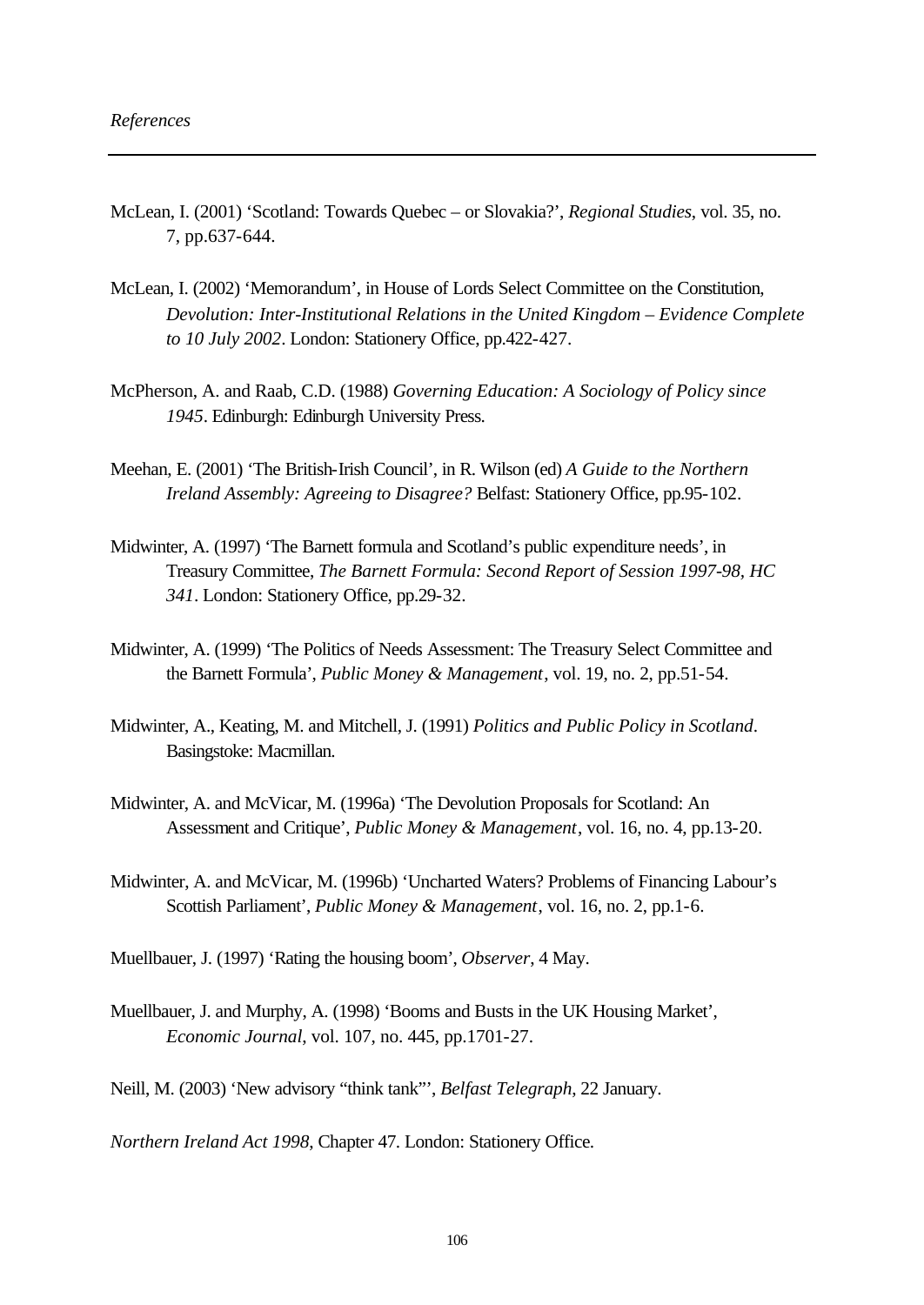McLean, I. (2001) 'Scotland: Towards Quebec – or Slovakia?', *Regional Studies*, vol. 35, no. 7, pp.637-644.

McLean, I. (2002) 'Memorandum', in House of Lords Select Committee on the Constitution, *Devolution: Inter-Institutional Relations in the United Kingdom – Evidence Complete to 10 July 2002*. London: Stationery Office, pp.422-427.

McPherson, A. and Raab, C.D. (1988) *Governing Education: A Sociology of Policy since 1945*. Edinburgh: Edinburgh University Press.

Meehan, E. (2001) 'The British-Irish Council', in R. Wilson (ed) *A Guide to the Northern Ireland Assembly: Agreeing to Disagree?* Belfast: Stationery Office, pp.95-102.

Midwinter, A. (1997) 'The Barnett formula and Scotland's public expenditure needs', in Treasury Committee, *The Barnett Formula: Second Report of Session 1997-98, HC 341*. London: Stationery Office, pp.29-32.

Midwinter, A. (1999) 'The Politics of Needs Assessment: The Treasury Select Committee and the Barnett Formula', *Public Money & Management*, vol. 19, no. 2, pp.51-54.

Midwinter, A., Keating, M. and Mitchell, J. (1991) *Politics and Public Policy in Scotland*. Basingstoke: Macmillan.

Midwinter, A. and McVicar, M. (1996a) 'The Devolution Proposals for Scotland: An Assessment and Critique', *Public Money & Management*, vol. 16, no. 4, pp.13-20.

Midwinter, A. and McVicar, M. (1996b) 'Uncharted Waters? Problems of Financing Labour's Scottish Parliament', *Public Money & Management*, vol. 16, no. 2, pp.1-6.

Muellbauer, J. (1997) 'Rating the housing boom', *Observer*, 4 May.

Muellbauer, J. and Murphy, A. (1998) 'Booms and Busts in the UK Housing Market', *Economic Journal*, vol. 107, no. 445, pp.1701-27.

Neill, M. (2003) 'New advisory "think tank"', *Belfast Telegraph*, 22 January.

*Northern Ireland Act 1998*, Chapter 47. London: Stationery Office.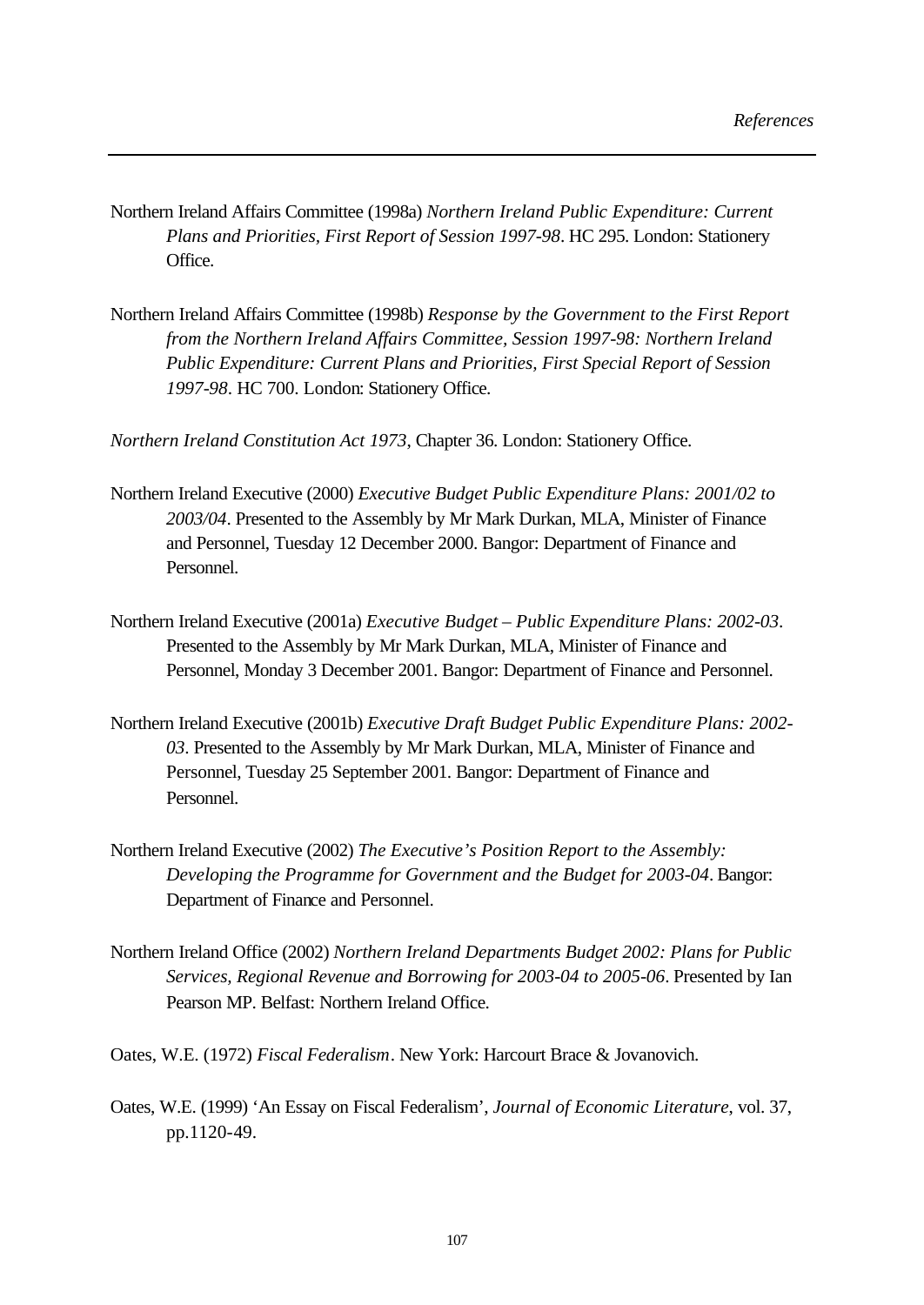Northern Ireland Affairs Committee (1998a) *Northern Ireland Public Expenditure: Current Plans and Priorities, First Report of Session 1997-98*. HC 295. London: Stationery Office.

Northern Ireland Affairs Committee (1998b) *Response by the Government to the First Report from the Northern Ireland Affairs Committee, Session 1997-98: Northern Ireland Public Expenditure: Current Plans and Priorities, First Special Report of Session 1997-98*. HC 700. London: Stationery Office.

*Northern Ireland Constitution Act 1973*, Chapter 36. London: Stationery Office.

Northern Ireland Executive (2000) *Executive Budget Public Expenditure Plans: 2001/02 to 2003/04*. Presented to the Assembly by Mr Mark Durkan, MLA, Minister of Finance and Personnel, Tuesday 12 December 2000. Bangor: Department of Finance and Personnel.

Northern Ireland Executive (2001a) *Executive Budget – Public Expenditure Plans: 2002-03*. Presented to the Assembly by Mr Mark Durkan, MLA, Minister of Finance and Personnel, Monday 3 December 2001. Bangor: Department of Finance and Personnel.

Northern Ireland Executive (2001b) *Executive Draft Budget Public Expenditure Plans: 2002-03*. Presented to the Assembly by Mr Mark Durkan, MLA, Minister of Finance and Personnel, Tuesday 25 September 2001. Bangor: Department of Finance and Personnel.

Northern Ireland Executive (2002) *The Executive's Position Report to the Assembly: Developing the Programme for Government and the Budget for 2003-04*. Bangor: Department of Finance and Personnel.

Northern Ireland Office (2002) *Northern Ireland Departments Budget 2002: Plans for Public Services, Regional Revenue and Borrowing for 2003-04 to 2005-06*. Presented by Ian Pearson MP. Belfast: Northern Ireland Office.

Oates, W.E. (1972) *Fiscal Federalism*. New York: Harcourt Brace & Jovanovich.

Oates, W.E. (1999) 'An Essay on Fiscal Federalism', *Journal of Economic Literature*, vol. 37, pp.1120-49.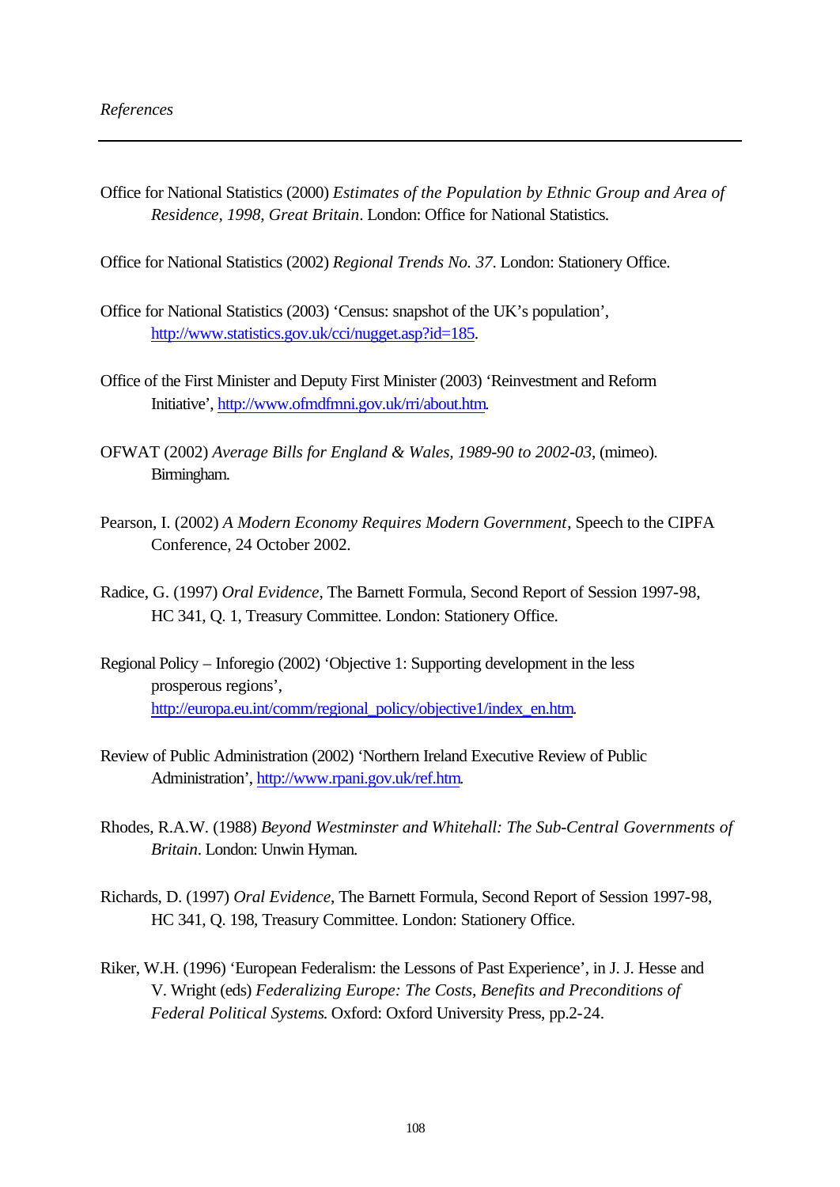Office for National Statistics (2000) *Estimates of the Population by Ethnic Group and Area of Residence, 1998, Great Britain*. London: Office for National Statistics.

Office for National Statistics (2002) *Regional Trends No. 37*. London: Stationery Office.

Office for National Statistics (2003) 'Census: snapshot of the UK's population', http://www.statistics.gov.uk/cci/nugget.asp?id=185.

Office of the First Minister and Deputy First Minister (2003) 'Reinvestment and Reform Initiative', http://www.ofmdfmni.gov.uk/rri/about.htm.

OFWAT (2002) *Average Bills for England & Wales, 1989-90 to 2002-03*, (mimeo). Birmingham.

Pearson, I. (2002) *A Modern Economy Requires Modern Government*, Speech to the CIPFA Conference, 24 October 2002.

Radice, G. (1997) *Oral Evidence*, The Barnett Formula, Second Report of Session 1997-98, HC 341, Q. 1, Treasury Committee. London: Stationery Office.

Regional Policy – Inforegio (2002) 'Objective 1: Supporting development in the less prosperous regions', http://europa.eu.int/comm/regional_policy/objective1/index_en.htm.

Review of Public Administration (2002) 'Northern Ireland Executive Review of Public Administration', http://www.rpani.gov.uk/ref.htm.

Rhodes, R.A.W. (1988) *Beyond Westminster and Whitehall: The Sub-Central Governments of Britain*. London: Unwin Hyman.

Richards, D. (1997) *Oral Evidence*, The Barnett Formula, Second Report of Session 1997-98, HC 341, Q. 198, Treasury Committee. London: Stationery Office.

Riker, W.H. (1996) 'European Federalism: the Lessons of Past Experience', in J. J. Hesse and V. Wright (eds) *Federalizing Europe: The Costs, Benefits and Preconditions of Federal Political Systems*. Oxford: Oxford University Press, pp.2-24.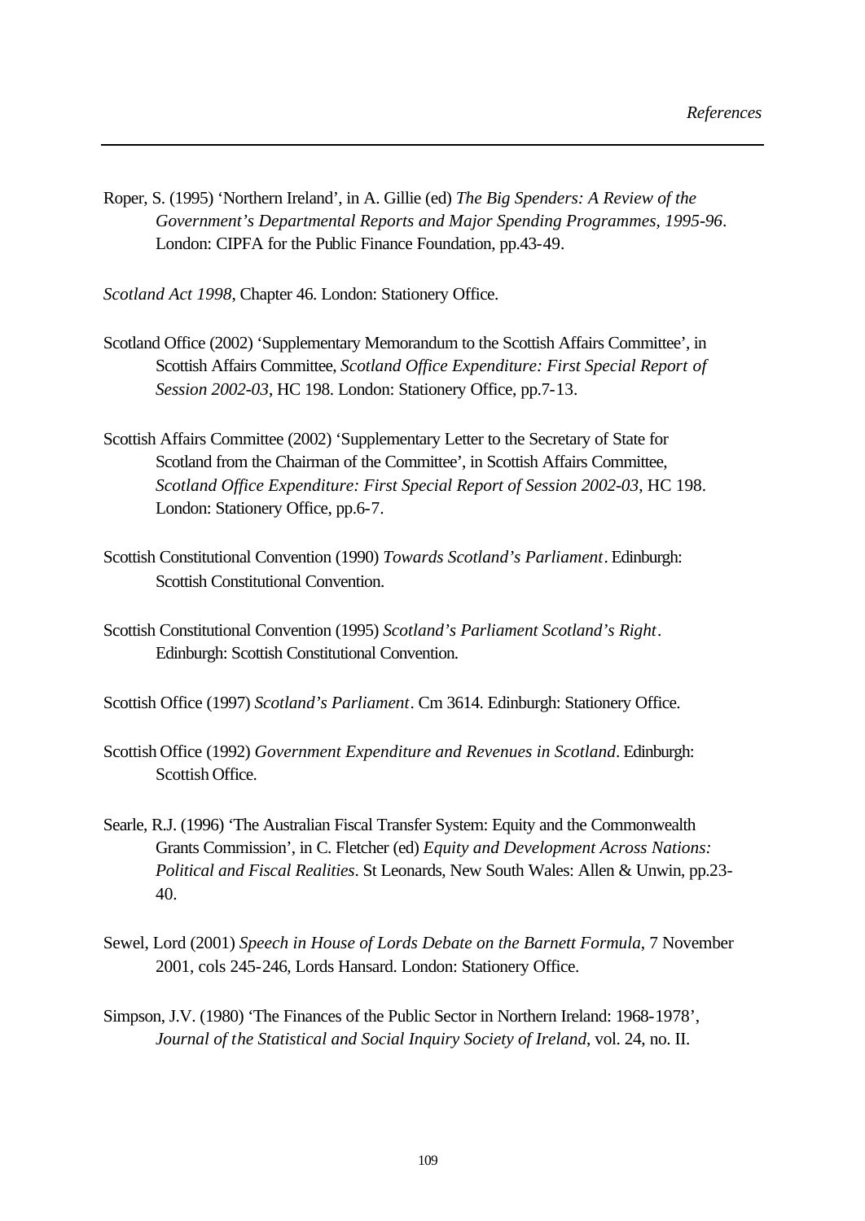Roper, S. (1995) 'Northern Ireland', in A. Gillie (ed) *The Big Spenders: A Review of the Government's Departmental Reports and Major Spending Programmes, 1995-96*. London: CIPFA for the Public Finance Foundation, pp.43-49.

*Scotland Act 1998*, Chapter 46. London: Stationery Office.

Scotland Office (2002) 'Supplementary Memorandum to the Scottish Affairs Committee', in Scottish Affairs Committee, *Scotland Office Expenditure: First Special Report of Session 2002-03*, HC 198. London: Stationery Office, pp.7-13.

Scottish Affairs Committee (2002) 'Supplementary Letter to the Secretary of State for Scotland from the Chairman of the Committee', in Scottish Affairs Committee, *Scotland Office Expenditure: First Special Report of Session 2002-03*, HC 198. London: Stationery Office, pp.6-7.

Scottish Constitutional Convention (1990) *Towards Scotland's Parliament*. Edinburgh: Scottish Constitutional Convention.

Scottish Constitutional Convention (1995) *Scotland's Parliament Scotland's Right*. Edinburgh: Scottish Constitutional Convention.

Scottish Office (1997) *Scotland's Parliament*. Cm 3614. Edinburgh: Stationery Office.

Scottish Office (1992) *Government Expenditure and Revenues in Scotland*. Edinburgh: Scottish Office.

Searle, R.J. (1996) 'The Australian Fiscal Transfer System: Equity and the Commonwealth Grants Commission', in C. Fletcher (ed) *Equity and Development Across Nations: Political and Fiscal Realities*. St Leonards, New South Wales: Allen & Unwin, pp.23-40.

Sewel, Lord (2001) *Speech in House of Lords Debate on the Barnett Formula*, 7 November 2001, cols 245-246, Lords Hansard. London: Stationery Office.

Simpson, J.V. (1980) 'The Finances of the Public Sector in Northern Ireland: 1968-1978', *Journal of the Statistical and Social Inquiry Society of Ireland*, vol. 24, no. II.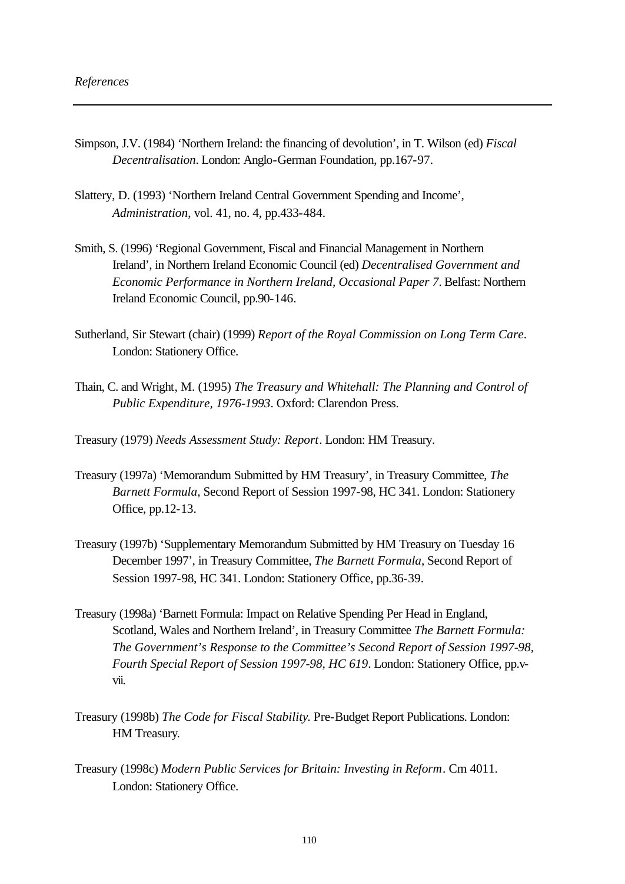Simpson, J.V. (1984) 'Northern Ireland: the financing of devolution', in T. Wilson (ed) *Fiscal Decentralisation*. London: Anglo-German Foundation, pp.167-97.

Slattery, D. (1993) 'Northern Ireland Central Government Spending and Income', *Administration*, vol. 41, no. 4, pp.433-484.

Smith, S. (1996) 'Regional Government, Fiscal and Financial Management in Northern Ireland', in Northern Ireland Economic Council (ed) *Decentralised Government and Economic Performance in Northern Ireland, Occasional Paper 7*. Belfast: Northern Ireland Economic Council, pp.90-146.

Sutherland, Sir Stewart (chair) (1999) *Report of the Royal Commission on Long Term Care*. London: Stationery Office.

Thain, C. and Wright, M. (1995) *The Treasury and Whitehall: The Planning and Control of Public Expenditure, 1976-1993*. Oxford: Clarendon Press.

Treasury (1979) *Needs Assessment Study: Report*. London: HM Treasury.

Treasury (1997a) 'Memorandum Submitted by HM Treasury', in Treasury Committee, *The Barnett Formula*, Second Report of Session 1997-98, HC 341. London: Stationery Office, pp.12-13.

Treasury (1997b) 'Supplementary Memorandum Submitted by HM Treasury on Tuesday 16 December 1997', in Treasury Committee, *The Barnett Formula*, Second Report of Session 1997-98, HC 341. London: Stationery Office, pp.36-39.

Treasury (1998a) 'Barnett Formula: Impact on Relative Spending Per Head in England, Scotland, Wales and Northern Ireland', in Treasury Committee *The Barnett Formula: The Government's Response to the Committee's Second Report of Session 1997-98, Fourth Special Report of Session 1997-98, HC 619*. London: Stationery Office, pp.v-vii.

Treasury (1998b) *The Code for Fiscal Stability.* Pre-Budget Report Publications. London: HM Treasury.

Treasury (1998c) *Modern Public Services for Britain: Investing in Reform*. Cm 4011. London: Stationery Office.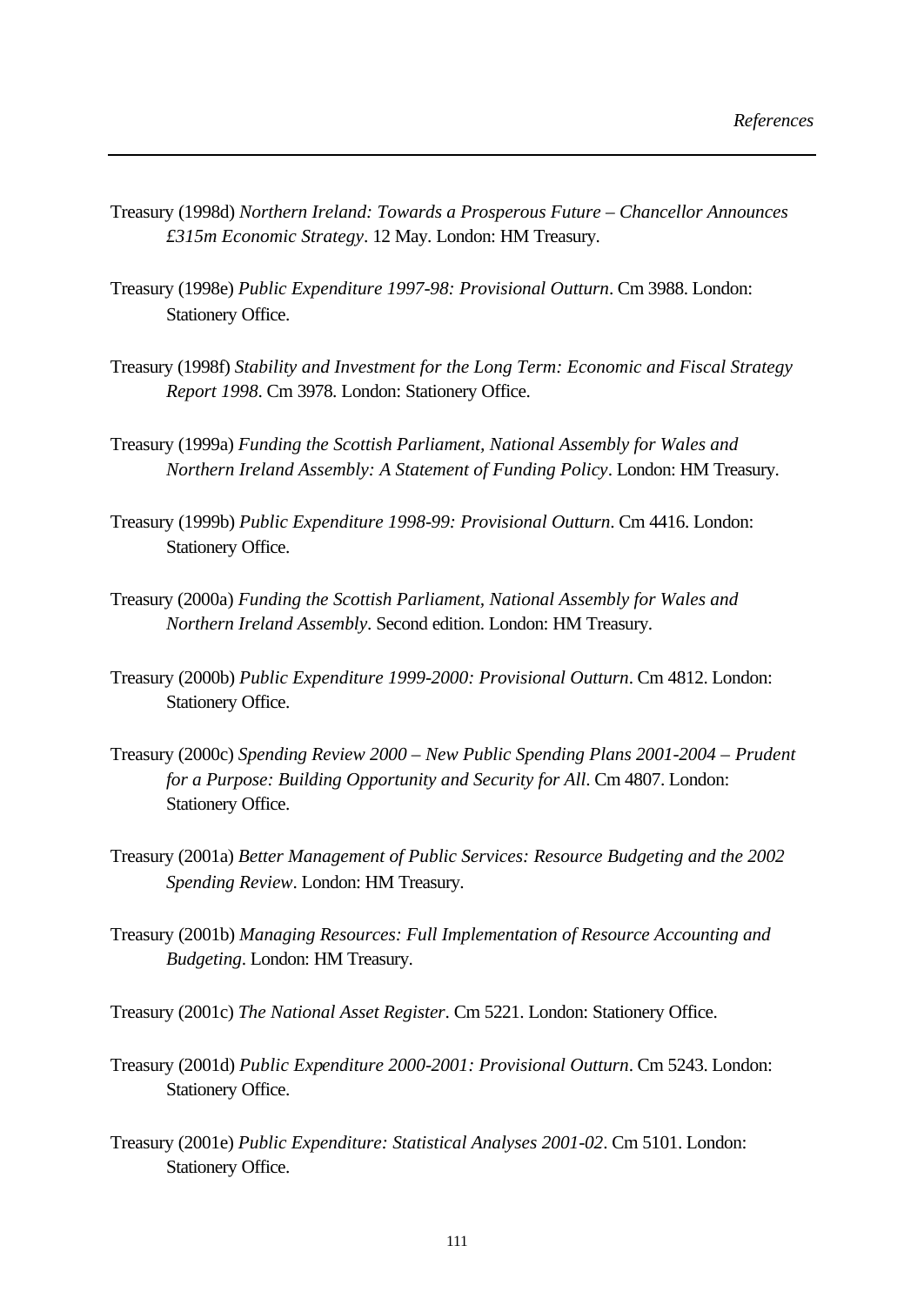Treasury (1998d) *Northern Ireland: Towards a Prosperous Future – Chancellor Announces £315m Economic Strategy*. 12 May. London: HM Treasury.

Treasury (1998e) *Public Expenditure 1997-98: Provisional Outturn*. Cm 3988. London: Stationery Office.

Treasury (1998f) *Stability and Investment for the Long Term: Economic and Fiscal Strategy Report 1998*. Cm 3978. London: Stationery Office.

Treasury (1999a) *Funding the Scottish Parliament, National Assembly for Wales and Northern Ireland Assembly: A Statement of Funding Policy*. London: HM Treasury.

Treasury (1999b) *Public Expenditure 1998-99: Provisional Outturn*. Cm 4416. London: Stationery Office.

Treasury (2000a) *Funding the Scottish Parliament, National Assembly for Wales and Northern Ireland Assembly*. Second edition. London: HM Treasury.

Treasury (2000b) *Public Expenditure 1999-2000: Provisional Outturn*. Cm 4812. London: Stationery Office.

Treasury (2000c) *Spending Review 2000 – New Public Spending Plans 2001-2004 – Prudent for a Purpose: Building Opportunity and Security for All*. Cm 4807. London: Stationery Office.

Treasury (2001a) *Better Management of Public Services: Resource Budgeting and the 2002 Spending Review*. London: HM Treasury.

Treasury (2001b) *Managing Resources: Full Implementation of Resource Accounting and Budgeting*. London: HM Treasury.

Treasury (2001c) *The National Asset Register*. Cm 5221. London: Stationery Office.

Treasury (2001d) *Public Expenditure 2000-2001: Provisional Outturn*. Cm 5243. London: Stationery Office.

Treasury (2001e) *Public Expenditure: Statistical Analyses 2001-02*. Cm 5101. London: Stationery Office.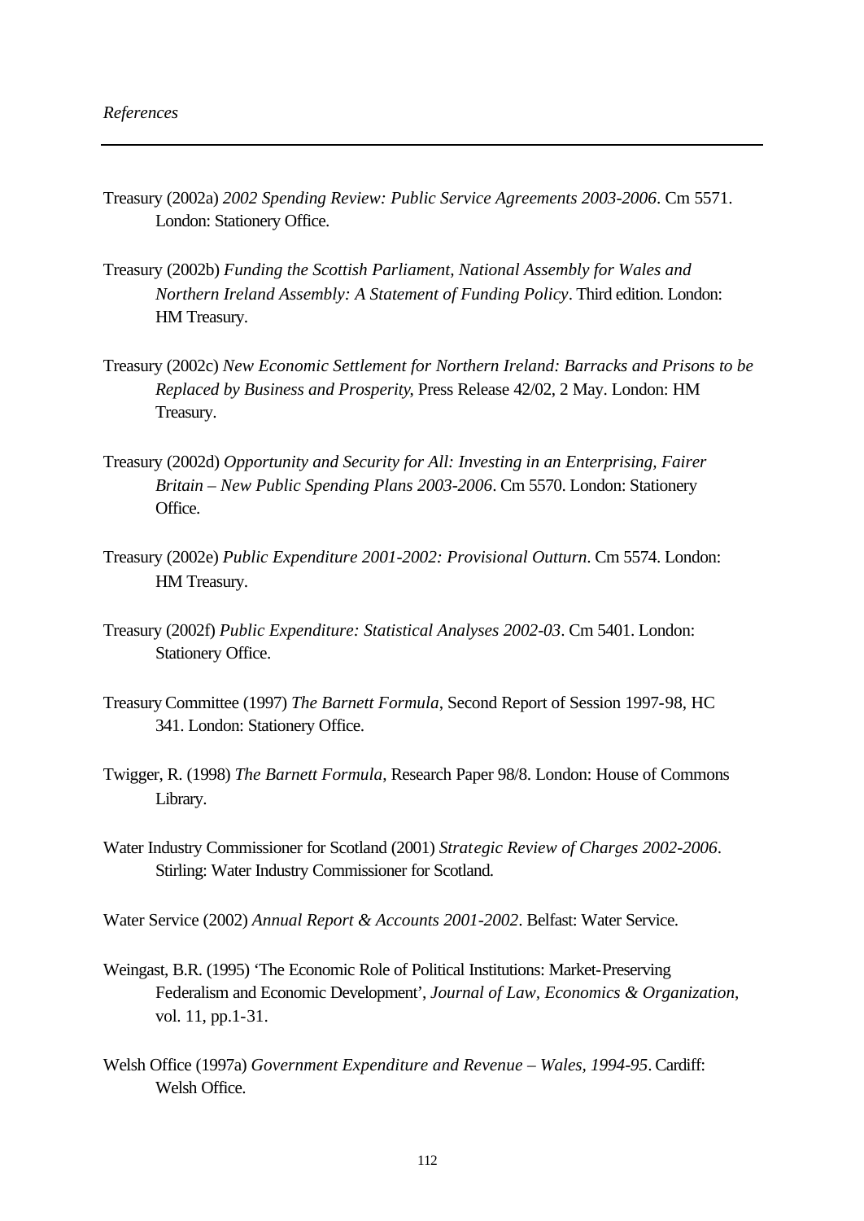Treasury (2002a) *2002 Spending Review: Public Service Agreements 2003-2006*. Cm 5571. London: Stationery Office.

Treasury (2002b) *Funding the Scottish Parliament, National Assembly for Wales and Northern Ireland Assembly: A Statement of Funding Policy*. Third edition. London: HM Treasury.

Treasury (2002c) *New Economic Settlement for Northern Ireland: Barracks and Prisons to be Replaced by Business and Prosperity*, Press Release 42/02, 2 May. London: HM Treasury.

Treasury (2002d) *Opportunity and Security for All: Investing in an Enterprising, Fairer Britain – New Public Spending Plans 2003-2006*. Cm 5570. London: Stationery Office.

Treasury (2002e) *Public Expenditure 2001-2002: Provisional Outturn*. Cm 5574. London: HM Treasury.

Treasury (2002f) *Public Expenditure: Statistical Analyses 2002-03*. Cm 5401. London: Stationery Office.

Treasury Committee (1997) *The Barnett Formula*, Second Report of Session 1997-98, HC 341. London: Stationery Office.

Twigger, R. (1998) *The Barnett Formula*, Research Paper 98/8. London: House of Commons Library.

Water Industry Commissioner for Scotland (2001) *Strategic Review of Charges 2002-2006*. Stirling: Water Industry Commissioner for Scotland.

Water Service (2002) *Annual Report & Accounts 2001-2002*. Belfast: Water Service.

Weingast, B.R. (1995) 'The Economic Role of Political Institutions: Market-Preserving Federalism and Economic Development', *Journal of Law, Economics & Organization*, vol. 11, pp.1-31.

Welsh Office (1997a) *Government Expenditure and Revenue – Wales, 1994-95*. Cardiff: Welsh Office.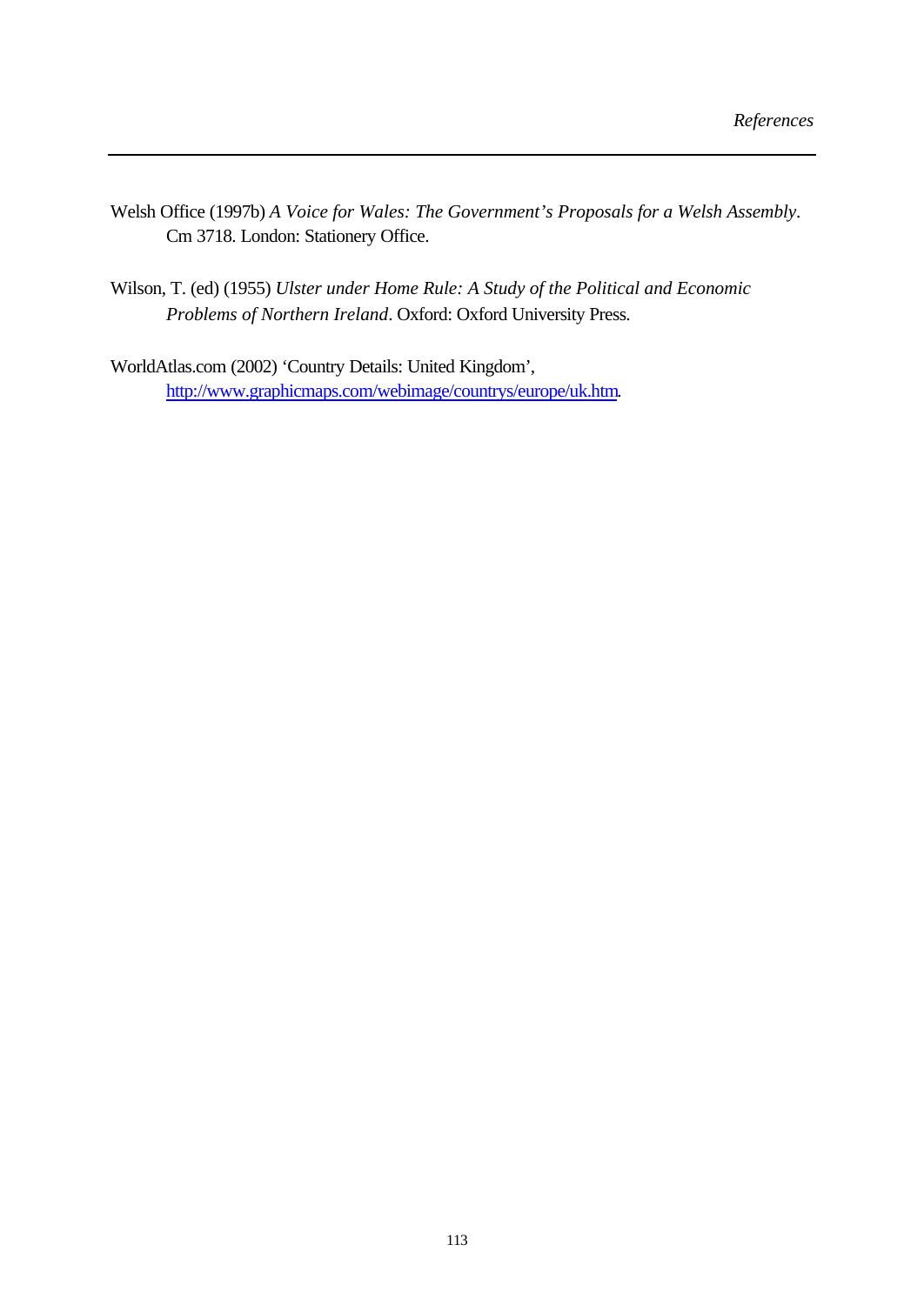Welsh Office (1997b) *A Voice for Wales: The Government's Proposals for a Welsh Assembly*. Cm 3718. London: Stationery Office.

Wilson, T. (ed) (1955) *Ulster under Home Rule: A Study of the Political and Economic Problems of Northern Ireland*. Oxford: Oxford University Press.

WorldAtlas.com (2002) 'Country Details: United Kingdom', http://www.graphicmaps.com/webimage/countrys/europe/uk.htm.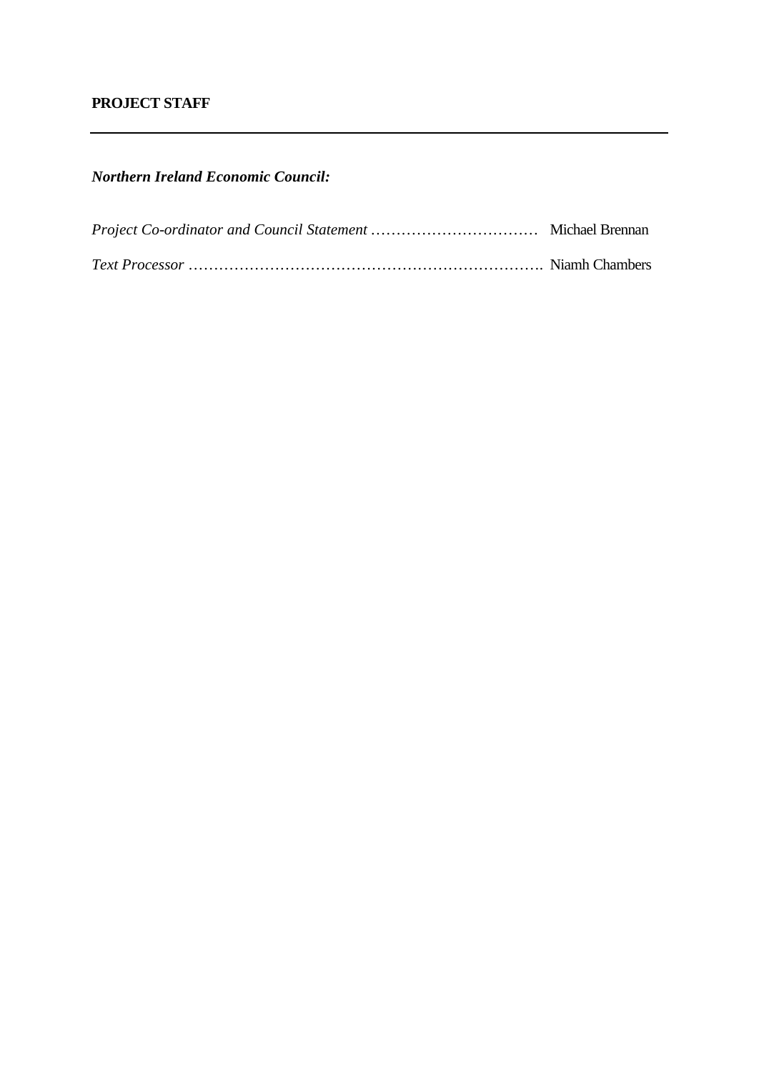**PROJECT STAFF**

---

***Northern Ireland Economic Council:***

*Project Co-ordinator and Council Statement* …………………………… Michael Brennan

*Text Processor* ……………………………………………………………. Niamh Chambers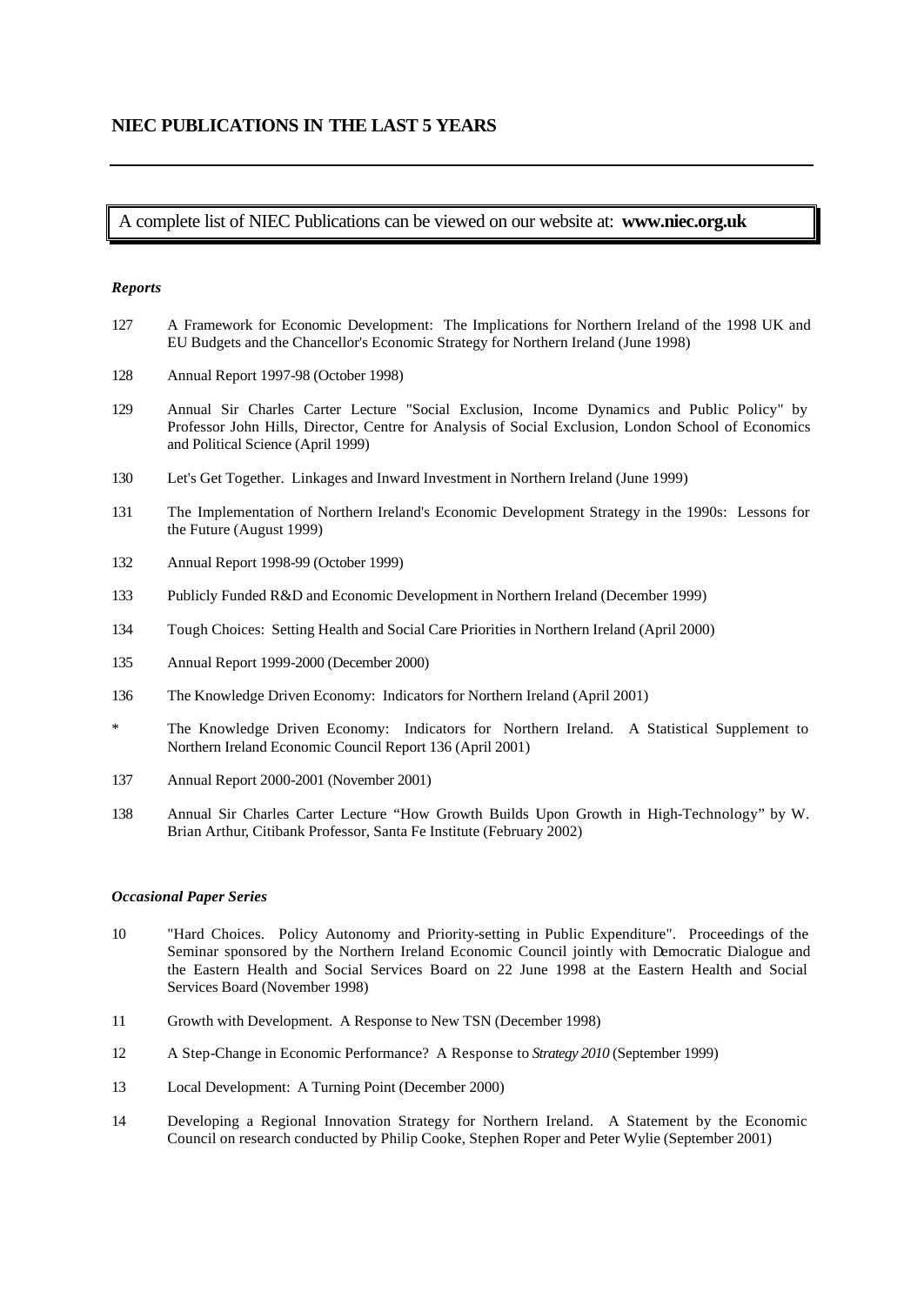## NIEC PUBLICATIONS IN THE LAST 5 YEARS

---

A complete list of NIEC Publications can be viewed on our website at: **www.niec.org.uk**

### *Reports*

127 A Framework for Economic Development: The Implications for Northern Ireland of the 1998 UK and EU Budgets and the Chancellor's Economic Strategy for Northern Ireland (June 1998)

128 Annual Report 1997-98 (October 1998)

129 Annual Sir Charles Carter Lecture "Social Exclusion, Income Dynamics and Public Policy" by Professor John Hills, Director, Centre for Analysis of Social Exclusion, London School of Economics and Political Science (April 1999)

130 Let's Get Together. Linkages and Inward Investment in Northern Ireland (June 1999)

131 The Implementation of Northern Ireland's Economic Development Strategy in the 1990s: Lessons for the Future (August 1999)

132 Annual Report 1998-99 (October 1999)

133 Publicly Funded R&D and Economic Development in Northern Ireland (December 1999)

134 Tough Choices: Setting Health and Social Care Priorities in Northern Ireland (April 2000)

135 Annual Report 1999-2000 (December 2000)

136 The Knowledge Driven Economy: Indicators for Northern Ireland (April 2001)

\* The Knowledge Driven Economy: Indicators for Northern Ireland. A Statistical Supplement to Northern Ireland Economic Council Report 136 (April 2001)

137 Annual Report 2000-2001 (November 2001)

138 Annual Sir Charles Carter Lecture "How Growth Builds Upon Growth in High-Technology" by W. Brian Arthur, Citibank Professor, Santa Fe Institute (February 2002)

### *Occasional Paper Series*

10 "Hard Choices. Policy Autonomy and Priority-setting in Public Expenditure". Proceedings of the Seminar sponsored by the Northern Ireland Economic Council jointly with Democratic Dialogue and the Eastern Health and Social Services Board on 22 June 1998 at the Eastern Health and Social Services Board (November 1998)

11 Growth with Development. A Response to New TSN (December 1998)

12 A Step-Change in Economic Performance? A Response to *Strategy 2010* (September 1999)

13 Local Development: A Turning Point (December 2000)

14 Developing a Regional Innovation Strategy for Northern Ireland. A Statement by the Economic Council on research conducted by Philip Cooke, Stephen Roper and Peter Wylie (September 2001)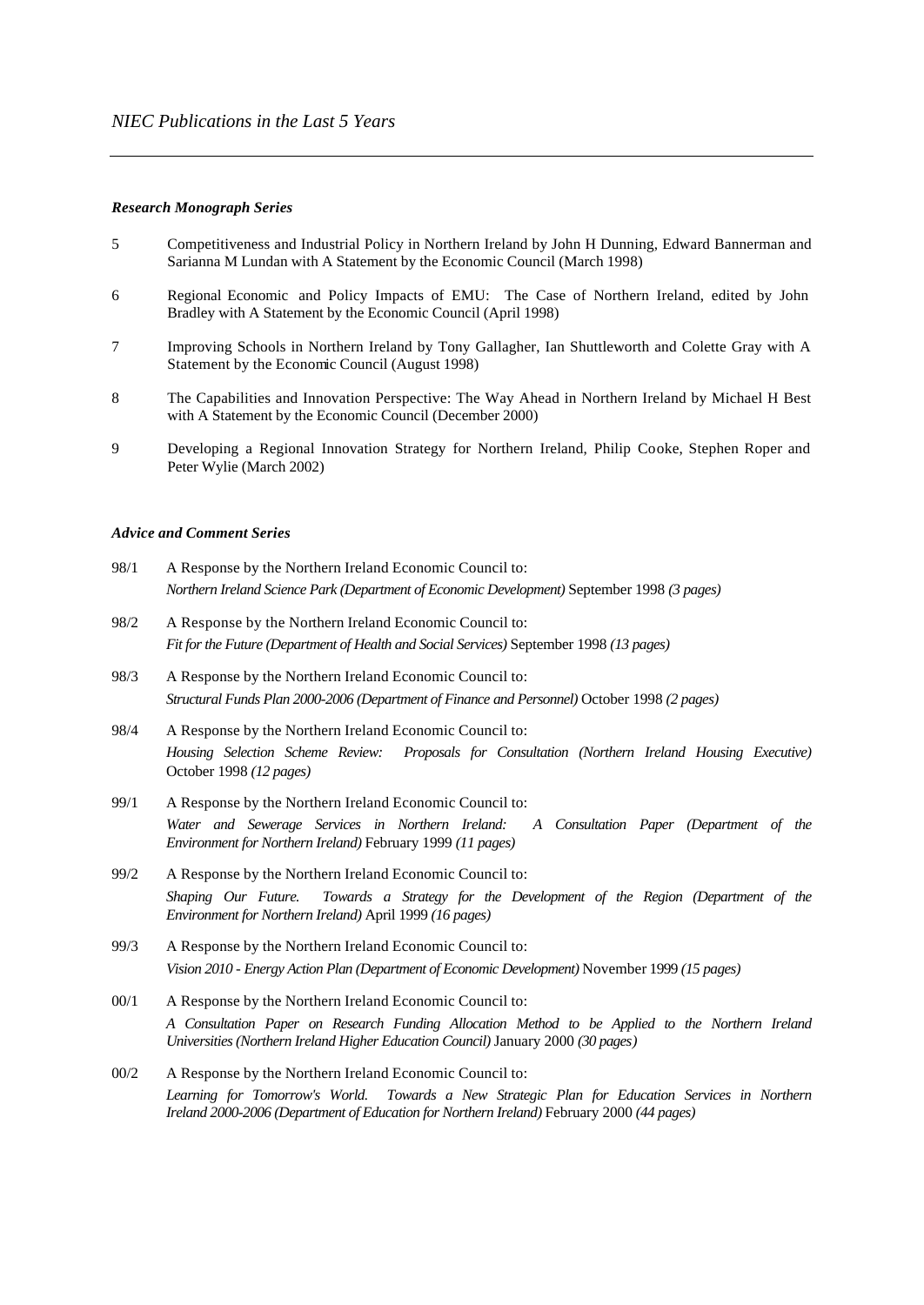# *NEIC Publications in the Last 5 Years*

***Research Monograph Series***

5 Competitiveness and Industrial Policy in Northern Ireland by John H Dunning, Edward Bannerman and Sarianna M Lundan with A Statement by the Economic Council (March 1998)

6 Regional Economic and Policy Impacts of EMU: The Case of Northern Ireland, edited by John Bradley with A Statement by the Economic Council (April 1998)

7 Improving Schools in Northern Ireland by Tony Gallagher, Ian Shuttleworth and Colette Gray with A Statement by the Economic Council (August 1998)

8 The Capabilities and Innovation Perspective: The Way Ahead in Northern Ireland by Michael H Best with A Statement by the Economic Council (December 2000)

9 Developing a Regional Innovation Strategy for Northern Ireland, Philip Cooke, Stephen Roper and Peter Wylie (March 2002)

***Advice and Comment Series***

98/1 A Response by the Northern Ireland Economic Council to:
*Northern Ireland Science Park (Department of Economic Development)* September 1998 *(3 pages)*

98/2 A Response by the Northern Ireland Economic Council to:
*Fit for the Future (Department of Health and Social Services)* September 1998 *(13 pages)*

98/3 A Response by the Northern Ireland Economic Council to:
*Structural Funds Plan 2000-2006 (Department of Finance and Personnel)* October 1998 *(2 pages)*

98/4 A Response by the Northern Ireland Economic Council to:
*Housing Selection Scheme Review: Proposals for Consultation (Northern Ireland Housing Executive)* October 1998 *(12 pages)*

99/1 A Response by the Northern Ireland Economic Council to:
*Water and Sewerage Services in Northern Ireland: A Consultation Paper (Department of the Environment for Northern Ireland)* February 1999 *(11 pages)*

99/2 A Response by the Northern Ireland Economic Council to:
*Shaping Our Future. Towards a Strategy for the Development of the Region (Department of the Environment for Northern Ireland)* April 1999 *(16 pages)*

99/3 A Response by the Northern Ireland Economic Council to:
*Vision 2010 - Energy Action Plan (Department of Economic Development)* November 1999 *(15 pages)*

00/1 A Response by the Northern Ireland Economic Council to:
*A Consultation Paper on Research Funding Allocation Method to be Applied to the Northern Ireland Universities (Northern Ireland Higher Education Council)* January 2000 *(30 pages)*

00/2 A Response by the Northern Ireland Economic Council to:
*Learning for Tomorrow's World. Towards a New Strategic Plan for Education Services in Northern Ireland 2000-2006 (Department of Education for Northern Ireland)* February 2000 *(44 pages)*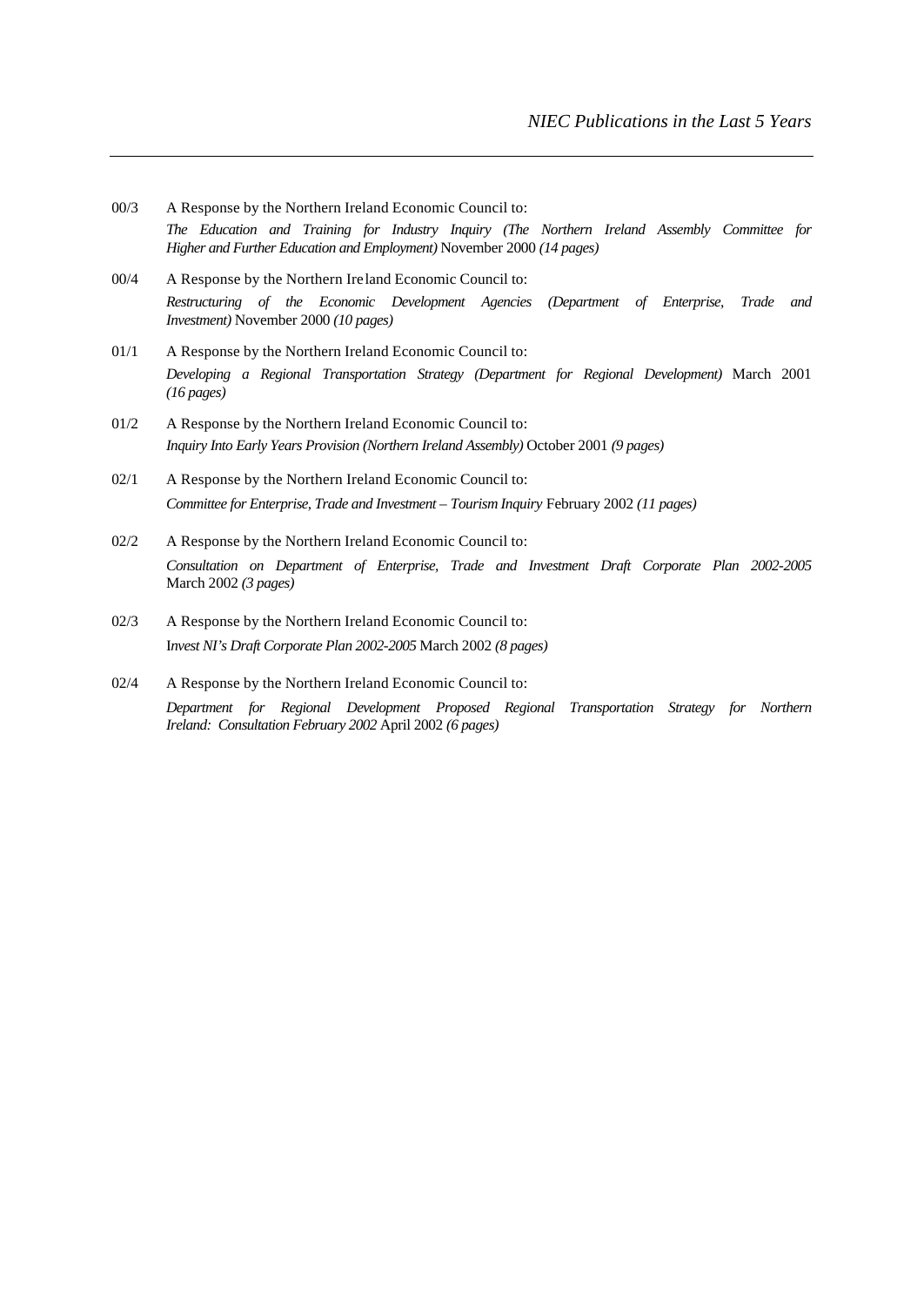00/3 A Response by the Northern Ireland Economic Council to:
*The Education and Training for Industry Inquiry (The Northern Ireland Assembly Committee for Higher and Further Education and Employment)* November 2000 *(14 pages)*

00/4 A Response by the Northern Ireland Economic Council to:
*Restructuring of the Economic Development Agencies (Department of Enterprise, Trade and Investment)* November 2000 *(10 pages)*

01/1 A Response by the Northern Ireland Economic Council to:
*Developing a Regional Transportation Strategy (Department for Regional Development)* March 2001 *(16 pages)*

01/2 A Response by the Northern Ireland Economic Council to:
*Inquiry Into Early Years Provision (Northern Ireland Assembly)* October 2001 *(9 pages)*

02/1 A Response by the Northern Ireland Economic Council to:
*Committee for Enterprise, Trade and Investment – Tourism Inquiry* February 2002 *(11 pages)*

02/2 A Response by the Northern Ireland Economic Council to:
*Consultation on Department of Enterprise, Trade and Investment Draft Corporate Plan 2002-2005* March 2002 *(3 pages)*

02/3 A Response by the Northern Ireland Economic Council to:
*Invest NI's Draft Corporate Plan 2002-2005* March 2002 *(8 pages)*

02/4 A Response by the Northern Ireland Economic Council to:
*Department for Regional Development Proposed Regional Transportation Strategy for Northern Ireland: Consultation February 2002* April 2002 *(6 pages)*